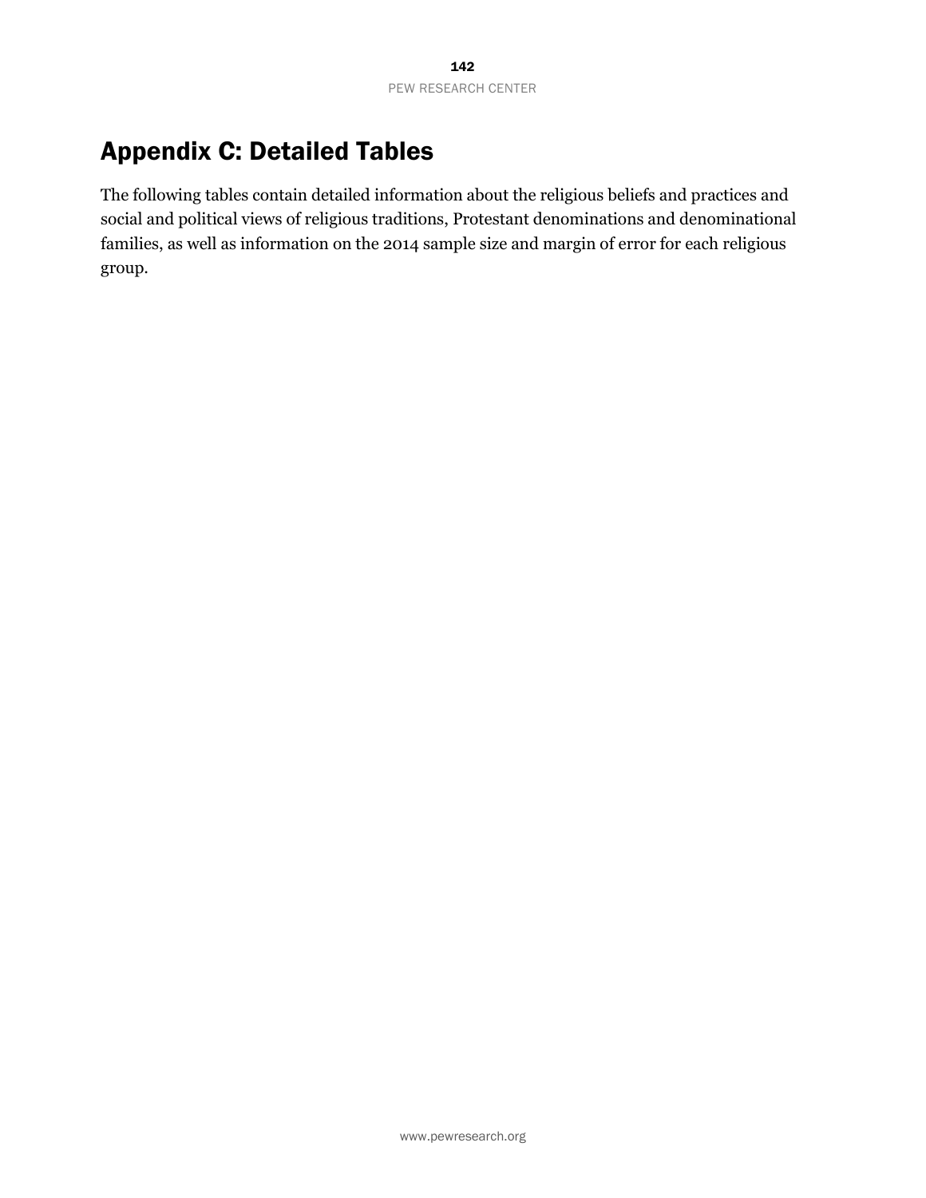# Appendix C: Detailed Tables

The following tables contain detailed information about the religious beliefs and practices and social and political views of religious traditions, Protestant denominations and denominational families, as well as information on the 2014 sample size and margin of error for each religious group.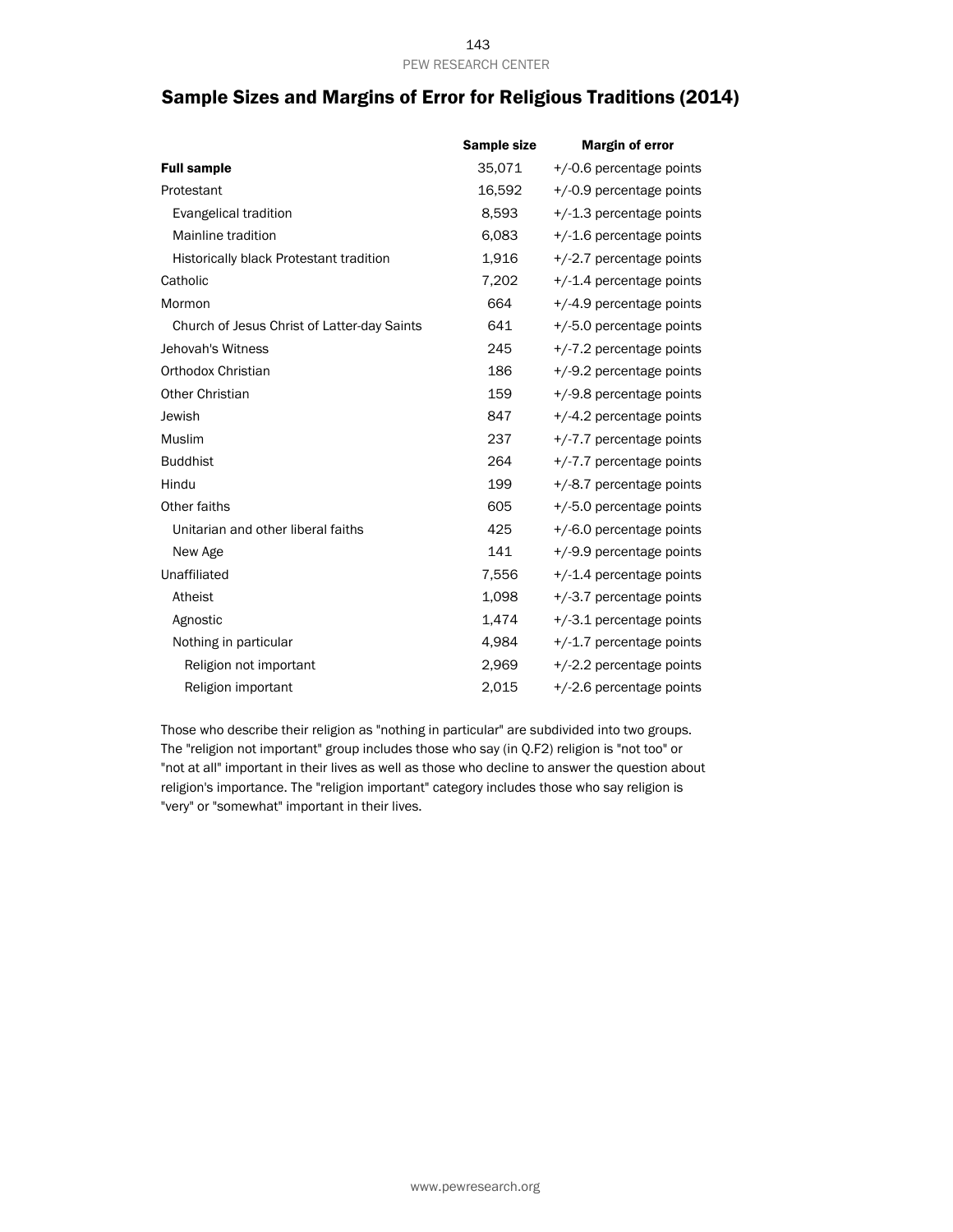## Sample Sizes and Margins of Error for Religious Traditions (2014)

| | Sample size | Margin of error |
|---|---|---|
| **Full sample** | 35,071 | +/-0.6 percentage points |
| Protestant | 16,592 | +/-0.9 percentage points |
| Evangelical tradition | 8,593 | +/-1.3 percentage points |
| Mainline tradition | 6,083 | +/-1.6 percentage points |
| Historically black Protestant tradition | 1,916 | +/-2.7 percentage points |
| Catholic | 7,202 | +/-1.4 percentage points |
| Mormon | 664 | +/-4.9 percentage points |
| Church of Jesus Christ of Latter-day Saints | 641 | +/-5.0 percentage points |
| Jehovah's Witness | 245 | +/-7.2 percentage points |
| Orthodox Christian | 186 | +/-9.2 percentage points |
| Other Christian | 159 | +/-9.8 percentage points |
| Jewish | 847 | +/-4.2 percentage points |
| Muslim | 237 | +/-7.7 percentage points |
| Buddhist | 264 | +/-7.7 percentage points |
| Hindu | 199 | +/-8.7 percentage points |
| Other faiths | 605 | +/-5.0 percentage points |
| Unitarian and other liberal faiths | 425 | +/-6.0 percentage points |
| New Age | 141 | +/-9.9 percentage points |
| Unaffiliated | 7,556 | +/-1.4 percentage points |
| Atheist | 1,098 | +/-3.7 percentage points |
| Agnostic | 1,474 | +/-3.1 percentage points |
| Nothing in particular | 4,984 | +/-1.7 percentage points |
| Religion not important | 2,969 | +/-2.2 percentage points |
| Religion important | 2,015 | +/-2.6 percentage points |

Those who describe their religion as "nothing in particular" are subdivided into two groups. The "religion not important" group includes those who say (in Q.F2) religion is "not too" or "not at all" important in their lives as well as those who decline to answer the question about religion's importance. The "religion important" category includes those who say religion is "very" or "somewhat" important in their lives.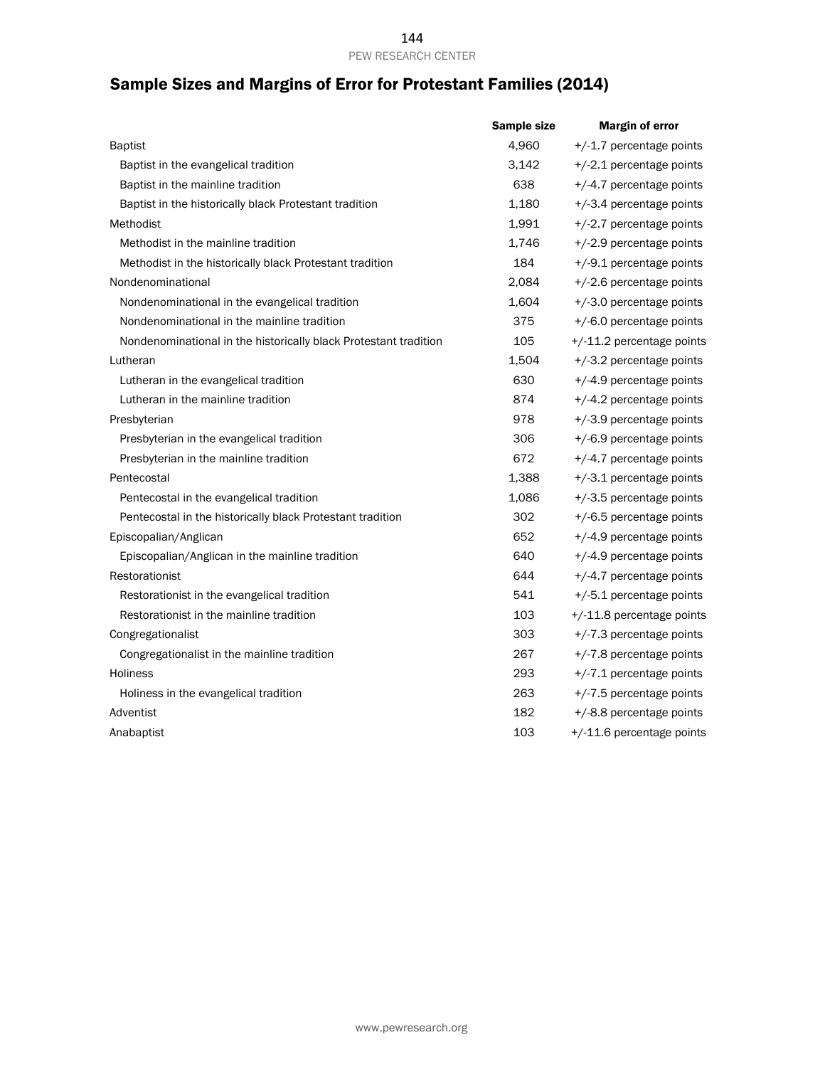## Sample Sizes and Margins of Error for Protestant Families (2014)

| | Sample size | Margin of error |
|---|---|---|
| Baptist | 4,960 | +/-1.7 percentage points |
| Baptist in the evangelical tradition | 3,142 | +/-2.1 percentage points |
| Baptist in the mainline tradition | 638 | +/-4.7 percentage points |
| Baptist in the historically black Protestant tradition | 1,180 | +/-3.4 percentage points |
| Methodist | 1,991 | +/-2.7 percentage points |
| Methodist in the mainline tradition | 1,746 | +/-2.9 percentage points |
| Methodist in the historically black Protestant tradition | 184 | +/-9.1 percentage points |
| Nondenominational | 2,084 | +/-2.6 percentage points |
| Nondenominational in the evangelical tradition | 1,604 | +/-3.0 percentage points |
| Nondenominational in the mainline tradition | 375 | +/-6.0 percentage points |
| Nondenominational in the historically black Protestant tradition | 105 | +/-11.2 percentage points |
| Lutheran | 1,504 | +/-3.2 percentage points |
| Lutheran in the evangelical tradition | 630 | +/-4.9 percentage points |
| Lutheran in the mainline tradition | 874 | +/-4.2 percentage points |
| Presbyterian | 978 | +/-3.9 percentage points |
| Presbyterian in the evangelical tradition | 306 | +/-6.9 percentage points |
| Presbyterian in the mainline tradition | 672 | +/-4.7 percentage points |
| Pentecostal | 1,388 | +/-3.1 percentage points |
| Pentecostal in the evangelical tradition | 1,086 | +/-3.5 percentage points |
| Pentecostal in the historically black Protestant tradition | 302 | +/-6.5 percentage points |
| Episcopalian/Anglican | 652 | +/-4.9 percentage points |
| Episcopalian/Anglican in the mainline tradition | 640 | +/-4.9 percentage points |
| Restorationist | 644 | +/-4.7 percentage points |
| Restorationist in the evangelical tradition | 541 | +/-5.1 percentage points |
| Restorationist in the mainline tradition | 103 | +/-11.8 percentage points |
| Congregationalist | 303 | +/-7.3 percentage points |
| Congregationalist in the mainline tradition | 267 | +/-7.8 percentage points |
| Holiness | 293 | +/-7.1 percentage points |
| Holiness in the evangelical tradition | 263 | +/-7.5 percentage points |
| Adventist | 182 | +/-8.8 percentage points |
| Anabaptist | 103 | +/-11.6 percentage points |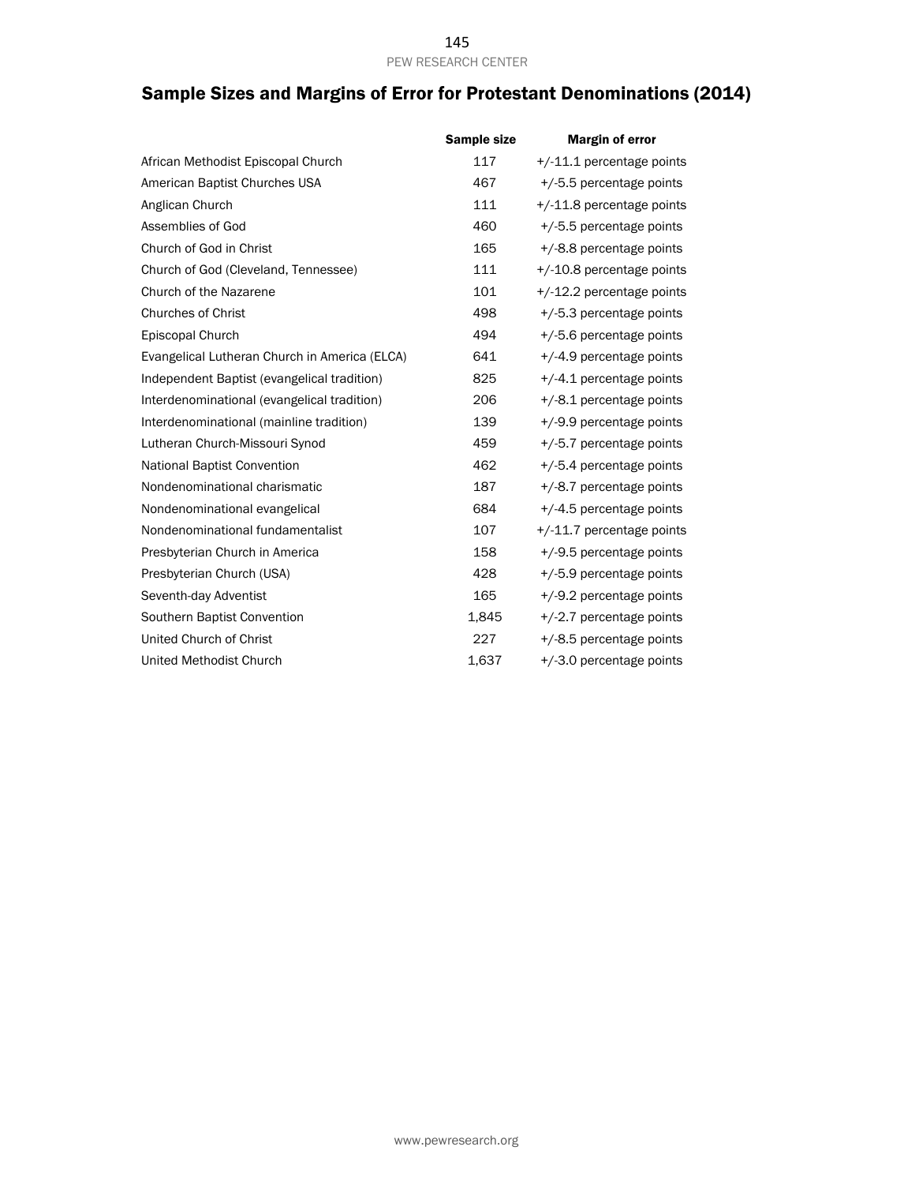## Sample Sizes and Margins of Error for Protestant Denominations (2014)

| | Sample size | Margin of error |
|---|---|---|
| African Methodist Episcopal Church | 117 | +/-11.1 percentage points |
| American Baptist Churches USA | 467 | +/-5.5 percentage points |
| Anglican Church | 111 | +/-11.8 percentage points |
| Assemblies of God | 460 | +/-5.5 percentage points |
| Church of God in Christ | 165 | +/-8.8 percentage points |
| Church of God (Cleveland, Tennessee) | 111 | +/-10.8 percentage points |
| Church of the Nazarene | 101 | +/-12.2 percentage points |
| Churches of Christ | 498 | +/-5.3 percentage points |
| Episcopal Church | 494 | +/-5.6 percentage points |
| Evangelical Lutheran Church in America (ELCA) | 641 | +/-4.9 percentage points |
| Independent Baptist (evangelical tradition) | 825 | +/-4.1 percentage points |
| Interdenominational (evangelical tradition) | 206 | +/-8.1 percentage points |
| Interdenominational (mainline tradition) | 139 | +/-9.9 percentage points |
| Lutheran Church-Missouri Synod | 459 | +/-5.7 percentage points |
| National Baptist Convention | 462 | +/-5.4 percentage points |
| Nondenominational charismatic | 187 | +/-8.7 percentage points |
| Nondenominational evangelical | 684 | +/-4.5 percentage points |
| Nondenominational fundamentalist | 107 | +/-11.7 percentage points |
| Presbyterian Church in America | 158 | +/-9.5 percentage points |
| Presbyterian Church (USA) | 428 | +/-5.9 percentage points |
| Seventh-day Adventist | 165 | +/-9.2 percentage points |
| Southern Baptist Convention | 1,845 | +/-2.7 percentage points |
| United Church of Christ | 227 | +/-8.5 percentage points |
| United Methodist Church | 1,637 | +/-3.0 percentage points |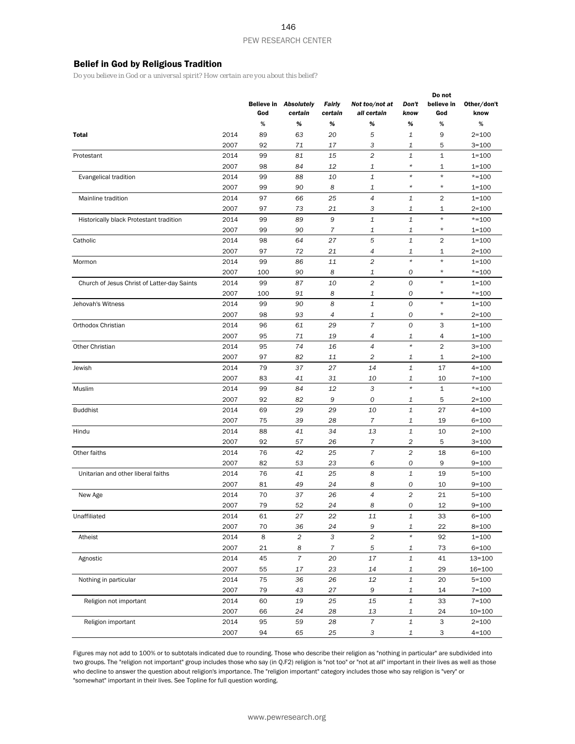### Belief in God by Religious Tradition

*Do you believe in God or a universal spirit? How certain are you about this belief?*

| | | Believe in God | *Absolutely certain* | *Fairly certain* | *Not too/not at all certain* | *Don't know* | Do not believe in God | Other/don't know |
|---|---|---|---|---|---|---|---|---|
| | | % | % | % | % | % | % | % |
| **Total** | 2014 | 89 | *63* | *20* | *5* | *1* | 9 | 2=100 |
| | 2007 | 92 | *71* | *17* | *3* | *1* | 5 | 3=100 |
| Protestant | 2014 | 99 | *81* | *15* | *2* | *1* | 1 | 1=100 |
| | 2007 | 98 | *84* | *12* | *1* | * | 1 | 1=100 |
| Evangelical tradition | 2014 | 99 | *88* | *10* | *1* | * | * | *=100 |
| | 2007 | 99 | *90* | *8* | *1* | * | * | 1=100 |
| Mainline tradition | 2014 | 97 | *66* | *25* | *4* | *1* | 2 | 1=100 |
| | 2007 | 97 | *73* | *21* | *3* | *1* | 1 | 2=100 |
| Historically black Protestant tradition | 2014 | 99 | *89* | *9* | *1* | *1* | * | *=100 |
| | 2007 | 99 | *90* | *7* | *1* | *1* | * | 1=100 |
| Catholic | 2014 | 98 | *64* | *27* | *5* | *1* | 2 | 1=100 |
| | 2007 | 97 | *72* | *21* | *4* | *1* | 1 | 2=100 |
| Mormon | 2014 | 99 | *86* | *11* | *2* | * | * | 1=100 |
| | 2007 | 100 | *90* | *8* | *1* | *0* | * | *=100 |
| Church of Jesus Christ of Latter-day Saints | 2014 | 99 | *87* | *10* | *2* | *0* | * | 1=100 |
| | 2007 | 100 | *91* | *8* | *1* | *0* | * | *=100 |
| Jehovah's Witness | 2014 | 99 | *90* | *8* | *1* | *0* | * | 1=100 |
| | 2007 | 98 | *93* | *4* | *1* | *0* | * | 2=100 |
| Orthodox Christian | 2014 | 96 | *61* | *29* | *7* | *0* | 3 | 1=100 |
| | 2007 | 95 | *71* | *19* | *4* | *1* | 4 | 1=100 |
| Other Christian | 2014 | 95 | *74* | *16* | *4* | * | 2 | 3=100 |
| | 2007 | 97 | *82* | *11* | *2* | *1* | 1 | 2=100 |
| Jewish | 2014 | 79 | *37* | *27* | *14* | *1* | 17 | 4=100 |
| | 2007 | 83 | *41* | *31* | *10* | *1* | 10 | 7=100 |
| Muslim | 2014 | 99 | *84* | *12* | *3* | * | 1 | *=100 |
| | 2007 | 92 | *82* | *9* | *0* | *1* | 5 | 2=100 |
| Buddhist | 2014 | 69 | *29* | *29* | *10* | *1* | 27 | 4=100 |
| | 2007 | 75 | *39* | *28* | *7* | *1* | 19 | 6=100 |
| Hindu | 2014 | 88 | *41* | *34* | *13* | *1* | 10 | 2=100 |
| | 2007 | 92 | *57* | *26* | *7* | *2* | 5 | 3=100 |
| Other faiths | 2014 | 76 | *42* | *25* | *7* | *2* | 18 | 6=100 |
| | 2007 | 82 | *53* | *23* | *6* | *0* | 9 | 9=100 |
| Unitarian and other liberal faiths | 2014 | 76 | *41* | *25* | *8* | *1* | 19 | 5=100 |
| | 2007 | 81 | *49* | *24* | *8* | *0* | 10 | 9=100 |
| New Age | 2014 | 70 | *37* | *26* | *4* | *2* | 21 | 5=100 |
| | 2007 | 79 | *52* | *24* | *8* | *0* | 12 | 9=100 |
| Unaffiliated | 2014 | 61 | *27* | *22* | *11* | *1* | 33 | 6=100 |
| | 2007 | 70 | *36* | *24* | *9* | *1* | 22 | 8=100 |
| Atheist | 2014 | 8 | *2* | *3* | *2* | * | 92 | 1=100 |
| | 2007 | 21 | *8* | *7* | *5* | *1* | 73 | 6=100 |
| Agnostic | 2014 | 45 | *7* | *20* | *17* | *1* | 41 | 13=100 |
| | 2007 | 55 | *17* | *23* | *14* | *1* | 29 | 16=100 |
| Nothing in particular | 2014 | 75 | *36* | *26* | *12* | *1* | 20 | 5=100 |
| | 2007 | 79 | *43* | *27* | *9* | *1* | 14 | 7=100 |
| Religion not important | 2014 | 60 | *19* | *25* | *15* | *1* | 33 | 7=100 |
| | 2007 | 66 | *24* | *28* | *13* | *1* | 24 | 10=100 |
| Religion important | 2014 | 95 | *59* | *28* | *7* | *1* | 3 | 2=100 |
| | 2007 | 94 | *65* | *25* | *3* | *1* | 3 | 4=100 |

Figures may not add to 100% or to subtotals indicated due to rounding. Those who describe their religion as "nothing in particular" are subdivided into two groups. The "religion not important" group includes those who say (in Q.F2) religion is "not too" or "not at all" important in their lives as well as those who decline to answer the question about religion's importance. The "religion important" category includes those who say religion is "very" or "somewhat" important in their lives. See Topline for full question wording.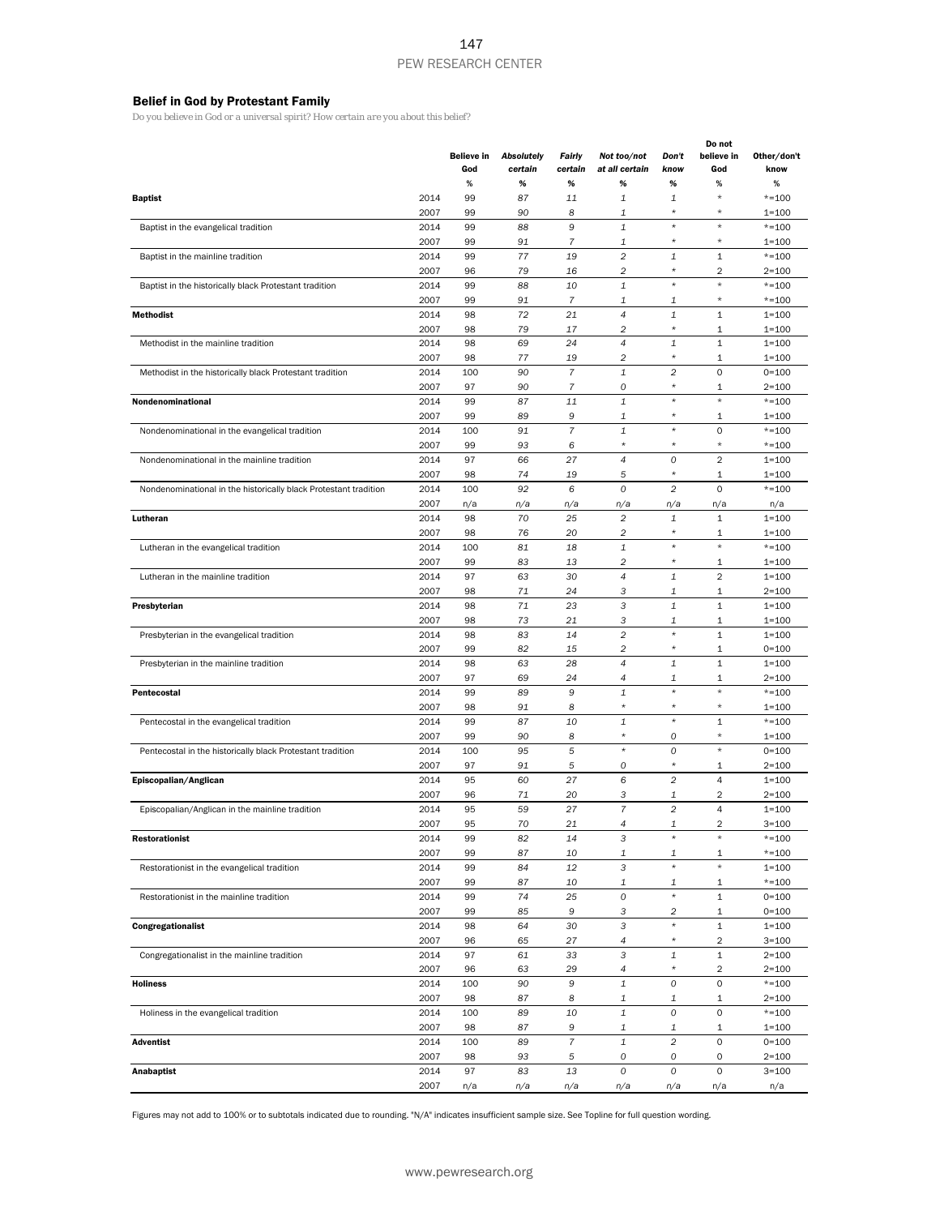## Belief in God by Protestant Family

*Do you believe in God or a universal spirit? How certain are you about this belief?*

| | | Believe in God | *Absolutely certain* | *Fairly certain* | *Not too/not at all certain* | *Don't know* | Do not believe in God | Other/don't know |
|---|---|---|---|---|---|---|---|---|
| | | % | % | % | % | % | % | % |
| **Baptist** | 2014 | 99 | *87* | *11* | *1* | *1* | * | *=100 |
| | 2007 | 99 | *90* | *8* | *1* | * | * | 1=100 |
| Baptist in the evangelical tradition | 2014 | 99 | *88* | *9* | *1* | * | * | *=100 |
| | 2007 | 99 | *91* | *7* | *1* | * | * | 1=100 |
| Baptist in the mainline tradition | 2014 | 99 | *77* | *19* | *2* | *1* | 1 | *=100 |
| | 2007 | 96 | *79* | *16* | *2* | * | 2 | 2=100 |
| Baptist in the historically black Protestant tradition | 2014 | 99 | *88* | *10* | *1* | * | * | *=100 |
| | 2007 | 99 | *91* | *7* | *1* | *1* | * | *=100 |
| **Methodist** | 2014 | 98 | *72* | *21* | *4* | *1* | 1 | 1=100 |
| | 2007 | 98 | *79* | *17* | *2* | * | 1 | 1=100 |
| Methodist in the mainline tradition | 2014 | 98 | *69* | *24* | *4* | *1* | 1 | 1=100 |
| | 2007 | 98 | *77* | *19* | *2* | * | 1 | 1=100 |
| Methodist in the historically black Protestant tradition | 2014 | 100 | *90* | *7* | *1* | *2* | 0 | 0=100 |
| | 2007 | 97 | *90* | *7* | *0* | * | 1 | 2=100 |
| **Nondenominational** | 2014 | 99 | *87* | *11* | *1* | * | * | *=100 |
| | 2007 | 99 | *89* | *9* | *1* | * | 1 | 1=100 |
| Nondenominational in the evangelical tradition | 2014 | 100 | *91* | *7* | *1* | * | 0 | *=100 |
| | 2007 | 99 | *93* | *6* | * | * | * | *=100 |
| Nondenominational in the mainline tradition | 2014 | 97 | *66* | *27* | *4* | *0* | 2 | 1=100 |
| | 2007 | 98 | *74* | *19* | *5* | * | 1 | 1=100 |
| Nondenominational in the historically black Protestant tradition | 2014 | 100 | *92* | *6* | *0* | *2* | 0 | *=100 |
| | 2007 | n/a | *n/a* | *n/a* | *n/a* | *n/a* | n/a | n/a |
| **Lutheran** | 2014 | 98 | *70* | *25* | *2* | *1* | 1 | 1=100 |
| | 2007 | 98 | *76* | *20* | *2* | * | 1 | 1=100 |
| Lutheran in the evangelical tradition | 2014 | 100 | *81* | *18* | *1* | * | * | *=100 |
| | 2007 | 99 | *83* | *13* | *2* | * | 1 | 1=100 |
| Lutheran in the mainline tradition | 2014 | 97 | *63* | *30* | *4* | *1* | 2 | 1=100 |
| | 2007 | 98 | *71* | *24* | *3* | *1* | 1 | 2=100 |
| **Presbyterian** | 2014 | 98 | *71* | *23* | *3* | *1* | 1 | 1=100 |
| | 2007 | 98 | *73* | *21* | *3* | *1* | 1 | 1=100 |
| Presbyterian in the evangelical tradition | 2014 | 98 | *83* | *14* | *2* | * | 1 | 1=100 |
| | 2007 | 99 | *82* | *15* | *2* | * | 1 | 0=100 |
| Presbyterian in the mainline tradition | 2014 | 98 | *63* | *28* | *4* | *1* | 1 | 1=100 |
| | 2007 | 97 | *69* | *24* | *4* | *1* | 1 | 2=100 |
| **Pentecostal** | 2014 | 99 | *89* | *9* | *1* | * | * | *=100 |
| | 2007 | 98 | *91* | *8* | * | * | * | 1=100 |
| Pentecostal in the evangelical tradition | 2014 | 99 | *87* | *10* | *1* | * | 1 | *=100 |
| | 2007 | 99 | *90* | *8* | * | *0* | * | 1=100 |
| Pentecostal in the historically black Protestant tradition | 2014 | 100 | *95* | *5* | * | *0* | * | 0=100 |
| | 2007 | 97 | *91* | *5* | *0* | * | 1 | 2=100 |
| **Episcopalian/Anglican** | 2014 | 95 | *60* | *27* | *6* | *2* | 4 | 1=100 |
| | 2007 | 96 | *71* | *20* | *3* | *1* | 2 | 2=100 |
| Episcopalian/Anglican in the mainline tradition | 2014 | 95 | *59* | *27* | *7* | *2* | 4 | 1=100 |
| | 2007 | 95 | *70* | *21* | *4* | *1* | 2 | 3=100 |
| **Restorationist** | 2014 | 99 | *82* | *14* | *3* | * | * | *=100 |
| | 2007 | 99 | *87* | *10* | *1* | *1* | 1 | *=100 |
| Restorationist in the evangelical tradition | 2014 | 99 | *84* | *12* | *3* | * | * | 1=100 |
| | 2007 | 99 | *87* | *10* | *1* | *1* | 1 | *=100 |
| Restorationist in the mainline tradition | 2014 | 99 | *74* | *25* | *0* | * | 1 | 0=100 |
| | 2007 | 99 | *85* | *9* | *3* | *2* | 1 | 0=100 |
| **Congregationalist** | 2014 | 98 | *64* | *30* | *3* | * | 1 | 1=100 |
| | 2007 | 96 | *65* | *27* | *4* | * | 2 | 3=100 |
| Congregationalist in the mainline tradition | 2014 | 97 | *61* | *33* | *3* | *1* | 1 | 2=100 |
| | 2007 | 96 | *63* | *29* | *4* | * | 2 | 2=100 |
| **Holiness** | 2014 | 100 | *90* | *9* | *1* | *0* | 0 | *=100 |
| | 2007 | 98 | *87* | *8* | *1* | *1* | 1 | 2=100 |
| Holiness in the evangelical tradition | 2014 | 100 | *89* | *10* | *1* | *0* | 0 | *=100 |
| | 2007 | 98 | *87* | *9* | *1* | *1* | 1 | 1=100 |
| **Adventist** | 2014 | 100 | *89* | *7* | *1* | *2* | 0 | 0=100 |
| | 2007 | 98 | *93* | *5* | *0* | *0* | 0 | 2=100 |
| **Anabaptist** | 2014 | 97 | *83* | *13* | *0* | *0* | 0 | 3=100 |
| | 2007 | n/a | *n/a* | *n/a* | *n/a* | *n/a* | n/a | n/a |

Figures may not add to 100% or to subtotals indicated due to rounding. "N/A" indicates insufficient sample size. See Topline for full question wording.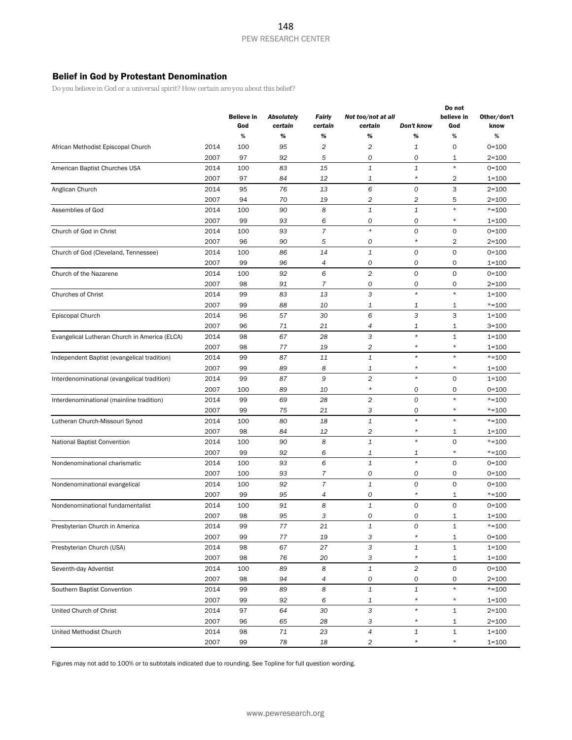## Belief in God by Protestant Denomination

*Do you believe in God or a universal spirit? How certain are you about this belief?*

| | | Believe in God | *Absolutely certain* | *Fairly certain* | *Not too/not at all certain* | *Don't know* | Do not believe in God | Other/don't know |
|---|---|---|---|---|---|---|---|---|
| | | % | % | % | % | % | % | % |
| African Methodist Episcopal Church | 2014 | 100 | *95* | *2* | *2* | *1* | 0 | 0=100 |
| | 2007 | 97 | *92* | *5* | *0* | *0* | 1 | 2=100 |
| American Baptist Churches USA | 2014 | 100 | *83* | *15* | *1* | *1* | * | 0=100 |
| | 2007 | 97 | *84* | *12* | *1* | * | 2 | 1=100 |
| Anglican Church | 2014 | 95 | *76* | *13* | *6* | *0* | 3 | 2=100 |
| | 2007 | 94 | *70* | *19* | *2* | *2* | 5 | 2=100 |
| Assemblies of God | 2014 | 100 | *90* | *8* | *1* | *1* | * | *=100 |
| | 2007 | 99 | *93* | *6* | *0* | *0* | * | 1=100 |
| Church of God in Christ | 2014 | 100 | *93* | *7* | * | *0* | 0 | 0=100 |
| | 2007 | 96 | *90* | *5* | *0* | * | 2 | 2=100 |
| Church of God (Cleveland, Tennessee) | 2014 | 100 | *86* | *14* | *1* | *0* | 0 | 0=100 |
| | 2007 | 99 | *96* | *4* | *0* | *0* | 0 | 1=100 |
| Church of the Nazarene | 2014 | 100 | *92* | *6* | *2* | *0* | 0 | 0=100 |
| | 2007 | 98 | *91* | *7* | *0* | *0* | 0 | 2=100 |
| Churches of Christ | 2014 | 99 | *83* | *13* | *3* | * | * | 1=100 |
| | 2007 | 99 | *88* | *10* | *1* | *1* | 1 | *=100 |
| Episcopal Church | 2014 | 96 | *57* | *30* | *6* | *3* | 3 | 1=100 |
| | 2007 | 96 | *71* | *21* | *4* | *1* | 1 | 3=100 |
| Evangelical Lutheran Church in America (ELCA) | 2014 | 98 | *67* | *28* | *3* | * | 1 | 1=100 |
| | 2007 | 98 | *77* | *19* | *2* | * | * | 1=100 |
| Independent Baptist (evangelical tradition) | 2014 | 99 | *87* | *11* | *1* | * | * | *=100 |
| | 2007 | 99 | *89* | *8* | *1* | * | * | 1=100 |
| Interdenominational (evangelical tradition) | 2014 | 99 | *87* | *9* | *2* | * | 0 | 1=100 |
| | 2007 | 100 | *89* | *10* | * | *0* | 0 | 0=100 |
| Interdenominational (mainline tradition) | 2014 | 99 | *69* | *28* | *2* | *0* | * | *=100 |
| | 2007 | 99 | *75* | *21* | *3* | *0* | * | *=100 |
| Lutheran Church-Missouri Synod | 2014 | 100 | *80* | *18* | *1* | * | * | *=100 |
| | 2007 | 98 | *84* | *12* | *2* | * | 1 | 1=100 |
| National Baptist Convention | 2014 | 100 | *90* | *8* | *1* | * | 0 | *=100 |
| | 2007 | 99 | *92* | *6* | *1* | *1* | * | *=100 |
| Nondenominational charismatic | 2014 | 100 | *93* | *6* | *1* | * | 0 | 0=100 |
| | 2007 | 100 | *93* | *7* | *0* | *0* | 0 | 0=100 |
| Nondenominational evangelical | 2014 | 100 | *92* | *7* | *1* | *0* | 0 | 0=100 |
| | 2007 | 99 | *95* | *4* | *0* | * | 1 | *=100 |
| Nondenominational fundamentalist | 2014 | 100 | *91* | *8* | *1* | *0* | 0 | 0=100 |
| | 2007 | 98 | *95* | *3* | *0* | *0* | 1 | 1=100 |
| Presbyterian Church in America | 2014 | 99 | *77* | *21* | *1* | *0* | 1 | *=100 |
| | 2007 | 99 | *77* | *19* | *3* | * | 1 | 0=100 |
| Presbyterian Church (USA) | 2014 | 98 | *67* | *27* | *3* | *1* | 1 | 1=100 |
| | 2007 | 98 | *76* | *20* | *3* | * | 1 | 1=100 |
| Seventh-day Adventist | 2014 | 100 | *89* | *8* | *1* | *2* | 0 | 0=100 |
| | 2007 | 98 | *94* | *4* | *0* | *0* | 0 | 2=100 |
| Southern Baptist Convention | 2014 | 99 | *89* | *8* | *1* | *1* | * | *=100 |
| | 2007 | 99 | *92* | *6* | *1* | * | * | 1=100 |
| United Church of Christ | 2014 | 97 | *64* | *30* | *3* | * | 1 | 2=100 |
| | 2007 | 96 | *65* | *28* | *3* | * | 1 | 2=100 |
| United Methodist Church | 2014 | 98 | *71* | *23* | *4* | *1* | 1 | 1=100 |
| | 2007 | 99 | *78* | *18* | *2* | * | * | 1=100 |

Figures may not add to 100% or to subtotals indicated due to rounding. See Topline for full question wording.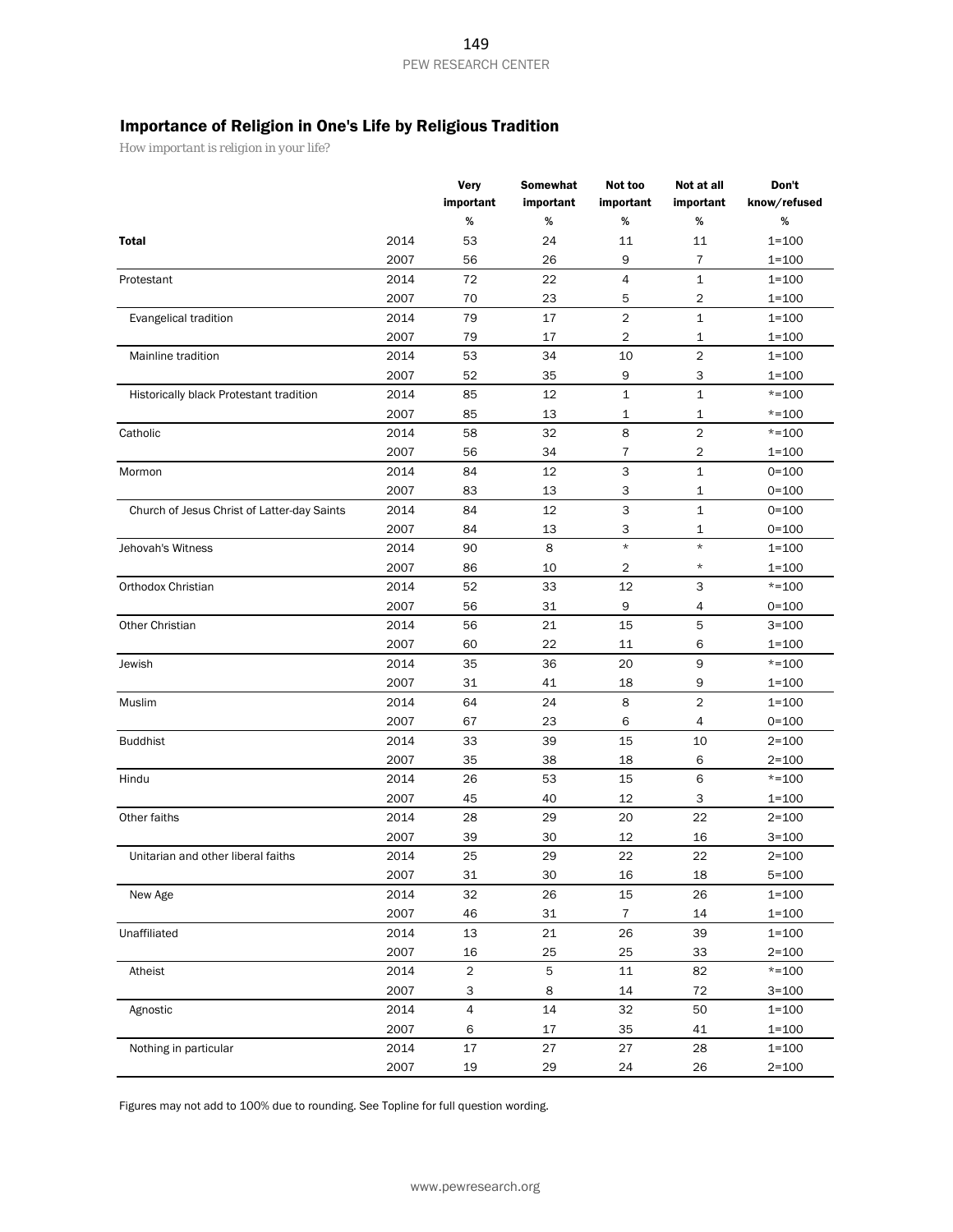## Importance of Religion in One's Life by Religious Tradition

*How important is religion in your life?*

| | | Very important | Somewhat important | Not too important | Not at all important | Don't know/refused |
|---|---|---|---|---|---|---|
| | | % | % | % | % | % |
| **Total** | 2014 | 53 | 24 | 11 | 11 | 1=100 |
| | 2007 | 56 | 26 | 9 | 7 | 1=100 |
| Protestant | 2014 | 72 | 22 | 4 | 1 | 1=100 |
| | 2007 | 70 | 23 | 5 | 2 | 1=100 |
| Evangelical tradition | 2014 | 79 | 17 | 2 | 1 | 1=100 |
| | 2007 | 79 | 17 | 2 | 1 | 1=100 |
| Mainline tradition | 2014 | 53 | 34 | 10 | 2 | 1=100 |
| | 2007 | 52 | 35 | 9 | 3 | 1=100 |
| Historically black Protestant tradition | 2014 | 85 | 12 | 1 | 1 | *=100 |
| | 2007 | 85 | 13 | 1 | 1 | *=100 |
| Catholic | 2014 | 58 | 32 | 8 | 2 | *=100 |
| | 2007 | 56 | 34 | 7 | 2 | 1=100 |
| Mormon | 2014 | 84 | 12 | 3 | 1 | 0=100 |
| | 2007 | 83 | 13 | 3 | 1 | 0=100 |
| Church of Jesus Christ of Latter-day Saints | 2014 | 84 | 12 | 3 | 1 | 0=100 |
| | 2007 | 84 | 13 | 3 | 1 | 0=100 |
| Jehovah's Witness | 2014 | 90 | 8 | * | * | 1=100 |
| | 2007 | 86 | 10 | 2 | * | 1=100 |
| Orthodox Christian | 2014 | 52 | 33 | 12 | 3 | *=100 |
| | 2007 | 56 | 31 | 9 | 4 | 0=100 |
| Other Christian | 2014 | 56 | 21 | 15 | 5 | 3=100 |
| | 2007 | 60 | 22 | 11 | 6 | 1=100 |
| Jewish | 2014 | 35 | 36 | 20 | 9 | *=100 |
| | 2007 | 31 | 41 | 18 | 9 | 1=100 |
| Muslim | 2014 | 64 | 24 | 8 | 2 | 1=100 |
| | 2007 | 67 | 23 | 6 | 4 | 0=100 |
| Buddhist | 2014 | 33 | 39 | 15 | 10 | 2=100 |
| | 2007 | 35 | 38 | 18 | 6 | 2=100 |
| Hindu | 2014 | 26 | 53 | 15 | 6 | *=100 |
| | 2007 | 45 | 40 | 12 | 3 | 1=100 |
| Other faiths | 2014 | 28 | 29 | 20 | 22 | 2=100 |
| | 2007 | 39 | 30 | 12 | 16 | 3=100 |
| Unitarian and other liberal faiths | 2014 | 25 | 29 | 22 | 22 | 2=100 |
| | 2007 | 31 | 30 | 16 | 18 | 5=100 |
| New Age | 2014 | 32 | 26 | 15 | 26 | 1=100 |
| | 2007 | 46 | 31 | 7 | 14 | 1=100 |
| Unaffiliated | 2014 | 13 | 21 | 26 | 39 | 1=100 |
| | 2007 | 16 | 25 | 25 | 33 | 2=100 |
| Atheist | 2014 | 2 | 5 | 11 | 82 | *=100 |
| | 2007 | 3 | 8 | 14 | 72 | 3=100 |
| Agnostic | 2014 | 4 | 14 | 32 | 50 | 1=100 |
| | 2007 | 6 | 17 | 35 | 41 | 1=100 |
| Nothing in particular | 2014 | 17 | 27 | 27 | 28 | 1=100 |
| | 2007 | 19 | 29 | 24 | 26 | 2=100 |

Figures may not add to 100% due to rounding. See Topline for full question wording.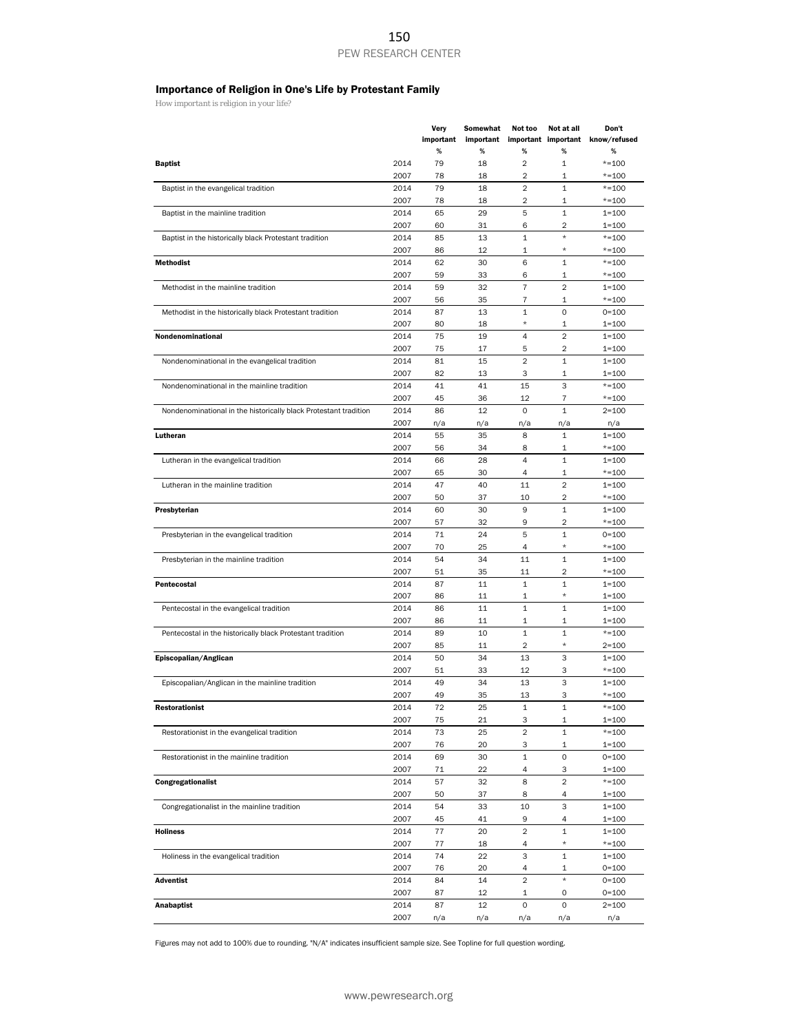### Importance of Religion in One's Life by Protestant Family

*How important is religion in your life?*

| | | Very important | Somewhat important | Not too important | Not at all important | Don't know/refused |
|---|---|---|---|---|---|---|
| | | % | % | % | % | % |
| **Baptist** | 2014 | 79 | 18 | 2 | 1 | *=100 |
| | 2007 | 78 | 18 | 2 | 1 | *=100 |
| Baptist in the evangelical tradition | 2014 | 79 | 18 | 2 | 1 | *=100 |
| | 2007 | 78 | 18 | 2 | 1 | *=100 |
| Baptist in the mainline tradition | 2014 | 65 | 29 | 5 | 1 | 1=100 |
| | 2007 | 60 | 31 | 6 | 2 | 1=100 |
| Baptist in the historically black Protestant tradition | 2014 | 85 | 13 | 1 | * | *=100 |
| | 2007 | 86 | 12 | 1 | * | *=100 |
| **Methodist** | 2014 | 62 | 30 | 6 | 1 | *=100 |
| | 2007 | 59 | 33 | 6 | 1 | *=100 |
| Methodist in the mainline tradition | 2014 | 59 | 32 | 7 | 2 | 1=100 |
| | 2007 | 56 | 35 | 7 | 1 | *=100 |
| Methodist in the historically black Protestant tradition | 2014 | 87 | 13 | 1 | 0 | 0=100 |
| | 2007 | 80 | 18 | * | 1 | 1=100 |
| **Nondenominational** | 2014 | 75 | 19 | 4 | 2 | 1=100 |
| | 2007 | 75 | 17 | 5 | 2 | 1=100 |
| Nondenominational in the evangelical tradition | 2014 | 81 | 15 | 2 | 1 | 1=100 |
| | 2007 | 82 | 13 | 3 | 1 | 1=100 |
| Nondenominational in the mainline tradition | 2014 | 41 | 41 | 15 | 3 | *=100 |
| | 2007 | 45 | 36 | 12 | 7 | *=100 |
| Nondenominational in the historically black Protestant tradition | 2014 | 86 | 12 | 0 | 1 | 2=100 |
| | 2007 | n/a | n/a | n/a | n/a | n/a |
| **Lutheran** | 2014 | 55 | 35 | 8 | 1 | 1=100 |
| | 2007 | 56 | 34 | 8 | 1 | *=100 |
| Lutheran in the evangelical tradition | 2014 | 66 | 28 | 4 | 1 | 1=100 |
| | 2007 | 65 | 30 | 4 | 1 | *=100 |
| Lutheran in the mainline tradition | 2014 | 47 | 40 | 11 | 2 | 1=100 |
| | 2007 | 50 | 37 | 10 | 2 | *=100 |
| **Presbyterian** | 2014 | 60 | 30 | 9 | 1 | 1=100 |
| | 2007 | 57 | 32 | 9 | 2 | *=100 |
| Presbyterian in the evangelical tradition | 2014 | 71 | 24 | 5 | 1 | 0=100 |
| | 2007 | 70 | 25 | 4 | * | *=100 |
| Presbyterian in the mainline tradition | 2014 | 54 | 34 | 11 | 1 | 1=100 |
| | 2007 | 51 | 35 | 11 | 2 | *=100 |
| **Pentecostal** | 2014 | 87 | 11 | 1 | 1 | 1=100 |
| | 2007 | 86 | 11 | 1 | * | 1=100 |
| Pentecostal in the evangelical tradition | 2014 | 86 | 11 | 1 | 1 | 1=100 |
| | 2007 | 86 | 11 | 1 | 1 | 1=100 |
| Pentecostal in the historically black Protestant tradition | 2014 | 89 | 10 | 1 | 1 | *=100 |
| | 2007 | 85 | 11 | 2 | * | 2=100 |
| **Episcopalian/Anglican** | 2014 | 50 | 34 | 13 | 3 | 1=100 |
| | 2007 | 51 | 33 | 12 | 3 | *=100 |
| Episcopalian/Anglican in the mainline tradition | 2014 | 49 | 34 | 13 | 3 | 1=100 |
| | 2007 | 49 | 35 | 13 | 3 | *=100 |
| **Restorationist** | 2014 | 72 | 25 | 1 | 1 | *=100 |
| | 2007 | 75 | 21 | 3 | 1 | 1=100 |
| Restorationist in the evangelical tradition | 2014 | 73 | 25 | 2 | 1 | *=100 |
| | 2007 | 76 | 20 | 3 | 1 | 1=100 |
| Restorationist in the mainline tradition | 2014 | 69 | 30 | 1 | 0 | 0=100 |
| | 2007 | 71 | 22 | 4 | 3 | 1=100 |
| **Congregationalist** | 2014 | 57 | 32 | 8 | 2 | *=100 |
| | 2007 | 50 | 37 | 8 | 4 | 1=100 |
| Congregationalist in the mainline tradition | 2014 | 54 | 33 | 10 | 3 | 1=100 |
| | 2007 | 45 | 41 | 9 | 4 | 1=100 |
| **Holiness** | 2014 | 77 | 20 | 2 | 1 | 1=100 |
| | 2007 | 77 | 18 | 4 | * | *=100 |
| Holiness in the evangelical tradition | 2014 | 74 | 22 | 3 | 1 | 1=100 |
| | 2007 | 76 | 20 | 4 | 1 | 0=100 |
| **Adventist** | 2014 | 84 | 14 | 2 | * | 0=100 |
| | 2007 | 87 | 12 | 1 | 0 | 0=100 |
| **Anabaptist** | 2014 | 87 | 12 | 0 | 0 | 2=100 |
| | 2007 | n/a | n/a | n/a | n/a | n/a |

Figures may not add to 100% due to rounding. "N/A" indicates insufficient sample size. See Topline for full question wording.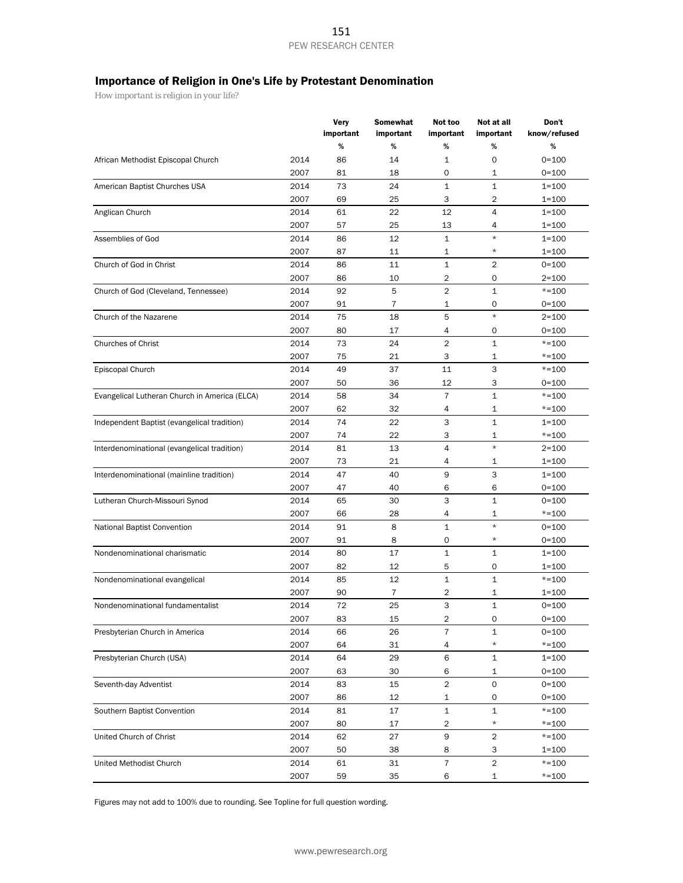## Importance of Religion in One's Life by Protestant Denomination

*How important is religion in your life?*

| | | Very important | Somewhat important | Not too important | Not at all important | Don't know/refused |
|---|---|---|---|---|---|---|
| | | % | % | % | % | % |
| African Methodist Episcopal Church | 2014 | 86 | 14 | 1 | 0 | 0=100 |
| | 2007 | 81 | 18 | 0 | 1 | 0=100 |
| American Baptist Churches USA | 2014 | 73 | 24 | 1 | 1 | 1=100 |
| | 2007 | 69 | 25 | 3 | 2 | 1=100 |
| Anglican Church | 2014 | 61 | 22 | 12 | 4 | 1=100 |
| | 2007 | 57 | 25 | 13 | 4 | 1=100 |
| Assemblies of God | 2014 | 86 | 12 | 1 | * | 1=100 |
| | 2007 | 87 | 11 | 1 | * | 1=100 |
| Church of God in Christ | 2014 | 86 | 11 | 1 | 2 | 0=100 |
| | 2007 | 86 | 10 | 2 | 0 | 2=100 |
| Church of God (Cleveland, Tennessee) | 2014 | 92 | 5 | 2 | 1 | *=100 |
| | 2007 | 91 | 7 | 1 | 0 | 0=100 |
| Church of the Nazarene | 2014 | 75 | 18 | 5 | * | 2=100 |
| | 2007 | 80 | 17 | 4 | 0 | 0=100 |
| Churches of Christ | 2014 | 73 | 24 | 2 | 1 | *=100 |
| | 2007 | 75 | 21 | 3 | 1 | *=100 |
| Episcopal Church | 2014 | 49 | 37 | 11 | 3 | *=100 |
| | 2007 | 50 | 36 | 12 | 3 | 0=100 |
| Evangelical Lutheran Church in America (ELCA) | 2014 | 58 | 34 | 7 | 1 | *=100 |
| | 2007 | 62 | 32 | 4 | 1 | *=100 |
| Independent Baptist (evangelical tradition) | 2014 | 74 | 22 | 3 | 1 | 1=100 |
| | 2007 | 74 | 22 | 3 | 1 | *=100 |
| Interdenominational (evangelical tradition) | 2014 | 81 | 13 | 4 | * | 2=100 |
| | 2007 | 73 | 21 | 4 | 1 | 1=100 |
| Interdenominational (mainline tradition) | 2014 | 47 | 40 | 9 | 3 | 1=100 |
| | 2007 | 47 | 40 | 6 | 6 | 0=100 |
| Lutheran Church-Missouri Synod | 2014 | 65 | 30 | 3 | 1 | 0=100 |
| | 2007 | 66 | 28 | 4 | 1 | *=100 |
| National Baptist Convention | 2014 | 91 | 8 | 1 | * | 0=100 |
| | 2007 | 91 | 8 | 0 | * | 0=100 |
| Nondenominational charismatic | 2014 | 80 | 17 | 1 | 1 | 1=100 |
| | 2007 | 82 | 12 | 5 | 0 | 1=100 |
| Nondenominational evangelical | 2014 | 85 | 12 | 1 | 1 | *=100 |
| | 2007 | 90 | 7 | 2 | 1 | 1=100 |
| Nondenominational fundamentalist | 2014 | 72 | 25 | 3 | 1 | 0=100 |
| | 2007 | 83 | 15 | 2 | 0 | 0=100 |
| Presbyterian Church in America | 2014 | 66 | 26 | 7 | 1 | 0=100 |
| | 2007 | 64 | 31 | 4 | * | *=100 |
| Presbyterian Church (USA) | 2014 | 64 | 29 | 6 | 1 | 1=100 |
| | 2007 | 63 | 30 | 6 | 1 | 0=100 |
| Seventh-day Adventist | 2014 | 83 | 15 | 2 | 0 | 0=100 |
| | 2007 | 86 | 12 | 1 | 0 | 0=100 |
| Southern Baptist Convention | 2014 | 81 | 17 | 1 | 1 | *=100 |
| | 2007 | 80 | 17 | 2 | * | *=100 |
| United Church of Christ | 2014 | 62 | 27 | 9 | 2 | *=100 |
| | 2007 | 50 | 38 | 8 | 3 | 1=100 |
| United Methodist Church | 2014 | 61 | 31 | 7 | 2 | *=100 |
| | 2007 | 59 | 35 | 6 | 1 | *=100 |

Figures may not add to 100% due to rounding. See Topline for full question wording.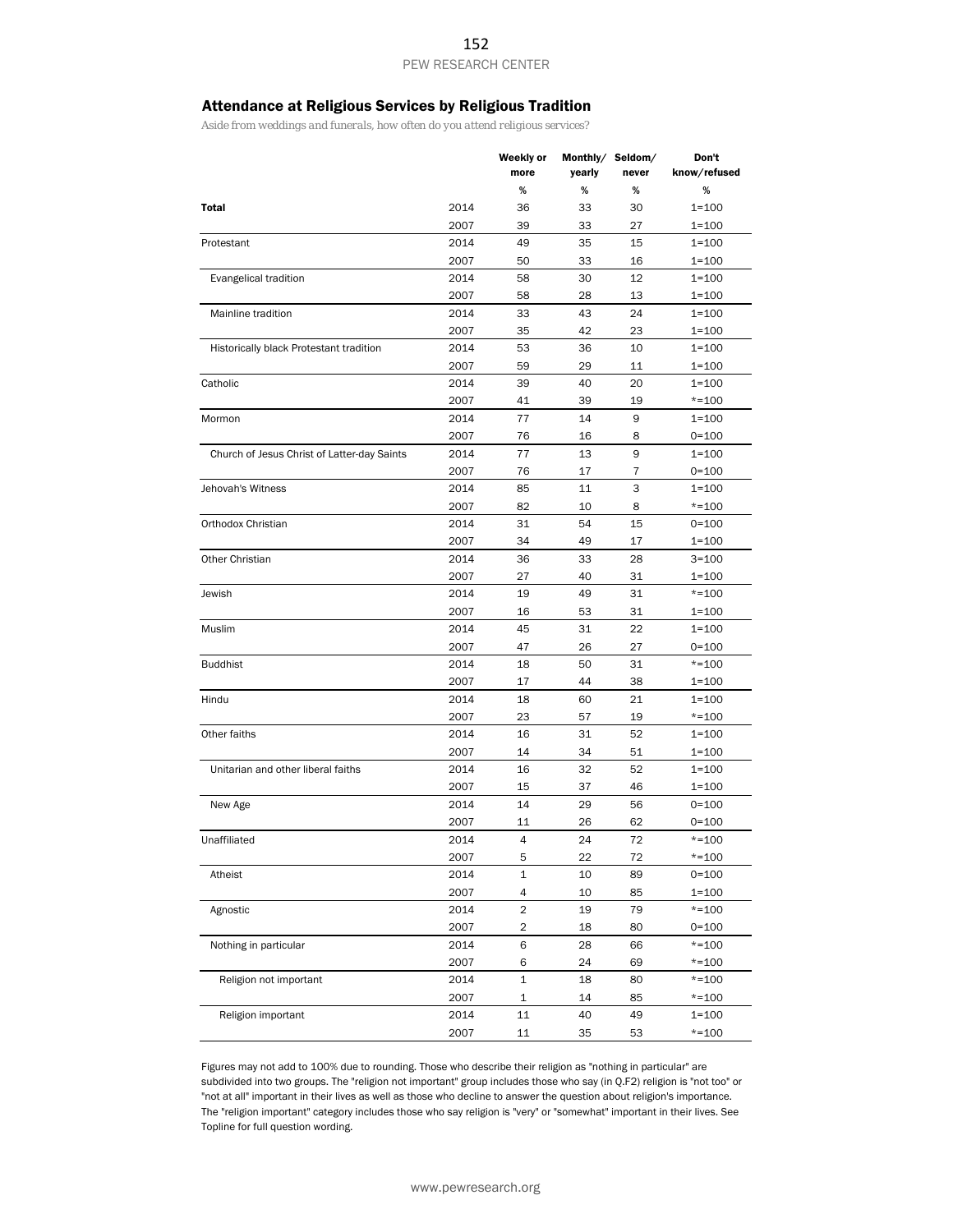## Attendance at Religious Services by Religious Tradition

*Aside from weddings and funerals, how often do you attend religious services?*

| | | Weekly or more | Monthly/ yearly | Seldom/ never | Don't know/refused |
|---|---|---|---|---|---|
| | | % | % | % | % |
| **Total** | 2014 | 36 | 33 | 30 | 1=100 |
| | 2007 | 39 | 33 | 27 | 1=100 |
| Protestant | 2014 | 49 | 35 | 15 | 1=100 |
| | 2007 | 50 | 33 | 16 | 1=100 |
| Evangelical tradition | 2014 | 58 | 30 | 12 | 1=100 |
| | 2007 | 58 | 28 | 13 | 1=100 |
| Mainline tradition | 2014 | 33 | 43 | 24 | 1=100 |
| | 2007 | 35 | 42 | 23 | 1=100 |
| Historically black Protestant tradition | 2014 | 53 | 36 | 10 | 1=100 |
| | 2007 | 59 | 29 | 11 | 1=100 |
| Catholic | 2014 | 39 | 40 | 20 | 1=100 |
| | 2007 | 41 | 39 | 19 | *=100 |
| Mormon | 2014 | 77 | 14 | 9 | 1=100 |
| | 2007 | 76 | 16 | 8 | 0=100 |
| Church of Jesus Christ of Latter-day Saints | 2014 | 77 | 13 | 9 | 1=100 |
| | 2007 | 76 | 17 | 7 | 0=100 |
| Jehovah's Witness | 2014 | 85 | 11 | 3 | 1=100 |
| | 2007 | 82 | 10 | 8 | *=100 |
| Orthodox Christian | 2014 | 31 | 54 | 15 | 0=100 |
| | 2007 | 34 | 49 | 17 | 1=100 |
| Other Christian | 2014 | 36 | 33 | 28 | 3=100 |
| | 2007 | 27 | 40 | 31 | 1=100 |
| Jewish | 2014 | 19 | 49 | 31 | *=100 |
| | 2007 | 16 | 53 | 31 | 1=100 |
| Muslim | 2014 | 45 | 31 | 22 | 1=100 |
| | 2007 | 47 | 26 | 27 | 0=100 |
| Buddhist | 2014 | 18 | 50 | 31 | *=100 |
| | 2007 | 17 | 44 | 38 | 1=100 |
| Hindu | 2014 | 18 | 60 | 21 | 1=100 |
| | 2007 | 23 | 57 | 19 | *=100 |
| Other faiths | 2014 | 16 | 31 | 52 | 1=100 |
| | 2007 | 14 | 34 | 51 | 1=100 |
| Unitarian and other liberal faiths | 2014 | 16 | 32 | 52 | 1=100 |
| | 2007 | 15 | 37 | 46 | 1=100 |
| New Age | 2014 | 14 | 29 | 56 | 0=100 |
| | 2007 | 11 | 26 | 62 | 0=100 |
| Unaffiliated | 2014 | 4 | 24 | 72 | *=100 |
| | 2007 | 5 | 22 | 72 | *=100 |
| Atheist | 2014 | 1 | 10 | 89 | 0=100 |
| | 2007 | 4 | 10 | 85 | 1=100 |
| Agnostic | 2014 | 2 | 19 | 79 | *=100 |
| | 2007 | 2 | 18 | 80 | 0=100 |
| Nothing in particular | 2014 | 6 | 28 | 66 | *=100 |
| | 2007 | 6 | 24 | 69 | *=100 |
| Religion not important | 2014 | 1 | 18 | 80 | *=100 |
| | 2007 | 1 | 14 | 85 | *=100 |
| Religion important | 2014 | 11 | 40 | 49 | 1=100 |
| | 2007 | 11 | 35 | 53 | *=100 |

Figures may not add to 100% due to rounding. Those who describe their religion as "nothing in particular" are subdivided into two groups. The "religion not important" group includes those who say (in Q.F2) religion is "not too" or "not at all" important in their lives as well as those who decline to answer the question about religion's importance. The "religion important" category includes those who say religion is "very" or "somewhat" important in their lives. See Topline for full question wording.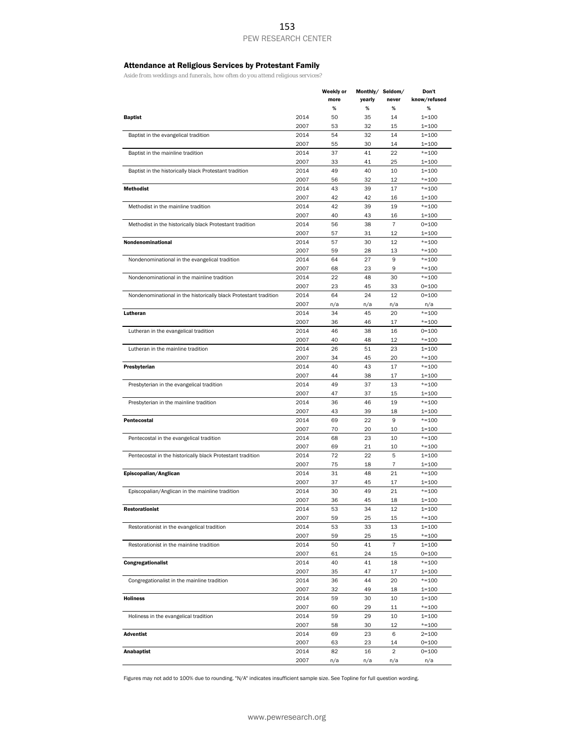### Attendance at Religious Services by Protestant Family

*Aside from weddings and funerals, how often do you attend religious services?*

| | | Weekly or more | Monthly/ yearly | Seldom/ never | Don't know/refused |
|---|---|---|---|---|---|
| | | % | % | % | % |
| **Baptist** | 2014 | 50 | 35 | 14 | 1=100 |
| | 2007 | 53 | 32 | 15 | 1=100 |
| Baptist in the evangelical tradition | 2014 | 54 | 32 | 14 | 1=100 |
| | 2007 | 55 | 30 | 14 | 1=100 |
| Baptist in the mainline tradition | 2014 | 37 | 41 | 22 | *=100 |
| | 2007 | 33 | 41 | 25 | 1=100 |
| Baptist in the historically black Protestant tradition | 2014 | 49 | 40 | 10 | 1=100 |
| | 2007 | 56 | 32 | 12 | *=100 |
| **Methodist** | 2014 | 43 | 39 | 17 | *=100 |
| | 2007 | 42 | 42 | 16 | 1=100 |
| Methodist in the mainline tradition | 2014 | 42 | 39 | 19 | *=100 |
| | 2007 | 40 | 43 | 16 | 1=100 |
| Methodist in the historically black Protestant tradition | 2014 | 56 | 38 | 7 | 0=100 |
| | 2007 | 57 | 31 | 12 | 1=100 |
| **Nondenominational** | 2014 | 57 | 30 | 12 | *=100 |
| | 2007 | 59 | 28 | 13 | *=100 |
| Nondenominational in the evangelical tradition | 2014 | 64 | 27 | 9 | *=100 |
| | 2007 | 68 | 23 | 9 | *=100 |
| Nondenominational in the mainline tradition | 2014 | 22 | 48 | 30 | *=100 |
| | 2007 | 23 | 45 | 33 | 0=100 |
| Nondenominational in the historically black Protestant tradition | 2014 | 64 | 24 | 12 | 0=100 |
| | 2007 | n/a | n/a | n/a | n/a |
| **Lutheran** | 2014 | 34 | 45 | 20 | *=100 |
| | 2007 | 36 | 46 | 17 | *=100 |
| Lutheran in the evangelical tradition | 2014 | 46 | 38 | 16 | 0=100 |
| | 2007 | 40 | 48 | 12 | *=100 |
| Lutheran in the mainline tradition | 2014 | 26 | 51 | 23 | 1=100 |
| | 2007 | 34 | 45 | 20 | *=100 |
| **Presbyterian** | 2014 | 40 | 43 | 17 | *=100 |
| | 2007 | 44 | 38 | 17 | 1=100 |
| Presbyterian in the evangelical tradition | 2014 | 49 | 37 | 13 | *=100 |
| | 2007 | 47 | 37 | 15 | 1=100 |
| Presbyterian in the mainline tradition | 2014 | 36 | 46 | 19 | *=100 |
| | 2007 | 43 | 39 | 18 | 1=100 |
| **Pentecostal** | 2014 | 69 | 22 | 9 | *=100 |
| | 2007 | 70 | 20 | 10 | 1=100 |
| Pentecostal in the evangelical tradition | 2014 | 68 | 23 | 10 | *=100 |
| | 2007 | 69 | 21 | 10 | *=100 |
| Pentecostal in the historically black Protestant tradition | 2014 | 72 | 22 | 5 | 1=100 |
| | 2007 | 75 | 18 | 7 | 1=100 |
| **Episcopalian/Anglican** | 2014 | 31 | 48 | 21 | *=100 |
| | 2007 | 37 | 45 | 17 | 1=100 |
| Episcopalian/Anglican in the mainline tradition | 2014 | 30 | 49 | 21 | *=100 |
| | 2007 | 36 | 45 | 18 | 1=100 |
| **Restorationist** | 2014 | 53 | 34 | 12 | 1=100 |
| | 2007 | 59 | 25 | 15 | *=100 |
| Restorationist in the evangelical tradition | 2014 | 53 | 33 | 13 | 1=100 |
| | 2007 | 59 | 25 | 15 | *=100 |
| Restorationist in the mainline tradition | 2014 | 50 | 41 | 7 | 1=100 |
| | 2007 | 61 | 24 | 15 | 0=100 |
| **Congregationalist** | 2014 | 40 | 41 | 18 | *=100 |
| | 2007 | 35 | 47 | 17 | 1=100 |
| Congregationalist in the mainline tradition | 2014 | 36 | 44 | 20 | *=100 |
| | 2007 | 32 | 49 | 18 | 1=100 |
| **Holiness** | 2014 | 59 | 30 | 10 | 1=100 |
| | 2007 | 60 | 29 | 11 | *=100 |
| Holiness in the evangelical tradition | 2014 | 59 | 29 | 10 | 1=100 |
| | 2007 | 58 | 30 | 12 | *=100 |
| **Adventist** | 2014 | 69 | 23 | 6 | 2=100 |
| | 2007 | 63 | 23 | 14 | 0=100 |
| **Anabaptist** | 2014 | 82 | 16 | 2 | 0=100 |
| | 2007 | n/a | n/a | n/a | n/a |

Figures may not add to 100% due to rounding. "N/A" indicates insufficient sample size. See Topline for full question wording.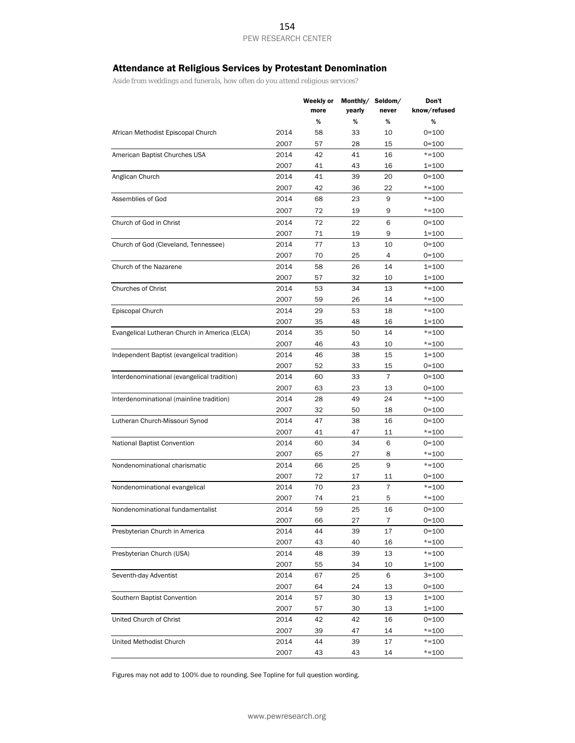## Attendance at Religious Services by Protestant Denomination

*Aside from weddings and funerals, how often do you attend religious services?*

| | | Weekly or more | Monthly/ yearly | Seldom/ never | Don't know/refused |
|---|---|---|---|---|---|
| | | % | % | % | % |
| African Methodist Episcopal Church | 2014 | 58 | 33 | 10 | 0=100 |
| | 2007 | 57 | 28 | 15 | 0=100 |
| American Baptist Churches USA | 2014 | 42 | 41 | 16 | *=100 |
| | 2007 | 41 | 43 | 16 | 1=100 |
| Anglican Church | 2014 | 41 | 39 | 20 | 0=100 |
| | 2007 | 42 | 36 | 22 | *=100 |
| Assemblies of God | 2014 | 68 | 23 | 9 | *=100 |
| | 2007 | 72 | 19 | 9 | *=100 |
| Church of God in Christ | 2014 | 72 | 22 | 6 | 0=100 |
| | 2007 | 71 | 19 | 9 | 1=100 |
| Church of God (Cleveland, Tennessee) | 2014 | 77 | 13 | 10 | 0=100 |
| | 2007 | 70 | 25 | 4 | 0=100 |
| Church of the Nazarene | 2014 | 58 | 26 | 14 | 1=100 |
| | 2007 | 57 | 32 | 10 | 1=100 |
| Churches of Christ | 2014 | 53 | 34 | 13 | *=100 |
| | 2007 | 59 | 26 | 14 | *=100 |
| Episcopal Church | 2014 | 29 | 53 | 18 | *=100 |
| | 2007 | 35 | 48 | 16 | 1=100 |
| Evangelical Lutheran Church in America (ELCA) | 2014 | 35 | 50 | 14 | *=100 |
| | 2007 | 46 | 43 | 10 | *=100 |
| Independent Baptist (evangelical tradition) | 2014 | 46 | 38 | 15 | 1=100 |
| | 2007 | 52 | 33 | 15 | 0=100 |
| Interdenominational (evangelical tradition) | 2014 | 60 | 33 | 7 | 0=100 |
| | 2007 | 63 | 23 | 13 | 0=100 |
| Interdenominational (mainline tradition) | 2014 | 28 | 49 | 24 | *=100 |
| | 2007 | 32 | 50 | 18 | 0=100 |
| Lutheran Church-Missouri Synod | 2014 | 47 | 38 | 16 | 0=100 |
| | 2007 | 41 | 47 | 11 | *=100 |
| National Baptist Convention | 2014 | 60 | 34 | 6 | 0=100 |
| | 2007 | 65 | 27 | 8 | *=100 |
| Nondenominational charismatic | 2014 | 66 | 25 | 9 | *=100 |
| | 2007 | 72 | 17 | 11 | 0=100 |
| Nondenominational evangelical | 2014 | 70 | 23 | 7 | *=100 |
| | 2007 | 74 | 21 | 5 | *=100 |
| Nondenominational fundamentalist | 2014 | 59 | 25 | 16 | 0=100 |
| | 2007 | 66 | 27 | 7 | 0=100 |
| Presbyterian Church in America | 2014 | 44 | 39 | 17 | 0=100 |
| | 2007 | 43 | 40 | 16 | *=100 |
| Presbyterian Church (USA) | 2014 | 48 | 39 | 13 | *=100 |
| | 2007 | 55 | 34 | 10 | 1=100 |
| Seventh-day Adventist | 2014 | 67 | 25 | 6 | 3=100 |
| | 2007 | 64 | 24 | 13 | 0=100 |
| Southern Baptist Convention | 2014 | 57 | 30 | 13 | 1=100 |
| | 2007 | 57 | 30 | 13 | 1=100 |
| United Church of Christ | 2014 | 42 | 42 | 16 | 0=100 |
| | 2007 | 39 | 47 | 14 | *=100 |
| United Methodist Church | 2014 | 44 | 39 | 17 | *=100 |
| | 2007 | 43 | 43 | 14 | *=100 |

Figures may not add to 100% due to rounding. See Topline for full question wording.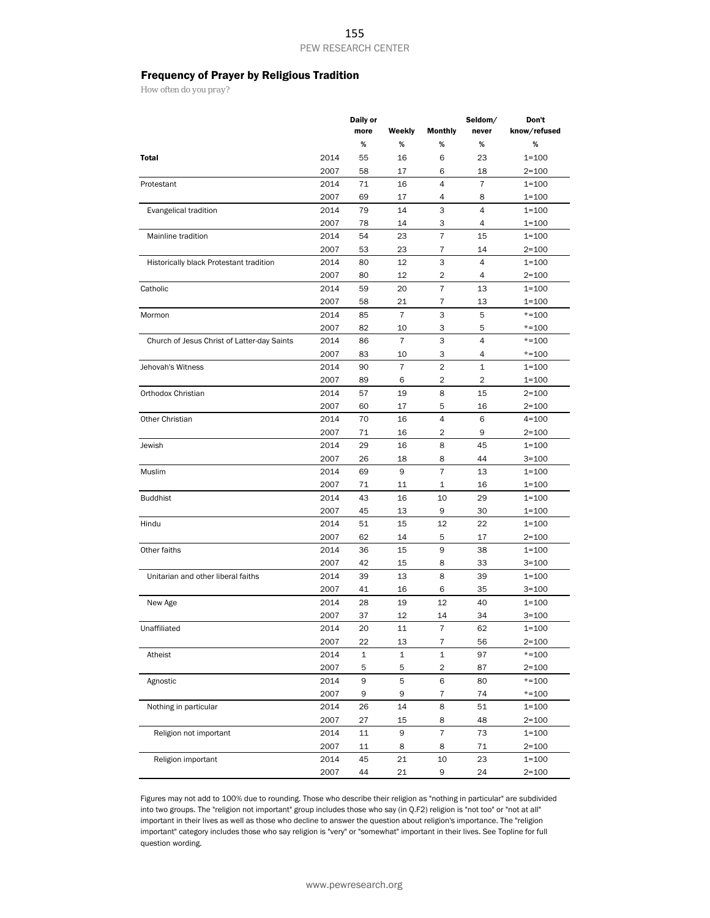## Frequency of Prayer by Religious Tradition

*How often do you pray?*

| | | Daily or more | Weekly | Monthly | Seldom/ never | Don't know/refused |
|---|---|---|---|---|---|---|
| | | % | % | % | % | % |
| **Total** | 2014 | 55 | 16 | 6 | 23 | 1=100 |
| | 2007 | 58 | 17 | 6 | 18 | 2=100 |
| Protestant | 2014 | 71 | 16 | 4 | 7 | 1=100 |
| | 2007 | 69 | 17 | 4 | 8 | 1=100 |
| Evangelical tradition | 2014 | 79 | 14 | 3 | 4 | 1=100 |
| | 2007 | 78 | 14 | 3 | 4 | 1=100 |
| Mainline tradition | 2014 | 54 | 23 | 7 | 15 | 1=100 |
| | 2007 | 53 | 23 | 7 | 14 | 2=100 |
| Historically black Protestant tradition | 2014 | 80 | 12 | 3 | 4 | 1=100 |
| | 2007 | 80 | 12 | 2 | 4 | 2=100 |
| Catholic | 2014 | 59 | 20 | 7 | 13 | 1=100 |
| | 2007 | 58 | 21 | 7 | 13 | 1=100 |
| Mormon | 2014 | 85 | 7 | 3 | 5 | *=100 |
| | 2007 | 82 | 10 | 3 | 5 | *=100 |
| Church of Jesus Christ of Latter-day Saints | 2014 | 86 | 7 | 3 | 4 | *=100 |
| | 2007 | 83 | 10 | 3 | 4 | *=100 |
| Jehovah's Witness | 2014 | 90 | 7 | 2 | 1 | 1=100 |
| | 2007 | 89 | 6 | 2 | 2 | 1=100 |
| Orthodox Christian | 2014 | 57 | 19 | 8 | 15 | 2=100 |
| | 2007 | 60 | 17 | 5 | 16 | 2=100 |
| Other Christian | 2014 | 70 | 16 | 4 | 6 | 4=100 |
| | 2007 | 71 | 16 | 2 | 9 | 2=100 |
| Jewish | 2014 | 29 | 16 | 8 | 45 | 1=100 |
| | 2007 | 26 | 18 | 8 | 44 | 3=100 |
| Muslim | 2014 | 69 | 9 | 7 | 13 | 1=100 |
| | 2007 | 71 | 11 | 1 | 16 | 1=100 |
| Buddhist | 2014 | 43 | 16 | 10 | 29 | 1=100 |
| | 2007 | 45 | 13 | 9 | 30 | 1=100 |
| Hindu | 2014 | 51 | 15 | 12 | 22 | 1=100 |
| | 2007 | 62 | 14 | 5 | 17 | 2=100 |
| Other faiths | 2014 | 36 | 15 | 9 | 38 | 1=100 |
| | 2007 | 42 | 15 | 8 | 33 | 3=100 |
| Unitarian and other liberal faiths | 2014 | 39 | 13 | 8 | 39 | 1=100 |
| | 2007 | 41 | 16 | 6 | 35 | 3=100 |
| New Age | 2014 | 28 | 19 | 12 | 40 | 1=100 |
| | 2007 | 37 | 12 | 14 | 34 | 3=100 |
| Unaffiliated | 2014 | 20 | 11 | 7 | 62 | 1=100 |
| | 2007 | 22 | 13 | 7 | 56 | 2=100 |
| Atheist | 2014 | 1 | 1 | 1 | 97 | *=100 |
| | 2007 | 5 | 5 | 2 | 87 | 2=100 |
| Agnostic | 2014 | 9 | 5 | 6 | 80 | *=100 |
| | 2007 | 9 | 9 | 7 | 74 | *=100 |
| Nothing in particular | 2014 | 26 | 14 | 8 | 51 | 1=100 |
| | 2007 | 27 | 15 | 8 | 48 | 2=100 |
| Religion not important | 2014 | 11 | 9 | 7 | 73 | 1=100 |
| | 2007 | 11 | 8 | 8 | 71 | 2=100 |
| Religion important | 2014 | 45 | 21 | 10 | 23 | 1=100 |
| | 2007 | 44 | 21 | 9 | 24 | 2=100 |

Figures may not add to 100% due to rounding. Those who describe their religion as "nothing in particular" are subdivided into two groups. The "religion not important" group includes those who say (in Q.F2) religion is "not too" or "not at all" important in their lives as well as those who decline to answer the question about religion's importance. The "religion important" category includes those who say religion is "very" or "somewhat" important in their lives. See Topline for full question wording.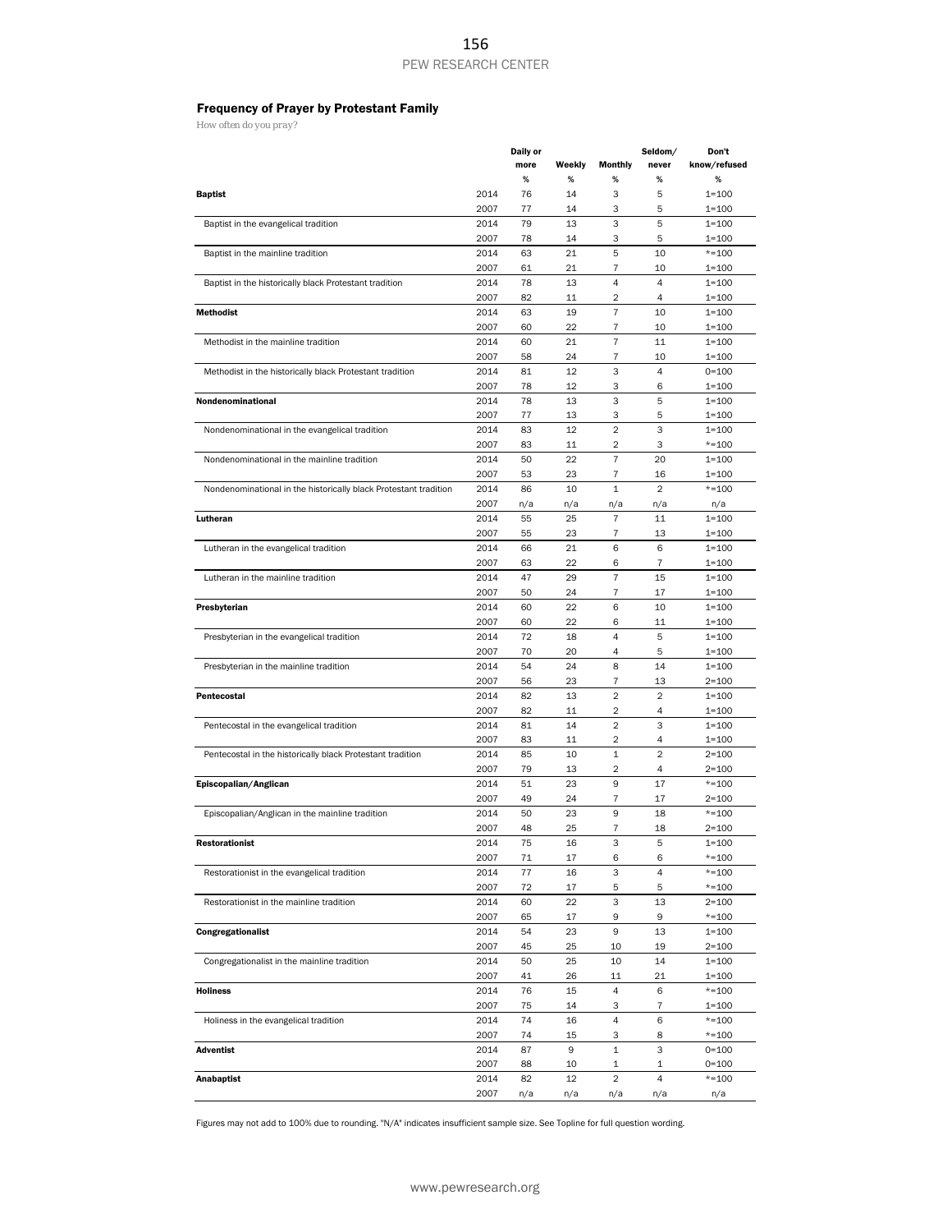### Frequency of Prayer by Protestant Family

*How often do you pray?*

| | | Daily or more | Weekly | Monthly | Seldom/ never | Don't know/refused |
|---|---|---|---|---|---|---|
| | | % | % | % | % | % |
| **Baptist** | 2014 | 76 | 14 | 3 | 5 | 1=100 |
| | 2007 | 77 | 14 | 3 | 5 | 1=100 |
| Baptist in the evangelical tradition | 2014 | 79 | 13 | 3 | 5 | 1=100 |
| | 2007 | 78 | 14 | 3 | 5 | 1=100 |
| Baptist in the mainline tradition | 2014 | 63 | 21 | 5 | 10 | *=100 |
| | 2007 | 61 | 21 | 7 | 10 | 1=100 |
| Baptist in the historically black Protestant tradition | 2014 | 78 | 13 | 4 | 4 | 1=100 |
| | 2007 | 82 | 11 | 2 | 4 | 1=100 |
| **Methodist** | 2014 | 63 | 19 | 7 | 10 | 1=100 |
| | 2007 | 60 | 22 | 7 | 10 | 1=100 |
| Methodist in the mainline tradition | 2014 | 60 | 21 | 7 | 11 | 1=100 |
| | 2007 | 58 | 24 | 7 | 10 | 1=100 |
| Methodist in the historically black Protestant tradition | 2014 | 81 | 12 | 3 | 4 | 0=100 |
| | 2007 | 78 | 12 | 3 | 6 | 1=100 |
| **Nondenominational** | 2014 | 78 | 13 | 3 | 5 | 1=100 |
| | 2007 | 77 | 13 | 3 | 5 | 1=100 |
| Nondenominational in the evangelical tradition | 2014 | 83 | 12 | 2 | 3 | 1=100 |
| | 2007 | 83 | 11 | 2 | 3 | *=100 |
| Nondenominational in the mainline tradition | 2014 | 50 | 22 | 7 | 20 | 1=100 |
| | 2007 | 53 | 23 | 7 | 16 | 1=100 |
| Nondenominational in the historically black Protestant tradition | 2014 | 86 | 10 | 1 | 2 | *=100 |
| | 2007 | n/a | n/a | n/a | n/a | n/a |
| **Lutheran** | 2014 | 55 | 25 | 7 | 11 | 1=100 |
| | 2007 | 55 | 23 | 7 | 13 | 1=100 |
| Lutheran in the evangelical tradition | 2014 | 66 | 21 | 6 | 6 | 1=100 |
| | 2007 | 63 | 22 | 6 | 7 | 1=100 |
| Lutheran in the mainline tradition | 2014 | 47 | 29 | 7 | 15 | 1=100 |
| | 2007 | 50 | 24 | 7 | 17 | 1=100 |
| **Presbyterian** | 2014 | 60 | 22 | 6 | 10 | 1=100 |
| | 2007 | 60 | 22 | 6 | 11 | 1=100 |
| Presbyterian in the evangelical tradition | 2014 | 72 | 18 | 4 | 5 | 1=100 |
| | 2007 | 70 | 20 | 4 | 5 | 1=100 |
| Presbyterian in the mainline tradition | 2014 | 54 | 24 | 8 | 14 | 1=100 |
| | 2007 | 56 | 23 | 7 | 13 | 2=100 |
| **Pentecostal** | 2014 | 82 | 13 | 2 | 2 | 1=100 |
| | 2007 | 82 | 11 | 2 | 4 | 1=100 |
| Pentecostal in the evangelical tradition | 2014 | 81 | 14 | 2 | 3 | 1=100 |
| | 2007 | 83 | 11 | 2 | 4 | 1=100 |
| Pentecostal in the historically black Protestant tradition | 2014 | 85 | 10 | 1 | 2 | 2=100 |
| | 2007 | 79 | 13 | 2 | 4 | 2=100 |
| **Episcopalian/Anglican** | 2014 | 51 | 23 | 9 | 17 | *=100 |
| | 2007 | 49 | 24 | 7 | 17 | 2=100 |
| Episcopalian/Anglican in the mainline tradition | 2014 | 50 | 23 | 9 | 18 | *=100 |
| | 2007 | 48 | 25 | 7 | 18 | 2=100 |
| **Restorationist** | 2014 | 75 | 16 | 3 | 5 | 1=100 |
| | 2007 | 71 | 17 | 6 | 6 | *=100 |
| Restorationist in the evangelical tradition | 2014 | 77 | 16 | 3 | 4 | *=100 |
| | 2007 | 72 | 17 | 5 | 5 | *=100 |
| Restorationist in the mainline tradition | 2014 | 60 | 22 | 3 | 13 | 2=100 |
| | 2007 | 65 | 17 | 9 | 9 | *=100 |
| **Congregationalist** | 2014 | 54 | 23 | 9 | 13 | 1=100 |
| | 2007 | 45 | 25 | 10 | 19 | 2=100 |
| Congregationalist in the mainline tradition | 2014 | 50 | 25 | 10 | 14 | 1=100 |
| | 2007 | 41 | 26 | 11 | 21 | 1=100 |
| **Holiness** | 2014 | 76 | 15 | 4 | 6 | *=100 |
| | 2007 | 75 | 14 | 3 | 7 | 1=100 |
| Holiness in the evangelical tradition | 2014 | 74 | 16 | 4 | 6 | *=100 |
| | 2007 | 74 | 15 | 3 | 8 | *=100 |
| **Adventist** | 2014 | 87 | 9 | 1 | 3 | 0=100 |
| | 2007 | 88 | 10 | 1 | 1 | 0=100 |
| **Anabaptist** | 2014 | 82 | 12 | 2 | 4 | *=100 |
| | 2007 | n/a | n/a | n/a | n/a | n/a |

Figures may not add to 100% due to rounding. "N/A" indicates insufficient sample size. See Topline for full question wording.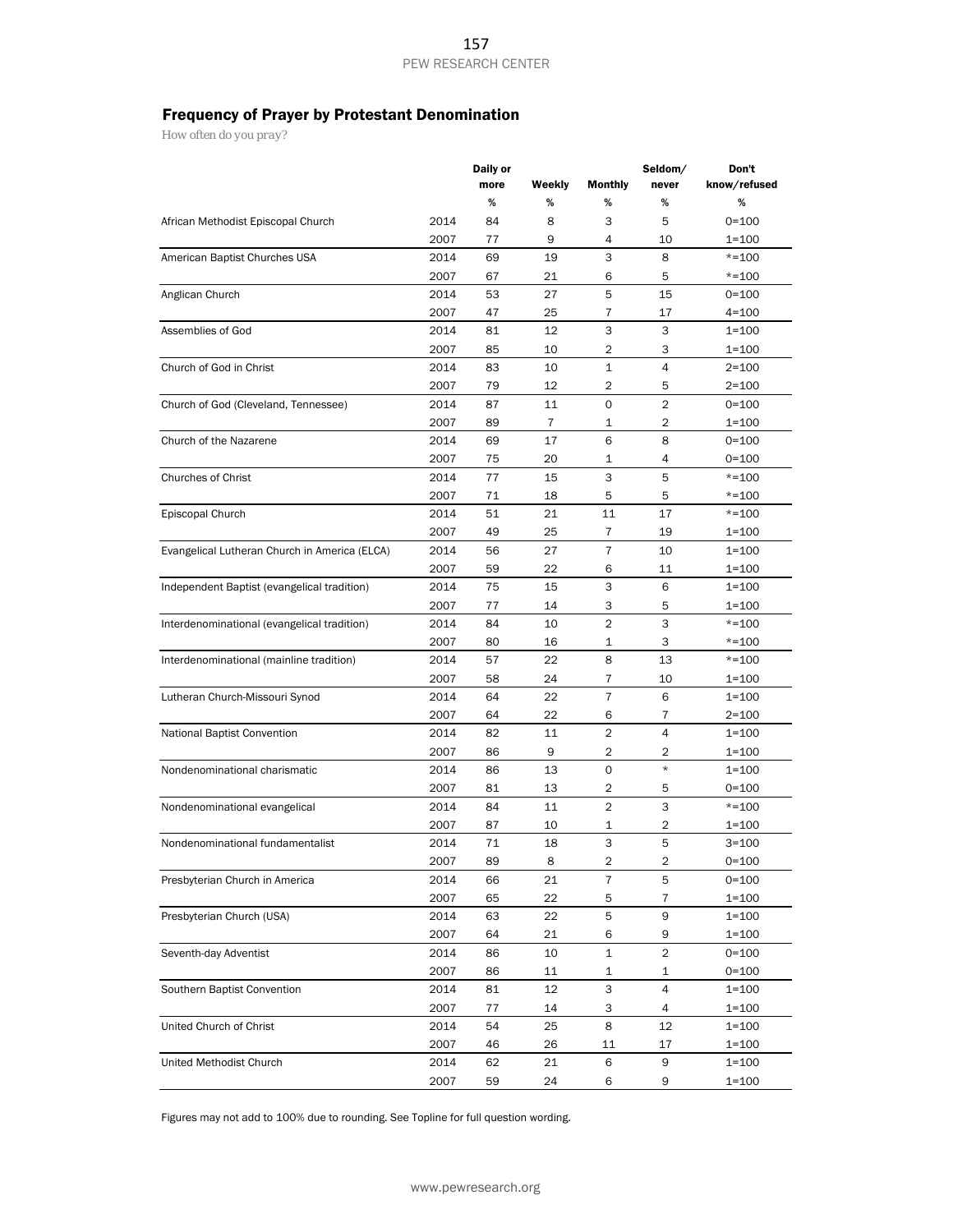## Frequency of Prayer by Protestant Denomination

*How often do you pray?*

| | | Daily or more | Weekly | Monthly | Seldom/ never | Don't know/refused |
|---|---|---|---|---|---|---|
| | | % | % | % | % | % |
| African Methodist Episcopal Church | 2014 | 84 | 8 | 3 | 5 | 0=100 |
| | 2007 | 77 | 9 | 4 | 10 | 1=100 |
| American Baptist Churches USA | 2014 | 69 | 19 | 3 | 8 | *=100 |
| | 2007 | 67 | 21 | 6 | 5 | *=100 |
| Anglican Church | 2014 | 53 | 27 | 5 | 15 | 0=100 |
| | 2007 | 47 | 25 | 7 | 17 | 4=100 |
| Assemblies of God | 2014 | 81 | 12 | 3 | 3 | 1=100 |
| | 2007 | 85 | 10 | 2 | 3 | 1=100 |
| Church of God in Christ | 2014 | 83 | 10 | 1 | 4 | 2=100 |
| | 2007 | 79 | 12 | 2 | 5 | 2=100 |
| Church of God (Cleveland, Tennessee) | 2014 | 87 | 11 | 0 | 2 | 0=100 |
| | 2007 | 89 | 7 | 1 | 2 | 1=100 |
| Church of the Nazarene | 2014 | 69 | 17 | 6 | 8 | 0=100 |
| | 2007 | 75 | 20 | 1 | 4 | 0=100 |
| Churches of Christ | 2014 | 77 | 15 | 3 | 5 | *=100 |
| | 2007 | 71 | 18 | 5 | 5 | *=100 |
| Episcopal Church | 2014 | 51 | 21 | 11 | 17 | *=100 |
| | 2007 | 49 | 25 | 7 | 19 | 1=100 |
| Evangelical Lutheran Church in America (ELCA) | 2014 | 56 | 27 | 7 | 10 | 1=100 |
| | 2007 | 59 | 22 | 6 | 11 | 1=100 |
| Independent Baptist (evangelical tradition) | 2014 | 75 | 15 | 3 | 6 | 1=100 |
| | 2007 | 77 | 14 | 3 | 5 | 1=100 |
| Interdenominational (evangelical tradition) | 2014 | 84 | 10 | 2 | 3 | *=100 |
| | 2007 | 80 | 16 | 1 | 3 | *=100 |
| Interdenominational (mainline tradition) | 2014 | 57 | 22 | 8 | 13 | *=100 |
| | 2007 | 58 | 24 | 7 | 10 | 1=100 |
| Lutheran Church-Missouri Synod | 2014 | 64 | 22 | 7 | 6 | 1=100 |
| | 2007 | 64 | 22 | 6 | 7 | 2=100 |
| National Baptist Convention | 2014 | 82 | 11 | 2 | 4 | 1=100 |
| | 2007 | 86 | 9 | 2 | 2 | 1=100 |
| Nondenominational charismatic | 2014 | 86 | 13 | 0 | * | 1=100 |
| | 2007 | 81 | 13 | 2 | 5 | 0=100 |
| Nondenominational evangelical | 2014 | 84 | 11 | 2 | 3 | *=100 |
| | 2007 | 87 | 10 | 1 | 2 | 1=100 |
| Nondenominational fundamentalist | 2014 | 71 | 18 | 3 | 5 | 3=100 |
| | 2007 | 89 | 8 | 2 | 2 | 0=100 |
| Presbyterian Church in America | 2014 | 66 | 21 | 7 | 5 | 0=100 |
| | 2007 | 65 | 22 | 5 | 7 | 1=100 |
| Presbyterian Church (USA) | 2014 | 63 | 22 | 5 | 9 | 1=100 |
| | 2007 | 64 | 21 | 6 | 9 | 1=100 |
| Seventh-day Adventist | 2014 | 86 | 10 | 1 | 2 | 0=100 |
| | 2007 | 86 | 11 | 1 | 1 | 0=100 |
| Southern Baptist Convention | 2014 | 81 | 12 | 3 | 4 | 1=100 |
| | 2007 | 77 | 14 | 3 | 4 | 1=100 |
| United Church of Christ | 2014 | 54 | 25 | 8 | 12 | 1=100 |
| | 2007 | 46 | 26 | 11 | 17 | 1=100 |
| United Methodist Church | 2014 | 62 | 21 | 6 | 9 | 1=100 |
| | 2007 | 59 | 24 | 6 | 9 | 1=100 |

Figures may not add to 100% due to rounding. See Topline for full question wording.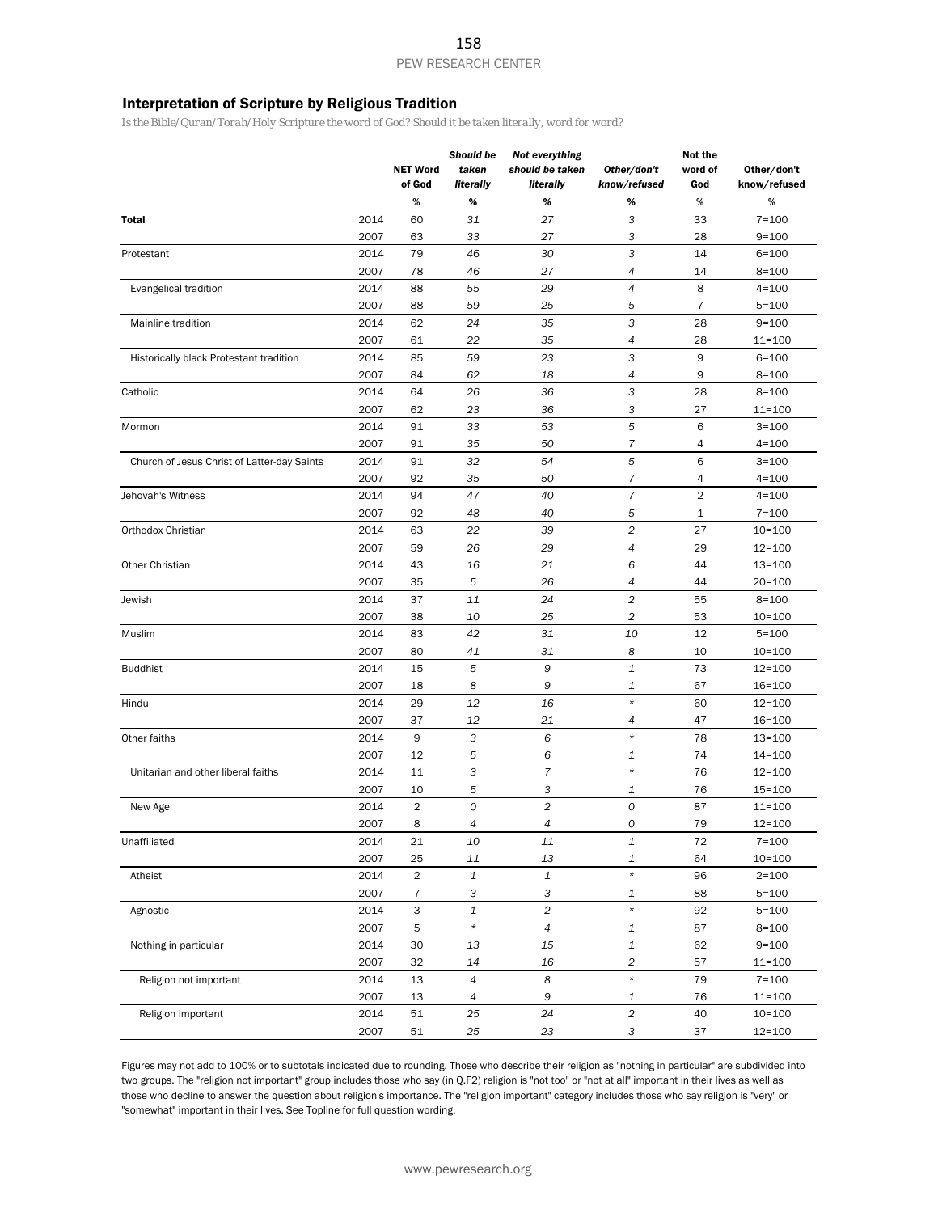## Interpretation of Scripture by Religious Tradition

*Is the Bible/Quran/Torah/Holy Scripture the word of God? Should it be taken literally, word for word?*

| | | NET Word of God | *Should be taken literally* | *Not everything should be taken literally* | *Other/don't know/refused* | Not the word of God | Other/don't know/refused |
|---|---|---|---|---|---|---|---|
| | | % | % | % | % | % | % |
| **Total** | 2014 | 60 | *31* | *27* | *3* | 33 | 7=100 |
| | 2007 | 63 | *33* | *27* | *3* | 28 | 9=100 |
| Protestant | 2014 | 79 | *46* | *30* | *3* | 14 | 6=100 |
| | 2007 | 78 | *46* | *27* | *4* | 14 | 8=100 |
| Evangelical tradition | 2014 | 88 | *55* | *29* | *4* | 8 | 4=100 |
| | 2007 | 88 | *59* | *25* | *5* | 7 | 5=100 |
| Mainline tradition | 2014 | 62 | *24* | *35* | *3* | 28 | 9=100 |
| | 2007 | 61 | *22* | *35* | *4* | 28 | 11=100 |
| Historically black Protestant tradition | 2014 | 85 | *59* | *23* | *3* | 9 | 6=100 |
| | 2007 | 84 | *62* | *18* | *4* | 9 | 8=100 |
| Catholic | 2014 | 64 | *26* | *36* | *3* | 28 | 8=100 |
| | 2007 | 62 | *23* | *36* | *3* | 27 | 11=100 |
| Mormon | 2014 | 91 | *33* | *53* | *5* | 6 | 3=100 |
| | 2007 | 91 | *35* | *50* | *7* | 4 | 4=100 |
| Church of Jesus Christ of Latter-day Saints | 2014 | 91 | *32* | *54* | *5* | 6 | 3=100 |
| | 2007 | 92 | *35* | *50* | *7* | 4 | 4=100 |
| Jehovah's Witness | 2014 | 94 | *47* | *40* | *7* | 2 | 4=100 |
| | 2007 | 92 | *48* | *40* | *5* | 1 | 7=100 |
| Orthodox Christian | 2014 | 63 | *22* | *39* | *2* | 27 | 10=100 |
| | 2007 | 59 | *26* | *29* | *4* | 29 | 12=100 |
| Other Christian | 2014 | 43 | *16* | *21* | *6* | 44 | 13=100 |
| | 2007 | 35 | *5* | *26* | *4* | 44 | 20=100 |
| Jewish | 2014 | 37 | *11* | *24* | *2* | 55 | 8=100 |
| | 2007 | 38 | *10* | *25* | *2* | 53 | 10=100 |
| Muslim | 2014 | 83 | *42* | *31* | *10* | 12 | 5=100 |
| | 2007 | 80 | *41* | *31* | *8* | 10 | 10=100 |
| Buddhist | 2014 | 15 | *5* | *9* | *1* | 73 | 12=100 |
| | 2007 | 18 | *8* | *9* | *1* | 67 | 16=100 |
| Hindu | 2014 | 29 | *12* | *16* | * | 60 | 12=100 |
| | 2007 | 37 | *12* | *21* | *4* | 47 | 16=100 |
| Other faiths | 2014 | 9 | *3* | *6* | * | 78 | 13=100 |
| | 2007 | 12 | *5* | *6* | *1* | 74 | 14=100 |
| Unitarian and other liberal faiths | 2014 | 11 | *3* | *7* | * | 76 | 12=100 |
| | 2007 | 10 | *5* | *3* | *1* | 76 | 15=100 |
| New Age | 2014 | 2 | *0* | *2* | *0* | 87 | 11=100 |
| | 2007 | 8 | *4* | *4* | *0* | 79 | 12=100 |
| Unaffiliated | 2014 | 21 | *10* | *11* | *1* | 72 | 7=100 |
| | 2007 | 25 | *11* | *13* | *1* | 64 | 10=100 |
| Atheist | 2014 | 2 | *1* | *1* | * | 96 | 2=100 |
| | 2007 | 7 | *3* | *3* | *1* | 88 | 5=100 |
| Agnostic | 2014 | 3 | *1* | *2* | * | 92 | 5=100 |
| | 2007 | 5 | * | *4* | *1* | 87 | 8=100 |
| Nothing in particular | 2014 | 30 | *13* | *15* | *1* | 62 | 9=100 |
| | 2007 | 32 | *14* | *16* | *2* | 57 | 11=100 |
| Religion not important | 2014 | 13 | *4* | *8* | * | 79 | 7=100 |
| | 2007 | 13 | *4* | *9* | *1* | 76 | 11=100 |
| Religion important | 2014 | 51 | *25* | *24* | *2* | 40 | 10=100 |
| | 2007 | 51 | *25* | *23* | *3* | 37 | 12=100 |

Figures may not add to 100% or to subtotals indicated due to rounding. Those who describe their religion as "nothing in particular" are subdivided into two groups. The "religion not important" group includes those who say (in Q.F2) religion is "not too" or "not at all" important in their lives as well as those who decline to answer the question about religion's importance. The "religion important" category includes those who say religion is "very" or "somewhat" important in their lives. See Topline for full question wording.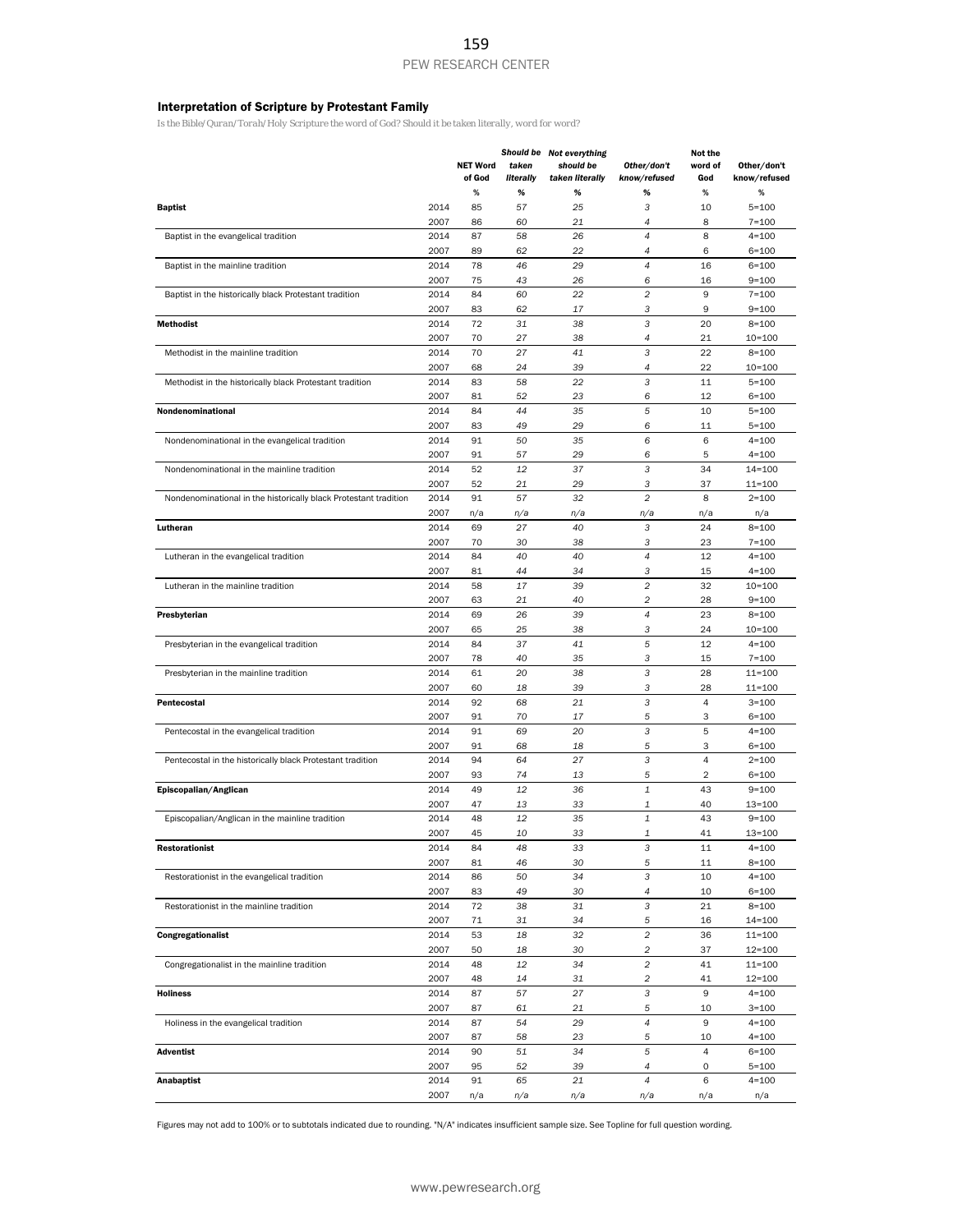### Interpretation of Scripture by Protestant Family

*Is the Bible/Quran/Torah/Holy Scripture the word of God? Should it be taken literally, word for word?*

| | | NET Word of God | *Should be taken literally* | *Not everything should be taken literally* | *Other/don't know/refused* | Not the word of God | Other/don't know/refused |
|---|---|---|---|---|---|---|---|
| | | % | % | % | % | % | % |
| **Baptist** | 2014 | 85 | 57 | 25 | 3 | 10 | 5=100 |
| | 2007 | 86 | 60 | 21 | 4 | 8 | 7=100 |
| Baptist in the evangelical tradition | 2014 | 87 | 58 | 26 | 4 | 8 | 4=100 |
| | 2007 | 89 | 62 | 22 | 4 | 6 | 6=100 |
| Baptist in the mainline tradition | 2014 | 78 | 46 | 29 | 4 | 16 | 6=100 |
| | 2007 | 75 | 43 | 26 | 6 | 16 | 9=100 |
| Baptist in the historically black Protestant tradition | 2014 | 84 | 60 | 22 | 2 | 9 | 7=100 |
| | 2007 | 83 | 62 | 17 | 3 | 9 | 9=100 |
| **Methodist** | 2014 | 72 | 31 | 38 | 3 | 20 | 8=100 |
| | 2007 | 70 | 27 | 38 | 4 | 21 | 10=100 |
| Methodist in the mainline tradition | 2014 | 70 | 27 | 41 | 3 | 22 | 8=100 |
| | 2007 | 68 | 24 | 39 | 4 | 22 | 10=100 |
| Methodist in the historically black Protestant tradition | 2014 | 83 | 58 | 22 | 3 | 11 | 5=100 |
| | 2007 | 81 | 52 | 23 | 6 | 12 | 6=100 |
| **Nondenominational** | 2014 | 84 | 44 | 35 | 5 | 10 | 5=100 |
| | 2007 | 83 | 49 | 29 | 6 | 11 | 5=100 |
| Nondenominational in the evangelical tradition | 2014 | 91 | 50 | 35 | 6 | 6 | 4=100 |
| | 2007 | 91 | 57 | 29 | 6 | 5 | 4=100 |
| Nondenominational in the mainline tradition | 2014 | 52 | 12 | 37 | 3 | 34 | 14=100 |
| | 2007 | 52 | 21 | 29 | 3 | 37 | 11=100 |
| Nondenominational in the historically black Protestant tradition | 2014 | 91 | 57 | 32 | 2 | 8 | 2=100 |
| | 2007 | n/a | n/a | n/a | n/a | n/a | n/a |
| **Lutheran** | 2014 | 69 | 27 | 40 | 3 | 24 | 8=100 |
| | 2007 | 70 | 30 | 38 | 3 | 23 | 7=100 |
| Lutheran in the evangelical tradition | 2014 | 84 | 40 | 40 | 4 | 12 | 4=100 |
| | 2007 | 81 | 44 | 34 | 3 | 15 | 4=100 |
| Lutheran in the mainline tradition | 2014 | 58 | 17 | 39 | 2 | 32 | 10=100 |
| | 2007 | 63 | 21 | 40 | 2 | 28 | 9=100 |
| **Presbyterian** | 2014 | 69 | 26 | 39 | 4 | 23 | 8=100 |
| | 2007 | 65 | 25 | 38 | 3 | 24 | 10=100 |
| Presbyterian in the evangelical tradition | 2014 | 84 | 37 | 41 | 5 | 12 | 4=100 |
| | 2007 | 78 | 40 | 35 | 3 | 15 | 7=100 |
| Presbyterian in the mainline tradition | 2014 | 61 | 20 | 38 | 3 | 28 | 11=100 |
| | 2007 | 60 | 18 | 39 | 3 | 28 | 11=100 |
| **Pentecostal** | 2014 | 92 | 68 | 21 | 3 | 4 | 3=100 |
| | 2007 | 91 | 70 | 17 | 5 | 3 | 6=100 |
| Pentecostal in the evangelical tradition | 2014 | 91 | 69 | 20 | 3 | 5 | 4=100 |
| | 2007 | 91 | 68 | 18 | 5 | 3 | 6=100 |
| Pentecostal in the historically black Protestant tradition | 2014 | 94 | 64 | 27 | 3 | 4 | 2=100 |
| | 2007 | 93 | 74 | 13 | 5 | 2 | 6=100 |
| **Episcopalian/Anglican** | 2014 | 49 | 12 | 36 | 1 | 43 | 9=100 |
| | 2007 | 47 | 13 | 33 | 1 | 40 | 13=100 |
| Episcopalian/Anglican in the mainline tradition | 2014 | 48 | 12 | 35 | 1 | 43 | 9=100 |
| | 2007 | 45 | 10 | 33 | 1 | 41 | 13=100 |
| **Restorationist** | 2014 | 84 | 48 | 33 | 3 | 11 | 4=100 |
| | 2007 | 81 | 46 | 30 | 5 | 11 | 8=100 |
| Restorationist in the evangelical tradition | 2014 | 86 | 50 | 34 | 3 | 10 | 4=100 |
| | 2007 | 83 | 49 | 30 | 4 | 10 | 6=100 |
| Restorationist in the mainline tradition | 2014 | 72 | 38 | 31 | 3 | 21 | 8=100 |
| | 2007 | 71 | 31 | 34 | 5 | 16 | 14=100 |
| **Congregationalist** | 2014 | 53 | 18 | 32 | 2 | 36 | 11=100 |
| | 2007 | 50 | 18 | 30 | 2 | 37 | 12=100 |
| Congregationalist in the mainline tradition | 2014 | 48 | 12 | 34 | 2 | 41 | 11=100 |
| | 2007 | 48 | 14 | 31 | 2 | 41 | 12=100 |
| **Holiness** | 2014 | 87 | 57 | 27 | 3 | 9 | 4=100 |
| | 2007 | 87 | 61 | 21 | 5 | 10 | 3=100 |
| Holiness in the evangelical tradition | 2014 | 87 | 54 | 29 | 4 | 9 | 4=100 |
| | 2007 | 87 | 58 | 23 | 5 | 10 | 4=100 |
| **Adventist** | 2014 | 90 | 51 | 34 | 5 | 4 | 6=100 |
| | 2007 | 95 | 52 | 39 | 4 | 0 | 5=100 |
| **Anabaptist** | 2014 | 91 | 65 | 21 | 4 | 6 | 4=100 |
| | 2007 | n/a | n/a | n/a | n/a | n/a | n/a |

Figures may not add to 100% or to subtotals indicated due to rounding. "N/A" indicates insufficient sample size. See Topline for full question wording.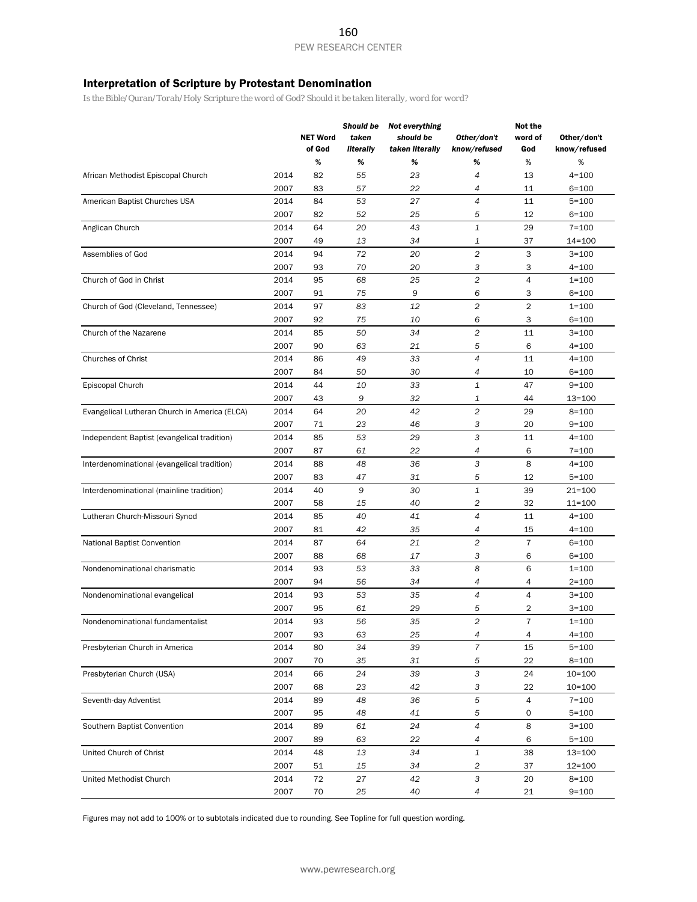### Interpretation of Scripture by Protestant Denomination

*Is the Bible/Quran/Torah/Holy Scripture the word of God? Should it be taken literally, word for word?*

| | | NET Word of God | *Should be taken literally* | *Not everything should be taken literally* | *Other/don't know/refused* | Not the word of God | Other/don't know/refused |
|---|---|---|---|---|---|---|---|
| | | % | % | % | % | % | % |
| African Methodist Episcopal Church | 2014 | 82 | *55* | *23* | *4* | 13 | 4=100 |
| | 2007 | 83 | *57* | *22* | *4* | 11 | 6=100 |
| American Baptist Churches USA | 2014 | 84 | *53* | *27* | *4* | 11 | 5=100 |
| | 2007 | 82 | *52* | *25* | *5* | 12 | 6=100 |
| Anglican Church | 2014 | 64 | *20* | *43* | *1* | 29 | 7=100 |
| | 2007 | 49 | *13* | *34* | *1* | 37 | 14=100 |
| Assemblies of God | 2014 | 94 | *72* | *20* | *2* | 3 | 3=100 |
| | 2007 | 93 | *70* | *20* | *3* | 3 | 4=100 |
| Church of God in Christ | 2014 | 95 | *68* | *25* | *2* | 4 | 1=100 |
| | 2007 | 91 | *75* | *9* | *6* | 3 | 6=100 |
| Church of God (Cleveland, Tennessee) | 2014 | 97 | *83* | *12* | *2* | 2 | 1=100 |
| | 2007 | 92 | *75* | *10* | *6* | 3 | 6=100 |
| Church of the Nazarene | 2014 | 85 | *50* | *34* | *2* | 11 | 3=100 |
| | 2007 | 90 | *63* | *21* | *5* | 6 | 4=100 |
| Churches of Christ | 2014 | 86 | *49* | *33* | *4* | 11 | 4=100 |
| | 2007 | 84 | *50* | *30* | *4* | 10 | 6=100 |
| Episcopal Church | 2014 | 44 | *10* | *33* | *1* | 47 | 9=100 |
| | 2007 | 43 | *9* | *32* | *1* | 44 | 13=100 |
| Evangelical Lutheran Church in America (ELCA) | 2014 | 64 | *20* | *42* | *2* | 29 | 8=100 |
| | 2007 | 71 | *23* | *46* | *3* | 20 | 9=100 |
| Independent Baptist (evangelical tradition) | 2014 | 85 | *53* | *29* | *3* | 11 | 4=100 |
| | 2007 | 87 | *61* | *22* | *4* | 6 | 7=100 |
| Interdenominational (evangelical tradition) | 2014 | 88 | *48* | *36* | *3* | 8 | 4=100 |
| | 2007 | 83 | *47* | *31* | *5* | 12 | 5=100 |
| Interdenominational (mainline tradition) | 2014 | 40 | *9* | *30* | *1* | 39 | 21=100 |
| | 2007 | 58 | *15* | *40* | *2* | 32 | 11=100 |
| Lutheran Church-Missouri Synod | 2014 | 85 | *40* | *41* | *4* | 11 | 4=100 |
| | 2007 | 81 | *42* | *35* | *4* | 15 | 4=100 |
| National Baptist Convention | 2014 | 87 | *64* | *21* | *2* | 7 | 6=100 |
| | 2007 | 88 | *68* | *17* | *3* | 6 | 6=100 |
| Nondenominational charismatic | 2014 | 93 | *53* | *33* | *8* | 6 | 1=100 |
| | 2007 | 94 | *56* | *34* | *4* | 4 | 2=100 |
| Nondenominational evangelical | 2014 | 93 | *53* | *35* | *4* | 4 | 3=100 |
| | 2007 | 95 | *61* | *29* | *5* | 2 | 3=100 |
| Nondenominational fundamentalist | 2014 | 93 | *56* | *35* | *2* | 7 | 1=100 |
| | 2007 | 93 | *63* | *25* | *4* | 4 | 4=100 |
| Presbyterian Church in America | 2014 | 80 | *34* | *39* | *7* | 15 | 5=100 |
| | 2007 | 70 | *35* | *31* | *5* | 22 | 8=100 |
| Presbyterian Church (USA) | 2014 | 66 | *24* | *39* | *3* | 24 | 10=100 |
| | 2007 | 68 | *23* | *42* | *3* | 22 | 10=100 |
| Seventh-day Adventist | 2014 | 89 | *48* | *36* | *5* | 4 | 7=100 |
| | 2007 | 95 | *48* | *41* | *5* | 0 | 5=100 |
| Southern Baptist Convention | 2014 | 89 | *61* | *24* | *4* | 8 | 3=100 |
| | 2007 | 89 | *63* | *22* | *4* | 6 | 5=100 |
| United Church of Christ | 2014 | 48 | *13* | *34* | *1* | 38 | 13=100 |
| | 2007 | 51 | *15* | *34* | *2* | 37 | 12=100 |
| United Methodist Church | 2014 | 72 | *27* | *42* | *3* | 20 | 8=100 |
| | 2007 | 70 | *25* | *40* | *4* | 21 | 9=100 |

Figures may not add to 100% or to subtotals indicated due to rounding. See Topline for full question wording.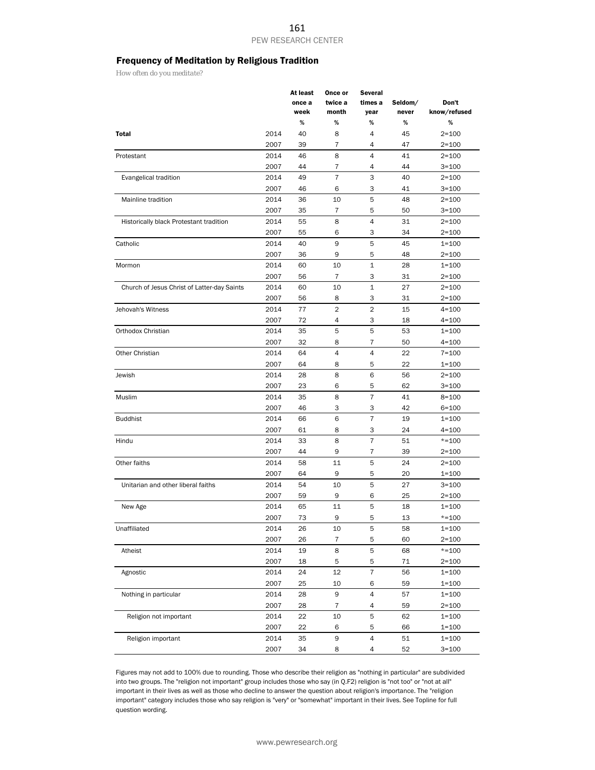## Frequency of Meditation by Religious Tradition

*How often do you meditate?*

| | | At least once a week | Once or twice a month | Several times a year | Seldom/ never | Don't know/refused |
|---|---|---|---|---|---|---|
| | | % | % | % | % | % |
| **Total** | 2014 | 40 | 8 | 4 | 45 | 2=100 |
| | 2007 | 39 | 7 | 4 | 47 | 2=100 |
| Protestant | 2014 | 46 | 8 | 4 | 41 | 2=100 |
| | 2007 | 44 | 7 | 4 | 44 | 3=100 |
| Evangelical tradition | 2014 | 49 | 7 | 3 | 40 | 2=100 |
| | 2007 | 46 | 6 | 3 | 41 | 3=100 |
| Mainline tradition | 2014 | 36 | 10 | 5 | 48 | 2=100 |
| | 2007 | 35 | 7 | 5 | 50 | 3=100 |
| Historically black Protestant tradition | 2014 | 55 | 8 | 4 | 31 | 2=100 |
| | 2007 | 55 | 6 | 3 | 34 | 2=100 |
| Catholic | 2014 | 40 | 9 | 5 | 45 | 1=100 |
| | 2007 | 36 | 9 | 5 | 48 | 2=100 |
| Mormon | 2014 | 60 | 10 | 1 | 28 | 1=100 |
| | 2007 | 56 | 7 | 3 | 31 | 2=100 |
| Church of Jesus Christ of Latter-day Saints | 2014 | 60 | 10 | 1 | 27 | 2=100 |
| | 2007 | 56 | 8 | 3 | 31 | 2=100 |
| Jehovah's Witness | 2014 | 77 | 2 | 2 | 15 | 4=100 |
| | 2007 | 72 | 4 | 3 | 18 | 4=100 |
| Orthodox Christian | 2014 | 35 | 5 | 5 | 53 | 1=100 |
| | 2007 | 32 | 8 | 7 | 50 | 4=100 |
| Other Christian | 2014 | 64 | 4 | 4 | 22 | 7=100 |
| | 2007 | 64 | 8 | 5 | 22 | 1=100 |
| Jewish | 2014 | 28 | 8 | 6 | 56 | 2=100 |
| | 2007 | 23 | 6 | 5 | 62 | 3=100 |
| Muslim | 2014 | 35 | 8 | 7 | 41 | 8=100 |
| | 2007 | 46 | 3 | 3 | 42 | 6=100 |
| Buddhist | 2014 | 66 | 6 | 7 | 19 | 1=100 |
| | 2007 | 61 | 8 | 3 | 24 | 4=100 |
| Hindu | 2014 | 33 | 8 | 7 | 51 | *=100 |
| | 2007 | 44 | 9 | 7 | 39 | 2=100 |
| Other faiths | 2014 | 58 | 11 | 5 | 24 | 2=100 |
| | 2007 | 64 | 9 | 5 | 20 | 1=100 |
| Unitarian and other liberal faiths | 2014 | 54 | 10 | 5 | 27 | 3=100 |
| | 2007 | 59 | 9 | 6 | 25 | 2=100 |
| New Age | 2014 | 65 | 11 | 5 | 18 | 1=100 |
| | 2007 | 73 | 9 | 5 | 13 | *=100 |
| Unaffiliated | 2014 | 26 | 10 | 5 | 58 | 1=100 |
| | 2007 | 26 | 7 | 5 | 60 | 2=100 |
| Atheist | 2014 | 19 | 8 | 5 | 68 | *=100 |
| | 2007 | 18 | 5 | 5 | 71 | 2=100 |
| Agnostic | 2014 | 24 | 12 | 7 | 56 | 1=100 |
| | 2007 | 25 | 10 | 6 | 59 | 1=100 |
| Nothing in particular | 2014 | 28 | 9 | 4 | 57 | 1=100 |
| | 2007 | 28 | 7 | 4 | 59 | 2=100 |
| Religion not important | 2014 | 22 | 10 | 5 | 62 | 1=100 |
| | 2007 | 22 | 6 | 5 | 66 | 1=100 |
| Religion important | 2014 | 35 | 9 | 4 | 51 | 1=100 |
| | 2007 | 34 | 8 | 4 | 52 | 3=100 |

Figures may not add to 100% due to rounding. Those who describe their religion as "nothing in particular" are subdivided into two groups. The "religion not important" group includes those who say (in Q.F2) religion is "not too" or "not at all" important in their lives as well as those who decline to answer the question about religion's importance. The "religion important" category includes those who say religion is "very" or "somewhat" important in their lives. See Topline for full question wording.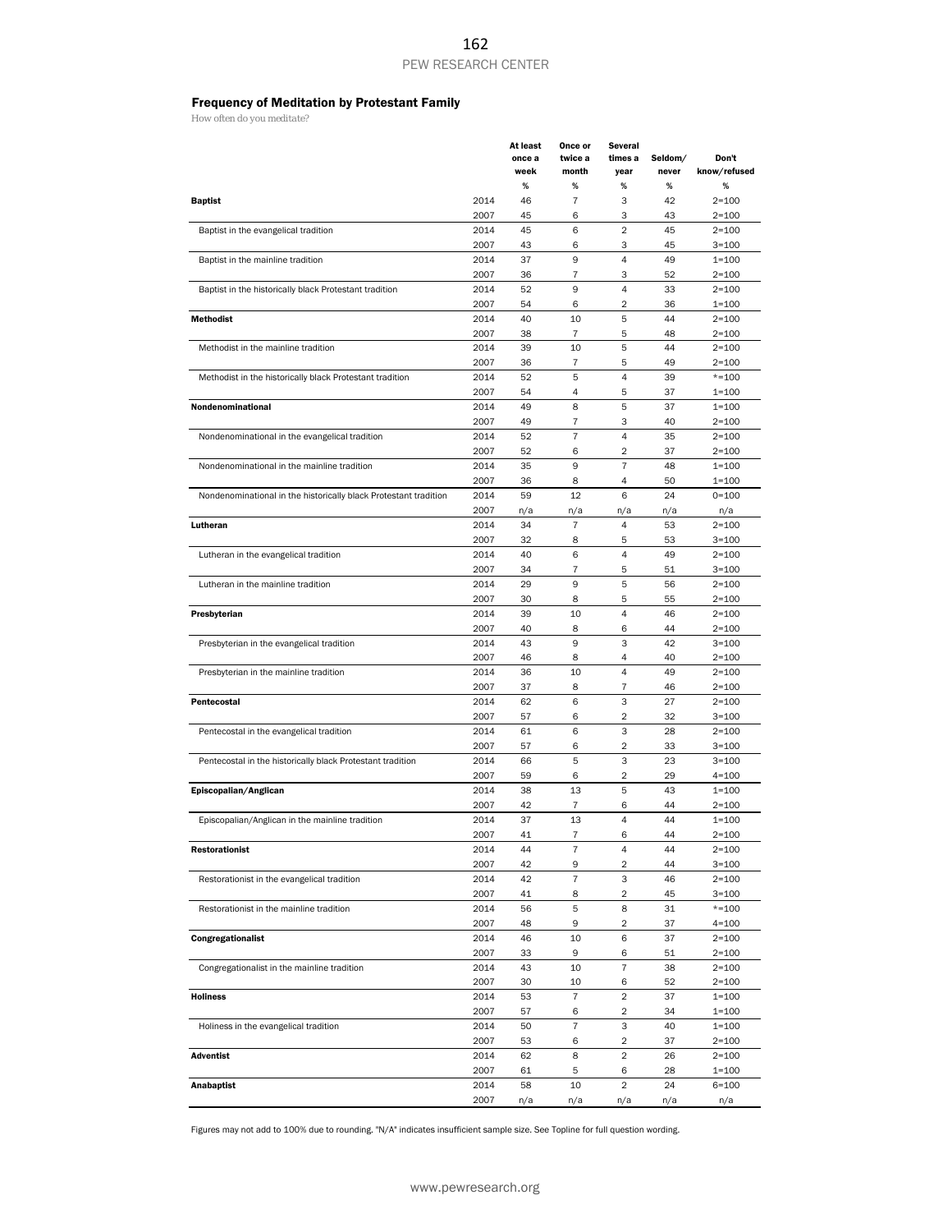### Frequency of Meditation by Protestant Family

*How often do you meditate?*

| | | At least once a week | Once or twice a month | Several times a year | Seldom/ never | Don't know/refused |
|---|---|---|---|---|---|---|
| | | % | % | % | % | % |
| **Baptist** | 2014 | 46 | 7 | 3 | 42 | 2=100 |
| | 2007 | 45 | 6 | 3 | 43 | 2=100 |
| Baptist in the evangelical tradition | 2014 | 45 | 6 | 2 | 45 | 2=100 |
| | 2007 | 43 | 6 | 3 | 45 | 3=100 |
| Baptist in the mainline tradition | 2014 | 37 | 9 | 4 | 49 | 1=100 |
| | 2007 | 36 | 7 | 3 | 52 | 2=100 |
| Baptist in the historically black Protestant tradition | 2014 | 52 | 9 | 4 | 33 | 2=100 |
| | 2007 | 54 | 6 | 2 | 36 | 1=100 |
| **Methodist** | 2014 | 40 | 10 | 5 | 44 | 2=100 |
| | 2007 | 38 | 7 | 5 | 48 | 2=100 |
| Methodist in the mainline tradition | 2014 | 39 | 10 | 5 | 44 | 2=100 |
| | 2007 | 36 | 7 | 5 | 49 | 2=100 |
| Methodist in the historically black Protestant tradition | 2014 | 52 | 5 | 4 | 39 | *=100 |
| | 2007 | 54 | 4 | 5 | 37 | 1=100 |
| **Nondenominational** | 2014 | 49 | 8 | 5 | 37 | 1=100 |
| | 2007 | 49 | 7 | 3 | 40 | 2=100 |
| Nondenominational in the evangelical tradition | 2014 | 52 | 7 | 4 | 35 | 2=100 |
| | 2007 | 52 | 6 | 2 | 37 | 2=100 |
| Nondenominational in the mainline tradition | 2014 | 35 | 9 | 7 | 48 | 1=100 |
| | 2007 | 36 | 8 | 4 | 50 | 1=100 |
| Nondenominational in the historically black Protestant tradition | 2014 | 59 | 12 | 6 | 24 | 0=100 |
| | 2007 | n/a | n/a | n/a | n/a | n/a |
| **Lutheran** | 2014 | 34 | 7 | 4 | 53 | 2=100 |
| | 2007 | 32 | 8 | 5 | 53 | 3=100 |
| Lutheran in the evangelical tradition | 2014 | 40 | 6 | 4 | 49 | 2=100 |
| | 2007 | 34 | 7 | 5 | 51 | 3=100 |
| Lutheran in the mainline tradition | 2014 | 29 | 9 | 5 | 56 | 2=100 |
| | 2007 | 30 | 8 | 5 | 55 | 2=100 |
| **Presbyterian** | 2014 | 39 | 10 | 4 | 46 | 2=100 |
| | 2007 | 40 | 8 | 6 | 44 | 2=100 |
| Presbyterian in the evangelical tradition | 2014 | 43 | 9 | 3 | 42 | 3=100 |
| | 2007 | 46 | 8 | 4 | 40 | 2=100 |
| Presbyterian in the mainline tradition | 2014 | 36 | 10 | 4 | 49 | 2=100 |
| | 2007 | 37 | 8 | 7 | 46 | 2=100 |
| **Pentecostal** | 2014 | 62 | 6 | 3 | 27 | 2=100 |
| | 2007 | 57 | 6 | 2 | 32 | 3=100 |
| Pentecostal in the evangelical tradition | 2014 | 61 | 6 | 3 | 28 | 2=100 |
| | 2007 | 57 | 6 | 2 | 33 | 3=100 |
| Pentecostal in the historically black Protestant tradition | 2014 | 66 | 5 | 3 | 23 | 3=100 |
| | 2007 | 59 | 6 | 2 | 29 | 4=100 |
| **Episcopalian/Anglican** | 2014 | 38 | 13 | 5 | 43 | 1=100 |
| | 2007 | 42 | 7 | 6 | 44 | 2=100 |
| Episcopalian/Anglican in the mainline tradition | 2014 | 37 | 13 | 4 | 44 | 1=100 |
| | 2007 | 41 | 7 | 6 | 44 | 2=100 |
| **Restorationist** | 2014 | 44 | 7 | 4 | 44 | 2=100 |
| | 2007 | 42 | 9 | 2 | 44 | 3=100 |
| Restorationist in the evangelical tradition | 2014 | 42 | 7 | 3 | 46 | 2=100 |
| | 2007 | 41 | 8 | 2 | 45 | 3=100 |
| Restorationist in the mainline tradition | 2014 | 56 | 5 | 8 | 31 | *=100 |
| | 2007 | 48 | 9 | 2 | 37 | 4=100 |
| **Congregationalist** | 2014 | 46 | 10 | 6 | 37 | 2=100 |
| | 2007 | 33 | 9 | 6 | 51 | 2=100 |
| Congregationalist in the mainline tradition | 2014 | 43 | 10 | 7 | 38 | 2=100 |
| | 2007 | 30 | 10 | 6 | 52 | 2=100 |
| **Holiness** | 2014 | 53 | 7 | 2 | 37 | 1=100 |
| | 2007 | 57 | 6 | 2 | 34 | 1=100 |
| Holiness in the evangelical tradition | 2014 | 50 | 7 | 3 | 40 | 1=100 |
| | 2007 | 53 | 6 | 2 | 37 | 2=100 |
| **Adventist** | 2014 | 62 | 8 | 2 | 26 | 2=100 |
| | 2007 | 61 | 5 | 6 | 28 | 1=100 |
| **Anabaptist** | 2014 | 58 | 10 | 2 | 24 | 6=100 |
| | 2007 | n/a | n/a | n/a | n/a | n/a |

Figures may not add to 100% due to rounding. "N/A" indicates insufficient sample size. See Topline for full question wording.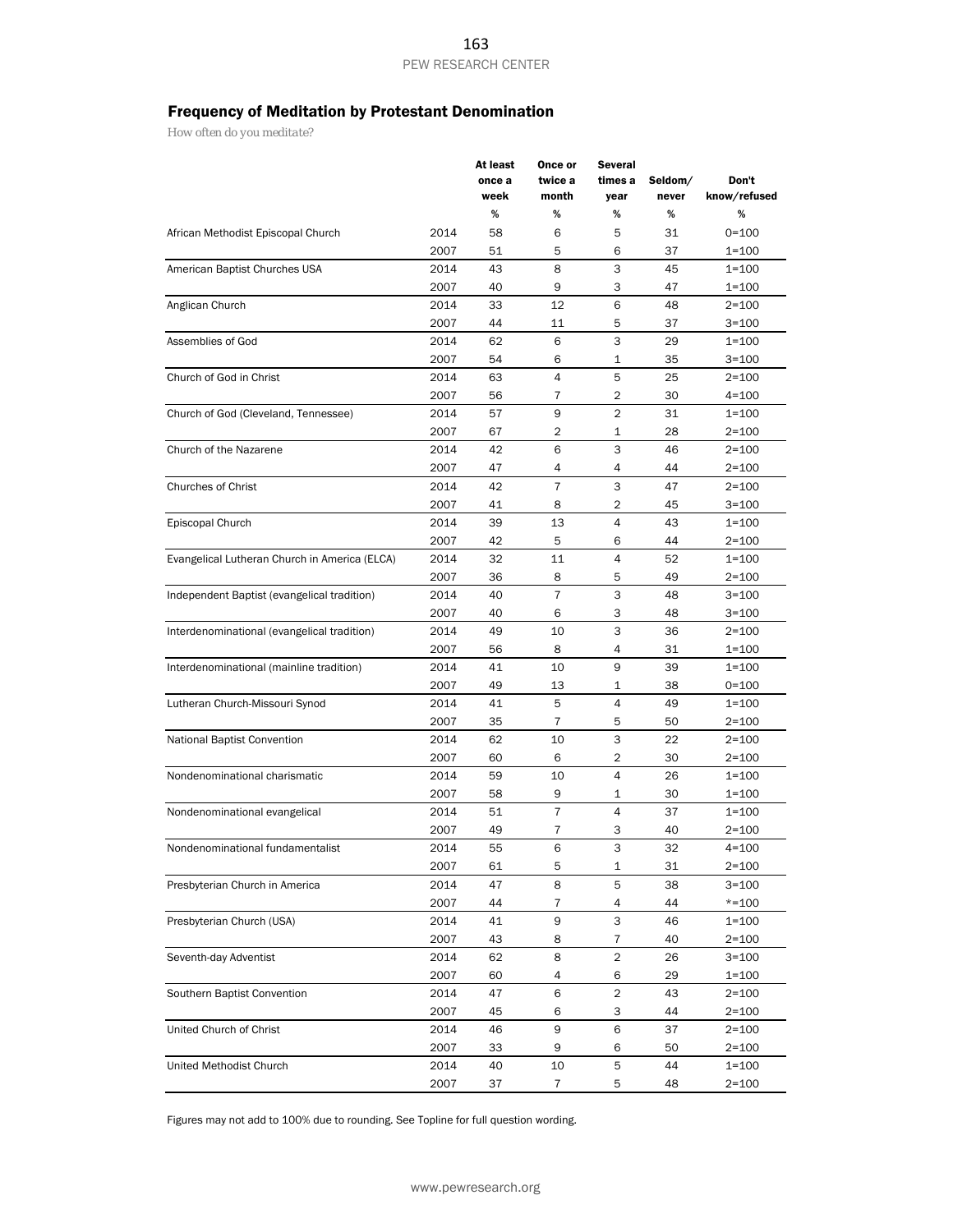## Frequency of Meditation by Protestant Denomination

*How often do you meditate?*

| | | At least once a week | Once or twice a month | Several times a year | Seldom/ never | Don't know/refused |
|---|---|---|---|---|---|---|
| | | % | % | % | % | % |
| African Methodist Episcopal Church | 2014 | 58 | 6 | 5 | 31 | 0=100 |
| | 2007 | 51 | 5 | 6 | 37 | 1=100 |
| American Baptist Churches USA | 2014 | 43 | 8 | 3 | 45 | 1=100 |
| | 2007 | 40 | 9 | 3 | 47 | 1=100 |
| Anglican Church | 2014 | 33 | 12 | 6 | 48 | 2=100 |
| | 2007 | 44 | 11 | 5 | 37 | 3=100 |
| Assemblies of God | 2014 | 62 | 6 | 3 | 29 | 1=100 |
| | 2007 | 54 | 6 | 1 | 35 | 3=100 |
| Church of God in Christ | 2014 | 63 | 4 | 5 | 25 | 2=100 |
| | 2007 | 56 | 7 | 2 | 30 | 4=100 |
| Church of God (Cleveland, Tennessee) | 2014 | 57 | 9 | 2 | 31 | 1=100 |
| | 2007 | 67 | 2 | 1 | 28 | 2=100 |
| Church of the Nazarene | 2014 | 42 | 6 | 3 | 46 | 2=100 |
| | 2007 | 47 | 4 | 4 | 44 | 2=100 |
| Churches of Christ | 2014 | 42 | 7 | 3 | 47 | 2=100 |
| | 2007 | 41 | 8 | 2 | 45 | 3=100 |
| Episcopal Church | 2014 | 39 | 13 | 4 | 43 | 1=100 |
| | 2007 | 42 | 5 | 6 | 44 | 2=100 |
| Evangelical Lutheran Church in America (ELCA) | 2014 | 32 | 11 | 4 | 52 | 1=100 |
| | 2007 | 36 | 8 | 5 | 49 | 2=100 |
| Independent Baptist (evangelical tradition) | 2014 | 40 | 7 | 3 | 48 | 3=100 |
| | 2007 | 40 | 6 | 3 | 48 | 3=100 |
| Interdenominational (evangelical tradition) | 2014 | 49 | 10 | 3 | 36 | 2=100 |
| | 2007 | 56 | 8 | 4 | 31 | 1=100 |
| Interdenominational (mainline tradition) | 2014 | 41 | 10 | 9 | 39 | 1=100 |
| | 2007 | 49 | 13 | 1 | 38 | 0=100 |
| Lutheran Church-Missouri Synod | 2014 | 41 | 5 | 4 | 49 | 1=100 |
| | 2007 | 35 | 7 | 5 | 50 | 2=100 |
| National Baptist Convention | 2014 | 62 | 10 | 3 | 22 | 2=100 |
| | 2007 | 60 | 6 | 2 | 30 | 2=100 |
| Nondenominational charismatic | 2014 | 59 | 10 | 4 | 26 | 1=100 |
| | 2007 | 58 | 9 | 1 | 30 | 1=100 |
| Nondenominational evangelical | 2014 | 51 | 7 | 4 | 37 | 1=100 |
| | 2007 | 49 | 7 | 3 | 40 | 2=100 |
| Nondenominational fundamentalist | 2014 | 55 | 6 | 3 | 32 | 4=100 |
| | 2007 | 61 | 5 | 1 | 31 | 2=100 |
| Presbyterian Church in America | 2014 | 47 | 8 | 5 | 38 | 3=100 |
| | 2007 | 44 | 7 | 4 | 44 | *=100 |
| Presbyterian Church (USA) | 2014 | 41 | 9 | 3 | 46 | 1=100 |
| | 2007 | 43 | 8 | 7 | 40 | 2=100 |
| Seventh-day Adventist | 2014 | 62 | 8 | 2 | 26 | 3=100 |
| | 2007 | 60 | 4 | 6 | 29 | 1=100 |
| Southern Baptist Convention | 2014 | 47 | 6 | 2 | 43 | 2=100 |
| | 2007 | 45 | 6 | 3 | 44 | 2=100 |
| United Church of Christ | 2014 | 46 | 9 | 6 | 37 | 2=100 |
| | 2007 | 33 | 9 | 6 | 50 | 2=100 |
| United Methodist Church | 2014 | 40 | 10 | 5 | 44 | 1=100 |
| | 2007 | 37 | 7 | 5 | 48 | 2=100 |

Figures may not add to 100% due to rounding. See Topline for full question wording.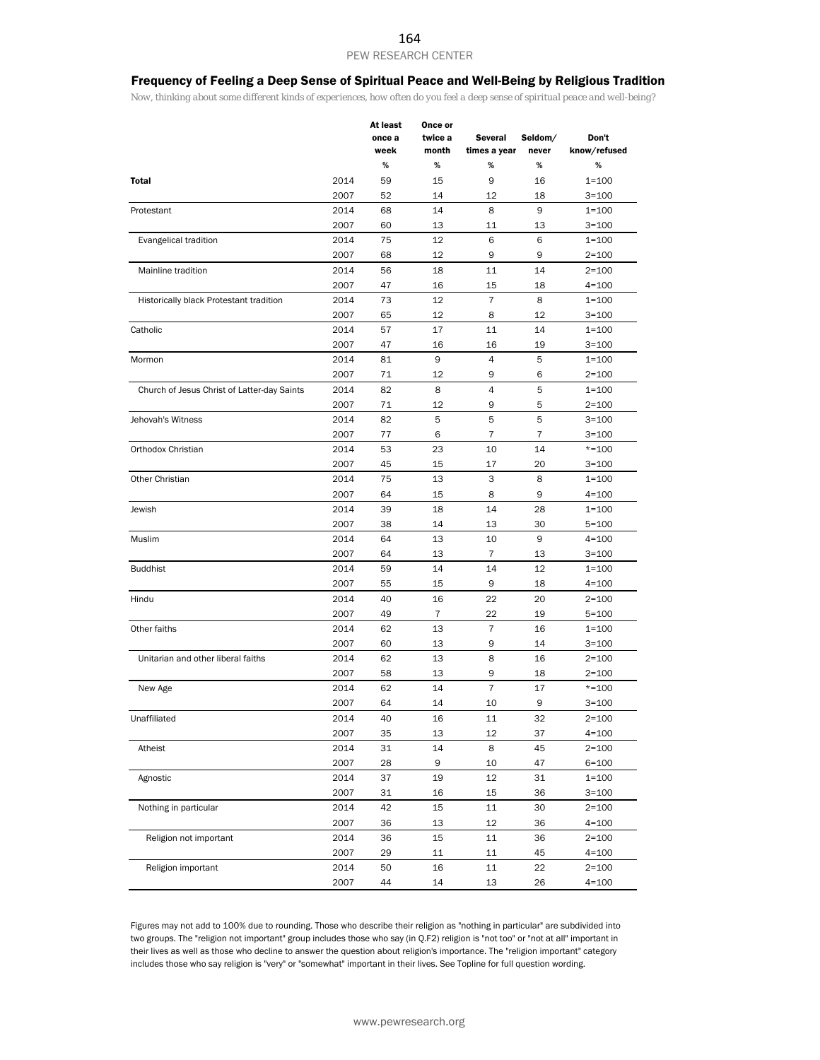## Frequency of Feeling a Deep Sense of Spiritual Peace and Well-Being by Religious Tradition

*Now, thinking about some different kinds of experiences, how often do you feel a deep sense of spiritual peace and well-being?*

| | | At least once a week | Once or twice a month | Several times a year | Seldom/ never | Don't know/refused |
|---|---|---|---|---|---|---|
| | | % | % | % | % | % |
| **Total** | 2014 | 59 | 15 | 9 | 16 | 1=100 |
| | 2007 | 52 | 14 | 12 | 18 | 3=100 |
| Protestant | 2014 | 68 | 14 | 8 | 9 | 1=100 |
| | 2007 | 60 | 13 | 11 | 13 | 3=100 |
| Evangelical tradition | 2014 | 75 | 12 | 6 | 6 | 1=100 |
| | 2007 | 68 | 12 | 9 | 9 | 2=100 |
| Mainline tradition | 2014 | 56 | 18 | 11 | 14 | 2=100 |
| | 2007 | 47 | 16 | 15 | 18 | 4=100 |
| Historically black Protestant tradition | 2014 | 73 | 12 | 7 | 8 | 1=100 |
| | 2007 | 65 | 12 | 8 | 12 | 3=100 |
| Catholic | 2014 | 57 | 17 | 11 | 14 | 1=100 |
| | 2007 | 47 | 16 | 16 | 19 | 3=100 |
| Mormon | 2014 | 81 | 9 | 4 | 5 | 1=100 |
| | 2007 | 71 | 12 | 9 | 6 | 2=100 |
| Church of Jesus Christ of Latter-day Saints | 2014 | 82 | 8 | 4 | 5 | 1=100 |
| | 2007 | 71 | 12 | 9 | 5 | 2=100 |
| Jehovah's Witness | 2014 | 82 | 5 | 5 | 5 | 3=100 |
| | 2007 | 77 | 6 | 7 | 7 | 3=100 |
| Orthodox Christian | 2014 | 53 | 23 | 10 | 14 | *=100 |
| | 2007 | 45 | 15 | 17 | 20 | 3=100 |
| Other Christian | 2014 | 75 | 13 | 3 | 8 | 1=100 |
| | 2007 | 64 | 15 | 8 | 9 | 4=100 |
| Jewish | 2014 | 39 | 18 | 14 | 28 | 1=100 |
| | 2007 | 38 | 14 | 13 | 30 | 5=100 |
| Muslim | 2014 | 64 | 13 | 10 | 9 | 4=100 |
| | 2007 | 64 | 13 | 7 | 13 | 3=100 |
| Buddhist | 2014 | 59 | 14 | 14 | 12 | 1=100 |
| | 2007 | 55 | 15 | 9 | 18 | 4=100 |
| Hindu | 2014 | 40 | 16 | 22 | 20 | 2=100 |
| | 2007 | 49 | 7 | 22 | 19 | 5=100 |
| Other faiths | 2014 | 62 | 13 | 7 | 16 | 1=100 |
| | 2007 | 60 | 13 | 9 | 14 | 3=100 |
| Unitarian and other liberal faiths | 2014 | 62 | 13 | 8 | 16 | 2=100 |
| | 2007 | 58 | 13 | 9 | 18 | 2=100 |
| New Age | 2014 | 62 | 14 | 7 | 17 | *=100 |
| | 2007 | 64 | 14 | 10 | 9 | 3=100 |
| Unaffiliated | 2014 | 40 | 16 | 11 | 32 | 2=100 |
| | 2007 | 35 | 13 | 12 | 37 | 4=100 |
| Atheist | 2014 | 31 | 14 | 8 | 45 | 2=100 |
| | 2007 | 28 | 9 | 10 | 47 | 6=100 |
| Agnostic | 2014 | 37 | 19 | 12 | 31 | 1=100 |
| | 2007 | 31 | 16 | 15 | 36 | 3=100 |
| Nothing in particular | 2014 | 42 | 15 | 11 | 30 | 2=100 |
| | 2007 | 36 | 13 | 12 | 36 | 4=100 |
| Religion not important | 2014 | 36 | 15 | 11 | 36 | 2=100 |
| | 2007 | 29 | 11 | 11 | 45 | 4=100 |
| Religion important | 2014 | 50 | 16 | 11 | 22 | 2=100 |
| | 2007 | 44 | 14 | 13 | 26 | 4=100 |

Figures may not add to 100% due to rounding. Those who describe their religion as "nothing in particular" are subdivided into two groups. The "religion not important" group includes those who say (in Q.F2) religion is "not too" or "not at all" important in their lives as well as those who decline to answer the question about religion's importance. The "religion important" category includes those who say religion is "very" or "somewhat" important in their lives. See Topline for full question wording.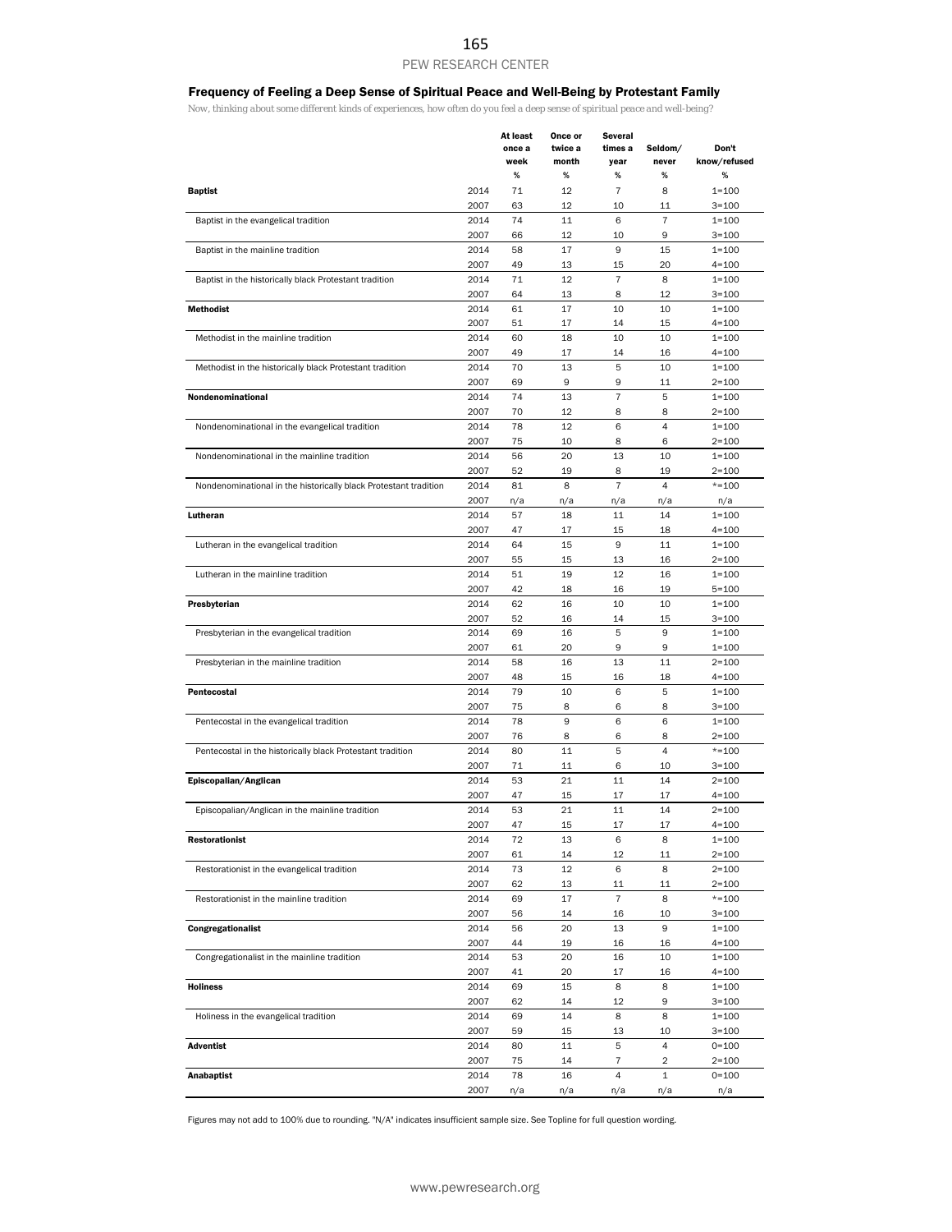## Frequency of Feeling a Deep Sense of Spiritual Peace and Well-Being by Protestant Family

*Now, thinking about some different kinds of experiences, how often do you feel a deep sense of spiritual peace and well-being?*

| | | At least once a week | Once or twice a month | Several times a year | Seldom/ never | Don't know/refused |
|---|---|---|---|---|---|---|
| | | % | % | % | % | % |
| **Baptist** | 2014 | 71 | 12 | 7 | 8 | 1=100 |
| | 2007 | 63 | 12 | 10 | 11 | 3=100 |
| Baptist in the evangelical tradition | 2014 | 74 | 11 | 6 | 7 | 1=100 |
| | 2007 | 66 | 12 | 10 | 9 | 3=100 |
| Baptist in the mainline tradition | 2014 | 58 | 17 | 9 | 15 | 1=100 |
| | 2007 | 49 | 13 | 15 | 20 | 4=100 |
| Baptist in the historically black Protestant tradition | 2014 | 71 | 12 | 7 | 8 | 1=100 |
| | 2007 | 64 | 13 | 8 | 12 | 3=100 |
| **Methodist** | 2014 | 61 | 17 | 10 | 10 | 1=100 |
| | 2007 | 51 | 17 | 14 | 15 | 4=100 |
| Methodist in the mainline tradition | 2014 | 60 | 18 | 10 | 10 | 1=100 |
| | 2007 | 49 | 17 | 14 | 16 | 4=100 |
| Methodist in the historically black Protestant tradition | 2014 | 70 | 13 | 5 | 10 | 1=100 |
| | 2007 | 69 | 9 | 9 | 11 | 2=100 |
| **Nondenominational** | 2014 | 74 | 13 | 7 | 5 | 1=100 |
| | 2007 | 70 | 12 | 8 | 8 | 2=100 |
| Nondenominational in the evangelical tradition | 2014 | 78 | 12 | 6 | 4 | 1=100 |
| | 2007 | 75 | 10 | 8 | 6 | 2=100 |
| Nondenominational in the mainline tradition | 2014 | 56 | 20 | 13 | 10 | 1=100 |
| | 2007 | 52 | 19 | 8 | 19 | 2=100 |
| Nondenominational in the historically black Protestant tradition | 2014 | 81 | 8 | 7 | 4 | *=100 |
| | 2007 | n/a | n/a | n/a | n/a | n/a |
| **Lutheran** | 2014 | 57 | 18 | 11 | 14 | 1=100 |
| | 2007 | 47 | 17 | 15 | 18 | 4=100 |
| Lutheran in the evangelical tradition | 2014 | 64 | 15 | 9 | 11 | 1=100 |
| | 2007 | 55 | 15 | 13 | 16 | 2=100 |
| Lutheran in the mainline tradition | 2014 | 51 | 19 | 12 | 16 | 1=100 |
| | 2007 | 42 | 18 | 16 | 19 | 5=100 |
| **Presbyterian** | 2014 | 62 | 16 | 10 | 10 | 1=100 |
| | 2007 | 52 | 16 | 14 | 15 | 3=100 |
| Presbyterian in the evangelical tradition | 2014 | 69 | 16 | 5 | 9 | 1=100 |
| | 2007 | 61 | 20 | 9 | 9 | 1=100 |
| Presbyterian in the mainline tradition | 2014 | 58 | 16 | 13 | 11 | 2=100 |
| | 2007 | 48 | 15 | 16 | 18 | 4=100 |
| **Pentecostal** | 2014 | 79 | 10 | 6 | 5 | 1=100 |
| | 2007 | 75 | 8 | 6 | 8 | 3=100 |
| Pentecostal in the evangelical tradition | 2014 | 78 | 9 | 6 | 6 | 1=100 |
| | 2007 | 76 | 8 | 6 | 8 | 2=100 |
| Pentecostal in the historically black Protestant tradition | 2014 | 80 | 11 | 5 | 4 | *=100 |
| | 2007 | 71 | 11 | 6 | 10 | 3=100 |
| **Episcopalian/Anglican** | 2014 | 53 | 21 | 11 | 14 | 2=100 |
| | 2007 | 47 | 15 | 17 | 17 | 4=100 |
| Episcopalian/Anglican in the mainline tradition | 2014 | 53 | 21 | 11 | 14 | 2=100 |
| | 2007 | 47 | 15 | 17 | 17 | 4=100 |
| **Restorationist** | 2014 | 72 | 13 | 6 | 8 | 1=100 |
| | 2007 | 61 | 14 | 12 | 11 | 2=100 |
| Restorationist in the evangelical tradition | 2014 | 73 | 12 | 6 | 8 | 2=100 |
| | 2007 | 62 | 13 | 11 | 11 | 2=100 |
| Restorationist in the mainline tradition | 2014 | 69 | 17 | 7 | 8 | *=100 |
| | 2007 | 56 | 14 | 16 | 10 | 3=100 |
| **Congregationalist** | 2014 | 56 | 20 | 13 | 9 | 1=100 |
| | 2007 | 44 | 19 | 16 | 16 | 4=100 |
| Congregationalist in the mainline tradition | 2014 | 53 | 20 | 16 | 10 | 1=100 |
| | 2007 | 41 | 20 | 17 | 16 | 4=100 |
| **Holiness** | 2014 | 69 | 15 | 8 | 8 | 1=100 |
| | 2007 | 62 | 14 | 12 | 9 | 3=100 |
| Holiness in the evangelical tradition | 2014 | 69 | 14 | 8 | 8 | 1=100 |
| | 2007 | 59 | 15 | 13 | 10 | 3=100 |
| **Adventist** | 2014 | 80 | 11 | 5 | 4 | 0=100 |
| | 2007 | 75 | 14 | 7 | 2 | 2=100 |
| **Anabaptist** | 2014 | 78 | 16 | 4 | 1 | 0=100 |
| | 2007 | n/a | n/a | n/a | n/a | n/a |

Figures may not add to 100% due to rounding. "N/A" indicates insufficient sample size. See Topline for full question wording.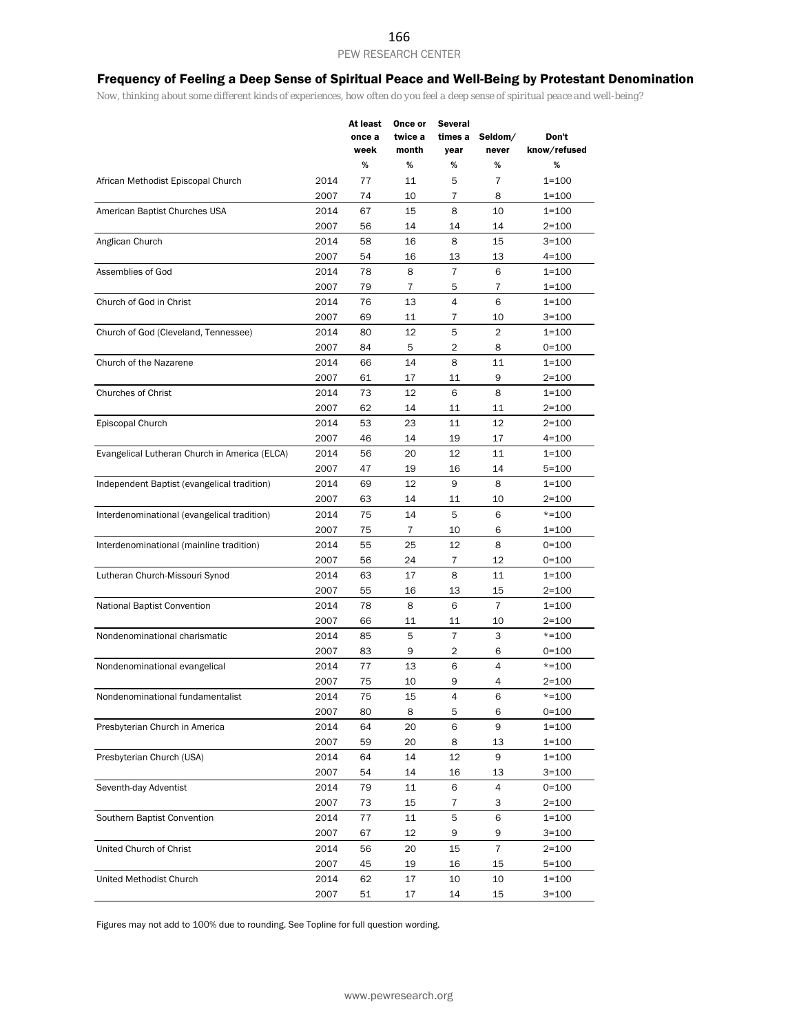## Frequency of Feeling a Deep Sense of Spiritual Peace and Well-Being by Protestant Denomination

*Now, thinking about some different kinds of experiences, how often do you feel a deep sense of spiritual peace and well-being?*

| | | At least once a week | Once or twice a month | Several times a year | Seldom/ never | Don't know/refused |
|---|---|---|---|---|---|---|
| | | % | % | % | % | % |
| African Methodist Episcopal Church | 2014 | 77 | 11 | 5 | 7 | 1=100 |
| | 2007 | 74 | 10 | 7 | 8 | 1=100 |
| American Baptist Churches USA | 2014 | 67 | 15 | 8 | 10 | 1=100 |
| | 2007 | 56 | 14 | 14 | 14 | 2=100 |
| Anglican Church | 2014 | 58 | 16 | 8 | 15 | 3=100 |
| | 2007 | 54 | 16 | 13 | 13 | 4=100 |
| Assemblies of God | 2014 | 78 | 8 | 7 | 6 | 1=100 |
| | 2007 | 79 | 7 | 5 | 7 | 1=100 |
| Church of God in Christ | 2014 | 76 | 13 | 4 | 6 | 1=100 |
| | 2007 | 69 | 11 | 7 | 10 | 3=100 |
| Church of God (Cleveland, Tennessee) | 2014 | 80 | 12 | 5 | 2 | 1=100 |
| | 2007 | 84 | 5 | 2 | 8 | 0=100 |
| Church of the Nazarene | 2014 | 66 | 14 | 8 | 11 | 1=100 |
| | 2007 | 61 | 17 | 11 | 9 | 2=100 |
| Churches of Christ | 2014 | 73 | 12 | 6 | 8 | 1=100 |
| | 2007 | 62 | 14 | 11 | 11 | 2=100 |
| Episcopal Church | 2014 | 53 | 23 | 11 | 12 | 2=100 |
| | 2007 | 46 | 14 | 19 | 17 | 4=100 |
| Evangelical Lutheran Church in America (ELCA) | 2014 | 56 | 20 | 12 | 11 | 1=100 |
| | 2007 | 47 | 19 | 16 | 14 | 5=100 |
| Independent Baptist (evangelical tradition) | 2014 | 69 | 12 | 9 | 8 | 1=100 |
| | 2007 | 63 | 14 | 11 | 10 | 2=100 |
| Interdenominational (evangelical tradition) | 2014 | 75 | 14 | 5 | 6 | *=100 |
| | 2007 | 75 | 7 | 10 | 6 | 1=100 |
| Interdenominational (mainline tradition) | 2014 | 55 | 25 | 12 | 8 | 0=100 |
| | 2007 | 56 | 24 | 7 | 12 | 0=100 |
| Lutheran Church-Missouri Synod | 2014 | 63 | 17 | 8 | 11 | 1=100 |
| | 2007 | 55 | 16 | 13 | 15 | 2=100 |
| National Baptist Convention | 2014 | 78 | 8 | 6 | 7 | 1=100 |
| | 2007 | 66 | 11 | 11 | 10 | 2=100 |
| Nondenominational charismatic | 2014 | 85 | 5 | 7 | 3 | *=100 |
| | 2007 | 83 | 9 | 2 | 6 | 0=100 |
| Nondenominational evangelical | 2014 | 77 | 13 | 6 | 4 | *=100 |
| | 2007 | 75 | 10 | 9 | 4 | 2=100 |
| Nondenominational fundamentalist | 2014 | 75 | 15 | 4 | 6 | *=100 |
| | 2007 | 80 | 8 | 5 | 6 | 0=100 |
| Presbyterian Church in America | 2014 | 64 | 20 | 6 | 9 | 1=100 |
| | 2007 | 59 | 20 | 8 | 13 | 1=100 |
| Presbyterian Church (USA) | 2014 | 64 | 14 | 12 | 9 | 1=100 |
| | 2007 | 54 | 14 | 16 | 13 | 3=100 |
| Seventh-day Adventist | 2014 | 79 | 11 | 6 | 4 | 0=100 |
| | 2007 | 73 | 15 | 7 | 3 | 2=100 |
| Southern Baptist Convention | 2014 | 77 | 11 | 5 | 6 | 1=100 |
| | 2007 | 67 | 12 | 9 | 9 | 3=100 |
| United Church of Christ | 2014 | 56 | 20 | 15 | 7 | 2=100 |
| | 2007 | 45 | 19 | 16 | 15 | 5=100 |
| United Methodist Church | 2014 | 62 | 17 | 10 | 10 | 1=100 |
| | 2007 | 51 | 17 | 14 | 15 | 3=100 |

Figures may not add to 100% due to rounding. See Topline for full question wording.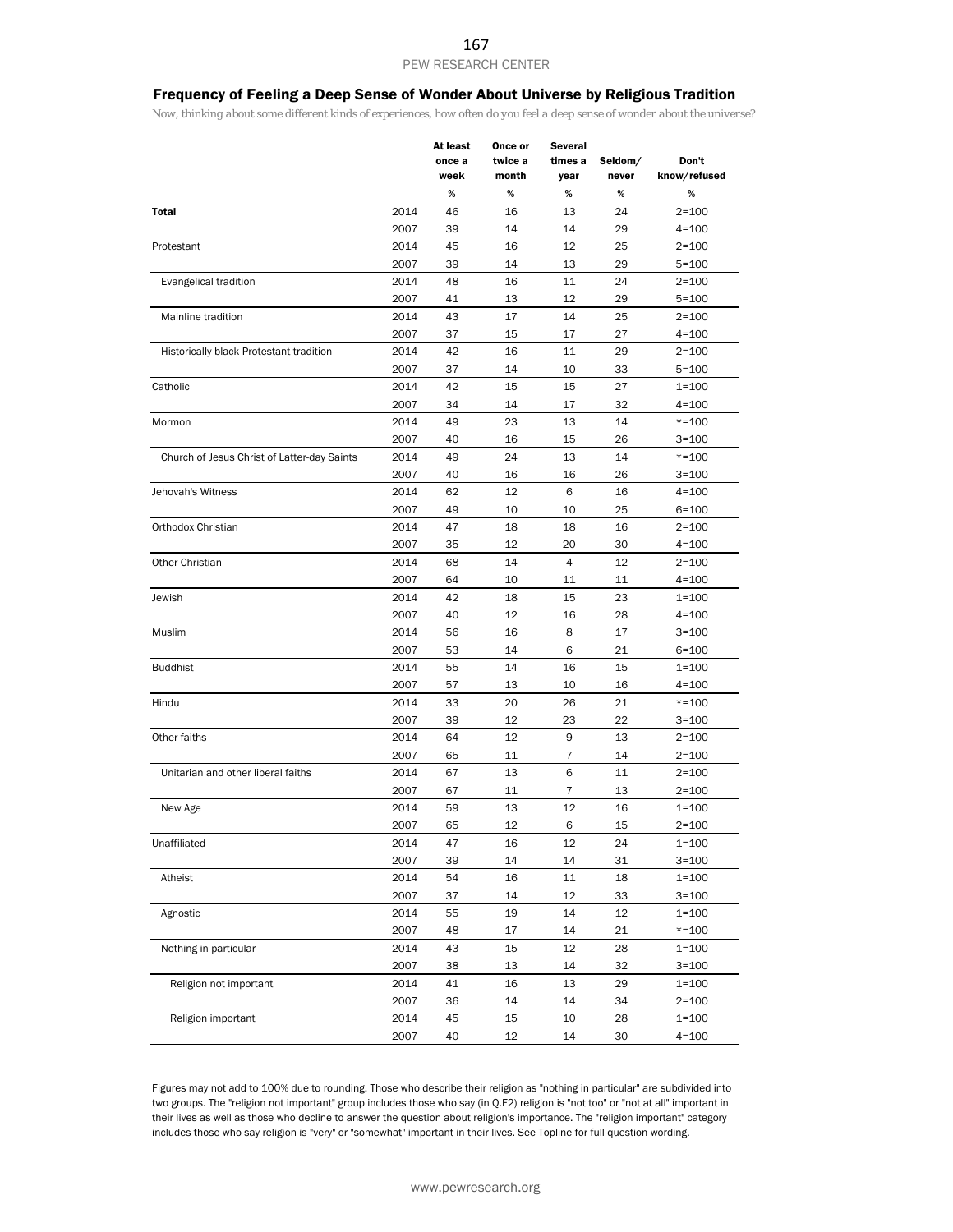## Frequency of Feeling a Deep Sense of Wonder About Universe by Religious Tradition

*Now, thinking about some different kinds of experiences, how often do you feel a deep sense of wonder about the universe?*

| | | At least once a week | Once or twice a month | Several times a year | Seldom/ never | Don't know/refused |
|---|---|---|---|---|---|---|
| | | % | % | % | % | % |
| **Total** | 2014 | 46 | 16 | 13 | 24 | 2=100 |
| | 2007 | 39 | 14 | 14 | 29 | 4=100 |
| Protestant | 2014 | 45 | 16 | 12 | 25 | 2=100 |
| | 2007 | 39 | 14 | 13 | 29 | 5=100 |
| Evangelical tradition | 2014 | 48 | 16 | 11 | 24 | 2=100 |
| | 2007 | 41 | 13 | 12 | 29 | 5=100 |
| Mainline tradition | 2014 | 43 | 17 | 14 | 25 | 2=100 |
| | 2007 | 37 | 15 | 17 | 27 | 4=100 |
| Historically black Protestant tradition | 2014 | 42 | 16 | 11 | 29 | 2=100 |
| | 2007 | 37 | 14 | 10 | 33 | 5=100 |
| Catholic | 2014 | 42 | 15 | 15 | 27 | 1=100 |
| | 2007 | 34 | 14 | 17 | 32 | 4=100 |
| Mormon | 2014 | 49 | 23 | 13 | 14 | *=100 |
| | 2007 | 40 | 16 | 15 | 26 | 3=100 |
| Church of Jesus Christ of Latter-day Saints | 2014 | 49 | 24 | 13 | 14 | *=100 |
| | 2007 | 40 | 16 | 16 | 26 | 3=100 |
| Jehovah's Witness | 2014 | 62 | 12 | 6 | 16 | 4=100 |
| | 2007 | 49 | 10 | 10 | 25 | 6=100 |
| Orthodox Christian | 2014 | 47 | 18 | 18 | 16 | 2=100 |
| | 2007 | 35 | 12 | 20 | 30 | 4=100 |
| Other Christian | 2014 | 68 | 14 | 4 | 12 | 2=100 |
| | 2007 | 64 | 10 | 11 | 11 | 4=100 |
| Jewish | 2014 | 42 | 18 | 15 | 23 | 1=100 |
| | 2007 | 40 | 12 | 16 | 28 | 4=100 |
| Muslim | 2014 | 56 | 16 | 8 | 17 | 3=100 |
| | 2007 | 53 | 14 | 6 | 21 | 6=100 |
| Buddhist | 2014 | 55 | 14 | 16 | 15 | 1=100 |
| | 2007 | 57 | 13 | 10 | 16 | 4=100 |
| Hindu | 2014 | 33 | 20 | 26 | 21 | *=100 |
| | 2007 | 39 | 12 | 23 | 22 | 3=100 |
| Other faiths | 2014 | 64 | 12 | 9 | 13 | 2=100 |
| | 2007 | 65 | 11 | 7 | 14 | 2=100 |
| Unitarian and other liberal faiths | 2014 | 67 | 13 | 6 | 11 | 2=100 |
| | 2007 | 67 | 11 | 7 | 13 | 2=100 |
| New Age | 2014 | 59 | 13 | 12 | 16 | 1=100 |
| | 2007 | 65 | 12 | 6 | 15 | 2=100 |
| Unaffiliated | 2014 | 47 | 16 | 12 | 24 | 1=100 |
| | 2007 | 39 | 14 | 14 | 31 | 3=100 |
| Atheist | 2014 | 54 | 16 | 11 | 18 | 1=100 |
| | 2007 | 37 | 14 | 12 | 33 | 3=100 |
| Agnostic | 2014 | 55 | 19 | 14 | 12 | 1=100 |
| | 2007 | 48 | 17 | 14 | 21 | *=100 |
| Nothing in particular | 2014 | 43 | 15 | 12 | 28 | 1=100 |
| | 2007 | 38 | 13 | 14 | 32 | 3=100 |
| Religion not important | 2014 | 41 | 16 | 13 | 29 | 1=100 |
| | 2007 | 36 | 14 | 14 | 34 | 2=100 |
| Religion important | 2014 | 45 | 15 | 10 | 28 | 1=100 |
| | 2007 | 40 | 12 | 14 | 30 | 4=100 |

Figures may not add to 100% due to rounding. Those who describe their religion as "nothing in particular" are subdivided into two groups. The "religion not important" group includes those who say (in Q.F2) religion is "not too" or "not at all" important in their lives as well as those who decline to answer the question about religion's importance. The "religion important" category includes those who say religion is "very" or "somewhat" important in their lives. See Topline for full question wording.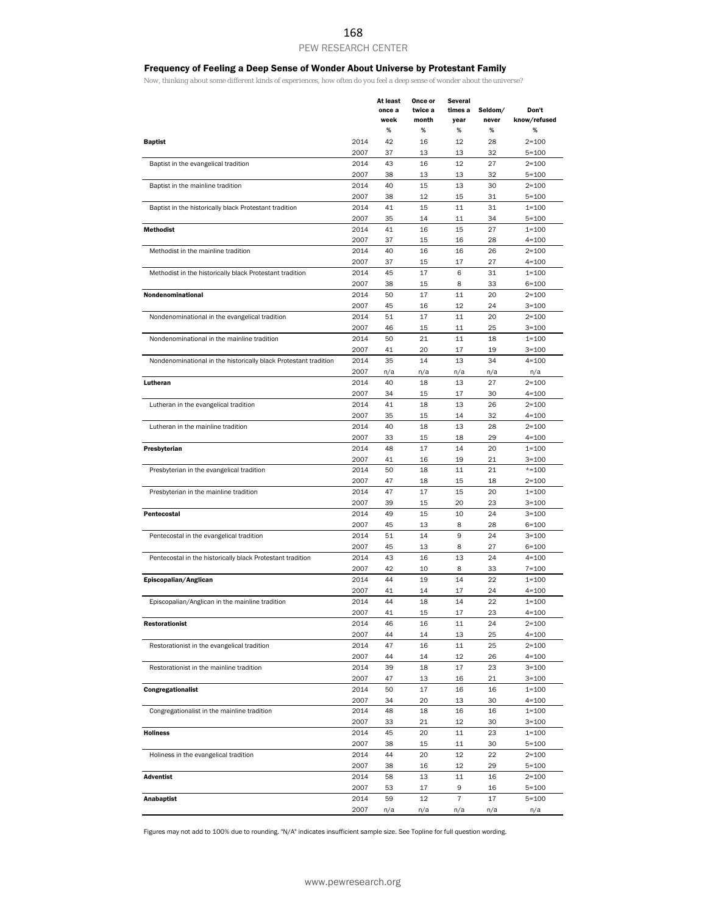### Frequency of Feeling a Deep Sense of Wonder About Universe by Protestant Family

*Now, thinking about some different kinds of experiences, how often do you feel a deep sense of wonder about the universe?*

| | | At least once a week | Once or twice a month | Several times a year | Seldom/ never | Don't know/refused |
|---|---|---|---|---|---|---|
| | | % | % | % | % | % |
| **Baptist** | 2014 | 42 | 16 | 12 | 28 | 2=100 |
| | 2007 | 37 | 13 | 13 | 32 | 5=100 |
| Baptist in the evangelical tradition | 2014 | 43 | 16 | 12 | 27 | 2=100 |
| | 2007 | 38 | 13 | 13 | 32 | 5=100 |
| Baptist in the mainline tradition | 2014 | 40 | 15 | 13 | 30 | 2=100 |
| | 2007 | 38 | 12 | 15 | 31 | 5=100 |
| Baptist in the historically black Protestant tradition | 2014 | 41 | 15 | 11 | 31 | 1=100 |
| | 2007 | 35 | 14 | 11 | 34 | 5=100 |
| **Methodist** | 2014 | 41 | 16 | 15 | 27 | 1=100 |
| | 2007 | 37 | 15 | 16 | 28 | 4=100 |
| Methodist in the mainline tradition | 2014 | 40 | 16 | 16 | 26 | 2=100 |
| | 2007 | 37 | 15 | 17 | 27 | 4=100 |
| Methodist in the historically black Protestant tradition | 2014 | 45 | 17 | 6 | 31 | 1=100 |
| | 2007 | 38 | 15 | 8 | 33 | 6=100 |
| **Nondenominational** | 2014 | 50 | 17 | 11 | 20 | 2=100 |
| | 2007 | 45 | 16 | 12 | 24 | 3=100 |
| Nondenominational in the evangelical tradition | 2014 | 51 | 17 | 11 | 20 | 2=100 |
| | 2007 | 46 | 15 | 11 | 25 | 3=100 |
| Nondenominational in the mainline tradition | 2014 | 50 | 21 | 11 | 18 | 1=100 |
| | 2007 | 41 | 20 | 17 | 19 | 3=100 |
| Nondenominational in the historically black Protestant tradition | 2014 | 35 | 14 | 13 | 34 | 4=100 |
| | 2007 | n/a | n/a | n/a | n/a | n/a |
| **Lutheran** | 2014 | 40 | 18 | 13 | 27 | 2=100 |
| | 2007 | 34 | 15 | 17 | 30 | 4=100 |
| Lutheran in the evangelical tradition | 2014 | 41 | 18 | 13 | 26 | 2=100 |
| | 2007 | 35 | 15 | 14 | 32 | 4=100 |
| Lutheran in the mainline tradition | 2014 | 40 | 18 | 13 | 28 | 2=100 |
| | 2007 | 33 | 15 | 18 | 29 | 4=100 |
| **Presbyterian** | 2014 | 48 | 17 | 14 | 20 | 1=100 |
| | 2007 | 41 | 16 | 19 | 21 | 3=100 |
| Presbyterian in the evangelical tradition | 2014 | 50 | 18 | 11 | 21 | *=100 |
| | 2007 | 47 | 18 | 15 | 18 | 2=100 |
| Presbyterian in the mainline tradition | 2014 | 47 | 17 | 15 | 20 | 1=100 |
| | 2007 | 39 | 15 | 20 | 23 | 3=100 |
| **Pentecostal** | 2014 | 49 | 15 | 10 | 24 | 3=100 |
| | 2007 | 45 | 13 | 8 | 28 | 6=100 |
| Pentecostal in the evangelical tradition | 2014 | 51 | 14 | 9 | 24 | 3=100 |
| | 2007 | 45 | 13 | 8 | 27 | 6=100 |
| Pentecostal in the historically black Protestant tradition | 2014 | 43 | 16 | 13 | 24 | 4=100 |
| | 2007 | 42 | 10 | 8 | 33 | 7=100 |
| **Episcopalian/Anglican** | 2014 | 44 | 19 | 14 | 22 | 1=100 |
| | 2007 | 41 | 14 | 17 | 24 | 4=100 |
| Episcopalian/Anglican in the mainline tradition | 2014 | 44 | 18 | 14 | 22 | 1=100 |
| | 2007 | 41 | 15 | 17 | 23 | 4=100 |
| **Restorationist** | 2014 | 46 | 16 | 11 | 24 | 2=100 |
| | 2007 | 44 | 14 | 13 | 25 | 4=100 |
| Restorationist in the evangelical tradition | 2014 | 47 | 16 | 11 | 25 | 2=100 |
| | 2007 | 44 | 14 | 12 | 26 | 4=100 |
| Restorationist in the mainline tradition | 2014 | 39 | 18 | 17 | 23 | 3=100 |
| | 2007 | 47 | 13 | 16 | 21 | 3=100 |
| **Congregationalist** | 2014 | 50 | 17 | 16 | 16 | 1=100 |
| | 2007 | 34 | 20 | 13 | 30 | 4=100 |
| Congregationalist in the mainline tradition | 2014 | 48 | 18 | 16 | 16 | 1=100 |
| | 2007 | 33 | 21 | 12 | 30 | 3=100 |
| **Holiness** | 2014 | 45 | 20 | 11 | 23 | 1=100 |
| | 2007 | 38 | 15 | 11 | 30 | 5=100 |
| Holiness in the evangelical tradition | 2014 | 44 | 20 | 12 | 22 | 2=100 |
| | 2007 | 38 | 16 | 12 | 29 | 5=100 |
| **Adventist** | 2014 | 58 | 13 | 11 | 16 | 2=100 |
| | 2007 | 53 | 17 | 9 | 16 | 5=100 |
| **Anabaptist** | 2014 | 59 | 12 | 7 | 17 | 5=100 |
| | 2007 | n/a | n/a | n/a | n/a | n/a |

Figures may not add to 100% due to rounding. "N/A" indicates insufficient sample size. See Topline for full question wording.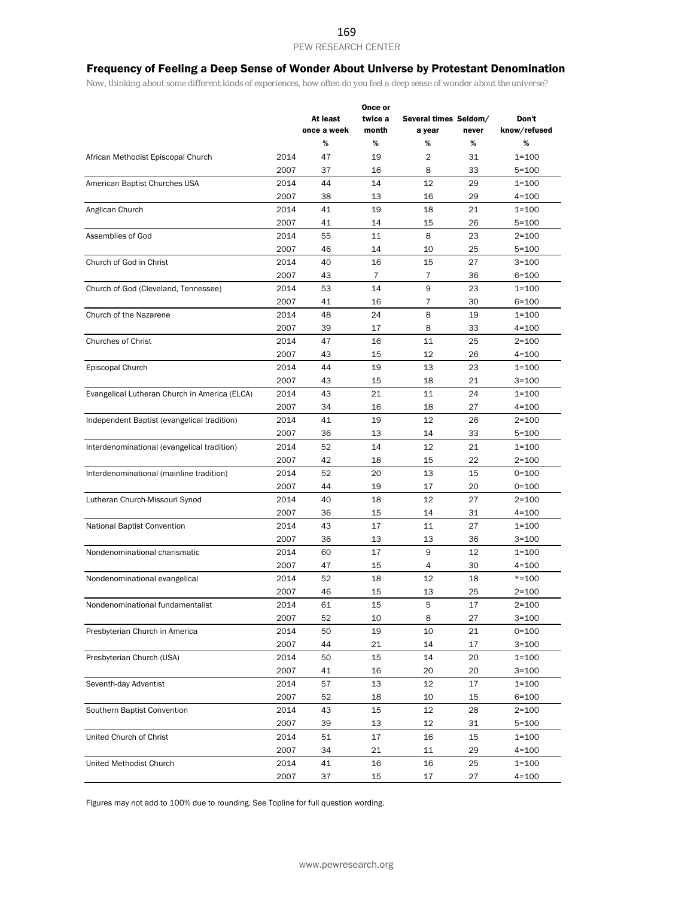## Frequency of Feeling a Deep Sense of Wonder About Universe by Protestant Denomination

*Now, thinking about some different kinds of experiences, how often do you feel a deep sense of wonder about the universe?*

| | | At least once a week | Once or twice a month | Several times a year | Seldom/ never | Don't know/refused |
|---|---|---|---|---|---|---|
| | | % | % | % | % | % |
| African Methodist Episcopal Church | 2014 | 47 | 19 | 2 | 31 | 1=100 |
| | 2007 | 37 | 16 | 8 | 33 | 5=100 |
| American Baptist Churches USA | 2014 | 44 | 14 | 12 | 29 | 1=100 |
| | 2007 | 38 | 13 | 16 | 29 | 4=100 |
| Anglican Church | 2014 | 41 | 19 | 18 | 21 | 1=100 |
| | 2007 | 41 | 14 | 15 | 26 | 5=100 |
| Assemblies of God | 2014 | 55 | 11 | 8 | 23 | 2=100 |
| | 2007 | 46 | 14 | 10 | 25 | 5=100 |
| Church of God in Christ | 2014 | 40 | 16 | 15 | 27 | 3=100 |
| | 2007 | 43 | 7 | 7 | 36 | 6=100 |
| Church of God (Cleveland, Tennessee) | 2014 | 53 | 14 | 9 | 23 | 1=100 |
| | 2007 | 41 | 16 | 7 | 30 | 6=100 |
| Church of the Nazarene | 2014 | 48 | 24 | 8 | 19 | 1=100 |
| | 2007 | 39 | 17 | 8 | 33 | 4=100 |
| Churches of Christ | 2014 | 47 | 16 | 11 | 25 | 2=100 |
| | 2007 | 43 | 15 | 12 | 26 | 4=100 |
| Episcopal Church | 2014 | 44 | 19 | 13 | 23 | 1=100 |
| | 2007 | 43 | 15 | 18 | 21 | 3=100 |
| Evangelical Lutheran Church in America (ELCA) | 2014 | 43 | 21 | 11 | 24 | 1=100 |
| | 2007 | 34 | 16 | 18 | 27 | 4=100 |
| Independent Baptist (evangelical tradition) | 2014 | 41 | 19 | 12 | 26 | 2=100 |
| | 2007 | 36 | 13 | 14 | 33 | 5=100 |
| Interdenominational (evangelical tradition) | 2014 | 52 | 14 | 12 | 21 | 1=100 |
| | 2007 | 42 | 18 | 15 | 22 | 2=100 |
| Interdenominational (mainline tradition) | 2014 | 52 | 20 | 13 | 15 | 0=100 |
| | 2007 | 44 | 19 | 17 | 20 | 0=100 |
| Lutheran Church-Missouri Synod | 2014 | 40 | 18 | 12 | 27 | 2=100 |
| | 2007 | 36 | 15 | 14 | 31 | 4=100 |
| National Baptist Convention | 2014 | 43 | 17 | 11 | 27 | 1=100 |
| | 2007 | 36 | 13 | 13 | 36 | 3=100 |
| Nondenominational charismatic | 2014 | 60 | 17 | 9 | 12 | 1=100 |
| | 2007 | 47 | 15 | 4 | 30 | 4=100 |
| Nondenominational evangelical | 2014 | 52 | 18 | 12 | 18 | *=100 |
| | 2007 | 46 | 15 | 13 | 25 | 2=100 |
| Nondenominational fundamentalist | 2014 | 61 | 15 | 5 | 17 | 2=100 |
| | 2007 | 52 | 10 | 8 | 27 | 3=100 |
| Presbyterian Church in America | 2014 | 50 | 19 | 10 | 21 | 0=100 |
| | 2007 | 44 | 21 | 14 | 17 | 3=100 |
| Presbyterian Church (USA) | 2014 | 50 | 15 | 14 | 20 | 1=100 |
| | 2007 | 41 | 16 | 20 | 20 | 3=100 |
| Seventh-day Adventist | 2014 | 57 | 13 | 12 | 17 | 1=100 |
| | 2007 | 52 | 18 | 10 | 15 | 6=100 |
| Southern Baptist Convention | 2014 | 43 | 15 | 12 | 28 | 2=100 |
| | 2007 | 39 | 13 | 12 | 31 | 5=100 |
| United Church of Christ | 2014 | 51 | 17 | 16 | 15 | 1=100 |
| | 2007 | 34 | 21 | 11 | 29 | 4=100 |
| United Methodist Church | 2014 | 41 | 16 | 16 | 25 | 1=100 |
| | 2007 | 37 | 15 | 17 | 27 | 4=100 |

Figures may not add to 100% due to rounding. See Topline for full question wording.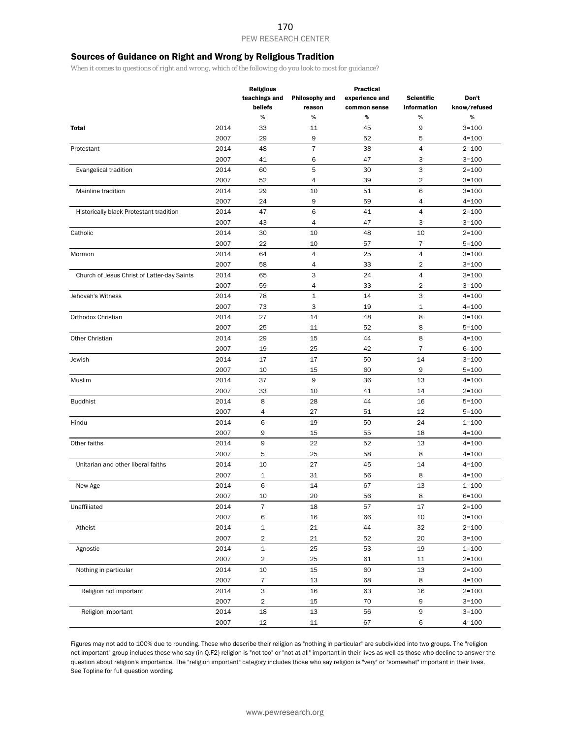### Sources of Guidance on Right and Wrong by Religious Tradition

*When it comes to questions of right and wrong, which of the following do you look to most for guidance?*

| | | Religious teachings and beliefs | Philosophy and reason | Practical experience and common sense | Scientific information | Don't know/refused |
|---|---|---|---|---|---|---|
| | | % | % | % | % | % |
| **Total** | 2014 | 33 | 11 | 45 | 9 | 3=100 |
| | 2007 | 29 | 9 | 52 | 5 | 4=100 |
| Protestant | 2014 | 48 | 7 | 38 | 4 | 2=100 |
| | 2007 | 41 | 6 | 47 | 3 | 3=100 |
| Evangelical tradition | 2014 | 60 | 5 | 30 | 3 | 2=100 |
| | 2007 | 52 | 4 | 39 | 2 | 3=100 |
| Mainline tradition | 2014 | 29 | 10 | 51 | 6 | 3=100 |
| | 2007 | 24 | 9 | 59 | 4 | 4=100 |
| Historically black Protestant tradition | 2014 | 47 | 6 | 41 | 4 | 2=100 |
| | 2007 | 43 | 4 | 47 | 3 | 3=100 |
| Catholic | 2014 | 30 | 10 | 48 | 10 | 2=100 |
| | 2007 | 22 | 10 | 57 | 7 | 5=100 |
| Mormon | 2014 | 64 | 4 | 25 | 4 | 3=100 |
| | 2007 | 58 | 4 | 33 | 2 | 3=100 |
| Church of Jesus Christ of Latter-day Saints | 2014 | 65 | 3 | 24 | 4 | 3=100 |
| | 2007 | 59 | 4 | 33 | 2 | 3=100 |
| Jehovah's Witness | 2014 | 78 | 1 | 14 | 3 | 4=100 |
| | 2007 | 73 | 3 | 19 | 1 | 4=100 |
| Orthodox Christian | 2014 | 27 | 14 | 48 | 8 | 3=100 |
| | 2007 | 25 | 11 | 52 | 8 | 5=100 |
| Other Christian | 2014 | 29 | 15 | 44 | 8 | 4=100 |
| | 2007 | 19 | 25 | 42 | 7 | 6=100 |
| Jewish | 2014 | 17 | 17 | 50 | 14 | 3=100 |
| | 2007 | 10 | 15 | 60 | 9 | 5=100 |
| Muslim | 2014 | 37 | 9 | 36 | 13 | 4=100 |
| | 2007 | 33 | 10 | 41 | 14 | 2=100 |
| Buddhist | 2014 | 8 | 28 | 44 | 16 | 5=100 |
| | 2007 | 4 | 27 | 51 | 12 | 5=100 |
| Hindu | 2014 | 6 | 19 | 50 | 24 | 1=100 |
| | 2007 | 9 | 15 | 55 | 18 | 4=100 |
| Other faiths | 2014 | 9 | 22 | 52 | 13 | 4=100 |
| | 2007 | 5 | 25 | 58 | 8 | 4=100 |
| Unitarian and other liberal faiths | 2014 | 10 | 27 | 45 | 14 | 4=100 |
| | 2007 | 1 | 31 | 56 | 8 | 4=100 |
| New Age | 2014 | 6 | 14 | 67 | 13 | 1=100 |
| | 2007 | 10 | 20 | 56 | 8 | 6=100 |
| Unaffiliated | 2014 | 7 | 18 | 57 | 17 | 2=100 |
| | 2007 | 6 | 16 | 66 | 10 | 3=100 |
| Atheist | 2014 | 1 | 21 | 44 | 32 | 2=100 |
| | 2007 | 2 | 21 | 52 | 20 | 3=100 |
| Agnostic | 2014 | 1 | 25 | 53 | 19 | 1=100 |
| | 2007 | 2 | 25 | 61 | 11 | 2=100 |
| Nothing in particular | 2014 | 10 | 15 | 60 | 13 | 2=100 |
| | 2007 | 7 | 13 | 68 | 8 | 4=100 |
| Religion not important | 2014 | 3 | 16 | 63 | 16 | 2=100 |
| | 2007 | 2 | 15 | 70 | 9 | 3=100 |
| Religion important | 2014 | 18 | 13 | 56 | 9 | 3=100 |
| | 2007 | 12 | 11 | 67 | 6 | 4=100 |

Figures may not add to 100% due to rounding. Those who describe their religion as "nothing in particular" are subdivided into two groups. The "religion not important" group includes those who say (in Q.F2) religion is "not too" or "not at all" important in their lives as well as those who decline to answer the question about religion's importance. The "religion important" category includes those who say religion is "very" or "somewhat" important in their lives. See Topline for full question wording.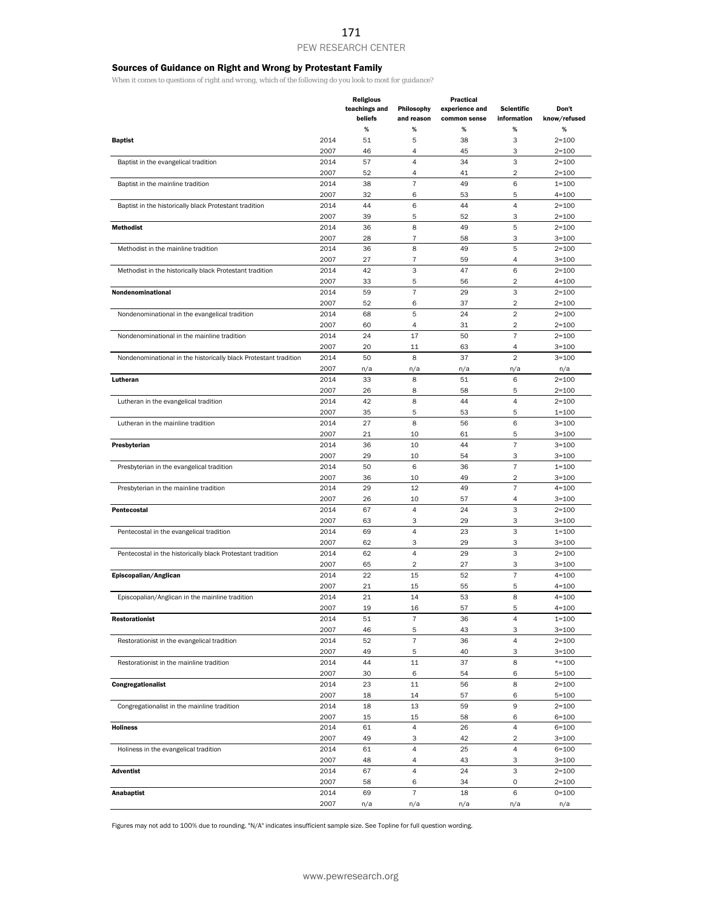### Sources of Guidance on Right and Wrong by Protestant Family

*When it comes to questions of right and wrong, which of the following do you look to most for guidance?*

| | | Religious teachings and beliefs | Philosophy and reason | Practical experience and common sense | Scientific information | Don't know/refused |
|---|---|---|---|---|---|---|
| | | % | % | % | % | % |
| **Baptist** | 2014 | 51 | 5 | 38 | 3 | 2=100 |
| | 2007 | 46 | 4 | 45 | 3 | 2=100 |
| Baptist in the evangelical tradition | 2014 | 57 | 4 | 34 | 3 | 2=100 |
| | 2007 | 52 | 4 | 41 | 2 | 2=100 |
| Baptist in the mainline tradition | 2014 | 38 | 7 | 49 | 6 | 1=100 |
| | 2007 | 32 | 6 | 53 | 5 | 4=100 |
| Baptist in the historically black Protestant tradition | 2014 | 44 | 6 | 44 | 4 | 2=100 |
| | 2007 | 39 | 5 | 52 | 3 | 2=100 |
| **Methodist** | 2014 | 36 | 8 | 49 | 5 | 2=100 |
| | 2007 | 28 | 7 | 58 | 3 | 3=100 |
| Methodist in the mainline tradition | 2014 | 36 | 8 | 49 | 5 | 2=100 |
| | 2007 | 27 | 7 | 59 | 4 | 3=100 |
| Methodist in the historically black Protestant tradition | 2014 | 42 | 3 | 47 | 6 | 2=100 |
| | 2007 | 33 | 5 | 56 | 2 | 4=100 |
| **Nondenominational** | 2014 | 59 | 7 | 29 | 3 | 2=100 |
| | 2007 | 52 | 6 | 37 | 2 | 2=100 |
| Nondenominational in the evangelical tradition | 2014 | 68 | 5 | 24 | 2 | 2=100 |
| | 2007 | 60 | 4 | 31 | 2 | 2=100 |
| Nondenominational in the mainline tradition | 2014 | 24 | 17 | 50 | 7 | 2=100 |
| | 2007 | 20 | 11 | 63 | 4 | 3=100 |
| Nondenominational in the historically black Protestant tradition | 2014 | 50 | 8 | 37 | 2 | 3=100 |
| | 2007 | n/a | n/a | n/a | n/a | n/a |
| **Lutheran** | 2014 | 33 | 8 | 51 | 6 | 2=100 |
| | 2007 | 26 | 8 | 58 | 5 | 2=100 |
| Lutheran in the evangelical tradition | 2014 | 42 | 8 | 44 | 4 | 2=100 |
| | 2007 | 35 | 5 | 53 | 5 | 1=100 |
| Lutheran in the mainline tradition | 2014 | 27 | 8 | 56 | 6 | 3=100 |
| | 2007 | 21 | 10 | 61 | 5 | 3=100 |
| **Presbyterian** | 2014 | 36 | 10 | 44 | 7 | 3=100 |
| | 2007 | 29 | 10 | 54 | 3 | 3=100 |
| Presbyterian in the evangelical tradition | 2014 | 50 | 6 | 36 | 7 | 1=100 |
| | 2007 | 36 | 10 | 49 | 2 | 3=100 |
| Presbyterian in the mainline tradition | 2014 | 29 | 12 | 49 | 7 | 4=100 |
| | 2007 | 26 | 10 | 57 | 4 | 3=100 |
| **Pentecostal** | 2014 | 67 | 4 | 24 | 3 | 2=100 |
| | 2007 | 63 | 3 | 29 | 3 | 3=100 |
| Pentecostal in the evangelical tradition | 2014 | 69 | 4 | 23 | 3 | 1=100 |
| | 2007 | 62 | 3 | 29 | 3 | 3=100 |
| Pentecostal in the historically black Protestant tradition | 2014 | 62 | 4 | 29 | 3 | 2=100 |
| | 2007 | 65 | 2 | 27 | 3 | 3=100 |
| **Episcopalian/Anglican** | 2014 | 22 | 15 | 52 | 7 | 4=100 |
| | 2007 | 21 | 15 | 55 | 5 | 4=100 |
| Episcopalian/Anglican in the mainline tradition | 2014 | 21 | 14 | 53 | 8 | 4=100 |
| | 2007 | 19 | 16 | 57 | 5 | 4=100 |
| **Restorationist** | 2014 | 51 | 7 | 36 | 4 | 1=100 |
| | 2007 | 46 | 5 | 43 | 3 | 3=100 |
| Restorationist in the evangelical tradition | 2014 | 52 | 7 | 36 | 4 | 2=100 |
| | 2007 | 49 | 5 | 40 | 3 | 3=100 |
| Restorationist in the mainline tradition | 2014 | 44 | 11 | 37 | 8 | *=100 |
| | 2007 | 30 | 6 | 54 | 6 | 5=100 |
| **Congregationalist** | 2014 | 23 | 11 | 56 | 8 | 2=100 |
| | 2007 | 18 | 14 | 57 | 6 | 5=100 |
| Congregationalist in the mainline tradition | 2014 | 18 | 13 | 59 | 9 | 2=100 |
| | 2007 | 15 | 15 | 58 | 6 | 6=100 |
| **Holiness** | 2014 | 61 | 4 | 26 | 4 | 6=100 |
| | 2007 | 49 | 3 | 42 | 2 | 3=100 |
| Holiness in the evangelical tradition | 2014 | 61 | 4 | 25 | 4 | 6=100 |
| | 2007 | 48 | 4 | 43 | 3 | 3=100 |
| **Adventist** | 2014 | 67 | 4 | 24 | 3 | 2=100 |
| | 2007 | 58 | 6 | 34 | 0 | 2=100 |
| **Anabaptist** | 2014 | 69 | 7 | 18 | 6 | 0=100 |
| | 2007 | n/a | n/a | n/a | n/a | n/a |

Figures may not add to 100% due to rounding. "N/A" indicates insufficient sample size. See Topline for full question wording.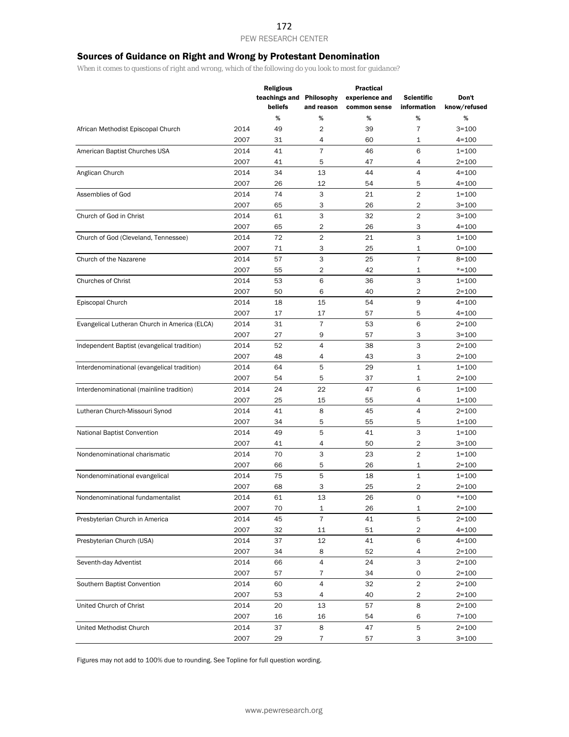## Sources of Guidance on Right and Wrong by Protestant Denomination

*When it comes to questions of right and wrong, which of the following do you look to most for guidance?*

| | | Religious teachings and beliefs | Philosophy and reason | Practical experience and common sense | Scientific information | Don't know/refused |
|---|---|---|---|---|---|---|
| | | % | % | % | % | % |
| African Methodist Episcopal Church | 2014 | 49 | 2 | 39 | 7 | 3=100 |
| | 2007 | 31 | 4 | 60 | 1 | 4=100 |
| American Baptist Churches USA | 2014 | 41 | 7 | 46 | 6 | 1=100 |
| | 2007 | 41 | 5 | 47 | 4 | 2=100 |
| Anglican Church | 2014 | 34 | 13 | 44 | 4 | 4=100 |
| | 2007 | 26 | 12 | 54 | 5 | 4=100 |
| Assemblies of God | 2014 | 74 | 3 | 21 | 2 | 1=100 |
| | 2007 | 65 | 3 | 26 | 2 | 3=100 |
| Church of God in Christ | 2014 | 61 | 3 | 32 | 2 | 3=100 |
| | 2007 | 65 | 2 | 26 | 3 | 4=100 |
| Church of God (Cleveland, Tennessee) | 2014 | 72 | 2 | 21 | 3 | 1=100 |
| | 2007 | 71 | 3 | 25 | 1 | 0=100 |
| Church of the Nazarene | 2014 | 57 | 3 | 25 | 7 | 8=100 |
| | 2007 | 55 | 2 | 42 | 1 | *=100 |
| Churches of Christ | 2014 | 53 | 6 | 36 | 3 | 1=100 |
| | 2007 | 50 | 6 | 40 | 2 | 2=100 |
| Episcopal Church | 2014 | 18 | 15 | 54 | 9 | 4=100 |
| | 2007 | 17 | 17 | 57 | 5 | 4=100 |
| Evangelical Lutheran Church in America (ELCA) | 2014 | 31 | 7 | 53 | 6 | 2=100 |
| | 2007 | 27 | 9 | 57 | 3 | 3=100 |
| Independent Baptist (evangelical tradition) | 2014 | 52 | 4 | 38 | 3 | 2=100 |
| | 2007 | 48 | 4 | 43 | 3 | 2=100 |
| Interdenominational (evangelical tradition) | 2014 | 64 | 5 | 29 | 1 | 1=100 |
| | 2007 | 54 | 5 | 37 | 1 | 2=100 |
| Interdenominational (mainline tradition) | 2014 | 24 | 22 | 47 | 6 | 1=100 |
| | 2007 | 25 | 15 | 55 | 4 | 1=100 |
| Lutheran Church-Missouri Synod | 2014 | 41 | 8 | 45 | 4 | 2=100 |
| | 2007 | 34 | 5 | 55 | 5 | 1=100 |
| National Baptist Convention | 2014 | 49 | 5 | 41 | 3 | 1=100 |
| | 2007 | 41 | 4 | 50 | 2 | 3=100 |
| Nondenominational charismatic | 2014 | 70 | 3 | 23 | 2 | 1=100 |
| | 2007 | 66 | 5 | 26 | 1 | 2=100 |
| Nondenominational evangelical | 2014 | 75 | 5 | 18 | 1 | 1=100 |
| | 2007 | 68 | 3 | 25 | 2 | 2=100 |
| Nondenominational fundamentalist | 2014 | 61 | 13 | 26 | 0 | *=100 |
| | 2007 | 70 | 1 | 26 | 1 | 2=100 |
| Presbyterian Church in America | 2014 | 45 | 7 | 41 | 5 | 2=100 |
| | 2007 | 32 | 11 | 51 | 2 | 4=100 |
| Presbyterian Church (USA) | 2014 | 37 | 12 | 41 | 6 | 4=100 |
| | 2007 | 34 | 8 | 52 | 4 | 2=100 |
| Seventh-day Adventist | 2014 | 66 | 4 | 24 | 3 | 2=100 |
| | 2007 | 57 | 7 | 34 | 0 | 2=100 |
| Southern Baptist Convention | 2014 | 60 | 4 | 32 | 2 | 2=100 |
| | 2007 | 53 | 4 | 40 | 2 | 2=100 |
| United Church of Christ | 2014 | 20 | 13 | 57 | 8 | 2=100 |
| | 2007 | 16 | 16 | 54 | 6 | 7=100 |
| United Methodist Church | 2014 | 37 | 8 | 47 | 5 | 2=100 |
| | 2007 | 29 | 7 | 57 | 3 | 3=100 |

Figures may not add to 100% due to rounding. See Topline for full question wording.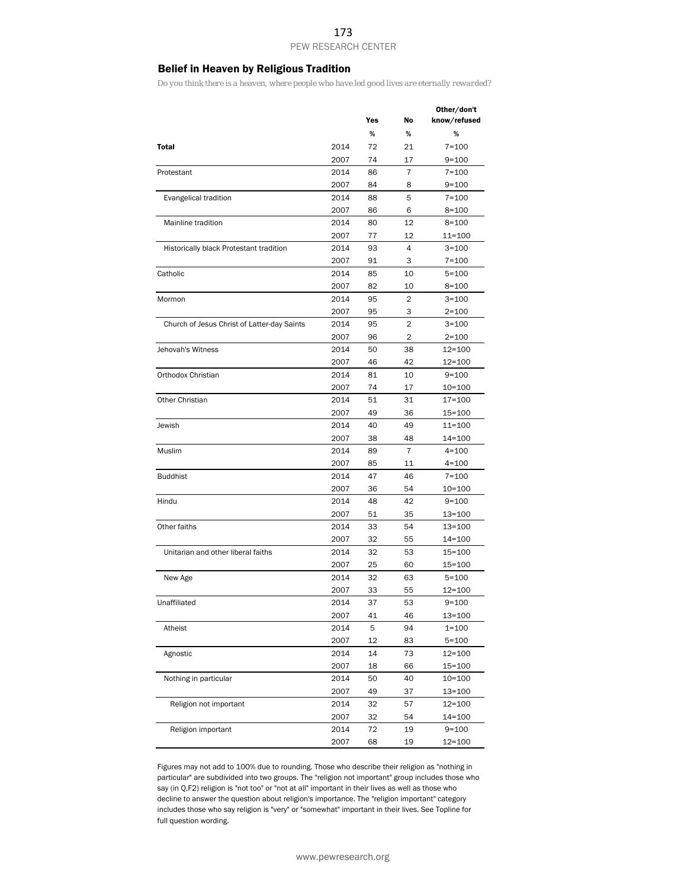## Belief in Heaven by Religious Tradition

*Do you think there is a heaven, where people who have led good lives are eternally rewarded?*

| | | Yes | No | Other/don't know/refused |
|---|---|---|---|---|
| | | % | % | % |
| **Total** | 2014 | 72 | 21 | 7=100 |
| | 2007 | 74 | 17 | 9=100 |
| Protestant | 2014 | 86 | 7 | 7=100 |
| | 2007 | 84 | 8 | 9=100 |
| Evangelical tradition | 2014 | 88 | 5 | 7=100 |
| | 2007 | 86 | 6 | 8=100 |
| Mainline tradition | 2014 | 80 | 12 | 8=100 |
| | 2007 | 77 | 12 | 11=100 |
| Historically black Protestant tradition | 2014 | 93 | 4 | 3=100 |
| | 2007 | 91 | 3 | 7=100 |
| Catholic | 2014 | 85 | 10 | 5=100 |
| | 2007 | 82 | 10 | 8=100 |
| Mormon | 2014 | 95 | 2 | 3=100 |
| | 2007 | 95 | 3 | 2=100 |
| Church of Jesus Christ of Latter-day Saints | 2014 | 95 | 2 | 3=100 |
| | 2007 | 96 | 2 | 2=100 |
| Jehovah's Witness | 2014 | 50 | 38 | 12=100 |
| | 2007 | 46 | 42 | 12=100 |
| Orthodox Christian | 2014 | 81 | 10 | 9=100 |
| | 2007 | 74 | 17 | 10=100 |
| Other Christian | 2014 | 51 | 31 | 17=100 |
| | 2007 | 49 | 36 | 15=100 |
| Jewish | 2014 | 40 | 49 | 11=100 |
| | 2007 | 38 | 48 | 14=100 |
| Muslim | 2014 | 89 | 7 | 4=100 |
| | 2007 | 85 | 11 | 4=100 |
| Buddhist | 2014 | 47 | 46 | 7=100 |
| | 2007 | 36 | 54 | 10=100 |
| Hindu | 2014 | 48 | 42 | 9=100 |
| | 2007 | 51 | 35 | 13=100 |
| Other faiths | 2014 | 33 | 54 | 13=100 |
| | 2007 | 32 | 55 | 14=100 |
| Unitarian and other liberal faiths | 2014 | 32 | 53 | 15=100 |
| | 2007 | 25 | 60 | 15=100 |
| New Age | 2014 | 32 | 63 | 5=100 |
| | 2007 | 33 | 55 | 12=100 |
| Unaffiliated | 2014 | 37 | 53 | 9=100 |
| | 2007 | 41 | 46 | 13=100 |
| Atheist | 2014 | 5 | 94 | 1=100 |
| | 2007 | 12 | 83 | 5=100 |
| Agnostic | 2014 | 14 | 73 | 12=100 |
| | 2007 | 18 | 66 | 15=100 |
| Nothing in particular | 2014 | 50 | 40 | 10=100 |
| | 2007 | 49 | 37 | 13=100 |
| Religion not important | 2014 | 32 | 57 | 12=100 |
| | 2007 | 32 | 54 | 14=100 |
| Religion important | 2014 | 72 | 19 | 9=100 |
| | 2007 | 68 | 19 | 12=100 |

Figures may not add to 100% due to rounding. Those who describe their religion as "nothing in particular" are subdivided into two groups. The "religion not important" group includes those who say (in Q.F2) religion is "not too" or "not at all" important in their lives as well as those who decline to answer the question about religion's importance. The "religion important" category includes those who say religion is "very" or "somewhat" important in their lives. See Topline for full question wording.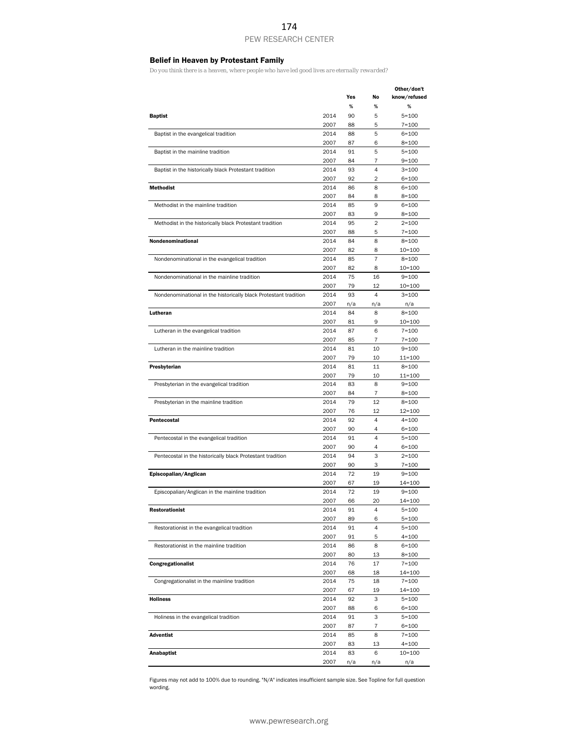### Belief in Heaven by Protestant Family

*Do you think there is a heaven, where people who have led good lives are eternally rewarded?*

| | | Yes | No | Other/don't know/refused |
|---|---|---|---|---|
| | | % | % | % |
| **Baptist** | 2014 | 90 | 5 | 5=100 |
| | 2007 | 88 | 5 | 7=100 |
| Baptist in the evangelical tradition | 2014 | 88 | 5 | 6=100 |
| | 2007 | 87 | 6 | 8=100 |
| Baptist in the mainline tradition | 2014 | 91 | 5 | 5=100 |
| | 2007 | 84 | 7 | 9=100 |
| Baptist in the historically black Protestant tradition | 2014 | 93 | 4 | 3=100 |
| | 2007 | 92 | 2 | 6=100 |
| **Methodist** | 2014 | 86 | 8 | 6=100 |
| | 2007 | 84 | 8 | 8=100 |
| Methodist in the mainline tradition | 2014 | 85 | 9 | 6=100 |
| | 2007 | 83 | 9 | 8=100 |
| Methodist in the historically black Protestant tradition | 2014 | 95 | 2 | 2=100 |
| | 2007 | 88 | 5 | 7=100 |
| **Nondenominational** | 2014 | 84 | 8 | 8=100 |
| | 2007 | 82 | 8 | 10=100 |
| Nondenominational in the evangelical tradition | 2014 | 85 | 7 | 8=100 |
| | 2007 | 82 | 8 | 10=100 |
| Nondenominational in the mainline tradition | 2014 | 75 | 16 | 9=100 |
| | 2007 | 79 | 12 | 10=100 |
| Nondenominational in the historically black Protestant tradition | 2014 | 93 | 4 | 3=100 |
| | 2007 | n/a | n/a | n/a |
| **Lutheran** | 2014 | 84 | 8 | 8=100 |
| | 2007 | 81 | 9 | 10=100 |
| Lutheran in the evangelical tradition | 2014 | 87 | 6 | 7=100 |
| | 2007 | 85 | 7 | 7=100 |
| Lutheran in the mainline tradition | 2014 | 81 | 10 | 9=100 |
| | 2007 | 79 | 10 | 11=100 |
| **Presbyterian** | 2014 | 81 | 11 | 8=100 |
| | 2007 | 79 | 10 | 11=100 |
| Presbyterian in the evangelical tradition | 2014 | 83 | 8 | 9=100 |
| | 2007 | 84 | 7 | 8=100 |
| Presbyterian in the mainline tradition | 2014 | 79 | 12 | 8=100 |
| | 2007 | 76 | 12 | 12=100 |
| **Pentecostal** | 2014 | 92 | 4 | 4=100 |
| | 2007 | 90 | 4 | 6=100 |
| Pentecostal in the evangelical tradition | 2014 | 91 | 4 | 5=100 |
| | 2007 | 90 | 4 | 6=100 |
| Pentecostal in the historically black Protestant tradition | 2014 | 94 | 3 | 2=100 |
| | 2007 | 90 | 3 | 7=100 |
| **Episcopalian/Anglican** | 2014 | 72 | 19 | 9=100 |
| | 2007 | 67 | 19 | 14=100 |
| Episcopalian/Anglican in the mainline tradition | 2014 | 72 | 19 | 9=100 |
| | 2007 | 66 | 20 | 14=100 |
| **Restorationist** | 2014 | 91 | 4 | 5=100 |
| | 2007 | 89 | 6 | 5=100 |
| Restorationist in the evangelical tradition | 2014 | 91 | 4 | 5=100 |
| | 2007 | 91 | 5 | 4=100 |
| Restorationist in the mainline tradition | 2014 | 86 | 8 | 6=100 |
| | 2007 | 80 | 13 | 8=100 |
| **Congregationalist** | 2014 | 76 | 17 | 7=100 |
| | 2007 | 68 | 18 | 14=100 |
| Congregationalist in the mainline tradition | 2014 | 75 | 18 | 7=100 |
| | 2007 | 67 | 19 | 14=100 |
| **Holiness** | 2014 | 92 | 3 | 5=100 |
| | 2007 | 88 | 6 | 6=100 |
| Holiness in the evangelical tradition | 2014 | 91 | 3 | 5=100 |
| | 2007 | 87 | 7 | 6=100 |
| **Adventist** | 2014 | 85 | 8 | 7=100 |
| | 2007 | 83 | 13 | 4=100 |
| **Anabaptist** | 2014 | 83 | 6 | 10=100 |
| | 2007 | n/a | n/a | n/a |

Figures may not add to 100% due to rounding. "N/A" indicates insufficient sample size. See Topline for full question wording.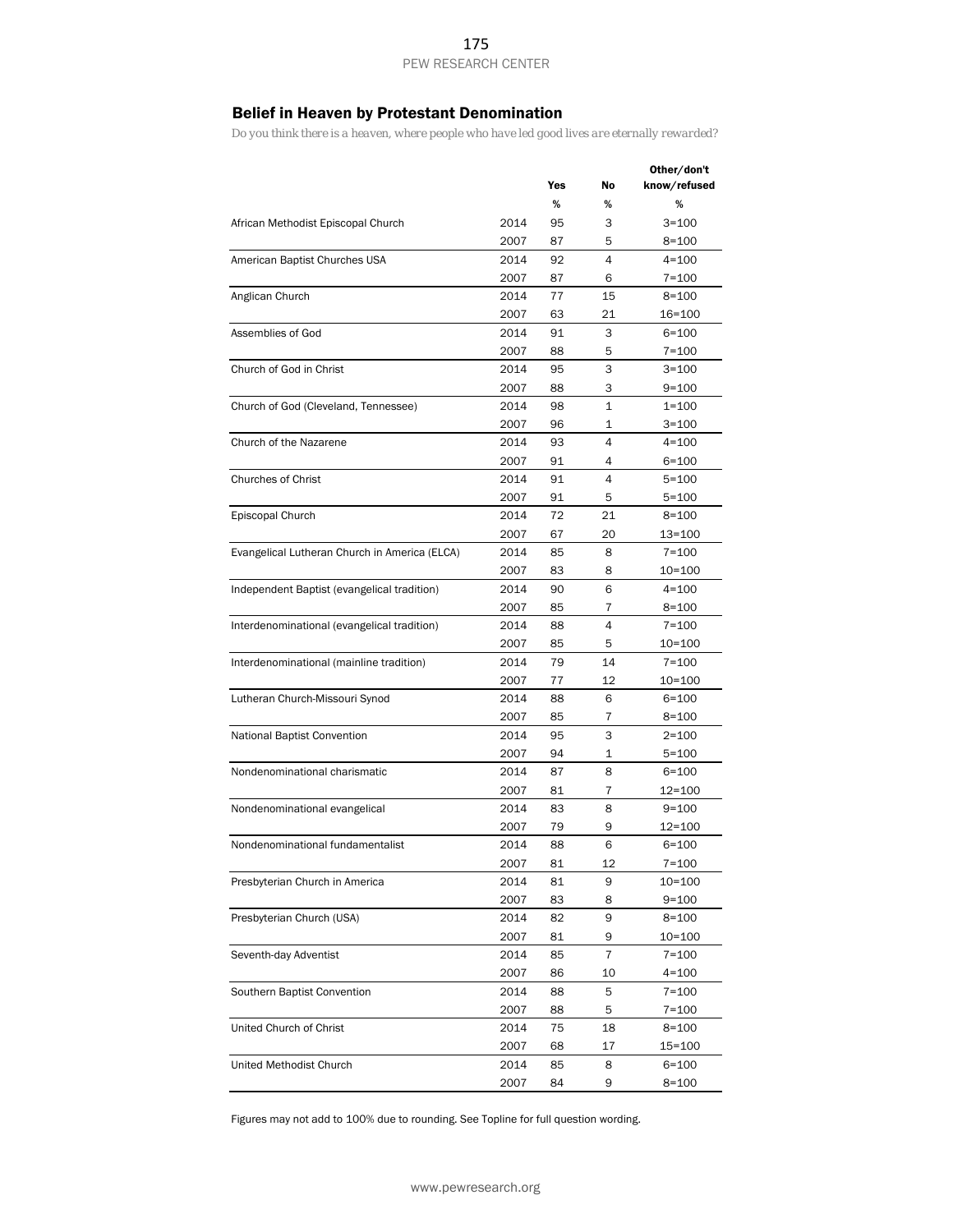## Belief in Heaven by Protestant Denomination

*Do you think there is a heaven, where people who have led good lives are eternally rewarded?*

| | | Yes | No | Other/don't know/refused |
|---|---|---|---|---|
| | | % | % | % |
| African Methodist Episcopal Church | 2014 | 95 | 3 | 3=100 |
| | 2007 | 87 | 5 | 8=100 |
| American Baptist Churches USA | 2014 | 92 | 4 | 4=100 |
| | 2007 | 87 | 6 | 7=100 |
| Anglican Church | 2014 | 77 | 15 | 8=100 |
| | 2007 | 63 | 21 | 16=100 |
| Assemblies of God | 2014 | 91 | 3 | 6=100 |
| | 2007 | 88 | 5 | 7=100 |
| Church of God in Christ | 2014 | 95 | 3 | 3=100 |
| | 2007 | 88 | 3 | 9=100 |
| Church of God (Cleveland, Tennessee) | 2014 | 98 | 1 | 1=100 |
| | 2007 | 96 | 1 | 3=100 |
| Church of the Nazarene | 2014 | 93 | 4 | 4=100 |
| | 2007 | 91 | 4 | 6=100 |
| Churches of Christ | 2014 | 91 | 4 | 5=100 |
| | 2007 | 91 | 5 | 5=100 |
| Episcopal Church | 2014 | 72 | 21 | 8=100 |
| | 2007 | 67 | 20 | 13=100 |
| Evangelical Lutheran Church in America (ELCA) | 2014 | 85 | 8 | 7=100 |
| | 2007 | 83 | 8 | 10=100 |
| Independent Baptist (evangelical tradition) | 2014 | 90 | 6 | 4=100 |
| | 2007 | 85 | 7 | 8=100 |
| Interdenominational (evangelical tradition) | 2014 | 88 | 4 | 7=100 |
| | 2007 | 85 | 5 | 10=100 |
| Interdenominational (mainline tradition) | 2014 | 79 | 14 | 7=100 |
| | 2007 | 77 | 12 | 10=100 |
| Lutheran Church-Missouri Synod | 2014 | 88 | 6 | 6=100 |
| | 2007 | 85 | 7 | 8=100 |
| National Baptist Convention | 2014 | 95 | 3 | 2=100 |
| | 2007 | 94 | 1 | 5=100 |
| Nondenominational charismatic | 2014 | 87 | 8 | 6=100 |
| | 2007 | 81 | 7 | 12=100 |
| Nondenominational evangelical | 2014 | 83 | 8 | 9=100 |
| | 2007 | 79 | 9 | 12=100 |
| Nondenominational fundamentalist | 2014 | 88 | 6 | 6=100 |
| | 2007 | 81 | 12 | 7=100 |
| Presbyterian Church in America | 2014 | 81 | 9 | 10=100 |
| | 2007 | 83 | 8 | 9=100 |
| Presbyterian Church (USA) | 2014 | 82 | 9 | 8=100 |
| | 2007 | 81 | 9 | 10=100 |
| Seventh-day Adventist | 2014 | 85 | 7 | 7=100 |
| | 2007 | 86 | 10 | 4=100 |
| Southern Baptist Convention | 2014 | 88 | 5 | 7=100 |
| | 2007 | 88 | 5 | 7=100 |
| United Church of Christ | 2014 | 75 | 18 | 8=100 |
| | 2007 | 68 | 17 | 15=100 |
| United Methodist Church | 2014 | 85 | 8 | 6=100 |
| | 2007 | 84 | 9 | 8=100 |

Figures may not add to 100% due to rounding. See Topline for full question wording.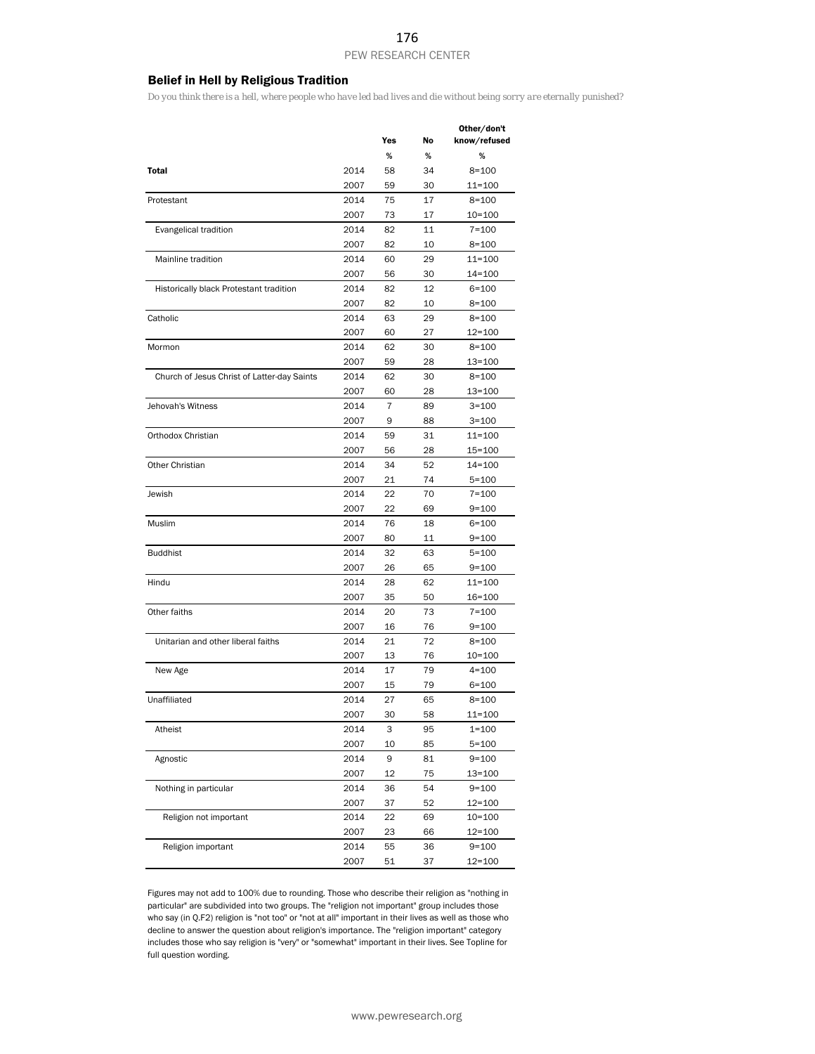## Belief in Hell by Religious Tradition

*Do you think there is a hell, where people who have led bad lives and die without being sorry are eternally punished?*

| | | Yes | No | Other/don't know/refused |
|---|---|---|---|---|
| | | % | % | % |
| **Total** | 2014 | 58 | 34 | 8=100 |
| | 2007 | 59 | 30 | 11=100 |
| Protestant | 2014 | 75 | 17 | 8=100 |
| | 2007 | 73 | 17 | 10=100 |
| Evangelical tradition | 2014 | 82 | 11 | 7=100 |
| | 2007 | 82 | 10 | 8=100 |
| Mainline tradition | 2014 | 60 | 29 | 11=100 |
| | 2007 | 56 | 30 | 14=100 |
| Historically black Protestant tradition | 2014 | 82 | 12 | 6=100 |
| | 2007 | 82 | 10 | 8=100 |
| Catholic | 2014 | 63 | 29 | 8=100 |
| | 2007 | 60 | 27 | 12=100 |
| Mormon | 2014 | 62 | 30 | 8=100 |
| | 2007 | 59 | 28 | 13=100 |
| Church of Jesus Christ of Latter-day Saints | 2014 | 62 | 30 | 8=100 |
| | 2007 | 60 | 28 | 13=100 |
| Jehovah's Witness | 2014 | 7 | 89 | 3=100 |
| | 2007 | 9 | 88 | 3=100 |
| Orthodox Christian | 2014 | 59 | 31 | 11=100 |
| | 2007 | 56 | 28 | 15=100 |
| Other Christian | 2014 | 34 | 52 | 14=100 |
| | 2007 | 21 | 74 | 5=100 |
| Jewish | 2014 | 22 | 70 | 7=100 |
| | 2007 | 22 | 69 | 9=100 |
| Muslim | 2014 | 76 | 18 | 6=100 |
| | 2007 | 80 | 11 | 9=100 |
| Buddhist | 2014 | 32 | 63 | 5=100 |
| | 2007 | 26 | 65 | 9=100 |
| Hindu | 2014 | 28 | 62 | 11=100 |
| | 2007 | 35 | 50 | 16=100 |
| Other faiths | 2014 | 20 | 73 | 7=100 |
| | 2007 | 16 | 76 | 9=100 |
| Unitarian and other liberal faiths | 2014 | 21 | 72 | 8=100 |
| | 2007 | 13 | 76 | 10=100 |
| New Age | 2014 | 17 | 79 | 4=100 |
| | 2007 | 15 | 79 | 6=100 |
| Unaffiliated | 2014 | 27 | 65 | 8=100 |
| | 2007 | 30 | 58 | 11=100 |
| Atheist | 2014 | 3 | 95 | 1=100 |
| | 2007 | 10 | 85 | 5=100 |
| Agnostic | 2014 | 9 | 81 | 9=100 |
| | 2007 | 12 | 75 | 13=100 |
| Nothing in particular | 2014 | 36 | 54 | 9=100 |
| | 2007 | 37 | 52 | 12=100 |
| Religion not important | 2014 | 22 | 69 | 10=100 |
| | 2007 | 23 | 66 | 12=100 |
| Religion important | 2014 | 55 | 36 | 9=100 |
| | 2007 | 51 | 37 | 12=100 |

Figures may not add to 100% due to rounding. Those who describe their religion as "nothing in particular" are subdivided into two groups. The "religion not important" group includes those who say (in Q.F2) religion is "not too" or "not at all" important in their lives as well as those who decline to answer the question about religion's importance. The "religion important" category includes those who say religion is "very" or "somewhat" important in their lives. See Topline for full question wording.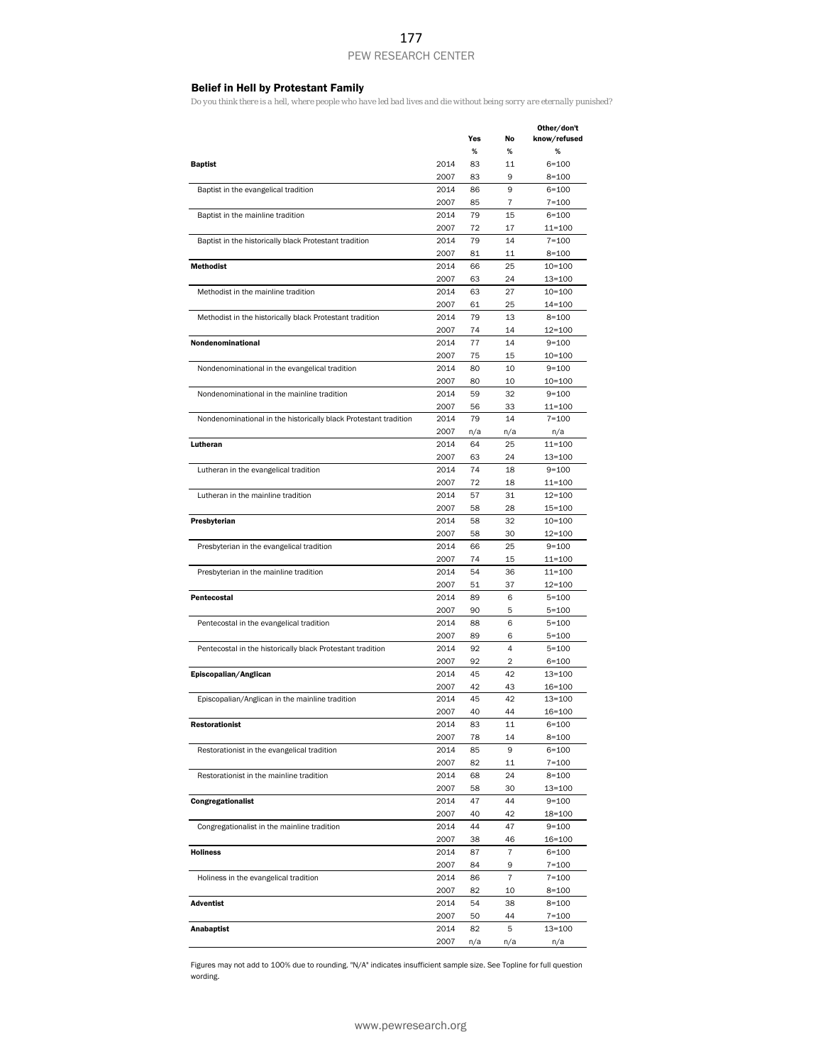### Belief in Hell by Protestant Family

*Do you think there is a hell, where people who have led bad lives and die without being sorry are eternally punished?*

| | | Yes | No | Other/don't know/refused |
|---|---|---|---|---|
| | | % | % | % |
| **Baptist** | 2014 | 83 | 11 | 6=100 |
| | 2007 | 83 | 9 | 8=100 |
| Baptist in the evangelical tradition | 2014 | 86 | 9 | 6=100 |
| | 2007 | 85 | 7 | 7=100 |
| Baptist in the mainline tradition | 2014 | 79 | 15 | 6=100 |
| | 2007 | 72 | 17 | 11=100 |
| Baptist in the historically black Protestant tradition | 2014 | 79 | 14 | 7=100 |
| | 2007 | 81 | 11 | 8=100 |
| **Methodist** | 2014 | 66 | 25 | 10=100 |
| | 2007 | 63 | 24 | 13=100 |
| Methodist in the mainline tradition | 2014 | 63 | 27 | 10=100 |
| | 2007 | 61 | 25 | 14=100 |
| Methodist in the historically black Protestant tradition | 2014 | 79 | 13 | 8=100 |
| | 2007 | 74 | 14 | 12=100 |
| **Nondenominational** | 2014 | 77 | 14 | 9=100 |
| | 2007 | 75 | 15 | 10=100 |
| Nondenominational in the evangelical tradition | 2014 | 80 | 10 | 9=100 |
| | 2007 | 80 | 10 | 10=100 |
| Nondenominational in the mainline tradition | 2014 | 59 | 32 | 9=100 |
| | 2007 | 56 | 33 | 11=100 |
| Nondenominational in the historically black Protestant tradition | 2014 | 79 | 14 | 7=100 |
| | 2007 | n/a | n/a | n/a |
| **Lutheran** | 2014 | 64 | 25 | 11=100 |
| | 2007 | 63 | 24 | 13=100 |
| Lutheran in the evangelical tradition | 2014 | 74 | 18 | 9=100 |
| | 2007 | 72 | 18 | 11=100 |
| Lutheran in the mainline tradition | 2014 | 57 | 31 | 12=100 |
| | 2007 | 58 | 28 | 15=100 |
| **Presbyterian** | 2014 | 58 | 32 | 10=100 |
| | 2007 | 58 | 30 | 12=100 |
| Presbyterian in the evangelical tradition | 2014 | 66 | 25 | 9=100 |
| | 2007 | 74 | 15 | 11=100 |
| Presbyterian in the mainline tradition | 2014 | 54 | 36 | 11=100 |
| | 2007 | 51 | 37 | 12=100 |
| **Pentecostal** | 2014 | 89 | 6 | 5=100 |
| | 2007 | 90 | 5 | 5=100 |
| Pentecostal in the evangelical tradition | 2014 | 88 | 6 | 5=100 |
| | 2007 | 89 | 6 | 5=100 |
| Pentecostal in the historically black Protestant tradition | 2014 | 92 | 4 | 5=100 |
| | 2007 | 92 | 2 | 6=100 |
| **Episcopalian/Anglican** | 2014 | 45 | 42 | 13=100 |
| | 2007 | 42 | 43 | 16=100 |
| Episcopalian/Anglican in the mainline tradition | 2014 | 45 | 42 | 13=100 |
| | 2007 | 40 | 44 | 16=100 |
| **Restorationist** | 2014 | 83 | 11 | 6=100 |
| | 2007 | 78 | 14 | 8=100 |
| Restorationist in the evangelical tradition | 2014 | 85 | 9 | 6=100 |
| | 2007 | 82 | 11 | 7=100 |
| Restorationist in the mainline tradition | 2014 | 68 | 24 | 8=100 |
| | 2007 | 58 | 30 | 13=100 |
| **Congregationalist** | 2014 | 47 | 44 | 9=100 |
| | 2007 | 40 | 42 | 18=100 |
| Congregationalist in the mainline tradition | 2014 | 44 | 47 | 9=100 |
| | 2007 | 38 | 46 | 16=100 |
| **Holiness** | 2014 | 87 | 7 | 6=100 |
| | 2007 | 84 | 9 | 7=100 |
| Holiness in the evangelical tradition | 2014 | 86 | 7 | 7=100 |
| | 2007 | 82 | 10 | 8=100 |
| **Adventist** | 2014 | 54 | 38 | 8=100 |
| | 2007 | 50 | 44 | 7=100 |
| **Anabaptist** | 2014 | 82 | 5 | 13=100 |
| | 2007 | n/a | n/a | n/a |

Figures may not add to 100% due to rounding. "N/A" indicates insufficient sample size. See Topline for full question wording.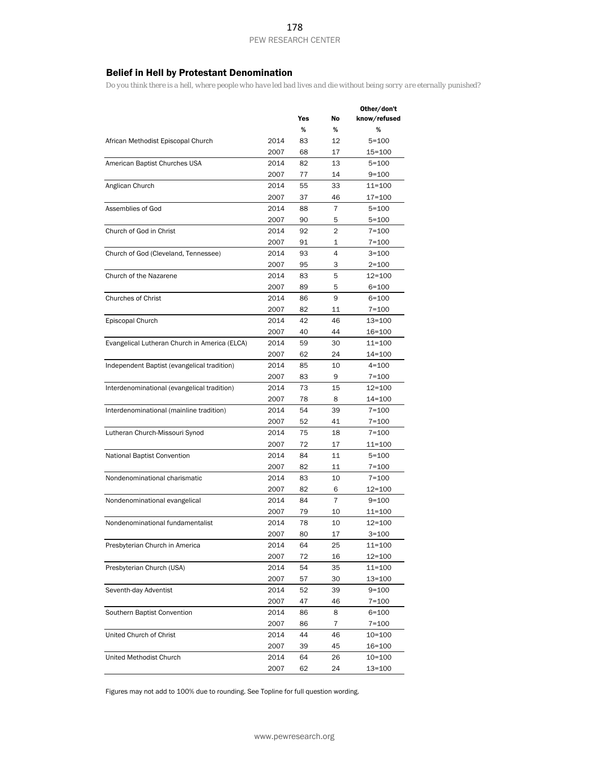## Belief in Hell by Protestant Denomination

*Do you think there is a hell, where people who have led bad lives and die without being sorry are eternally punished?*

| | | Yes | No | Other/don't know/refused |
|---|---|---|---|---|
| | | % | % | % |
| African Methodist Episcopal Church | 2014 | 83 | 12 | 5=100 |
| | 2007 | 68 | 17 | 15=100 |
| American Baptist Churches USA | 2014 | 82 | 13 | 5=100 |
| | 2007 | 77 | 14 | 9=100 |
| Anglican Church | 2014 | 55 | 33 | 11=100 |
| | 2007 | 37 | 46 | 17=100 |
| Assemblies of God | 2014 | 88 | 7 | 5=100 |
| | 2007 | 90 | 5 | 5=100 |
| Church of God in Christ | 2014 | 92 | 2 | 7=100 |
| | 2007 | 91 | 1 | 7=100 |
| Church of God (Cleveland, Tennessee) | 2014 | 93 | 4 | 3=100 |
| | 2007 | 95 | 3 | 2=100 |
| Church of the Nazarene | 2014 | 83 | 5 | 12=100 |
| | 2007 | 89 | 5 | 6=100 |
| Churches of Christ | 2014 | 86 | 9 | 6=100 |
| | 2007 | 82 | 11 | 7=100 |
| Episcopal Church | 2014 | 42 | 46 | 13=100 |
| | 2007 | 40 | 44 | 16=100 |
| Evangelical Lutheran Church in America (ELCA) | 2014 | 59 | 30 | 11=100 |
| | 2007 | 62 | 24 | 14=100 |
| Independent Baptist (evangelical tradition) | 2014 | 85 | 10 | 4=100 |
| | 2007 | 83 | 9 | 7=100 |
| Interdenominational (evangelical tradition) | 2014 | 73 | 15 | 12=100 |
| | 2007 | 78 | 8 | 14=100 |
| Interdenominational (mainline tradition) | 2014 | 54 | 39 | 7=100 |
| | 2007 | 52 | 41 | 7=100 |
| Lutheran Church-Missouri Synod | 2014 | 75 | 18 | 7=100 |
| | 2007 | 72 | 17 | 11=100 |
| National Baptist Convention | 2014 | 84 | 11 | 5=100 |
| | 2007 | 82 | 11 | 7=100 |
| Nondenominational charismatic | 2014 | 83 | 10 | 7=100 |
| | 2007 | 82 | 6 | 12=100 |
| Nondenominational evangelical | 2014 | 84 | 7 | 9=100 |
| | 2007 | 79 | 10 | 11=100 |
| Nondenominational fundamentalist | 2014 | 78 | 10 | 12=100 |
| | 2007 | 80 | 17 | 3=100 |
| Presbyterian Church in America | 2014 | 64 | 25 | 11=100 |
| | 2007 | 72 | 16 | 12=100 |
| Presbyterian Church (USA) | 2014 | 54 | 35 | 11=100 |
| | 2007 | 57 | 30 | 13=100 |
| Seventh-day Adventist | 2014 | 52 | 39 | 9=100 |
| | 2007 | 47 | 46 | 7=100 |
| Southern Baptist Convention | 2014 | 86 | 8 | 6=100 |
| | 2007 | 86 | 7 | 7=100 |
| United Church of Christ | 2014 | 44 | 46 | 10=100 |
| | 2007 | 39 | 45 | 16=100 |
| United Methodist Church | 2014 | 64 | 26 | 10=100 |
| | 2007 | 62 | 24 | 13=100 |

Figures may not add to 100% due to rounding. See Topline for full question wording.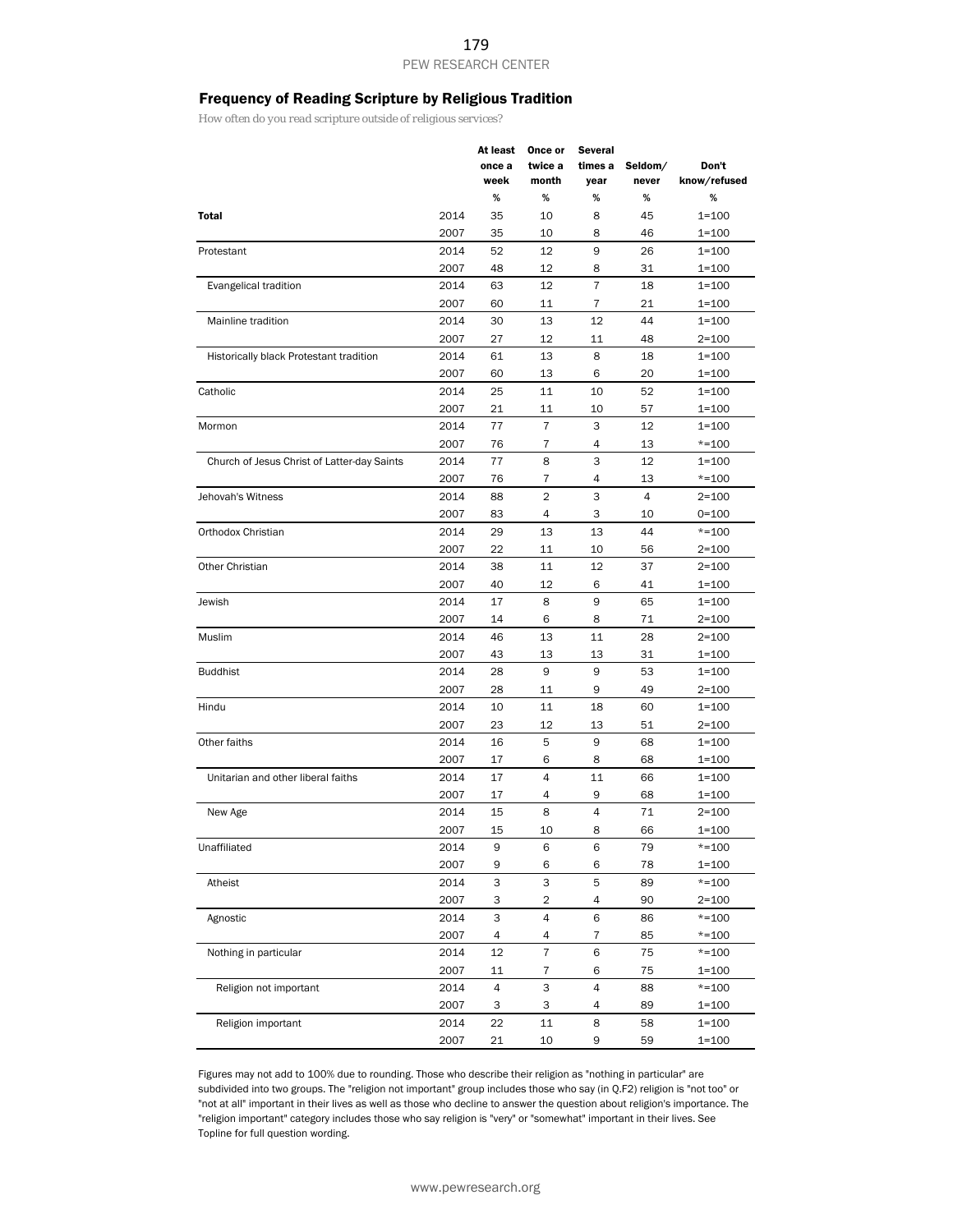## Frequency of Reading Scripture by Religious Tradition

*How often do you read scripture outside of religious services?*

| | | At least once a week | Once or twice a month | Several times a year | Seldom/ never | Don't know/refused |
|---|---|---|---|---|---|---|
| | | % | % | % | % | % |
| **Total** | 2014 | 35 | 10 | 8 | 45 | 1=100 |
| | 2007 | 35 | 10 | 8 | 46 | 1=100 |
| Protestant | 2014 | 52 | 12 | 9 | 26 | 1=100 |
| | 2007 | 48 | 12 | 8 | 31 | 1=100 |
| Evangelical tradition | 2014 | 63 | 12 | 7 | 18 | 1=100 |
| | 2007 | 60 | 11 | 7 | 21 | 1=100 |
| Mainline tradition | 2014 | 30 | 13 | 12 | 44 | 1=100 |
| | 2007 | 27 | 12 | 11 | 48 | 2=100 |
| Historically black Protestant tradition | 2014 | 61 | 13 | 8 | 18 | 1=100 |
| | 2007 | 60 | 13 | 6 | 20 | 1=100 |
| Catholic | 2014 | 25 | 11 | 10 | 52 | 1=100 |
| | 2007 | 21 | 11 | 10 | 57 | 1=100 |
| Mormon | 2014 | 77 | 7 | 3 | 12 | 1=100 |
| | 2007 | 76 | 7 | 4 | 13 | *=100 |
| Church of Jesus Christ of Latter-day Saints | 2014 | 77 | 8 | 3 | 12 | 1=100 |
| | 2007 | 76 | 7 | 4 | 13 | *=100 |
| Jehovah's Witness | 2014 | 88 | 2 | 3 | 4 | 2=100 |
| | 2007 | 83 | 4 | 3 | 10 | 0=100 |
| Orthodox Christian | 2014 | 29 | 13 | 13 | 44 | *=100 |
| | 2007 | 22 | 11 | 10 | 56 | 2=100 |
| Other Christian | 2014 | 38 | 11 | 12 | 37 | 2=100 |
| | 2007 | 40 | 12 | 6 | 41 | 1=100 |
| Jewish | 2014 | 17 | 8 | 9 | 65 | 1=100 |
| | 2007 | 14 | 6 | 8 | 71 | 2=100 |
| Muslim | 2014 | 46 | 13 | 11 | 28 | 2=100 |
| | 2007 | 43 | 13 | 13 | 31 | 1=100 |
| Buddhist | 2014 | 28 | 9 | 9 | 53 | 1=100 |
| | 2007 | 28 | 11 | 9 | 49 | 2=100 |
| Hindu | 2014 | 10 | 11 | 18 | 60 | 1=100 |
| | 2007 | 23 | 12 | 13 | 51 | 2=100 |
| Other faiths | 2014 | 16 | 5 | 9 | 68 | 1=100 |
| | 2007 | 17 | 6 | 8 | 68 | 1=100 |
| Unitarian and other liberal faiths | 2014 | 17 | 4 | 11 | 66 | 1=100 |
| | 2007 | 17 | 4 | 9 | 68 | 1=100 |
| New Age | 2014 | 15 | 8 | 4 | 71 | 2=100 |
| | 2007 | 15 | 10 | 8 | 66 | 1=100 |
| Unaffiliated | 2014 | 9 | 6 | 6 | 79 | *=100 |
| | 2007 | 9 | 6 | 6 | 78 | 1=100 |
| Atheist | 2014 | 3 | 3 | 5 | 89 | *=100 |
| | 2007 | 3 | 2 | 4 | 90 | 2=100 |
| Agnostic | 2014 | 3 | 4 | 6 | 86 | *=100 |
| | 2007 | 4 | 4 | 7 | 85 | *=100 |
| Nothing in particular | 2014 | 12 | 7 | 6 | 75 | *=100 |
| | 2007 | 11 | 7 | 6 | 75 | 1=100 |
| Religion not important | 2014 | 4 | 3 | 4 | 88 | *=100 |
| | 2007 | 3 | 3 | 4 | 89 | 1=100 |
| Religion important | 2014 | 22 | 11 | 8 | 58 | 1=100 |
| | 2007 | 21 | 10 | 9 | 59 | 1=100 |

Figures may not add to 100% due to rounding. Those who describe their religion as "nothing in particular" are subdivided into two groups. The "religion not important" group includes those who say (in Q.F2) religion is "not too" or "not at all" important in their lives as well as those who decline to answer the question about religion's importance. The "religion important" category includes those who say religion is "very" or "somewhat" important in their lives. See Topline for full question wording.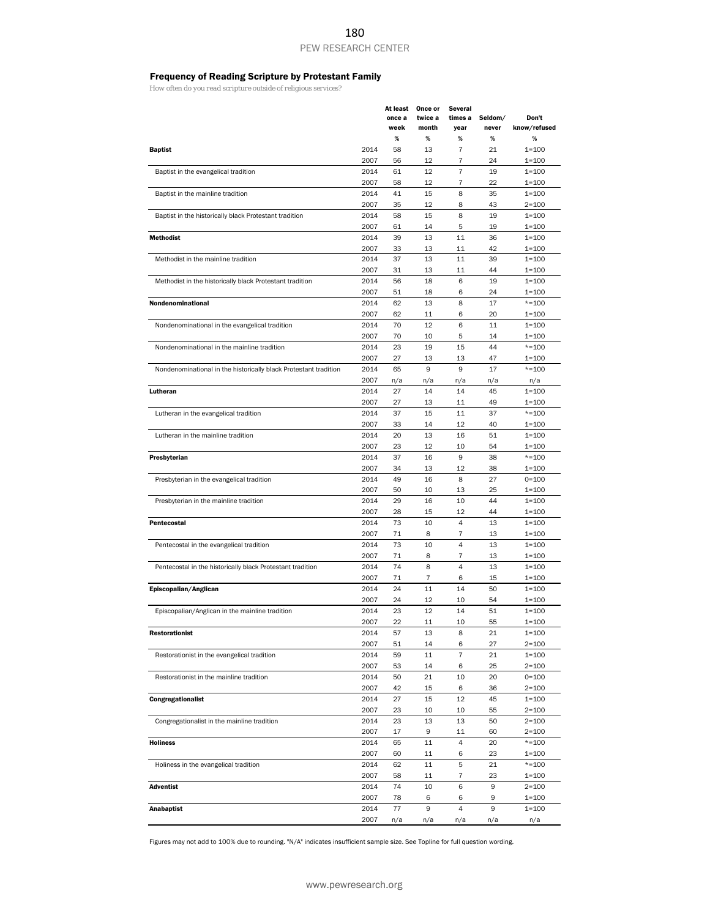### Frequency of Reading Scripture by Protestant Family

*How often do you read scripture outside of religious services?*

| | | At least once a week | Once or twice a month | Several times a year | Seldom/ never | Don't know/refused |
|---|---|---|---|---|---|---|
| | | % | % | % | % | % |
| **Baptist** | 2014 | 58 | 13 | 7 | 21 | 1=100 |
| | 2007 | 56 | 12 | 7 | 24 | 1=100 |
| Baptist in the evangelical tradition | 2014 | 61 | 12 | 7 | 19 | 1=100 |
| | 2007 | 58 | 12 | 7 | 22 | 1=100 |
| Baptist in the mainline tradition | 2014 | 41 | 15 | 8 | 35 | 1=100 |
| | 2007 | 35 | 12 | 8 | 43 | 2=100 |
| Baptist in the historically black Protestant tradition | 2014 | 58 | 15 | 8 | 19 | 1=100 |
| | 2007 | 61 | 14 | 5 | 19 | 1=100 |
| **Methodist** | 2014 | 39 | 13 | 11 | 36 | 1=100 |
| | 2007 | 33 | 13 | 11 | 42 | 1=100 |
| Methodist in the mainline tradition | 2014 | 37 | 13 | 11 | 39 | 1=100 |
| | 2007 | 31 | 13 | 11 | 44 | 1=100 |
| Methodist in the historically black Protestant tradition | 2014 | 56 | 18 | 6 | 19 | 1=100 |
| | 2007 | 51 | 18 | 6 | 24 | 1=100 |
| **Nondenominational** | 2014 | 62 | 13 | 8 | 17 | *=100 |
| | 2007 | 62 | 11 | 6 | 20 | 1=100 |
| Nondenominational in the evangelical tradition | 2014 | 70 | 12 | 6 | 11 | 1=100 |
| | 2007 | 70 | 10 | 5 | 14 | 1=100 |
| Nondenominational in the mainline tradition | 2014 | 23 | 19 | 15 | 44 | *=100 |
| | 2007 | 27 | 13 | 13 | 47 | 1=100 |
| Nondenominational in the historically black Protestant tradition | 2014 | 65 | 9 | 9 | 17 | *=100 |
| | 2007 | n/a | n/a | n/a | n/a | n/a |
| **Lutheran** | 2014 | 27 | 14 | 14 | 45 | 1=100 |
| | 2007 | 27 | 13 | 11 | 49 | 1=100 |
| Lutheran in the evangelical tradition | 2014 | 37 | 15 | 11 | 37 | *=100 |
| | 2007 | 33 | 14 | 12 | 40 | 1=100 |
| Lutheran in the mainline tradition | 2014 | 20 | 13 | 16 | 51 | 1=100 |
| | 2007 | 23 | 12 | 10 | 54 | 1=100 |
| **Presbyterian** | 2014 | 37 | 16 | 9 | 38 | *=100 |
| | 2007 | 34 | 13 | 12 | 38 | 1=100 |
| Presbyterian in the evangelical tradition | 2014 | 49 | 16 | 8 | 27 | 0=100 |
| | 2007 | 50 | 10 | 13 | 25 | 1=100 |
| Presbyterian in the mainline tradition | 2014 | 29 | 16 | 10 | 44 | 1=100 |
| | 2007 | 28 | 15 | 12 | 44 | 1=100 |
| **Pentecostal** | 2014 | 73 | 10 | 4 | 13 | 1=100 |
| | 2007 | 71 | 8 | 7 | 13 | 1=100 |
| Pentecostal in the evangelical tradition | 2014 | 73 | 10 | 4 | 13 | 1=100 |
| | 2007 | 71 | 8 | 7 | 13 | 1=100 |
| Pentecostal in the historically black Protestant tradition | 2014 | 74 | 8 | 4 | 13 | 1=100 |
| | 2007 | 71 | 7 | 6 | 15 | 1=100 |
| **Episcopalian/Anglican** | 2014 | 24 | 11 | 14 | 50 | 1=100 |
| | 2007 | 24 | 12 | 10 | 54 | 1=100 |
| Episcopalian/Anglican in the mainline tradition | 2014 | 23 | 12 | 14 | 51 | 1=100 |
| | 2007 | 22 | 11 | 10 | 55 | 1=100 |
| **Restorationist** | 2014 | 57 | 13 | 8 | 21 | 1=100 |
| | 2007 | 51 | 14 | 6 | 27 | 2=100 |
| Restorationist in the evangelical tradition | 2014 | 59 | 11 | 7 | 21 | 1=100 |
| | 2007 | 53 | 14 | 6 | 25 | 2=100 |
| Restorationist in the mainline tradition | 2014 | 50 | 21 | 10 | 20 | 0=100 |
| | 2007 | 42 | 15 | 6 | 36 | 2=100 |
| **Congregationalist** | 2014 | 27 | 15 | 12 | 45 | 1=100 |
| | 2007 | 23 | 10 | 10 | 55 | 2=100 |
| Congregationalist in the mainline tradition | 2014 | 23 | 13 | 13 | 50 | 2=100 |
| | 2007 | 17 | 9 | 11 | 60 | 2=100 |
| **Holiness** | 2014 | 65 | 11 | 4 | 20 | *=100 |
| | 2007 | 60 | 11 | 6 | 23 | 1=100 |
| Holiness in the evangelical tradition | 2014 | 62 | 11 | 5 | 21 | *=100 |
| | 2007 | 58 | 11 | 7 | 23 | 1=100 |
| **Adventist** | 2014 | 74 | 10 | 6 | 9 | 2=100 |
| | 2007 | 78 | 6 | 6 | 9 | 1=100 |
| **Anabaptist** | 2014 | 77 | 9 | 4 | 9 | 1=100 |
| | 2007 | n/a | n/a | n/a | n/a | n/a |

Figures may not add to 100% due to rounding. "N/A" indicates insufficient sample size. See Topline for full question wording.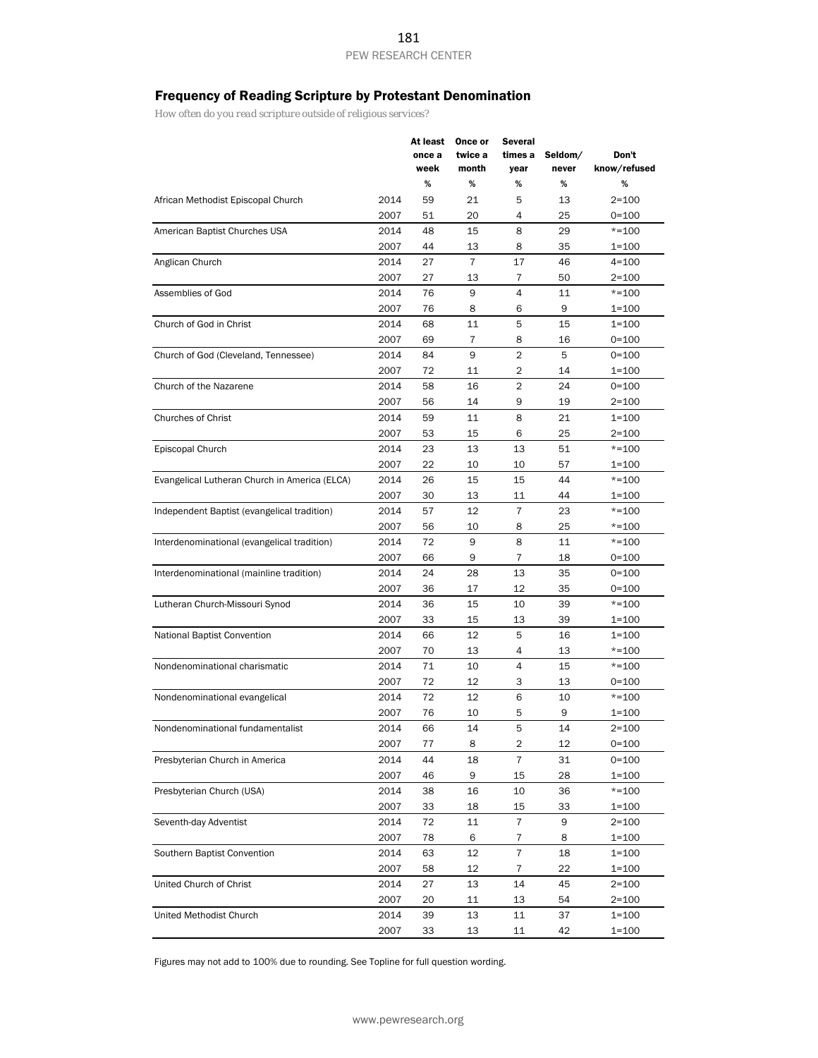## Frequency of Reading Scripture by Protestant Denomination

*How often do you read scripture outside of religious services?*

| | | At least once a week | Once or twice a month | Several times a year | Seldom/ never | Don't know/refused |
|---|---|---|---|---|---|---|
| | | % | % | % | % | % |
| African Methodist Episcopal Church | 2014 | 59 | 21 | 5 | 13 | 2=100 |
| | 2007 | 51 | 20 | 4 | 25 | 0=100 |
| American Baptist Churches USA | 2014 | 48 | 15 | 8 | 29 | *=100 |
| | 2007 | 44 | 13 | 8 | 35 | 1=100 |
| Anglican Church | 2014 | 27 | 7 | 17 | 46 | 4=100 |
| | 2007 | 27 | 13 | 7 | 50 | 2=100 |
| Assemblies of God | 2014 | 76 | 9 | 4 | 11 | *=100 |
| | 2007 | 76 | 8 | 6 | 9 | 1=100 |
| Church of God in Christ | 2014 | 68 | 11 | 5 | 15 | 1=100 |
| | 2007 | 69 | 7 | 8 | 16 | 0=100 |
| Church of God (Cleveland, Tennessee) | 2014 | 84 | 9 | 2 | 5 | 0=100 |
| | 2007 | 72 | 11 | 2 | 14 | 1=100 |
| Church of the Nazarene | 2014 | 58 | 16 | 2 | 24 | 0=100 |
| | 2007 | 56 | 14 | 9 | 19 | 2=100 |
| Churches of Christ | 2014 | 59 | 11 | 8 | 21 | 1=100 |
| | 2007 | 53 | 15 | 6 | 25 | 2=100 |
| Episcopal Church | 2014 | 23 | 13 | 13 | 51 | *=100 |
| | 2007 | 22 | 10 | 10 | 57 | 1=100 |
| Evangelical Lutheran Church in America (ELCA) | 2014 | 26 | 15 | 15 | 44 | *=100 |
| | 2007 | 30 | 13 | 11 | 44 | 1=100 |
| Independent Baptist (evangelical tradition) | 2014 | 57 | 12 | 7 | 23 | *=100 |
| | 2007 | 56 | 10 | 8 | 25 | *=100 |
| Interdenominational (evangelical tradition) | 2014 | 72 | 9 | 8 | 11 | *=100 |
| | 2007 | 66 | 9 | 7 | 18 | 0=100 |
| Interdenominational (mainline tradition) | 2014 | 24 | 28 | 13 | 35 | 0=100 |
| | 2007 | 36 | 17 | 12 | 35 | 0=100 |
| Lutheran Church-Missouri Synod | 2014 | 36 | 15 | 10 | 39 | *=100 |
| | 2007 | 33 | 15 | 13 | 39 | 1=100 |
| National Baptist Convention | 2014 | 66 | 12 | 5 | 16 | 1=100 |
| | 2007 | 70 | 13 | 4 | 13 | *=100 |
| Nondenominational charismatic | 2014 | 71 | 10 | 4 | 15 | *=100 |
| | 2007 | 72 | 12 | 3 | 13 | 0=100 |
| Nondenominational evangelical | 2014 | 72 | 12 | 6 | 10 | *=100 |
| | 2007 | 76 | 10 | 5 | 9 | 1=100 |
| Nondenominational fundamentalist | 2014 | 66 | 14 | 5 | 14 | 2=100 |
| | 2007 | 77 | 8 | 2 | 12 | 0=100 |
| Presbyterian Church in America | 2014 | 44 | 18 | 7 | 31 | 0=100 |
| | 2007 | 46 | 9 | 15 | 28 | 1=100 |
| Presbyterian Church (USA) | 2014 | 38 | 16 | 10 | 36 | *=100 |
| | 2007 | 33 | 18 | 15 | 33 | 1=100 |
| Seventh-day Adventist | 2014 | 72 | 11 | 7 | 9 | 2=100 |
| | 2007 | 78 | 6 | 7 | 8 | 1=100 |
| Southern Baptist Convention | 2014 | 63 | 12 | 7 | 18 | 1=100 |
| | 2007 | 58 | 12 | 7 | 22 | 1=100 |
| United Church of Christ | 2014 | 27 | 13 | 14 | 45 | 2=100 |
| | 2007 | 20 | 11 | 13 | 54 | 2=100 |
| United Methodist Church | 2014 | 39 | 13 | 11 | 37 | 1=100 |
| | 2007 | 33 | 13 | 11 | 42 | 1=100 |

Figures may not add to 100% due to rounding. See Topline for full question wording.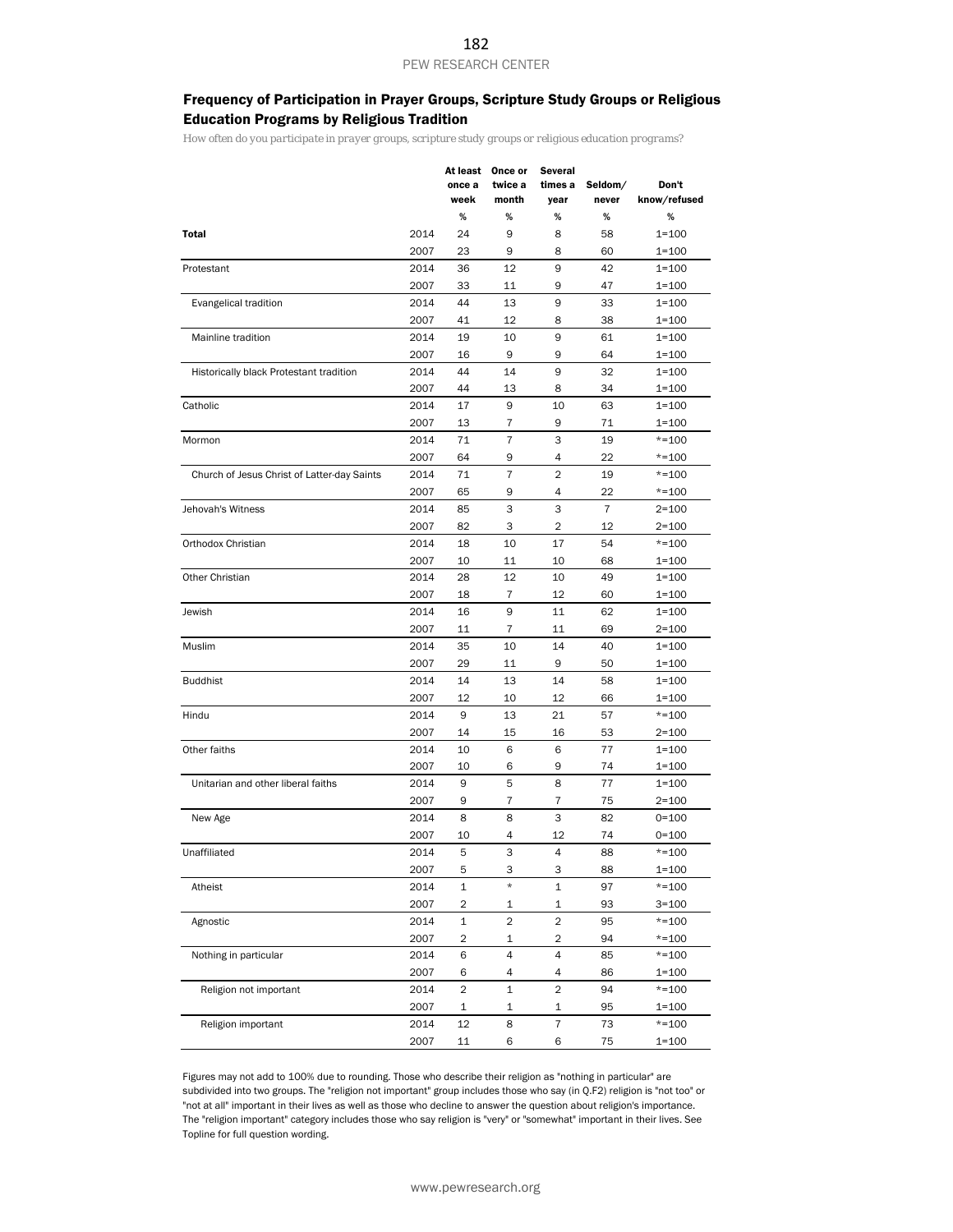## Frequency of Participation in Prayer Groups, Scripture Study Groups or Religious Education Programs by Religious Tradition

*How often do you participate in prayer groups, scripture study groups or religious education programs?*

| | | At least once a week | Once or twice a month | Several times a year | Seldom/ never | Don't know/refused |
|---|---|---|---|---|---|---|
| | | % | % | % | % | % |
| **Total** | 2014 | 24 | 9 | 8 | 58 | 1=100 |
| | 2007 | 23 | 9 | 8 | 60 | 1=100 |
| Protestant | 2014 | 36 | 12 | 9 | 42 | 1=100 |
| | 2007 | 33 | 11 | 9 | 47 | 1=100 |
| Evangelical tradition | 2014 | 44 | 13 | 9 | 33 | 1=100 |
| | 2007 | 41 | 12 | 8 | 38 | 1=100 |
| Mainline tradition | 2014 | 19 | 10 | 9 | 61 | 1=100 |
| | 2007 | 16 | 9 | 9 | 64 | 1=100 |
| Historically black Protestant tradition | 2014 | 44 | 14 | 9 | 32 | 1=100 |
| | 2007 | 44 | 13 | 8 | 34 | 1=100 |
| Catholic | 2014 | 17 | 9 | 10 | 63 | 1=100 |
| | 2007 | 13 | 7 | 9 | 71 | 1=100 |
| Mormon | 2014 | 71 | 7 | 3 | 19 | *=100 |
| | 2007 | 64 | 9 | 4 | 22 | *=100 |
| Church of Jesus Christ of Latter-day Saints | 2014 | 71 | 7 | 2 | 19 | *=100 |
| | 2007 | 65 | 9 | 4 | 22 | *=100 |
| Jehovah's Witness | 2014 | 85 | 3 | 3 | 7 | 2=100 |
| | 2007 | 82 | 3 | 2 | 12 | 2=100 |
| Orthodox Christian | 2014 | 18 | 10 | 17 | 54 | *=100 |
| | 2007 | 10 | 11 | 10 | 68 | 1=100 |
| Other Christian | 2014 | 28 | 12 | 10 | 49 | 1=100 |
| | 2007 | 18 | 7 | 12 | 60 | 1=100 |
| Jewish | 2014 | 16 | 9 | 11 | 62 | 1=100 |
| | 2007 | 11 | 7 | 11 | 69 | 2=100 |
| Muslim | 2014 | 35 | 10 | 14 | 40 | 1=100 |
| | 2007 | 29 | 11 | 9 | 50 | 1=100 |
| Buddhist | 2014 | 14 | 13 | 14 | 58 | 1=100 |
| | 2007 | 12 | 10 | 12 | 66 | 1=100 |
| Hindu | 2014 | 9 | 13 | 21 | 57 | *=100 |
| | 2007 | 14 | 15 | 16 | 53 | 2=100 |
| Other faiths | 2014 | 10 | 6 | 6 | 77 | 1=100 |
| | 2007 | 10 | 6 | 9 | 74 | 1=100 |
| Unitarian and other liberal faiths | 2014 | 9 | 5 | 8 | 77 | 1=100 |
| | 2007 | 9 | 7 | 7 | 75 | 2=100 |
| New Age | 2014 | 8 | 8 | 3 | 82 | 0=100 |
| | 2007 | 10 | 4 | 12 | 74 | 0=100 |
| Unaffiliated | 2014 | 5 | 3 | 4 | 88 | *=100 |
| | 2007 | 5 | 3 | 3 | 88 | 1=100 |
| Atheist | 2014 | 1 | * | 1 | 97 | *=100 |
| | 2007 | 2 | 1 | 1 | 93 | 3=100 |
| Agnostic | 2014 | 1 | 2 | 2 | 95 | *=100 |
| | 2007 | 2 | 1 | 2 | 94 | *=100 |
| Nothing in particular | 2014 | 6 | 4 | 4 | 85 | *=100 |
| | 2007 | 6 | 4 | 4 | 86 | 1=100 |
| Religion not important | 2014 | 2 | 1 | 2 | 94 | *=100 |
| | 2007 | 1 | 1 | 1 | 95 | 1=100 |
| Religion important | 2014 | 12 | 8 | 7 | 73 | *=100 |
| | 2007 | 11 | 6 | 6 | 75 | 1=100 |

Figures may not add to 100% due to rounding. Those who describe their religion as "nothing in particular" are subdivided into two groups. The "religion not important" group includes those who say (in Q.F2) religion is "not too" or "not at all" important in their lives as well as those who decline to answer the question about religion's importance. The "religion important" category includes those who say religion is "very" or "somewhat" important in their lives. See Topline for full question wording.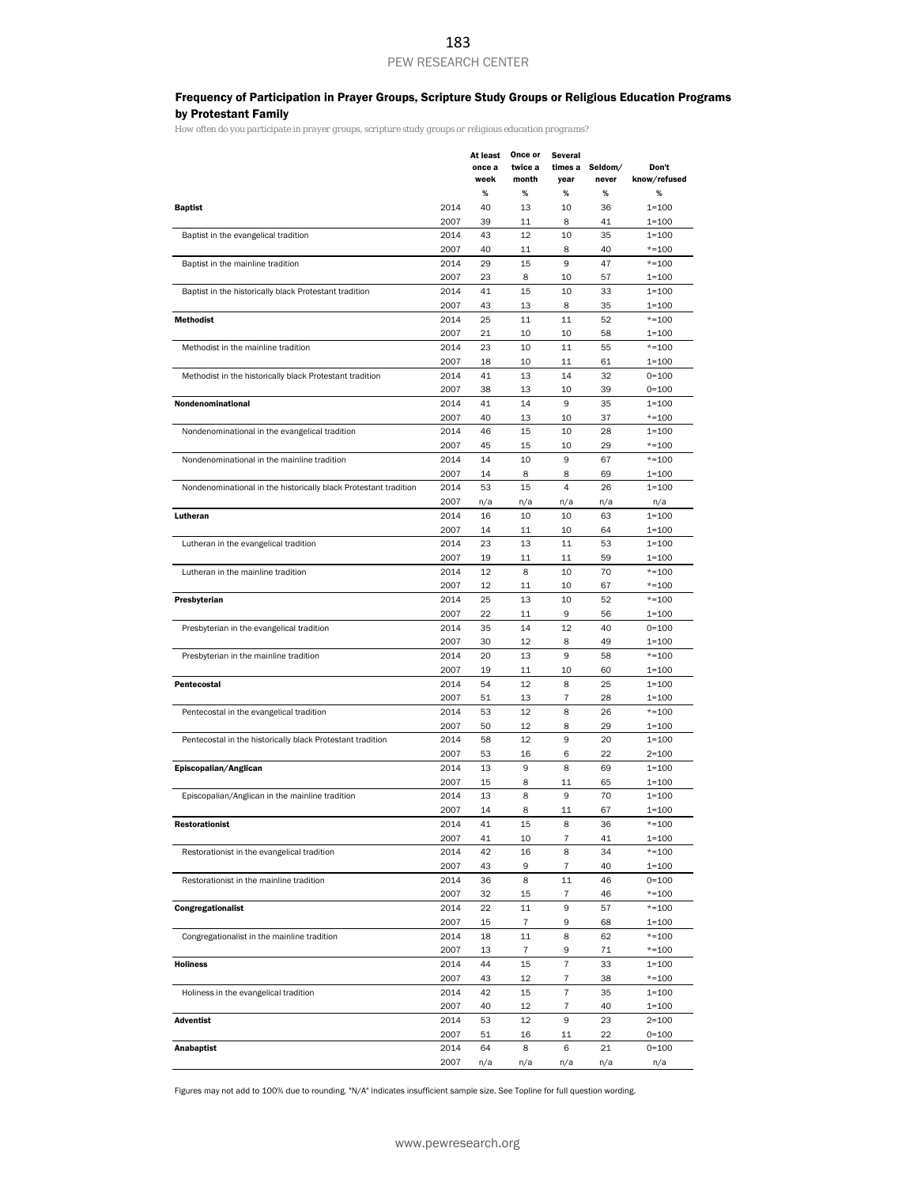## Frequency of Participation in Prayer Groups, Scripture Study Groups or Religious Education Programs by Protestant Family

*How often do you participate in prayer groups, scripture study groups or religious education programs?*

| | | At least once a week | Once or twice a month | Several times a year | Seldom/ never | Don't know/refused |
|---|---|---|---|---|---|---|
| | | % | % | % | % | % |
| **Baptist** | 2014 | 40 | 13 | 10 | 36 | 1=100 |
| | 2007 | 39 | 11 | 8 | 41 | 1=100 |
| Baptist in the evangelical tradition | 2014 | 43 | 12 | 10 | 35 | 1=100 |
| | 2007 | 40 | 11 | 8 | 40 | *=100 |
| Baptist in the mainline tradition | 2014 | 29 | 15 | 9 | 47 | *=100 |
| | 2007 | 23 | 8 | 10 | 57 | 1=100 |
| Baptist in the historically black Protestant tradition | 2014 | 41 | 15 | 10 | 33 | 1=100 |
| | 2007 | 43 | 13 | 8 | 35 | 1=100 |
| **Methodist** | 2014 | 25 | 11 | 11 | 52 | *=100 |
| | 2007 | 21 | 10 | 10 | 58 | 1=100 |
| Methodist in the mainline tradition | 2014 | 23 | 10 | 11 | 55 | *=100 |
| | 2007 | 18 | 10 | 11 | 61 | 1=100 |
| Methodist in the historically black Protestant tradition | 2014 | 41 | 13 | 14 | 32 | 0=100 |
| | 2007 | 38 | 13 | 10 | 39 | 0=100 |
| **Nondenominational** | 2014 | 41 | 14 | 9 | 35 | 1=100 |
| | 2007 | 40 | 13 | 10 | 37 | *=100 |
| Nondenominational in the evangelical tradition | 2014 | 46 | 15 | 10 | 28 | 1=100 |
| | 2007 | 45 | 15 | 10 | 29 | *=100 |
| Nondenominational in the mainline tradition | 2014 | 14 | 10 | 9 | 67 | *=100 |
| | 2007 | 14 | 8 | 8 | 69 | 1=100 |
| Nondenominational in the historically black Protestant tradition | 2014 | 53 | 15 | 4 | 26 | 1=100 |
| | 2007 | n/a | n/a | n/a | n/a | n/a |
| **Lutheran** | 2014 | 16 | 10 | 10 | 63 | 1=100 |
| | 2007 | 14 | 11 | 10 | 64 | 1=100 |
| Lutheran in the evangelical tradition | 2014 | 23 | 13 | 11 | 53 | 1=100 |
| | 2007 | 19 | 11 | 11 | 59 | 1=100 |
| Lutheran in the mainline tradition | 2014 | 12 | 8 | 10 | 70 | *=100 |
| | 2007 | 12 | 11 | 10 | 67 | *=100 |
| **Presbyterian** | 2014 | 25 | 13 | 10 | 52 | *=100 |
| | 2007 | 22 | 11 | 9 | 56 | 1=100 |
| Presbyterian in the evangelical tradition | 2014 | 35 | 14 | 12 | 40 | 0=100 |
| | 2007 | 30 | 12 | 8 | 49 | 1=100 |
| Presbyterian in the mainline tradition | 2014 | 20 | 13 | 9 | 58 | *=100 |
| | 2007 | 19 | 11 | 10 | 60 | 1=100 |
| **Pentecostal** | 2014 | 54 | 12 | 8 | 25 | 1=100 |
| | 2007 | 51 | 13 | 7 | 28 | 1=100 |
| Pentecostal in the evangelical tradition | 2014 | 53 | 12 | 8 | 26 | *=100 |
| | 2007 | 50 | 12 | 8 | 29 | 1=100 |
| Pentecostal in the historically black Protestant tradition | 2014 | 58 | 12 | 9 | 20 | 1=100 |
| | 2007 | 53 | 16 | 6 | 22 | 2=100 |
| **Episcopalian/Anglican** | 2014 | 13 | 9 | 8 | 69 | 1=100 |
| | 2007 | 15 | 8 | 11 | 65 | 1=100 |
| Episcopalian/Anglican in the mainline tradition | 2014 | 13 | 8 | 9 | 70 | 1=100 |
| | 2007 | 14 | 8 | 11 | 67 | 1=100 |
| **Restorationist** | 2014 | 41 | 15 | 8 | 36 | *=100 |
| | 2007 | 41 | 10 | 7 | 41 | 1=100 |
| Restorationist in the evangelical tradition | 2014 | 42 | 16 | 8 | 34 | *=100 |
| | 2007 | 43 | 9 | 7 | 40 | 1=100 |
| Restorationist in the mainline tradition | 2014 | 36 | 8 | 11 | 46 | 0=100 |
| | 2007 | 32 | 15 | 7 | 46 | *=100 |
| **Congregationalist** | 2014 | 22 | 11 | 9 | 57 | *=100 |
| | 2007 | 15 | 7 | 9 | 68 | 1=100 |
| Congregationalist in the mainline tradition | 2014 | 18 | 11 | 8 | 62 | *=100 |
| | 2007 | 13 | 7 | 9 | 71 | *=100 |
| **Holiness** | 2014 | 44 | 15 | 7 | 33 | 1=100 |
| | 2007 | 43 | 12 | 7 | 38 | *=100 |
| Holiness in the evangelical tradition | 2014 | 42 | 15 | 7 | 35 | 1=100 |
| | 2007 | 40 | 12 | 7 | 40 | 1=100 |
| **Adventist** | 2014 | 53 | 12 | 9 | 23 | 2=100 |
| | 2007 | 51 | 16 | 11 | 22 | 0=100 |
| **Anabaptist** | 2014 | 64 | 8 | 6 | 21 | 0=100 |
| | 2007 | n/a | n/a | n/a | n/a | n/a |

Figures may not add to 100% due to rounding. "N/A" indicates insufficient sample size. See Topline for full question wording.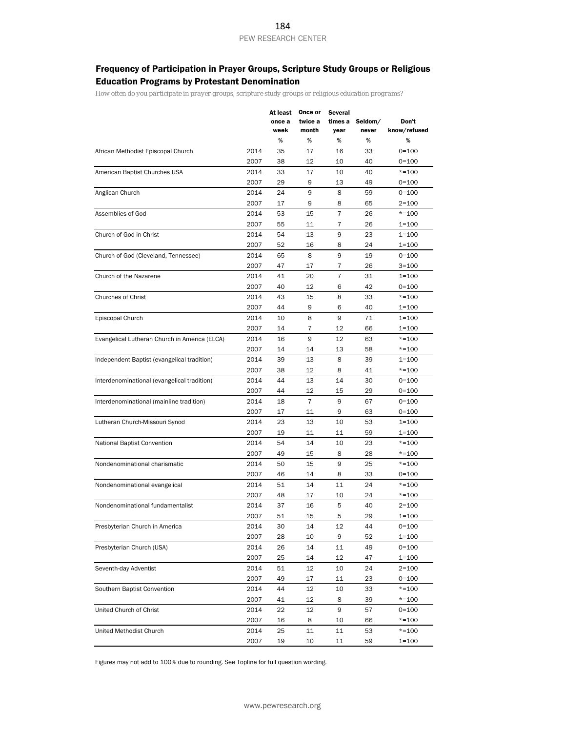## Frequency of Participation in Prayer Groups, Scripture Study Groups or Religious Education Programs by Protestant Denomination

*How often do you participate in prayer groups, scripture study groups or religious education programs?*

| | | At least once a week | Once or twice a month | Several times a year | Seldom/ never | Don't know/refused |
|---|---|---|---|---|---|---|
| | | % | % | % | % | % |
| African Methodist Episcopal Church | 2014 | 35 | 17 | 16 | 33 | 0=100 |
| | 2007 | 38 | 12 | 10 | 40 | 0=100 |
| American Baptist Churches USA | 2014 | 33 | 17 | 10 | 40 | *=100 |
| | 2007 | 29 | 9 | 13 | 49 | 0=100 |
| Anglican Church | 2014 | 24 | 9 | 8 | 59 | 0=100 |
| | 2007 | 17 | 9 | 8 | 65 | 2=100 |
| Assemblies of God | 2014 | 53 | 15 | 7 | 26 | *=100 |
| | 2007 | 55 | 11 | 7 | 26 | 1=100 |
| Church of God in Christ | 2014 | 54 | 13 | 9 | 23 | 1=100 |
| | 2007 | 52 | 16 | 8 | 24 | 1=100 |
| Church of God (Cleveland, Tennessee) | 2014 | 65 | 8 | 9 | 19 | 0=100 |
| | 2007 | 47 | 17 | 7 | 26 | 3=100 |
| Church of the Nazarene | 2014 | 41 | 20 | 7 | 31 | 1=100 |
| | 2007 | 40 | 12 | 6 | 42 | 0=100 |
| Churches of Christ | 2014 | 43 | 15 | 8 | 33 | *=100 |
| | 2007 | 44 | 9 | 6 | 40 | 1=100 |
| Episcopal Church | 2014 | 10 | 8 | 9 | 71 | 1=100 |
| | 2007 | 14 | 7 | 12 | 66 | 1=100 |
| Evangelical Lutheran Church in America (ELCA) | 2014 | 16 | 9 | 12 | 63 | *=100 |
| | 2007 | 14 | 14 | 13 | 58 | *=100 |
| Independent Baptist (evangelical tradition) | 2014 | 39 | 13 | 8 | 39 | 1=100 |
| | 2007 | 38 | 12 | 8 | 41 | *=100 |
| Interdenominational (evangelical tradition) | 2014 | 44 | 13 | 14 | 30 | 0=100 |
| | 2007 | 44 | 12 | 15 | 29 | 0=100 |
| Interdenominational (mainline tradition) | 2014 | 18 | 7 | 9 | 67 | 0=100 |
| | 2007 | 17 | 11 | 9 | 63 | 0=100 |
| Lutheran Church-Missouri Synod | 2014 | 23 | 13 | 10 | 53 | 1=100 |
| | 2007 | 19 | 11 | 11 | 59 | 1=100 |
| National Baptist Convention | 2014 | 54 | 14 | 10 | 23 | *=100 |
| | 2007 | 49 | 15 | 8 | 28 | *=100 |
| Nondenominational charismatic | 2014 | 50 | 15 | 9 | 25 | *=100 |
| | 2007 | 46 | 14 | 8 | 33 | 0=100 |
| Nondenominational evangelical | 2014 | 51 | 14 | 11 | 24 | *=100 |
| | 2007 | 48 | 17 | 10 | 24 | *=100 |
| Nondenominational fundamentalist | 2014 | 37 | 16 | 5 | 40 | 2=100 |
| | 2007 | 51 | 15 | 5 | 29 | 1=100 |
| Presbyterian Church in America | 2014 | 30 | 14 | 12 | 44 | 0=100 |
| | 2007 | 28 | 10 | 9 | 52 | 1=100 |
| Presbyterian Church (USA) | 2014 | 26 | 14 | 11 | 49 | 0=100 |
| | 2007 | 25 | 14 | 12 | 47 | 1=100 |
| Seventh-day Adventist | 2014 | 51 | 12 | 10 | 24 | 2=100 |
| | 2007 | 49 | 17 | 11 | 23 | 0=100 |
| Southern Baptist Convention | 2014 | 44 | 12 | 10 | 33 | *=100 |
| | 2007 | 41 | 12 | 8 | 39 | *=100 |
| United Church of Christ | 2014 | 22 | 12 | 9 | 57 | 0=100 |
| | 2007 | 16 | 8 | 10 | 66 | *=100 |
| United Methodist Church | 2014 | 25 | 11 | 11 | 53 | *=100 |
| | 2007 | 19 | 10 | 11 | 59 | 1=100 |

Figures may not add to 100% due to rounding. See Topline for full question wording.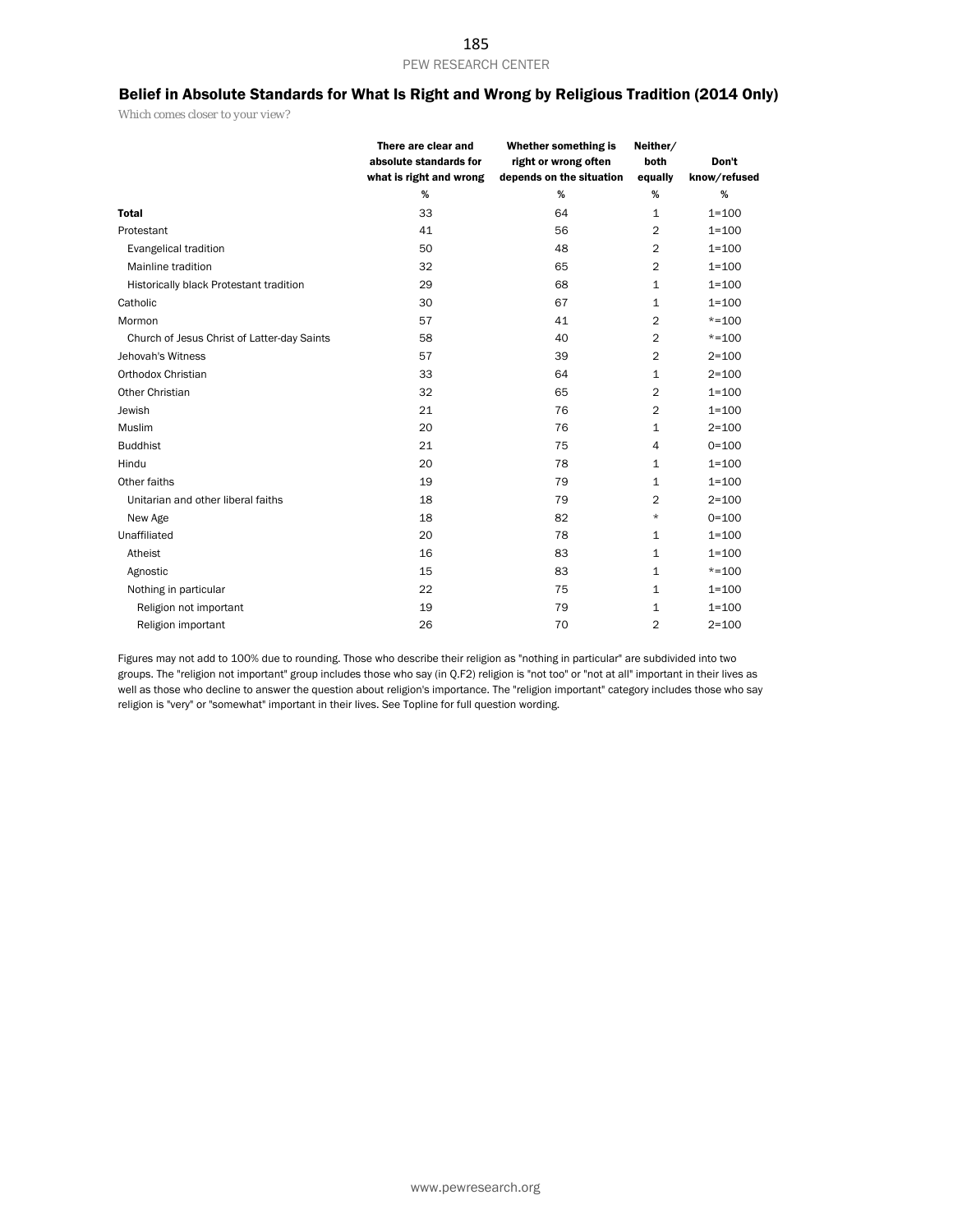## Belief in Absolute Standards for What Is Right and Wrong by Religious Tradition (2014 Only)

*Which comes closer to your view?*

| | There are clear and absolute standards for what is right and wrong | Whether something is right or wrong often depends on the situation | Neither/ both equally | Don't know/refused |
|---|---|---|---|---|
| | % | % | % | % |
| **Total** | 33 | 64 | 1 | 1=100 |
| Protestant | 41 | 56 | 2 | 1=100 |
| Evangelical tradition | 50 | 48 | 2 | 1=100 |
| Mainline tradition | 32 | 65 | 2 | 1=100 |
| Historically black Protestant tradition | 29 | 68 | 1 | 1=100 |
| Catholic | 30 | 67 | 1 | 1=100 |
| Mormon | 57 | 41 | 2 | *=100 |
| Church of Jesus Christ of Latter-day Saints | 58 | 40 | 2 | *=100 |
| Jehovah's Witness | 57 | 39 | 2 | 2=100 |
| Orthodox Christian | 33 | 64 | 1 | 2=100 |
| Other Christian | 32 | 65 | 2 | 1=100 |
| Jewish | 21 | 76 | 2 | 1=100 |
| Muslim | 20 | 76 | 1 | 2=100 |
| Buddhist | 21 | 75 | 4 | 0=100 |
| Hindu | 20 | 78 | 1 | 1=100 |
| Other faiths | 19 | 79 | 1 | 1=100 |
| Unitarian and other liberal faiths | 18 | 79 | 2 | 2=100 |
| New Age | 18 | 82 | * | 0=100 |
| Unaffiliated | 20 | 78 | 1 | 1=100 |
| Atheist | 16 | 83 | 1 | 1=100 |
| Agnostic | 15 | 83 | 1 | *=100 |
| Nothing in particular | 22 | 75 | 1 | 1=100 |
| Religion not important | 19 | 79 | 1 | 1=100 |
| Religion important | 26 | 70 | 2 | 2=100 |

Figures may not add to 100% due to rounding. Those who describe their religion as "nothing in particular" are subdivided into two groups. The "religion not important" group includes those who say (in Q.F2) religion is "not too" or "not at all" important in their lives as well as those who decline to answer the question about religion's importance. The "religion important" category includes those who say religion is "very" or "somewhat" important in their lives. See Topline for full question wording.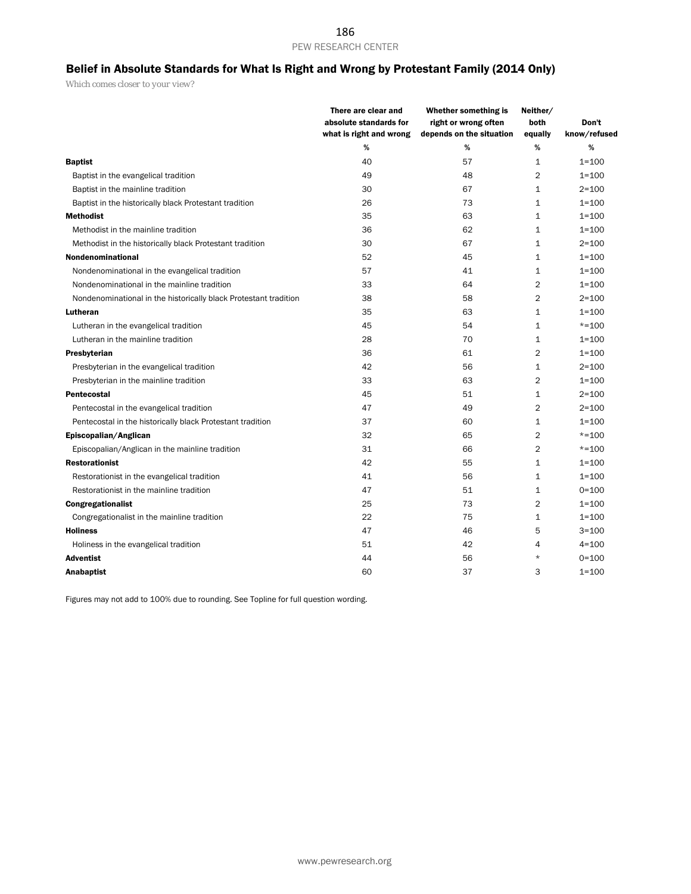## Belief in Absolute Standards for What Is Right and Wrong by Protestant Family (2014 Only)

*Which comes closer to your view?*

| | There are clear and absolute standards for what is right and wrong | Whether something is right or wrong often depends on the situation | Neither/ both equally | Don't know/refused |
|---|---|---|---|---|
| | % | % | % | % |
| **Baptist** | 40 | 57 | 1 | 1=100 |
| Baptist in the evangelical tradition | 49 | 48 | 2 | 1=100 |
| Baptist in the mainline tradition | 30 | 67 | 1 | 2=100 |
| Baptist in the historically black Protestant tradition | 26 | 73 | 1 | 1=100 |
| **Methodist** | 35 | 63 | 1 | 1=100 |
| Methodist in the mainline tradition | 36 | 62 | 1 | 1=100 |
| Methodist in the historically black Protestant tradition | 30 | 67 | 1 | 2=100 |
| **Nondenominational** | 52 | 45 | 1 | 1=100 |
| Nondenominational in the evangelical tradition | 57 | 41 | 1 | 1=100 |
| Nondenominational in the mainline tradition | 33 | 64 | 2 | 1=100 |
| Nondenominational in the historically black Protestant tradition | 38 | 58 | 2 | 2=100 |
| **Lutheran** | 35 | 63 | 1 | 1=100 |
| Lutheran in the evangelical tradition | 45 | 54 | 1 | *=100 |
| Lutheran in the mainline tradition | 28 | 70 | 1 | 1=100 |
| **Presbyterian** | 36 | 61 | 2 | 1=100 |
| Presbyterian in the evangelical tradition | 42 | 56 | 1 | 2=100 |
| Presbyterian in the mainline tradition | 33 | 63 | 2 | 1=100 |
| **Pentecostal** | 45 | 51 | 1 | 2=100 |
| Pentecostal in the evangelical tradition | 47 | 49 | 2 | 2=100 |
| Pentecostal in the historically black Protestant tradition | 37 | 60 | 1 | 1=100 |
| **Episcopalian/Anglican** | 32 | 65 | 2 | *=100 |
| Episcopalian/Anglican in the mainline tradition | 31 | 66 | 2 | *=100 |
| **Restorationist** | 42 | 55 | 1 | 1=100 |
| Restorationist in the evangelical tradition | 41 | 56 | 1 | 1=100 |
| Restorationist in the mainline tradition | 47 | 51 | 1 | 0=100 |
| **Congregationalist** | 25 | 73 | 2 | 1=100 |
| Congregationalist in the mainline tradition | 22 | 75 | 1 | 1=100 |
| **Holiness** | 47 | 46 | 5 | 3=100 |
| Holiness in the evangelical tradition | 51 | 42 | 4 | 4=100 |
| **Adventist** | 44 | 56 | * | 0=100 |
| **Anabaptist** | 60 | 37 | 3 | 1=100 |

Figures may not add to 100% due to rounding. See Topline for full question wording.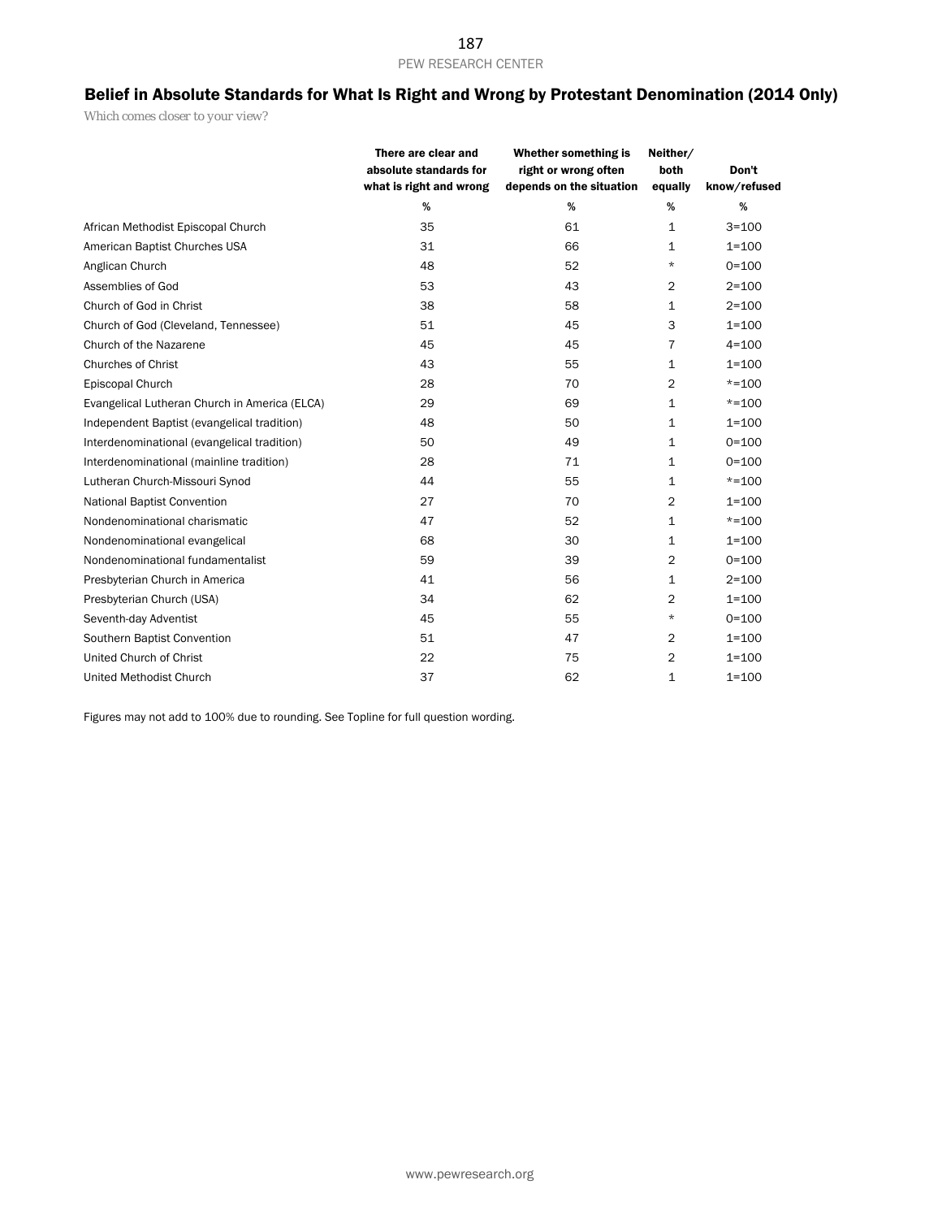## Belief in Absolute Standards for What Is Right and Wrong by Protestant Denomination (2014 Only)

*Which comes closer to your view?*

| | There are clear and absolute standards for what is right and wrong | Whether something is right or wrong often depends on the situation | Neither/ both equally | Don't know/refused |
|---|---|---|---|---|
| | % | % | % | % |
| African Methodist Episcopal Church | 35 | 61 | 1 | 3=100 |
| American Baptist Churches USA | 31 | 66 | 1 | 1=100 |
| Anglican Church | 48 | 52 | * | 0=100 |
| Assemblies of God | 53 | 43 | 2 | 2=100 |
| Church of God in Christ | 38 | 58 | 1 | 2=100 |
| Church of God (Cleveland, Tennessee) | 51 | 45 | 3 | 1=100 |
| Church of the Nazarene | 45 | 45 | 7 | 4=100 |
| Churches of Christ | 43 | 55 | 1 | 1=100 |
| Episcopal Church | 28 | 70 | 2 | *=100 |
| Evangelical Lutheran Church in America (ELCA) | 29 | 69 | 1 | *=100 |
| Independent Baptist (evangelical tradition) | 48 | 50 | 1 | 1=100 |
| Interdenominational (evangelical tradition) | 50 | 49 | 1 | 0=100 |
| Interdenominational (mainline tradition) | 28 | 71 | 1 | 0=100 |
| Lutheran Church-Missouri Synod | 44 | 55 | 1 | *=100 |
| National Baptist Convention | 27 | 70 | 2 | 1=100 |
| Nondenominational charismatic | 47 | 52 | 1 | *=100 |
| Nondenominational evangelical | 68 | 30 | 1 | 1=100 |
| Nondenominational fundamentalist | 59 | 39 | 2 | 0=100 |
| Presbyterian Church in America | 41 | 56 | 1 | 2=100 |
| Presbyterian Church (USA) | 34 | 62 | 2 | 1=100 |
| Seventh-day Adventist | 45 | 55 | * | 0=100 |
| Southern Baptist Convention | 51 | 47 | 2 | 1=100 |
| United Church of Christ | 22 | 75 | 2 | 1=100 |
| United Methodist Church | 37 | 62 | 1 | 1=100 |

Figures may not add to 100% due to rounding. See Topline for full question wording.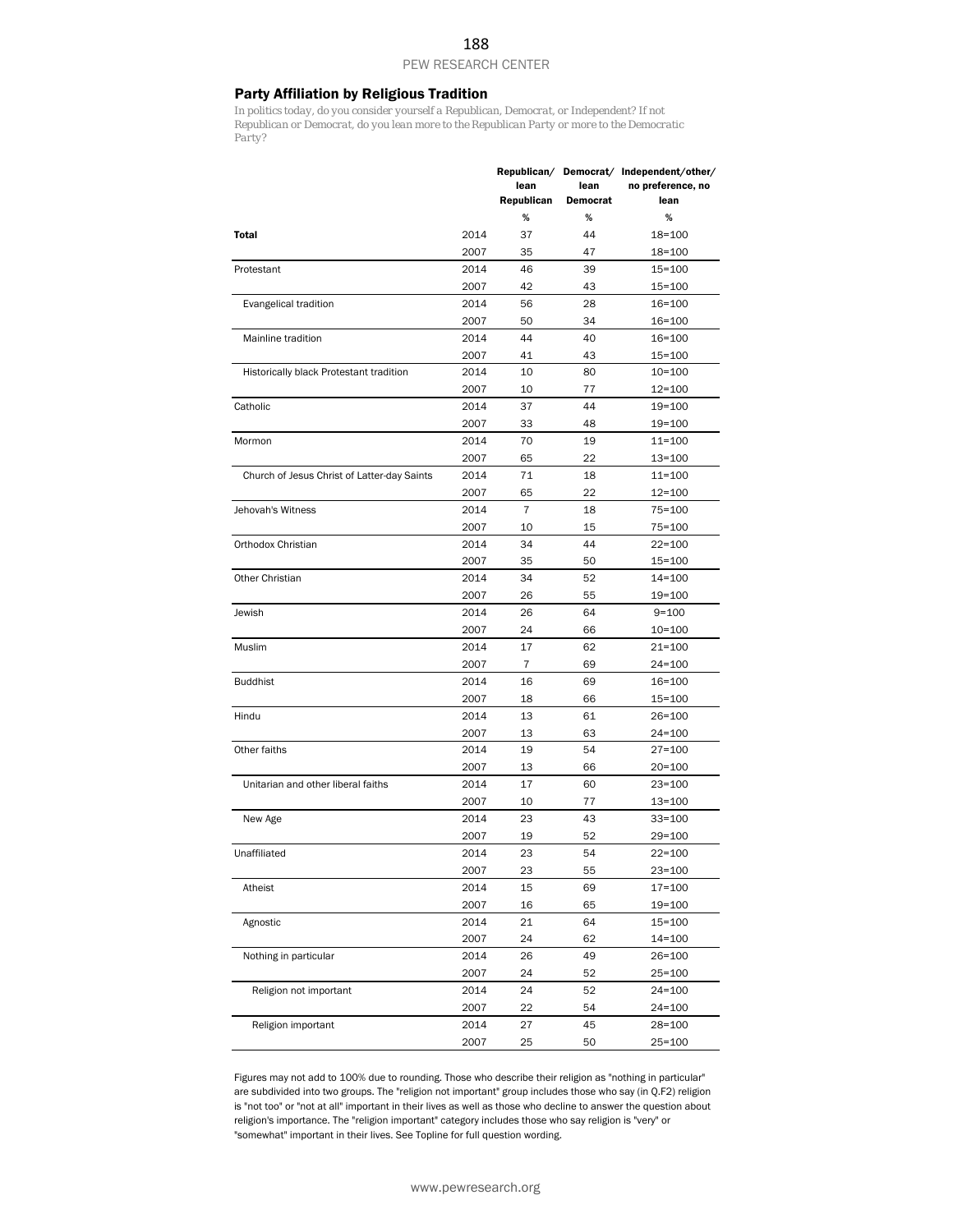## Party Affiliation by Religious Tradition

*In politics today, do you consider yourself a Republican, Democrat, or Independent? If not Republican or Democrat, do you lean more to the Republican Party or more to the Democratic Party?*

| | | Republican/ lean Republican | Democrat/ lean Democrat | Independent/other/ no preference, no lean |
|---|---|---|---|---|
| | | % | % | % |
| **Total** | 2014 | 37 | 44 | 18=100 |
| | 2007 | 35 | 47 | 18=100 |
| Protestant | 2014 | 46 | 39 | 15=100 |
| | 2007 | 42 | 43 | 15=100 |
| Evangelical tradition | 2014 | 56 | 28 | 16=100 |
| | 2007 | 50 | 34 | 16=100 |
| Mainline tradition | 2014 | 44 | 40 | 16=100 |
| | 2007 | 41 | 43 | 15=100 |
| Historically black Protestant tradition | 2014 | 10 | 80 | 10=100 |
| | 2007 | 10 | 77 | 12=100 |
| Catholic | 2014 | 37 | 44 | 19=100 |
| | 2007 | 33 | 48 | 19=100 |
| Mormon | 2014 | 70 | 19 | 11=100 |
| | 2007 | 65 | 22 | 13=100 |
| Church of Jesus Christ of Latter-day Saints | 2014 | 71 | 18 | 11=100 |
| | 2007 | 65 | 22 | 12=100 |
| Jehovah's Witness | 2014 | 7 | 18 | 75=100 |
| | 2007 | 10 | 15 | 75=100 |
| Orthodox Christian | 2014 | 34 | 44 | 22=100 |
| | 2007 | 35 | 50 | 15=100 |
| Other Christian | 2014 | 34 | 52 | 14=100 |
| | 2007 | 26 | 55 | 19=100 |
| Jewish | 2014 | 26 | 64 | 9=100 |
| | 2007 | 24 | 66 | 10=100 |
| Muslim | 2014 | 17 | 62 | 21=100 |
| | 2007 | 7 | 69 | 24=100 |
| Buddhist | 2014 | 16 | 69 | 16=100 |
| | 2007 | 18 | 66 | 15=100 |
| Hindu | 2014 | 13 | 61 | 26=100 |
| | 2007 | 13 | 63 | 24=100 |
| Other faiths | 2014 | 19 | 54 | 27=100 |
| | 2007 | 13 | 66 | 20=100 |
| Unitarian and other liberal faiths | 2014 | 17 | 60 | 23=100 |
| | 2007 | 10 | 77 | 13=100 |
| New Age | 2014 | 23 | 43 | 33=100 |
| | 2007 | 19 | 52 | 29=100 |
| Unaffiliated | 2014 | 23 | 54 | 22=100 |
| | 2007 | 23 | 55 | 23=100 |
| Atheist | 2014 | 15 | 69 | 17=100 |
| | 2007 | 16 | 65 | 19=100 |
| Agnostic | 2014 | 21 | 64 | 15=100 |
| | 2007 | 24 | 62 | 14=100 |
| Nothing in particular | 2014 | 26 | 49 | 26=100 |
| | 2007 | 24 | 52 | 25=100 |
| Religion not important | 2014 | 24 | 52 | 24=100 |
| | 2007 | 22 | 54 | 24=100 |
| Religion important | 2014 | 27 | 45 | 28=100 |
| | 2007 | 25 | 50 | 25=100 |

Figures may not add to 100% due to rounding. Those who describe their religion as "nothing in particular" are subdivided into two groups. The "religion not important" group includes those who say (in Q.F2) religion is "not too" or "not at all" important in their lives as well as those who decline to answer the question about religion's importance. The "religion important" category includes those who say religion is "very" or "somewhat" important in their lives. See Topline for full question wording.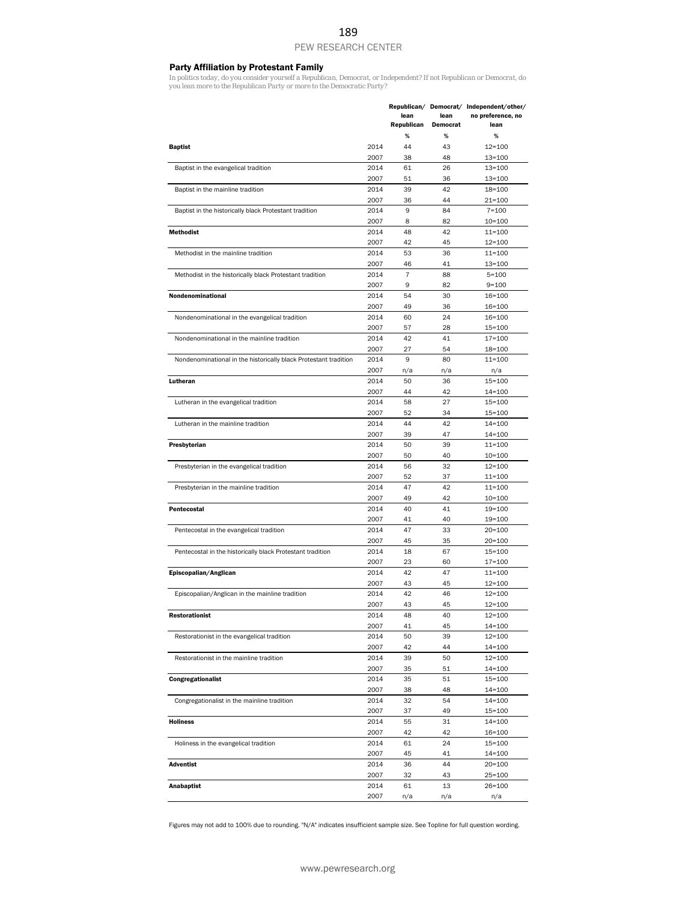### Party Affiliation by Protestant Family

*In politics today, do you consider yourself a Republican, Democrat, or Independent? If not Republican or Democrat, do you lean more to the Republican Party or more to the Democratic Party?*

| | | Republican/ lean Republican | Democrat/ lean Democrat | Independent/other/ no preference, no lean |
|---|---|---|---|---|
| | | % | % | % |
| **Baptist** | 2014 | 44 | 43 | 12=100 |
| | 2007 | 38 | 48 | 13=100 |
| Baptist in the evangelical tradition | 2014 | 61 | 26 | 13=100 |
| | 2007 | 51 | 36 | 13=100 |
| Baptist in the mainline tradition | 2014 | 39 | 42 | 18=100 |
| | 2007 | 36 | 44 | 21=100 |
| Baptist in the historically black Protestant tradition | 2014 | 9 | 84 | 7=100 |
| | 2007 | 8 | 82 | 10=100 |
| **Methodist** | 2014 | 48 | 42 | 11=100 |
| | 2007 | 42 | 45 | 12=100 |
| Methodist in the mainline tradition | 2014 | 53 | 36 | 11=100 |
| | 2007 | 46 | 41 | 13=100 |
| Methodist in the historically black Protestant tradition | 2014 | 7 | 88 | 5=100 |
| | 2007 | 9 | 82 | 9=100 |
| **Nondenominational** | 2014 | 54 | 30 | 16=100 |
| | 2007 | 49 | 36 | 16=100 |
| Nondenominational in the evangelical tradition | 2014 | 60 | 24 | 16=100 |
| | 2007 | 57 | 28 | 15=100 |
| Nondenominational in the mainline tradition | 2014 | 42 | 41 | 17=100 |
| | 2007 | 27 | 54 | 18=100 |
| Nondenominational in the historically black Protestant tradition | 2014 | 9 | 80 | 11=100 |
| | 2007 | n/a | n/a | n/a |
| **Lutheran** | 2014 | 50 | 36 | 15=100 |
| | 2007 | 44 | 42 | 14=100 |
| Lutheran in the evangelical tradition | 2014 | 58 | 27 | 15=100 |
| | 2007 | 52 | 34 | 15=100 |
| Lutheran in the mainline tradition | 2014 | 44 | 42 | 14=100 |
| | 2007 | 39 | 47 | 14=100 |
| **Presbyterian** | 2014 | 50 | 39 | 11=100 |
| | 2007 | 50 | 40 | 10=100 |
| Presbyterian in the evangelical tradition | 2014 | 56 | 32 | 12=100 |
| | 2007 | 52 | 37 | 11=100 |
| Presbyterian in the mainline tradition | 2014 | 47 | 42 | 11=100 |
| | 2007 | 49 | 42 | 10=100 |
| **Pentecostal** | 2014 | 40 | 41 | 19=100 |
| | 2007 | 41 | 40 | 19=100 |
| Pentecostal in the evangelical tradition | 2014 | 47 | 33 | 20=100 |
| | 2007 | 45 | 35 | 20=100 |
| Pentecostal in the historically black Protestant tradition | 2014 | 18 | 67 | 15=100 |
| | 2007 | 23 | 60 | 17=100 |
| **Episcopalian/Anglican** | 2014 | 42 | 47 | 11=100 |
| | 2007 | 43 | 45 | 12=100 |
| Episcopalian/Anglican in the mainline tradition | 2014 | 42 | 46 | 12=100 |
| | 2007 | 43 | 45 | 12=100 |
| **Restorationist** | 2014 | 48 | 40 | 12=100 |
| | 2007 | 41 | 45 | 14=100 |
| Restorationist in the evangelical tradition | 2014 | 50 | 39 | 12=100 |
| | 2007 | 42 | 44 | 14=100 |
| Restorationist in the mainline tradition | 2014 | 39 | 50 | 12=100 |
| | 2007 | 35 | 51 | 14=100 |
| **Congregationalist** | 2014 | 35 | 51 | 15=100 |
| | 2007 | 38 | 48 | 14=100 |
| Congregationalist in the mainline tradition | 2014 | 32 | 54 | 14=100 |
| | 2007 | 37 | 49 | 15=100 |
| **Holiness** | 2014 | 55 | 31 | 14=100 |
| | 2007 | 42 | 42 | 16=100 |
| Holiness in the evangelical tradition | 2014 | 61 | 24 | 15=100 |
| | 2007 | 45 | 41 | 14=100 |
| **Adventist** | 2014 | 36 | 44 | 20=100 |
| | 2007 | 32 | 43 | 25=100 |
| **Anabaptist** | 2014 | 61 | 13 | 26=100 |
| | 2007 | n/a | n/a | n/a |

Figures may not add to 100% due to rounding. "N/A" indicates insufficient sample size. See Topline for full question wording.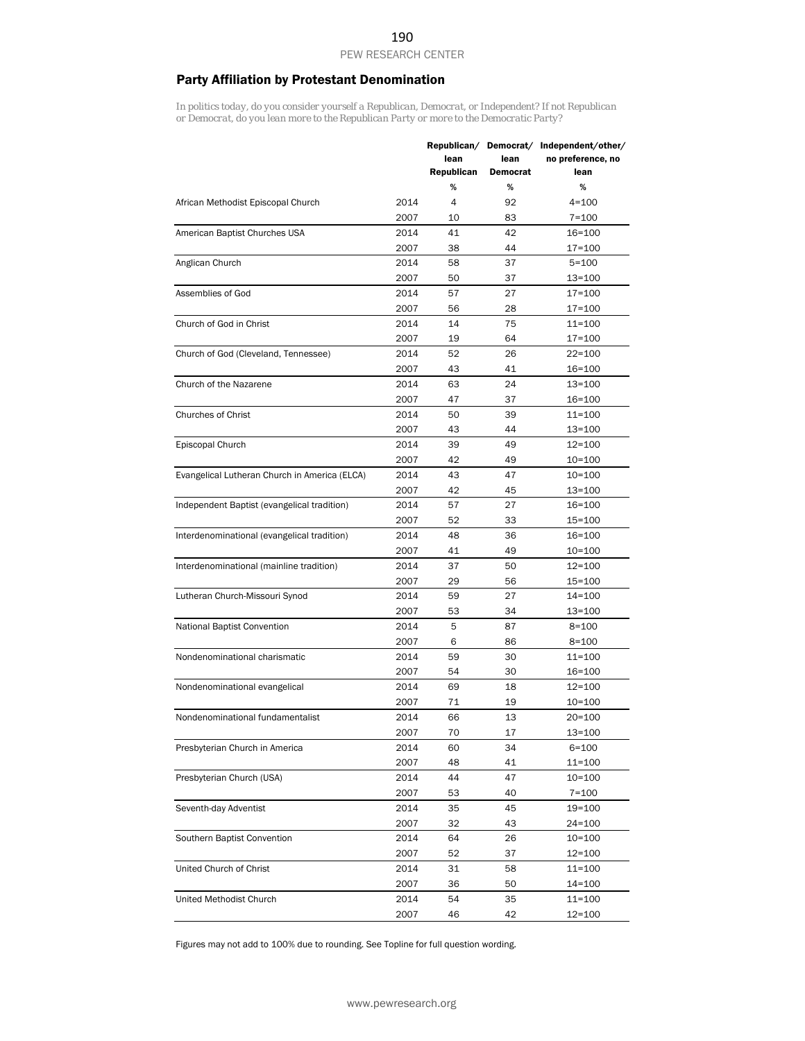## Party Affiliation by Protestant Denomination

*In politics today, do you consider yourself a Republican, Democrat, or Independent? If not Republican or Democrat, do you lean more to the Republican Party or more to the Democratic Party?*

| | | Republican/ lean Republican | Democrat/ lean Democrat | Independent/other/ no preference, no lean |
|---|---|---|---|---|
| | | % | % | % |
| African Methodist Episcopal Church | 2014 | 4 | 92 | 4=100 |
| | 2007 | 10 | 83 | 7=100 |
| American Baptist Churches USA | 2014 | 41 | 42 | 16=100 |
| | 2007 | 38 | 44 | 17=100 |
| Anglican Church | 2014 | 58 | 37 | 5=100 |
| | 2007 | 50 | 37 | 13=100 |
| Assemblies of God | 2014 | 57 | 27 | 17=100 |
| | 2007 | 56 | 28 | 17=100 |
| Church of God in Christ | 2014 | 14 | 75 | 11=100 |
| | 2007 | 19 | 64 | 17=100 |
| Church of God (Cleveland, Tennessee) | 2014 | 52 | 26 | 22=100 |
| | 2007 | 43 | 41 | 16=100 |
| Church of the Nazarene | 2014 | 63 | 24 | 13=100 |
| | 2007 | 47 | 37 | 16=100 |
| Churches of Christ | 2014 | 50 | 39 | 11=100 |
| | 2007 | 43 | 44 | 13=100 |
| Episcopal Church | 2014 | 39 | 49 | 12=100 |
| | 2007 | 42 | 49 | 10=100 |
| Evangelical Lutheran Church in America (ELCA) | 2014 | 43 | 47 | 10=100 |
| | 2007 | 42 | 45 | 13=100 |
| Independent Baptist (evangelical tradition) | 2014 | 57 | 27 | 16=100 |
| | 2007 | 52 | 33 | 15=100 |
| Interdenominational (evangelical tradition) | 2014 | 48 | 36 | 16=100 |
| | 2007 | 41 | 49 | 10=100 |
| Interdenominational (mainline tradition) | 2014 | 37 | 50 | 12=100 |
| | 2007 | 29 | 56 | 15=100 |
| Lutheran Church-Missouri Synod | 2014 | 59 | 27 | 14=100 |
| | 2007 | 53 | 34 | 13=100 |
| National Baptist Convention | 2014 | 5 | 87 | 8=100 |
| | 2007 | 6 | 86 | 8=100 |
| Nondenominational charismatic | 2014 | 59 | 30 | 11=100 |
| | 2007 | 54 | 30 | 16=100 |
| Nondenominational evangelical | 2014 | 69 | 18 | 12=100 |
| | 2007 | 71 | 19 | 10=100 |
| Nondenominational fundamentalist | 2014 | 66 | 13 | 20=100 |
| | 2007 | 70 | 17 | 13=100 |
| Presbyterian Church in America | 2014 | 60 | 34 | 6=100 |
| | 2007 | 48 | 41 | 11=100 |
| Presbyterian Church (USA) | 2014 | 44 | 47 | 10=100 |
| | 2007 | 53 | 40 | 7=100 |
| Seventh-day Adventist | 2014 | 35 | 45 | 19=100 |
| | 2007 | 32 | 43 | 24=100 |
| Southern Baptist Convention | 2014 | 64 | 26 | 10=100 |
| | 2007 | 52 | 37 | 12=100 |
| United Church of Christ | 2014 | 31 | 58 | 11=100 |
| | 2007 | 36 | 50 | 14=100 |
| United Methodist Church | 2014 | 54 | 35 | 11=100 |
| | 2007 | 46 | 42 | 12=100 |

Figures may not add to 100% due to rounding. See Topline for full question wording.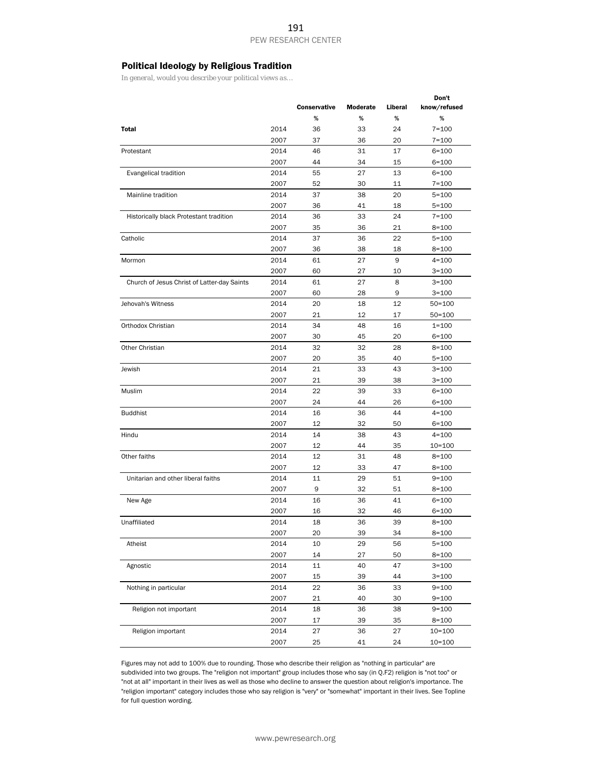## Political Ideology by Religious Tradition

*In general, would you describe your political views as…*

| | | Conservative | Moderate | Liberal | Don't know/refused |
|---|---|---|---|---|---|
| | | % | % | % | % |
| **Total** | 2014 | 36 | 33 | 24 | 7=100 |
| | 2007 | 37 | 36 | 20 | 7=100 |
| Protestant | 2014 | 46 | 31 | 17 | 6=100 |
| | 2007 | 44 | 34 | 15 | 6=100 |
| Evangelical tradition | 2014 | 55 | 27 | 13 | 6=100 |
| | 2007 | 52 | 30 | 11 | 7=100 |
| Mainline tradition | 2014 | 37 | 38 | 20 | 5=100 |
| | 2007 | 36 | 41 | 18 | 5=100 |
| Historically black Protestant tradition | 2014 | 36 | 33 | 24 | 7=100 |
| | 2007 | 35 | 36 | 21 | 8=100 |
| Catholic | 2014 | 37 | 36 | 22 | 5=100 |
| | 2007 | 36 | 38 | 18 | 8=100 |
| Mormon | 2014 | 61 | 27 | 9 | 4=100 |
| | 2007 | 60 | 27 | 10 | 3=100 |
| Church of Jesus Christ of Latter-day Saints | 2014 | 61 | 27 | 8 | 3=100 |
| | 2007 | 60 | 28 | 9 | 3=100 |
| Jehovah's Witness | 2014 | 20 | 18 | 12 | 50=100 |
| | 2007 | 21 | 12 | 17 | 50=100 |
| Orthodox Christian | 2014 | 34 | 48 | 16 | 1=100 |
| | 2007 | 30 | 45 | 20 | 6=100 |
| Other Christian | 2014 | 32 | 32 | 28 | 8=100 |
| | 2007 | 20 | 35 | 40 | 5=100 |
| Jewish | 2014 | 21 | 33 | 43 | 3=100 |
| | 2007 | 21 | 39 | 38 | 3=100 |
| Muslim | 2014 | 22 | 39 | 33 | 6=100 |
| | 2007 | 24 | 44 | 26 | 6=100 |
| Buddhist | 2014 | 16 | 36 | 44 | 4=100 |
| | 2007 | 12 | 32 | 50 | 6=100 |
| Hindu | 2014 | 14 | 38 | 43 | 4=100 |
| | 2007 | 12 | 44 | 35 | 10=100 |
| Other faiths | 2014 | 12 | 31 | 48 | 8=100 |
| | 2007 | 12 | 33 | 47 | 8=100 |
| Unitarian and other liberal faiths | 2014 | 11 | 29 | 51 | 9=100 |
| | 2007 | 9 | 32 | 51 | 8=100 |
| New Age | 2014 | 16 | 36 | 41 | 6=100 |
| | 2007 | 16 | 32 | 46 | 6=100 |
| Unaffiliated | 2014 | 18 | 36 | 39 | 8=100 |
| | 2007 | 20 | 39 | 34 | 8=100 |
| Atheist | 2014 | 10 | 29 | 56 | 5=100 |
| | 2007 | 14 | 27 | 50 | 8=100 |
| Agnostic | 2014 | 11 | 40 | 47 | 3=100 |
| | 2007 | 15 | 39 | 44 | 3=100 |
| Nothing in particular | 2014 | 22 | 36 | 33 | 9=100 |
| | 2007 | 21 | 40 | 30 | 9=100 |
| Religion not important | 2014 | 18 | 36 | 38 | 9=100 |
| | 2007 | 17 | 39 | 35 | 8=100 |
| Religion important | 2014 | 27 | 36 | 27 | 10=100 |
| | 2007 | 25 | 41 | 24 | 10=100 |

Figures may not add to 100% due to rounding. Those who describe their religion as "nothing in particular" are subdivided into two groups. The "religion not important" group includes those who say (in Q.F2) religion is "not too" or "not at all" important in their lives as well as those who decline to answer the question about religion's importance. The "religion important" category includes those who say religion is "very" or "somewhat" important in their lives. See Topline for full question wording.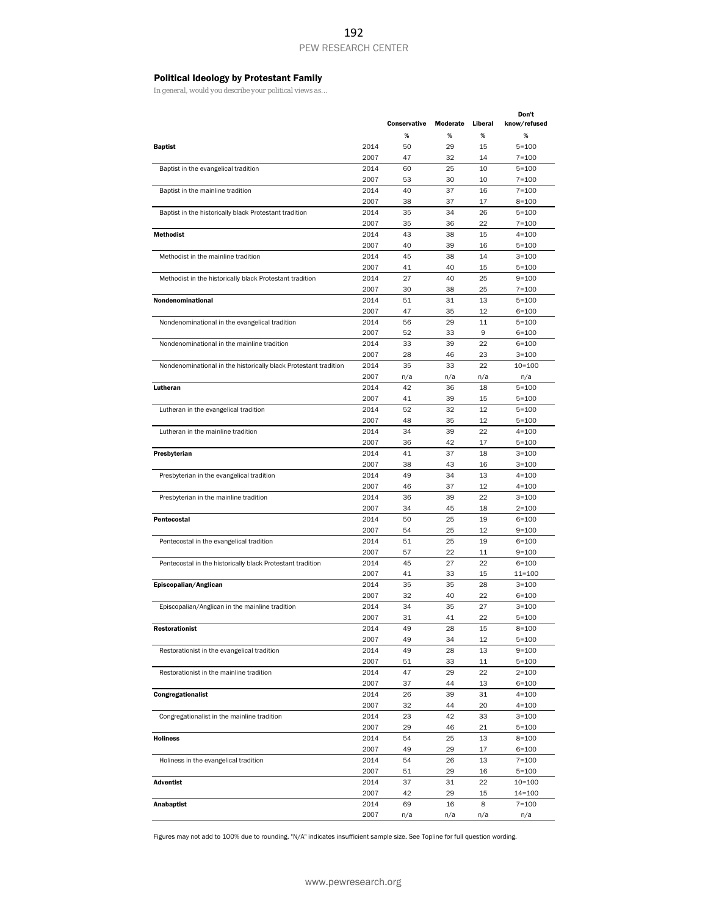### Political Ideology by Protestant Family

*In general, would you describe your political views as…*

| | | Conservative | Moderate | Liberal | Don't know/refused |
|---|---|---|---|---|---|
| | | % | % | % | % |
| **Baptist** | 2014 | 50 | 29 | 15 | 5=100 |
| | 2007 | 47 | 32 | 14 | 7=100 |
| Baptist in the evangelical tradition | 2014 | 60 | 25 | 10 | 5=100 |
| | 2007 | 53 | 30 | 10 | 7=100 |
| Baptist in the mainline tradition | 2014 | 40 | 37 | 16 | 7=100 |
| | 2007 | 38 | 37 | 17 | 8=100 |
| Baptist in the historically black Protestant tradition | 2014 | 35 | 34 | 26 | 5=100 |
| | 2007 | 35 | 36 | 22 | 7=100 |
| **Methodist** | 2014 | 43 | 38 | 15 | 4=100 |
| | 2007 | 40 | 39 | 16 | 5=100 |
| Methodist in the mainline tradition | 2014 | 45 | 38 | 14 | 3=100 |
| | 2007 | 41 | 40 | 15 | 5=100 |
| Methodist in the historically black Protestant tradition | 2014 | 27 | 40 | 25 | 9=100 |
| | 2007 | 30 | 38 | 25 | 7=100 |
| **Nondenominational** | 2014 | 51 | 31 | 13 | 5=100 |
| | 2007 | 47 | 35 | 12 | 6=100 |
| Nondenominational in the evangelical tradition | 2014 | 56 | 29 | 11 | 5=100 |
| | 2007 | 52 | 33 | 9 | 6=100 |
| Nondenominational in the mainline tradition | 2014 | 33 | 39 | 22 | 6=100 |
| | 2007 | 28 | 46 | 23 | 3=100 |
| Nondenominational in the historically black Protestant tradition | 2014 | 35 | 33 | 22 | 10=100 |
| | 2007 | n/a | n/a | n/a | n/a |
| **Lutheran** | 2014 | 42 | 36 | 18 | 5=100 |
| | 2007 | 41 | 39 | 15 | 5=100 |
| Lutheran in the evangelical tradition | 2014 | 52 | 32 | 12 | 5=100 |
| | 2007 | 48 | 35 | 12 | 5=100 |
| Lutheran in the mainline tradition | 2014 | 34 | 39 | 22 | 4=100 |
| | 2007 | 36 | 42 | 17 | 5=100 |
| **Presbyterian** | 2014 | 41 | 37 | 18 | 3=100 |
| | 2007 | 38 | 43 | 16 | 3=100 |
| Presbyterian in the evangelical tradition | 2014 | 49 | 34 | 13 | 4=100 |
| | 2007 | 46 | 37 | 12 | 4=100 |
| Presbyterian in the mainline tradition | 2014 | 36 | 39 | 22 | 3=100 |
| | 2007 | 34 | 45 | 18 | 2=100 |
| **Pentecostal** | 2014 | 50 | 25 | 19 | 6=100 |
| | 2007 | 54 | 25 | 12 | 9=100 |
| Pentecostal in the evangelical tradition | 2014 | 51 | 25 | 19 | 6=100 |
| | 2007 | 57 | 22 | 11 | 9=100 |
| Pentecostal in the historically black Protestant tradition | 2014 | 45 | 27 | 22 | 6=100 |
| | 2007 | 41 | 33 | 15 | 11=100 |
| **Episcopalian/Anglican** | 2014 | 35 | 35 | 28 | 3=100 |
| | 2007 | 32 | 40 | 22 | 6=100 |
| Episcopalian/Anglican in the mainline tradition | 2014 | 34 | 35 | 27 | 3=100 |
| | 2007 | 31 | 41 | 22 | 5=100 |
| **Restorationist** | 2014 | 49 | 28 | 15 | 8=100 |
| | 2007 | 49 | 34 | 12 | 5=100 |
| Restorationist in the evangelical tradition | 2014 | 49 | 28 | 13 | 9=100 |
| | 2007 | 51 | 33 | 11 | 5=100 |
| Restorationist in the mainline tradition | 2014 | 47 | 29 | 22 | 2=100 |
| | 2007 | 37 | 44 | 13 | 6=100 |
| **Congregationalist** | 2014 | 26 | 39 | 31 | 4=100 |
| | 2007 | 32 | 44 | 20 | 4=100 |
| Congregationalist in the mainline tradition | 2014 | 23 | 42 | 33 | 3=100 |
| | 2007 | 29 | 46 | 21 | 5=100 |
| **Holiness** | 2014 | 54 | 25 | 13 | 8=100 |
| | 2007 | 49 | 29 | 17 | 6=100 |
| Holiness in the evangelical tradition | 2014 | 54 | 26 | 13 | 7=100 |
| | 2007 | 51 | 29 | 16 | 5=100 |
| **Adventist** | 2014 | 37 | 31 | 22 | 10=100 |
| | 2007 | 42 | 29 | 15 | 14=100 |
| **Anabaptist** | 2014 | 69 | 16 | 8 | 7=100 |
| | 2007 | n/a | n/a | n/a | n/a |

Figures may not add to 100% due to rounding. "N/A" indicates insufficient sample size. See Topline for full question wording.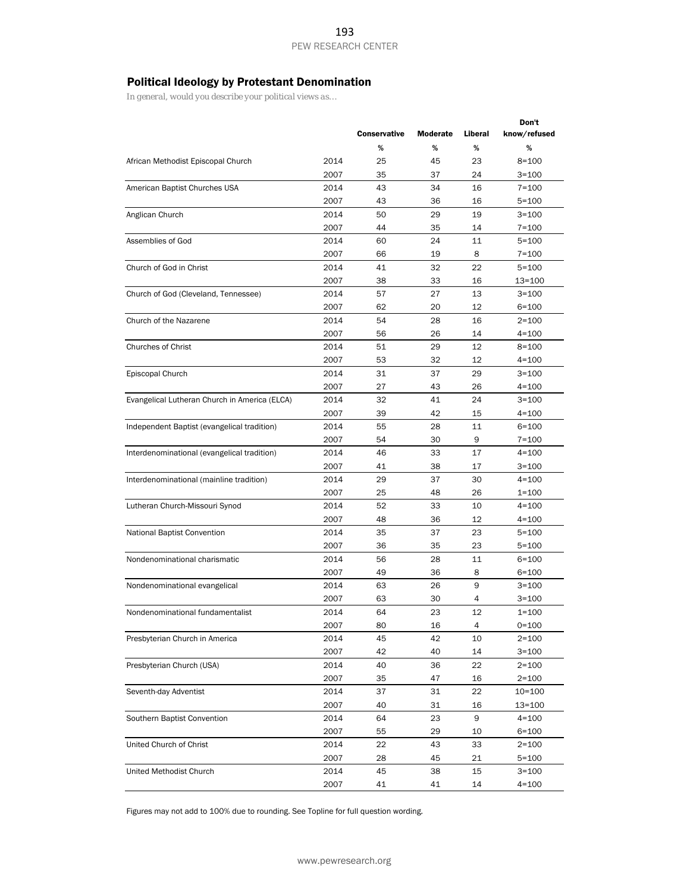## Political Ideology by Protestant Denomination

*In general, would you describe your political views as…*

| | | Conservative | Moderate | Liberal | Don't know/refused |
|---|---|---|---|---|---|
| | | % | % | % | % |
| African Methodist Episcopal Church | 2014 | 25 | 45 | 23 | 8=100 |
| | 2007 | 35 | 37 | 24 | 3=100 |
| American Baptist Churches USA | 2014 | 43 | 34 | 16 | 7=100 |
| | 2007 | 43 | 36 | 16 | 5=100 |
| Anglican Church | 2014 | 50 | 29 | 19 | 3=100 |
| | 2007 | 44 | 35 | 14 | 7=100 |
| Assemblies of God | 2014 | 60 | 24 | 11 | 5=100 |
| | 2007 | 66 | 19 | 8 | 7=100 |
| Church of God in Christ | 2014 | 41 | 32 | 22 | 5=100 |
| | 2007 | 38 | 33 | 16 | 13=100 |
| Church of God (Cleveland, Tennessee) | 2014 | 57 | 27 | 13 | 3=100 |
| | 2007 | 62 | 20 | 12 | 6=100 |
| Church of the Nazarene | 2014 | 54 | 28 | 16 | 2=100 |
| | 2007 | 56 | 26 | 14 | 4=100 |
| Churches of Christ | 2014 | 51 | 29 | 12 | 8=100 |
| | 2007 | 53 | 32 | 12 | 4=100 |
| Episcopal Church | 2014 | 31 | 37 | 29 | 3=100 |
| | 2007 | 27 | 43 | 26 | 4=100 |
| Evangelical Lutheran Church in America (ELCA) | 2014 | 32 | 41 | 24 | 3=100 |
| | 2007 | 39 | 42 | 15 | 4=100 |
| Independent Baptist (evangelical tradition) | 2014 | 55 | 28 | 11 | 6=100 |
| | 2007 | 54 | 30 | 9 | 7=100 |
| Interdenominational (evangelical tradition) | 2014 | 46 | 33 | 17 | 4=100 |
| | 2007 | 41 | 38 | 17 | 3=100 |
| Interdenominational (mainline tradition) | 2014 | 29 | 37 | 30 | 4=100 |
| | 2007 | 25 | 48 | 26 | 1=100 |
| Lutheran Church-Missouri Synod | 2014 | 52 | 33 | 10 | 4=100 |
| | 2007 | 48 | 36 | 12 | 4=100 |
| National Baptist Convention | 2014 | 35 | 37 | 23 | 5=100 |
| | 2007 | 36 | 35 | 23 | 5=100 |
| Nondenominational charismatic | 2014 | 56 | 28 | 11 | 6=100 |
| | 2007 | 49 | 36 | 8 | 6=100 |
| Nondenominational evangelical | 2014 | 63 | 26 | 9 | 3=100 |
| | 2007 | 63 | 30 | 4 | 3=100 |
| Nondenominational fundamentalist | 2014 | 64 | 23 | 12 | 1=100 |
| | 2007 | 80 | 16 | 4 | 0=100 |
| Presbyterian Church in America | 2014 | 45 | 42 | 10 | 2=100 |
| | 2007 | 42 | 40 | 14 | 3=100 |
| Presbyterian Church (USA) | 2014 | 40 | 36 | 22 | 2=100 |
| | 2007 | 35 | 47 | 16 | 2=100 |
| Seventh-day Adventist | 2014 | 37 | 31 | 22 | 10=100 |
| | 2007 | 40 | 31 | 16 | 13=100 |
| Southern Baptist Convention | 2014 | 64 | 23 | 9 | 4=100 |
| | 2007 | 55 | 29 | 10 | 6=100 |
| United Church of Christ | 2014 | 22 | 43 | 33 | 2=100 |
| | 2007 | 28 | 45 | 21 | 5=100 |
| United Methodist Church | 2014 | 45 | 38 | 15 | 3=100 |
| | 2007 | 41 | 41 | 14 | 4=100 |

Figures may not add to 100% due to rounding. See Topline for full question wording.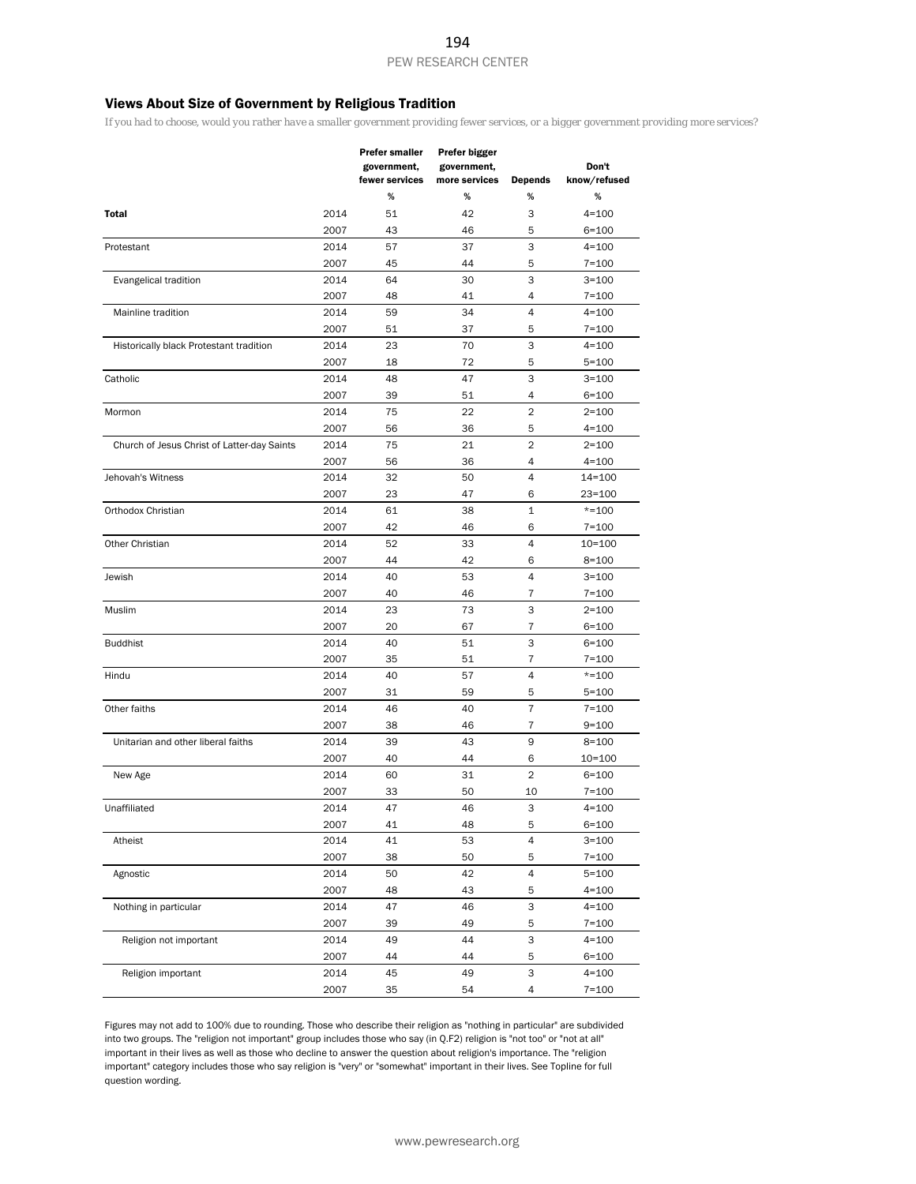### Views About Size of Government by Religious Tradition

*If you had to choose, would you rather have a smaller government providing fewer services, or a bigger government providing more services?*

| | | Prefer smaller government, fewer services | Prefer bigger government, more services | Depends | Don't know/refused |
|---|---|---|---|---|---|
| | | % | % | % | % |
| **Total** | 2014 | 51 | 42 | 3 | 4=100 |
| | 2007 | 43 | 46 | 5 | 6=100 |
| Protestant | 2014 | 57 | 37 | 3 | 4=100 |
| | 2007 | 45 | 44 | 5 | 7=100 |
| Evangelical tradition | 2014 | 64 | 30 | 3 | 3=100 |
| | 2007 | 48 | 41 | 4 | 7=100 |
| Mainline tradition | 2014 | 59 | 34 | 4 | 4=100 |
| | 2007 | 51 | 37 | 5 | 7=100 |
| Historically black Protestant tradition | 2014 | 23 | 70 | 3 | 4=100 |
| | 2007 | 18 | 72 | 5 | 5=100 |
| Catholic | 2014 | 48 | 47 | 3 | 3=100 |
| | 2007 | 39 | 51 | 4 | 6=100 |
| Mormon | 2014 | 75 | 22 | 2 | 2=100 |
| | 2007 | 56 | 36 | 5 | 4=100 |
| Church of Jesus Christ of Latter-day Saints | 2014 | 75 | 21 | 2 | 2=100 |
| | 2007 | 56 | 36 | 4 | 4=100 |
| Jehovah's Witness | 2014 | 32 | 50 | 4 | 14=100 |
| | 2007 | 23 | 47 | 6 | 23=100 |
| Orthodox Christian | 2014 | 61 | 38 | 1 | *=100 |
| | 2007 | 42 | 46 | 6 | 7=100 |
| Other Christian | 2014 | 52 | 33 | 4 | 10=100 |
| | 2007 | 44 | 42 | 6 | 8=100 |
| Jewish | 2014 | 40 | 53 | 4 | 3=100 |
| | 2007 | 40 | 46 | 7 | 7=100 |
| Muslim | 2014 | 23 | 73 | 3 | 2=100 |
| | 2007 | 20 | 67 | 7 | 6=100 |
| Buddhist | 2014 | 40 | 51 | 3 | 6=100 |
| | 2007 | 35 | 51 | 7 | 7=100 |
| Hindu | 2014 | 40 | 57 | 4 | *=100 |
| | 2007 | 31 | 59 | 5 | 5=100 |
| Other faiths | 2014 | 46 | 40 | 7 | 7=100 |
| | 2007 | 38 | 46 | 7 | 9=100 |
| Unitarian and other liberal faiths | 2014 | 39 | 43 | 9 | 8=100 |
| | 2007 | 40 | 44 | 6 | 10=100 |
| New Age | 2014 | 60 | 31 | 2 | 6=100 |
| | 2007 | 33 | 50 | 10 | 7=100 |
| Unaffiliated | 2014 | 47 | 46 | 3 | 4=100 |
| | 2007 | 41 | 48 | 5 | 6=100 |
| Atheist | 2014 | 41 | 53 | 4 | 3=100 |
| | 2007 | 38 | 50 | 5 | 7=100 |
| Agnostic | 2014 | 50 | 42 | 4 | 5=100 |
| | 2007 | 48 | 43 | 5 | 4=100 |
| Nothing in particular | 2014 | 47 | 46 | 3 | 4=100 |
| | 2007 | 39 | 49 | 5 | 7=100 |
| Religion not important | 2014 | 49 | 44 | 3 | 4=100 |
| | 2007 | 44 | 44 | 5 | 6=100 |
| Religion important | 2014 | 45 | 49 | 3 | 4=100 |
| | 2007 | 35 | 54 | 4 | 7=100 |

Figures may not add to 100% due to rounding. Those who describe their religion as "nothing in particular" are subdivided into two groups. The "religion not important" group includes those who say (in Q.F2) religion is "not too" or "not at all" important in their lives as well as those who decline to answer the question about religion's importance. The "religion important" category includes those who say religion is "very" or "somewhat" important in their lives. See Topline for full question wording.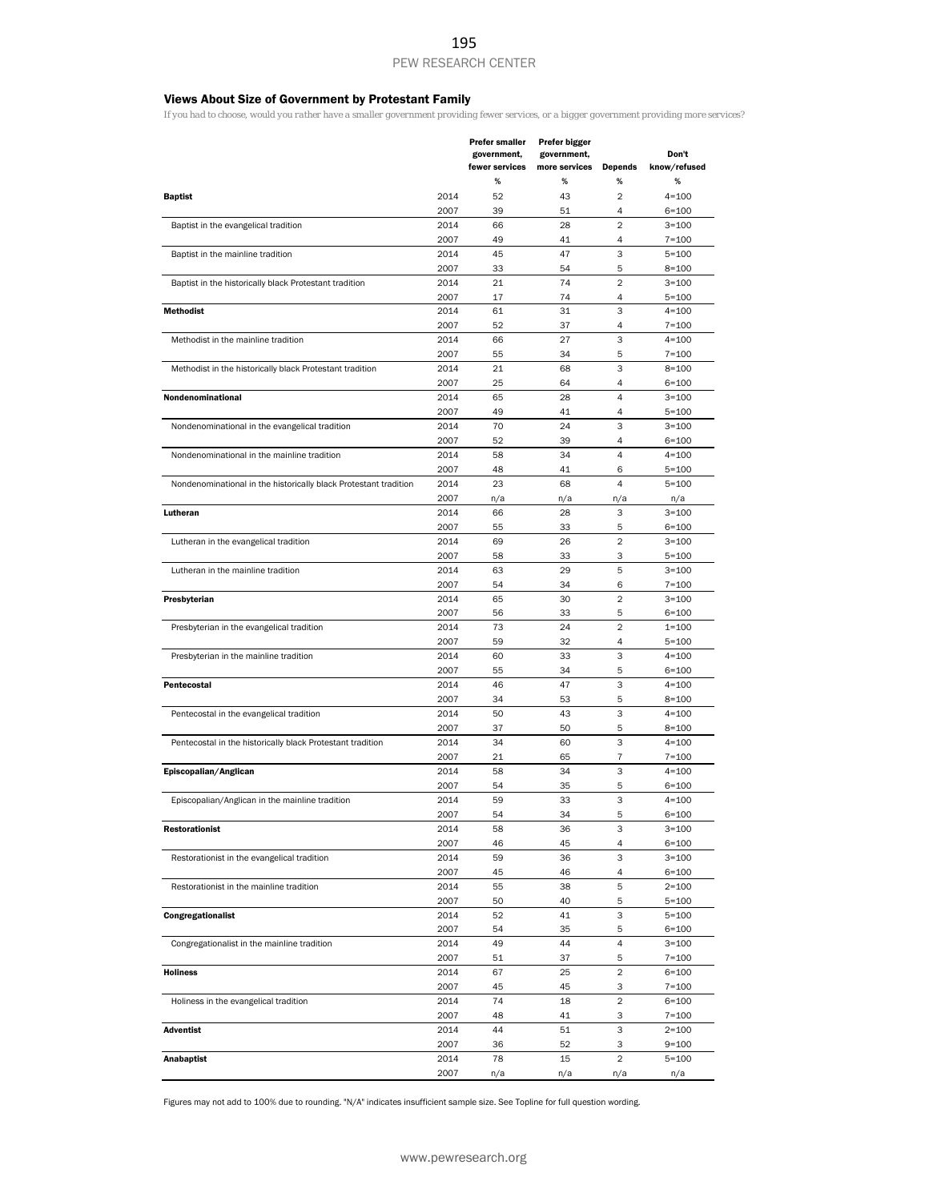### Views About Size of Government by Protestant Family

*If you had to choose, would you rather have a smaller government providing fewer services, or a bigger government providing more services?*

| | | Prefer smaller government, fewer services | Prefer bigger government, more services | Depends | Don't know/refused |
|---|---|---|---|---|---|
| | | % | % | % | % |
| **Baptist** | 2014 | 52 | 43 | 2 | 4=100 |
| | 2007 | 39 | 51 | 4 | 6=100 |
| Baptist in the evangelical tradition | 2014 | 66 | 28 | 2 | 3=100 |
| | 2007 | 49 | 41 | 4 | 7=100 |
| Baptist in the mainline tradition | 2014 | 45 | 47 | 3 | 5=100 |
| | 2007 | 33 | 54 | 5 | 8=100 |
| Baptist in the historically black Protestant tradition | 2014 | 21 | 74 | 2 | 3=100 |
| | 2007 | 17 | 74 | 4 | 5=100 |
| **Methodist** | 2014 | 61 | 31 | 3 | 4=100 |
| | 2007 | 52 | 37 | 4 | 7=100 |
| Methodist in the mainline tradition | 2014 | 66 | 27 | 3 | 4=100 |
| | 2007 | 55 | 34 | 5 | 7=100 |
| Methodist in the historically black Protestant tradition | 2014 | 21 | 68 | 3 | 8=100 |
| | 2007 | 25 | 64 | 4 | 6=100 |
| **Nondenominational** | 2014 | 65 | 28 | 4 | 3=100 |
| | 2007 | 49 | 41 | 4 | 5=100 |
| Nondenominational in the evangelical tradition | 2014 | 70 | 24 | 3 | 3=100 |
| | 2007 | 52 | 39 | 4 | 6=100 |
| Nondenominational in the mainline tradition | 2014 | 58 | 34 | 4 | 4=100 |
| | 2007 | 48 | 41 | 6 | 5=100 |
| Nondenominational in the historically black Protestant tradition | 2014 | 23 | 68 | 4 | 5=100 |
| | 2007 | n/a | n/a | n/a | n/a |
| **Lutheran** | 2014 | 66 | 28 | 3 | 3=100 |
| | 2007 | 55 | 33 | 5 | 6=100 |
| Lutheran in the evangelical tradition | 2014 | 69 | 26 | 2 | 3=100 |
| | 2007 | 58 | 33 | 3 | 5=100 |
| Lutheran in the mainline tradition | 2014 | 63 | 29 | 5 | 3=100 |
| | 2007 | 54 | 34 | 6 | 7=100 |
| **Presbyterian** | 2014 | 65 | 30 | 2 | 3=100 |
| | 2007 | 56 | 33 | 5 | 6=100 |
| Presbyterian in the evangelical tradition | 2014 | 73 | 24 | 2 | 1=100 |
| | 2007 | 59 | 32 | 4 | 5=100 |
| Presbyterian in the mainline tradition | 2014 | 60 | 33 | 3 | 4=100 |
| | 2007 | 55 | 34 | 5 | 6=100 |
| **Pentecostal** | 2014 | 46 | 47 | 3 | 4=100 |
| | 2007 | 34 | 53 | 5 | 8=100 |
| Pentecostal in the evangelical tradition | 2014 | 50 | 43 | 3 | 4=100 |
| | 2007 | 37 | 50 | 5 | 8=100 |
| Pentecostal in the historically black Protestant tradition | 2014 | 34 | 60 | 3 | 4=100 |
| | 2007 | 21 | 65 | 7 | 7=100 |
| **Episcopalian/Anglican** | 2014 | 58 | 34 | 3 | 4=100 |
| | 2007 | 54 | 35 | 5 | 6=100 |
| Episcopalian/Anglican in the mainline tradition | 2014 | 59 | 33 | 3 | 4=100 |
| | 2007 | 54 | 34 | 5 | 6=100 |
| **Restorationist** | 2014 | 58 | 36 | 3 | 3=100 |
| | 2007 | 46 | 45 | 4 | 6=100 |
| Restorationist in the evangelical tradition | 2014 | 59 | 36 | 3 | 3=100 |
| | 2007 | 45 | 46 | 4 | 6=100 |
| Restorationist in the mainline tradition | 2014 | 55 | 38 | 5 | 2=100 |
| | 2007 | 50 | 40 | 5 | 5=100 |
| **Congregationalist** | 2014 | 52 | 41 | 3 | 5=100 |
| | 2007 | 54 | 35 | 5 | 6=100 |
| Congregationalist in the mainline tradition | 2014 | 49 | 44 | 4 | 3=100 |
| | 2007 | 51 | 37 | 5 | 7=100 |
| **Holiness** | 2014 | 67 | 25 | 2 | 6=100 |
| | 2007 | 45 | 45 | 3 | 7=100 |
| Holiness in the evangelical tradition | 2014 | 74 | 18 | 2 | 6=100 |
| | 2007 | 48 | 41 | 3 | 7=100 |
| **Adventist** | 2014 | 44 | 51 | 3 | 2=100 |
| | 2007 | 36 | 52 | 3 | 9=100 |
| **Anabaptist** | 2014 | 78 | 15 | 2 | 5=100 |
| | 2007 | n/a | n/a | n/a | n/a |

Figures may not add to 100% due to rounding. "N/A" indicates insufficient sample size. See Topline for full question wording.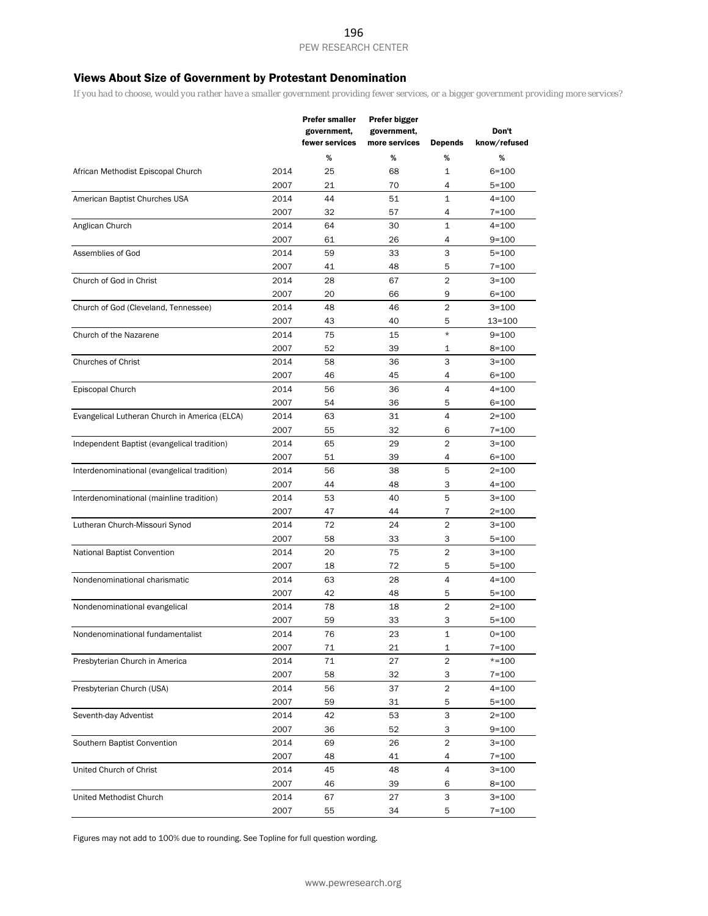## Views About Size of Government by Protestant Denomination

*If you had to choose, would you rather have a smaller government providing fewer services, or a bigger government providing more services?*

| | | Prefer smaller government, fewer services | Prefer bigger government, more services | Depends | Don't know/refused |
|---|---|---|---|---|---|
| | | % | % | % | % |
| African Methodist Episcopal Church | 2014 | 25 | 68 | 1 | 6=100 |
| | 2007 | 21 | 70 | 4 | 5=100 |
| American Baptist Churches USA | 2014 | 44 | 51 | 1 | 4=100 |
| | 2007 | 32 | 57 | 4 | 7=100 |
| Anglican Church | 2014 | 64 | 30 | 1 | 4=100 |
| | 2007 | 61 | 26 | 4 | 9=100 |
| Assemblies of God | 2014 | 59 | 33 | 3 | 5=100 |
| | 2007 | 41 | 48 | 5 | 7=100 |
| Church of God in Christ | 2014 | 28 | 67 | 2 | 3=100 |
| | 2007 | 20 | 66 | 9 | 6=100 |
| Church of God (Cleveland, Tennessee) | 2014 | 48 | 46 | 2 | 3=100 |
| | 2007 | 43 | 40 | 5 | 13=100 |
| Church of the Nazarene | 2014 | 75 | 15 | * | 9=100 |
| | 2007 | 52 | 39 | 1 | 8=100 |
| Churches of Christ | 2014 | 58 | 36 | 3 | 3=100 |
| | 2007 | 46 | 45 | 4 | 6=100 |
| Episcopal Church | 2014 | 56 | 36 | 4 | 4=100 |
| | 2007 | 54 | 36 | 5 | 6=100 |
| Evangelical Lutheran Church in America (ELCA) | 2014 | 63 | 31 | 4 | 2=100 |
| | 2007 | 55 | 32 | 6 | 7=100 |
| Independent Baptist (evangelical tradition) | 2014 | 65 | 29 | 2 | 3=100 |
| | 2007 | 51 | 39 | 4 | 6=100 |
| Interdenominational (evangelical tradition) | 2014 | 56 | 38 | 5 | 2=100 |
| | 2007 | 44 | 48 | 3 | 4=100 |
| Interdenominational (mainline tradition) | 2014 | 53 | 40 | 5 | 3=100 |
| | 2007 | 47 | 44 | 7 | 2=100 |
| Lutheran Church-Missouri Synod | 2014 | 72 | 24 | 2 | 3=100 |
| | 2007 | 58 | 33 | 3 | 5=100 |
| National Baptist Convention | 2014 | 20 | 75 | 2 | 3=100 |
| | 2007 | 18 | 72 | 5 | 5=100 |
| Nondenominational charismatic | 2014 | 63 | 28 | 4 | 4=100 |
| | 2007 | 42 | 48 | 5 | 5=100 |
| Nondenominational evangelical | 2014 | 78 | 18 | 2 | 2=100 |
| | 2007 | 59 | 33 | 3 | 5=100 |
| Nondenominational fundamentalist | 2014 | 76 | 23 | 1 | 0=100 |
| | 2007 | 71 | 21 | 1 | 7=100 |
| Presbyterian Church in America | 2014 | 71 | 27 | 2 | *=100 |
| | 2007 | 58 | 32 | 3 | 7=100 |
| Presbyterian Church (USA) | 2014 | 56 | 37 | 2 | 4=100 |
| | 2007 | 59 | 31 | 5 | 5=100 |
| Seventh-day Adventist | 2014 | 42 | 53 | 3 | 2=100 |
| | 2007 | 36 | 52 | 3 | 9=100 |
| Southern Baptist Convention | 2014 | 69 | 26 | 2 | 3=100 |
| | 2007 | 48 | 41 | 4 | 7=100 |
| United Church of Christ | 2014 | 45 | 48 | 4 | 3=100 |
| | 2007 | 46 | 39 | 6 | 8=100 |
| United Methodist Church | 2014 | 67 | 27 | 3 | 3=100 |
| | 2007 | 55 | 34 | 5 | 7=100 |

Figures may not add to 100% due to rounding. See Topline for full question wording.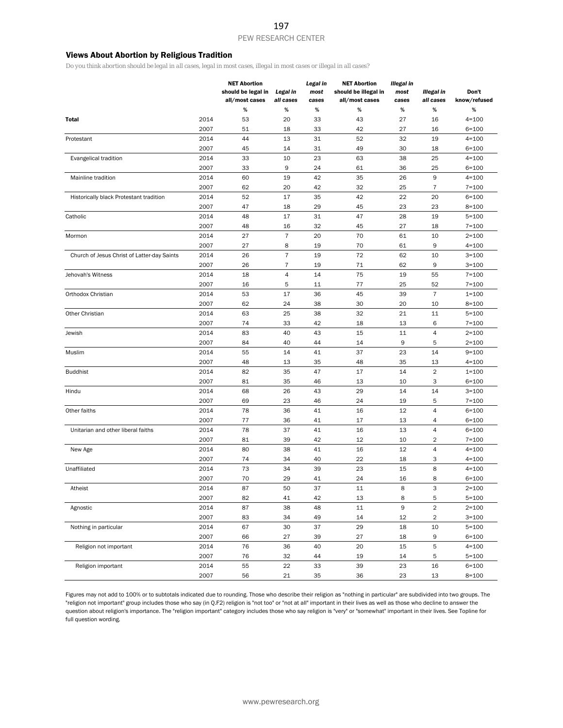### Views About Abortion by Religious Tradition

*Do you think abortion should be legal in all cases, legal in most cases, illegal in most cases or illegal in all cases?*

| | | NET Abortion should be legal in all/most cases | *Legal in all cases* | *Legal in most cases* | NET Abortion should be illegal in all/most cases | *Illegal in most cases* | *Illegal in all cases* | Don't know/refused |
|---|---|---|---|---|---|---|---|---|
| | | % | % | % | % | % | % | % |
| **Total** | 2014 | 53 | 20 | 33 | 43 | 27 | 16 | 4=100 |
| | 2007 | 51 | 18 | 33 | 42 | 27 | 16 | 6=100 |
| Protestant | 2014 | 44 | 13 | 31 | 52 | 32 | 19 | 4=100 |
| | 2007 | 45 | 14 | 31 | 49 | 30 | 18 | 6=100 |
| Evangelical tradition | 2014 | 33 | 10 | 23 | 63 | 38 | 25 | 4=100 |
| | 2007 | 33 | 9 | 24 | 61 | 36 | 25 | 6=100 |
| Mainline tradition | 2014 | 60 | 19 | 42 | 35 | 26 | 9 | 4=100 |
| | 2007 | 62 | 20 | 42 | 32 | 25 | 7 | 7=100 |
| Historically black Protestant tradition | 2014 | 52 | 17 | 35 | 42 | 22 | 20 | 6=100 |
| | 2007 | 47 | 18 | 29 | 45 | 23 | 23 | 8=100 |
| Catholic | 2014 | 48 | 17 | 31 | 47 | 28 | 19 | 5=100 |
| | 2007 | 48 | 16 | 32 | 45 | 27 | 18 | 7=100 |
| Mormon | 2014 | 27 | 7 | 20 | 70 | 61 | 10 | 2=100 |
| | 2007 | 27 | 8 | 19 | 70 | 61 | 9 | 4=100 |
| Church of Jesus Christ of Latter-day Saints | 2014 | 26 | 7 | 19 | 72 | 62 | 10 | 3=100 |
| | 2007 | 26 | 7 | 19 | 71 | 62 | 9 | 3=100 |
| Jehovah's Witness | 2014 | 18 | 4 | 14 | 75 | 19 | 55 | 7=100 |
| | 2007 | 16 | 5 | 11 | 77 | 25 | 52 | 7=100 |
| Orthodox Christian | 2014 | 53 | 17 | 36 | 45 | 39 | 7 | 1=100 |
| | 2007 | 62 | 24 | 38 | 30 | 20 | 10 | 8=100 |
| Other Christian | 2014 | 63 | 25 | 38 | 32 | 21 | 11 | 5=100 |
| | 2007 | 74 | 33 | 42 | 18 | 13 | 6 | 7=100 |
| Jewish | 2014 | 83 | 40 | 43 | 15 | 11 | 4 | 2=100 |
| | 2007 | 84 | 40 | 44 | 14 | 9 | 5 | 2=100 |
| Muslim | 2014 | 55 | 14 | 41 | 37 | 23 | 14 | 9=100 |
| | 2007 | 48 | 13 | 35 | 48 | 35 | 13 | 4=100 |
| Buddhist | 2014 | 82 | 35 | 47 | 17 | 14 | 2 | 1=100 |
| | 2007 | 81 | 35 | 46 | 13 | 10 | 3 | 6=100 |
| Hindu | 2014 | 68 | 26 | 43 | 29 | 14 | 14 | 3=100 |
| | 2007 | 69 | 23 | 46 | 24 | 19 | 5 | 7=100 |
| Other faiths | 2014 | 78 | 36 | 41 | 16 | 12 | 4 | 6=100 |
| | 2007 | 77 | 36 | 41 | 17 | 13 | 4 | 6=100 |
| Unitarian and other liberal faiths | 2014 | 78 | 37 | 41 | 16 | 13 | 4 | 6=100 |
| | 2007 | 81 | 39 | 42 | 12 | 10 | 2 | 7=100 |
| New Age | 2014 | 80 | 38 | 41 | 16 | 12 | 4 | 4=100 |
| | 2007 | 74 | 34 | 40 | 22 | 18 | 3 | 4=100 |
| Unaffiliated | 2014 | 73 | 34 | 39 | 23 | 15 | 8 | 4=100 |
| | 2007 | 70 | 29 | 41 | 24 | 16 | 8 | 6=100 |
| Atheist | 2014 | 87 | 50 | 37 | 11 | 8 | 3 | 2=100 |
| | 2007 | 82 | 41 | 42 | 13 | 8 | 5 | 5=100 |
| Agnostic | 2014 | 87 | 38 | 48 | 11 | 9 | 2 | 2=100 |
| | 2007 | 83 | 34 | 49 | 14 | 12 | 2 | 3=100 |
| Nothing in particular | 2014 | 67 | 30 | 37 | 29 | 18 | 10 | 5=100 |
| | 2007 | 66 | 27 | 39 | 27 | 18 | 9 | 6=100 |
| Religion not important | 2014 | 76 | 36 | 40 | 20 | 15 | 5 | 4=100 |
| | 2007 | 76 | 32 | 44 | 19 | 14 | 5 | 5=100 |
| Religion important | 2014 | 55 | 22 | 33 | 39 | 23 | 16 | 6=100 |
| | 2007 | 56 | 21 | 35 | 36 | 23 | 13 | 8=100 |

Figures may not add to 100% or to subtotals indicated due to rounding. Those who describe their religion as "nothing in particular" are subdivided into two groups. The "religion not important" group includes those who say (in Q.F2) religion is "not too" or "not at all" important in their lives as well as those who decline to answer the question about religion's importance. The "religion important" category includes those who say religion is "very" or "somewhat" important in their lives. See Topline for full question wording.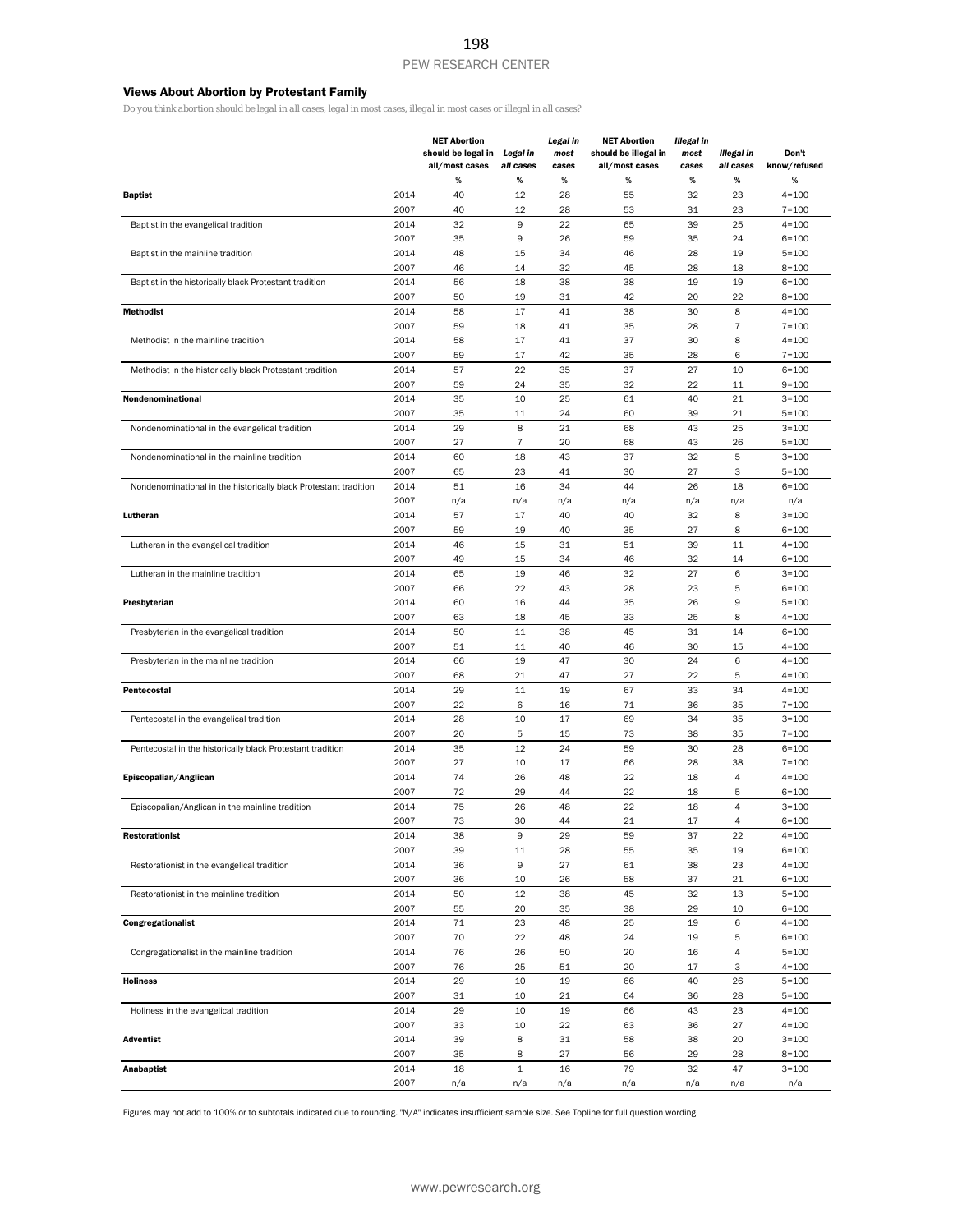### Views About Abortion by Protestant Family

*Do you think abortion should be legal in all cases, legal in most cases, illegal in most cases or illegal in all cases?*

| | | NET Abortion should be legal in all/most cases | Legal in all cases | Legal in most cases | NET Abortion should be illegal in all/most cases | Illegal in most cases | Illegal in all cases | Don't know/refused |
|---|---|---|---|---|---|---|---|---|
| | | % | % | % | % | % | % | % |
| **Baptist** | 2014 | 40 | 12 | 28 | 55 | 32 | 23 | 4=100 |
| | 2007 | 40 | 12 | 28 | 53 | 31 | 23 | 7=100 |
| Baptist in the evangelical tradition | 2014 | 32 | 9 | 22 | 65 | 39 | 25 | 4=100 |
| | 2007 | 35 | 9 | 26 | 59 | 35 | 24 | 6=100 |
| Baptist in the mainline tradition | 2014 | 48 | 15 | 34 | 46 | 28 | 19 | 5=100 |
| | 2007 | 46 | 14 | 32 | 45 | 28 | 18 | 8=100 |
| Baptist in the historically black Protestant tradition | 2014 | 56 | 18 | 38 | 38 | 19 | 19 | 6=100 |
| | 2007 | 50 | 19 | 31 | 42 | 20 | 22 | 8=100 |
| **Methodist** | 2014 | 58 | 17 | 41 | 38 | 30 | 8 | 4=100 |
| | 2007 | 59 | 18 | 41 | 35 | 28 | 7 | 7=100 |
| Methodist in the mainline tradition | 2014 | 58 | 17 | 41 | 37 | 30 | 8 | 4=100 |
| | 2007 | 59 | 17 | 42 | 35 | 28 | 6 | 7=100 |
| Methodist in the historically black Protestant tradition | 2014 | 57 | 22 | 35 | 37 | 27 | 10 | 6=100 |
| | 2007 | 59 | 24 | 35 | 32 | 22 | 11 | 9=100 |
| **Nondenominational** | 2014 | 35 | 10 | 25 | 61 | 40 | 21 | 3=100 |
| | 2007 | 35 | 11 | 24 | 60 | 39 | 21 | 5=100 |
| Nondenominational in the evangelical tradition | 2014 | 29 | 8 | 21 | 68 | 43 | 25 | 3=100 |
| | 2007 | 27 | 7 | 20 | 68 | 43 | 26 | 5=100 |
| Nondenominational in the mainline tradition | 2014 | 60 | 18 | 43 | 37 | 32 | 5 | 3=100 |
| | 2007 | 65 | 23 | 41 | 30 | 27 | 3 | 5=100 |
| Nondenominational in the historically black Protestant tradition | 2014 | 51 | 16 | 34 | 44 | 26 | 18 | 6=100 |
| | 2007 | n/a | n/a | n/a | n/a | n/a | n/a | n/a |
| **Lutheran** | 2014 | 57 | 17 | 40 | 40 | 32 | 8 | 3=100 |
| | 2007 | 59 | 19 | 40 | 35 | 27 | 8 | 6=100 |
| Lutheran in the evangelical tradition | 2014 | 46 | 15 | 31 | 51 | 39 | 11 | 4=100 |
| | 2007 | 49 | 15 | 34 | 46 | 32 | 14 | 6=100 |
| Lutheran in the mainline tradition | 2014 | 65 | 19 | 46 | 32 | 27 | 6 | 3=100 |
| | 2007 | 66 | 22 | 43 | 28 | 23 | 5 | 6=100 |
| **Presbyterian** | 2014 | 60 | 16 | 44 | 35 | 26 | 9 | 5=100 |
| | 2007 | 63 | 18 | 45 | 33 | 25 | 8 | 4=100 |
| Presbyterian in the evangelical tradition | 2014 | 50 | 11 | 38 | 45 | 31 | 14 | 6=100 |
| | 2007 | 51 | 11 | 40 | 46 | 30 | 15 | 4=100 |
| Presbyterian in the mainline tradition | 2014 | 66 | 19 | 47 | 30 | 24 | 6 | 4=100 |
| | 2007 | 68 | 21 | 47 | 27 | 22 | 5 | 4=100 |
| **Pentecostal** | 2014 | 29 | 11 | 19 | 67 | 33 | 34 | 4=100 |
| | 2007 | 22 | 6 | 16 | 71 | 36 | 35 | 7=100 |
| Pentecostal in the evangelical tradition | 2014 | 28 | 10 | 17 | 69 | 34 | 35 | 3=100 |
| | 2007 | 20 | 5 | 15 | 73 | 38 | 35 | 7=100 |
| Pentecostal in the historically black Protestant tradition | 2014 | 35 | 12 | 24 | 59 | 30 | 28 | 6=100 |
| | 2007 | 27 | 10 | 17 | 66 | 28 | 38 | 7=100 |
| **Episcopalian/Anglican** | 2014 | 74 | 26 | 48 | 22 | 18 | 4 | 4=100 |
| | 2007 | 72 | 29 | 44 | 22 | 18 | 5 | 6=100 |
| Episcopalian/Anglican in the mainline tradition | 2014 | 75 | 26 | 48 | 22 | 18 | 4 | 3=100 |
| | 2007 | 73 | 30 | 44 | 21 | 17 | 4 | 6=100 |
| **Restorationist** | 2014 | 38 | 9 | 29 | 59 | 37 | 22 | 4=100 |
| | 2007 | 39 | 11 | 28 | 55 | 35 | 19 | 6=100 |
| Restorationist in the evangelical tradition | 2014 | 36 | 9 | 27 | 61 | 38 | 23 | 4=100 |
| | 2007 | 36 | 10 | 26 | 58 | 37 | 21 | 6=100 |
| Restorationist in the mainline tradition | 2014 | 50 | 12 | 38 | 45 | 32 | 13 | 5=100 |
| | 2007 | 55 | 20 | 35 | 38 | 29 | 10 | 6=100 |
| **Congregationalist** | 2014 | 71 | 23 | 48 | 25 | 19 | 6 | 4=100 |
| | 2007 | 70 | 22 | 48 | 24 | 19 | 5 | 6=100 |
| Congregationalist in the mainline tradition | 2014 | 76 | 26 | 50 | 20 | 16 | 4 | 5=100 |
| | 2007 | 76 | 25 | 51 | 20 | 17 | 3 | 4=100 |
| **Holiness** | 2014 | 29 | 10 | 19 | 66 | 40 | 26 | 5=100 |
| | 2007 | 31 | 10 | 21 | 64 | 36 | 28 | 5=100 |
| Holiness in the evangelical tradition | 2014 | 29 | 10 | 19 | 66 | 43 | 23 | 4=100 |
| | 2007 | 33 | 10 | 22 | 63 | 36 | 27 | 4=100 |
| **Adventist** | 2014 | 39 | 8 | 31 | 58 | 38 | 20 | 3=100 |
| | 2007 | 35 | 8 | 27 | 56 | 29 | 28 | 8=100 |
| **Anabaptist** | 2014 | 18 | 1 | 16 | 79 | 32 | 47 | 3=100 |
| | 2007 | n/a | n/a | n/a | n/a | n/a | n/a | n/a |

Figures may not add to 100% or to subtotals indicated due to rounding. "N/A" indicates insufficient sample size. See Topline for full question wording.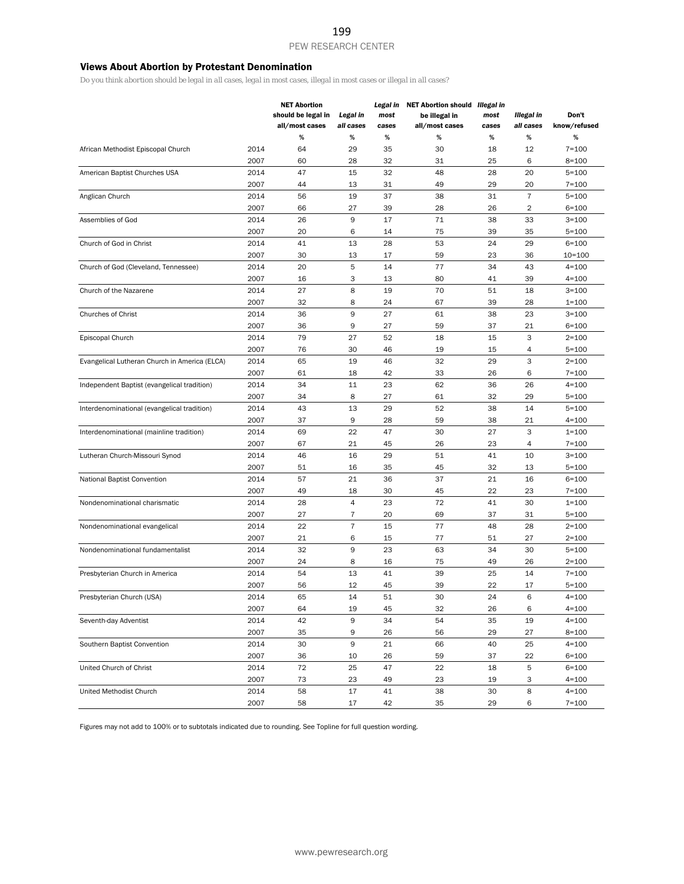### Views About Abortion by Protestant Denomination

*Do you think abortion should be legal in all cases, legal in most cases, illegal in most cases or illegal in all cases?*

| | | NET Abortion should be legal in all/most cases | *Legal in all cases* | *Legal in most cases* | NET Abortion should be illegal in all/most cases | *Illegal in most cases* | *Illegal in all cases* | Don't know/refused |
|---|---|---|---|---|---|---|---|---|
| | | % | % | % | % | % | % | % |
| African Methodist Episcopal Church | 2014 | 64 | 29 | 35 | 30 | 18 | 12 | 7=100 |
| | 2007 | 60 | 28 | 32 | 31 | 25 | 6 | 8=100 |
| American Baptist Churches USA | 2014 | 47 | 15 | 32 | 48 | 28 | 20 | 5=100 |
| | 2007 | 44 | 13 | 31 | 49 | 29 | 20 | 7=100 |
| Anglican Church | 2014 | 56 | 19 | 37 | 38 | 31 | 7 | 5=100 |
| | 2007 | 66 | 27 | 39 | 28 | 26 | 2 | 6=100 |
| Assemblies of God | 2014 | 26 | 9 | 17 | 71 | 38 | 33 | 3=100 |
| | 2007 | 20 | 6 | 14 | 75 | 39 | 35 | 5=100 |
| Church of God in Christ | 2014 | 41 | 13 | 28 | 53 | 24 | 29 | 6=100 |
| | 2007 | 30 | 13 | 17 | 59 | 23 | 36 | 10=100 |
| Church of God (Cleveland, Tennessee) | 2014 | 20 | 5 | 14 | 77 | 34 | 43 | 4=100 |
| | 2007 | 16 | 3 | 13 | 80 | 41 | 39 | 4=100 |
| Church of the Nazarene | 2014 | 27 | 8 | 19 | 70 | 51 | 18 | 3=100 |
| | 2007 | 32 | 8 | 24 | 67 | 39 | 28 | 1=100 |
| Churches of Christ | 2014 | 36 | 9 | 27 | 61 | 38 | 23 | 3=100 |
| | 2007 | 36 | 9 | 27 | 59 | 37 | 21 | 6=100 |
| Episcopal Church | 2014 | 79 | 27 | 52 | 18 | 15 | 3 | 2=100 |
| | 2007 | 76 | 30 | 46 | 19 | 15 | 4 | 5=100 |
| Evangelical Lutheran Church in America (ELCA) | 2014 | 65 | 19 | 46 | 32 | 29 | 3 | 2=100 |
| | 2007 | 61 | 18 | 42 | 33 | 26 | 6 | 7=100 |
| Independent Baptist (evangelical tradition) | 2014 | 34 | 11 | 23 | 62 | 36 | 26 | 4=100 |
| | 2007 | 34 | 8 | 27 | 61 | 32 | 29 | 5=100 |
| Interdenominational (evangelical tradition) | 2014 | 43 | 13 | 29 | 52 | 38 | 14 | 5=100 |
| | 2007 | 37 | 9 | 28 | 59 | 38 | 21 | 4=100 |
| Interdenominational (mainline tradition) | 2014 | 69 | 22 | 47 | 30 | 27 | 3 | 1=100 |
| | 2007 | 67 | 21 | 45 | 26 | 23 | 4 | 7=100 |
| Lutheran Church-Missouri Synod | 2014 | 46 | 16 | 29 | 51 | 41 | 10 | 3=100 |
| | 2007 | 51 | 16 | 35 | 45 | 32 | 13 | 5=100 |
| National Baptist Convention | 2014 | 57 | 21 | 36 | 37 | 21 | 16 | 6=100 |
| | 2007 | 49 | 18 | 30 | 45 | 22 | 23 | 7=100 |
| Nondenominational charismatic | 2014 | 28 | 4 | 23 | 72 | 41 | 30 | 1=100 |
| | 2007 | 27 | 7 | 20 | 69 | 37 | 31 | 5=100 |
| Nondenominational evangelical | 2014 | 22 | 7 | 15 | 77 | 48 | 28 | 2=100 |
| | 2007 | 21 | 6 | 15 | 77 | 51 | 27 | 2=100 |
| Nondenominational fundamentalist | 2014 | 32 | 9 | 23 | 63 | 34 | 30 | 5=100 |
| | 2007 | 24 | 8 | 16 | 75 | 49 | 26 | 2=100 |
| Presbyterian Church in America | 2014 | 54 | 13 | 41 | 39 | 25 | 14 | 7=100 |
| | 2007 | 56 | 12 | 45 | 39 | 22 | 17 | 5=100 |
| Presbyterian Church (USA) | 2014 | 65 | 14 | 51 | 30 | 24 | 6 | 4=100 |
| | 2007 | 64 | 19 | 45 | 32 | 26 | 6 | 4=100 |
| Seventh-day Adventist | 2014 | 42 | 9 | 34 | 54 | 35 | 19 | 4=100 |
| | 2007 | 35 | 9 | 26 | 56 | 29 | 27 | 8=100 |
| Southern Baptist Convention | 2014 | 30 | 9 | 21 | 66 | 40 | 25 | 4=100 |
| | 2007 | 36 | 10 | 26 | 59 | 37 | 22 | 6=100 |
| United Church of Christ | 2014 | 72 | 25 | 47 | 22 | 18 | 5 | 6=100 |
| | 2007 | 73 | 23 | 49 | 23 | 19 | 3 | 4=100 |
| United Methodist Church | 2014 | 58 | 17 | 41 | 38 | 30 | 8 | 4=100 |
| | 2007 | 58 | 17 | 42 | 35 | 29 | 6 | 7=100 |

Figures may not add to 100% or to subtotals indicated due to rounding. See Topline for full question wording.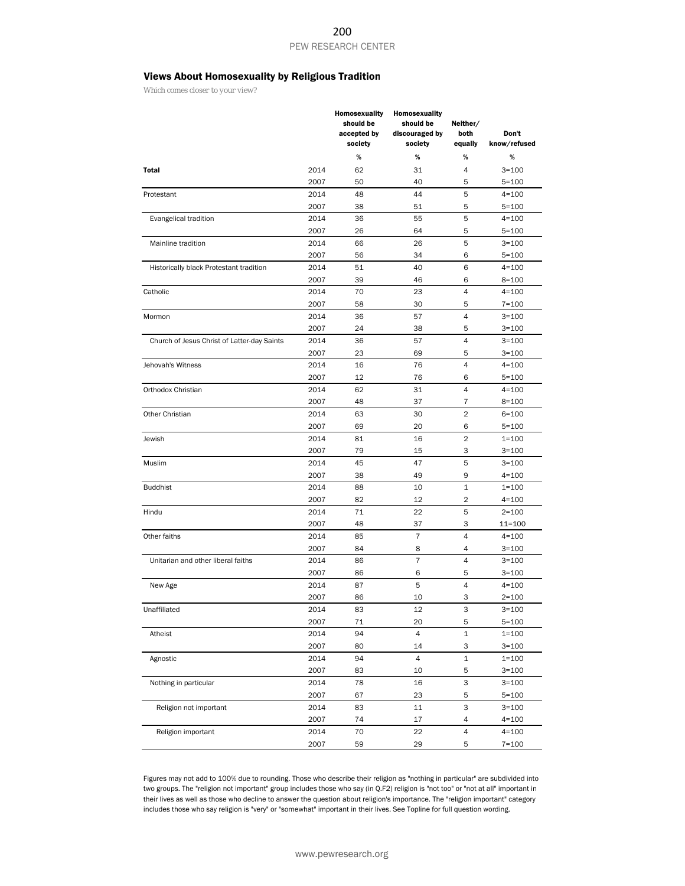## Views About Homosexuality by Religious Tradition

*Which comes closer to your view?*

| | | Homosexuality should be accepted by society | Homosexuality should be discouraged by society | Neither/ both equally | Don't know/refused |
|---|---|---|---|---|---|
| | | % | % | % | % |
| **Total** | 2014 | 62 | 31 | 4 | 3=100 |
| | 2007 | 50 | 40 | 5 | 5=100 |
| Protestant | 2014 | 48 | 44 | 5 | 4=100 |
| | 2007 | 38 | 51 | 5 | 5=100 |
| Evangelical tradition | 2014 | 36 | 55 | 5 | 4=100 |
| | 2007 | 26 | 64 | 5 | 5=100 |
| Mainline tradition | 2014 | 66 | 26 | 5 | 3=100 |
| | 2007 | 56 | 34 | 6 | 5=100 |
| Historically black Protestant tradition | 2014 | 51 | 40 | 6 | 4=100 |
| | 2007 | 39 | 46 | 6 | 8=100 |
| Catholic | 2014 | 70 | 23 | 4 | 4=100 |
| | 2007 | 58 | 30 | 5 | 7=100 |
| Mormon | 2014 | 36 | 57 | 4 | 3=100 |
| | 2007 | 24 | 38 | 5 | 3=100 |
| Church of Jesus Christ of Latter-day Saints | 2014 | 36 | 57 | 4 | 3=100 |
| | 2007 | 23 | 69 | 5 | 3=100 |
| Jehovah's Witness | 2014 | 16 | 76 | 4 | 4=100 |
| | 2007 | 12 | 76 | 6 | 5=100 |
| Orthodox Christian | 2014 | 62 | 31 | 4 | 4=100 |
| | 2007 | 48 | 37 | 7 | 8=100 |
| Other Christian | 2014 | 63 | 30 | 2 | 6=100 |
| | 2007 | 69 | 20 | 6 | 5=100 |
| Jewish | 2014 | 81 | 16 | 2 | 1=100 |
| | 2007 | 79 | 15 | 3 | 3=100 |
| Muslim | 2014 | 45 | 47 | 5 | 3=100 |
| | 2007 | 38 | 49 | 9 | 4=100 |
| Buddhist | 2014 | 88 | 10 | 1 | 1=100 |
| | 2007 | 82 | 12 | 2 | 4=100 |
| Hindu | 2014 | 71 | 22 | 5 | 2=100 |
| | 2007 | 48 | 37 | 3 | 11=100 |
| Other faiths | 2014 | 85 | 7 | 4 | 4=100 |
| | 2007 | 84 | 8 | 4 | 3=100 |
| Unitarian and other liberal faiths | 2014 | 86 | 7 | 4 | 3=100 |
| | 2007 | 86 | 6 | 5 | 3=100 |
| New Age | 2014 | 87 | 5 | 4 | 4=100 |
| | 2007 | 86 | 10 | 3 | 2=100 |
| Unaffiliated | 2014 | 83 | 12 | 3 | 3=100 |
| | 2007 | 71 | 20 | 5 | 5=100 |
| Atheist | 2014 | 94 | 4 | 1 | 1=100 |
| | 2007 | 80 | 14 | 3 | 3=100 |
| Agnostic | 2014 | 94 | 4 | 1 | 1=100 |
| | 2007 | 83 | 10 | 5 | 3=100 |
| Nothing in particular | 2014 | 78 | 16 | 3 | 3=100 |
| | 2007 | 67 | 23 | 5 | 5=100 |
| Religion not important | 2014 | 83 | 11 | 3 | 3=100 |
| | 2007 | 74 | 17 | 4 | 4=100 |
| Religion important | 2014 | 70 | 22 | 4 | 4=100 |
| | 2007 | 59 | 29 | 5 | 7=100 |

Figures may not add to 100% due to rounding. Those who describe their religion as "nothing in particular" are subdivided into two groups. The "religion not important" group includes those who say (in Q.F2) religion is "not too" or "not at all" important in their lives as well as those who decline to answer the question about religion's importance. The "religion important" category includes those who say religion is "very" or "somewhat" important in their lives. See Topline for full question wording.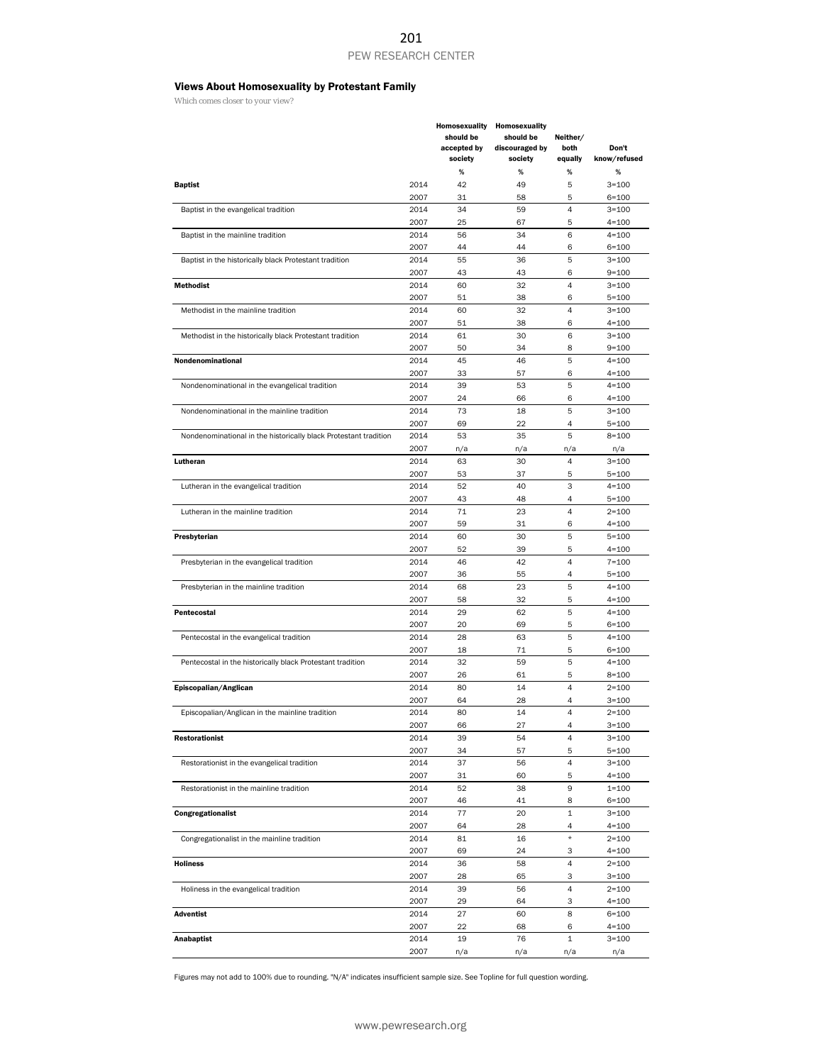### Views About Homosexuality by Protestant Family

*Which comes closer to your view?*

| | | Homosexuality should be accepted by society | Homosexuality should be discouraged by society | Neither/ both equally | Don't know/refused |
|---|---|---|---|---|---|
| | | % | % | % | % |
| **Baptist** | 2014 | 42 | 49 | 5 | 3=100 |
| | 2007 | 31 | 58 | 5 | 6=100 |
| Baptist in the evangelical tradition | 2014 | 34 | 59 | 4 | 3=100 |
| | 2007 | 25 | 67 | 5 | 4=100 |
| Baptist in the mainline tradition | 2014 | 56 | 34 | 6 | 4=100 |
| | 2007 | 44 | 44 | 6 | 6=100 |
| Baptist in the historically black Protestant tradition | 2014 | 55 | 36 | 5 | 3=100 |
| | 2007 | 43 | 43 | 6 | 9=100 |
| **Methodist** | 2014 | 60 | 32 | 4 | 3=100 |
| | 2007 | 51 | 38 | 6 | 5=100 |
| Methodist in the mainline tradition | 2014 | 60 | 32 | 4 | 3=100 |
| | 2007 | 51 | 38 | 6 | 4=100 |
| Methodist in the historically black Protestant tradition | 2014 | 61 | 30 | 6 | 3=100 |
| | 2007 | 50 | 34 | 8 | 9=100 |
| **Nondenominational** | 2014 | 45 | 46 | 5 | 4=100 |
| | 2007 | 33 | 57 | 6 | 4=100 |
| Nondenominational in the evangelical tradition | 2014 | 39 | 53 | 5 | 4=100 |
| | 2007 | 24 | 66 | 6 | 4=100 |
| Nondenominational in the mainline tradition | 2014 | 73 | 18 | 5 | 3=100 |
| | 2007 | 69 | 22 | 4 | 5=100 |
| Nondenominational in the historically black Protestant tradition | 2014 | 53 | 35 | 5 | 8=100 |
| | 2007 | n/a | n/a | n/a | n/a |
| **Lutheran** | 2014 | 63 | 30 | 4 | 3=100 |
| | 2007 | 53 | 37 | 5 | 5=100 |
| Lutheran in the evangelical tradition | 2014 | 52 | 40 | 3 | 4=100 |
| | 2007 | 43 | 48 | 4 | 5=100 |
| Lutheran in the mainline tradition | 2014 | 71 | 23 | 4 | 2=100 |
| | 2007 | 59 | 31 | 6 | 4=100 |
| **Presbyterian** | 2014 | 60 | 30 | 5 | 5=100 |
| | 2007 | 52 | 39 | 5 | 4=100 |
| Presbyterian in the evangelical tradition | 2014 | 46 | 42 | 4 | 7=100 |
| | 2007 | 36 | 55 | 4 | 5=100 |
| Presbyterian in the mainline tradition | 2014 | 68 | 23 | 5 | 4=100 |
| | 2007 | 58 | 32 | 5 | 4=100 |
| **Pentecostal** | 2014 | 29 | 62 | 5 | 4=100 |
| | 2007 | 20 | 69 | 5 | 6=100 |
| Pentecostal in the evangelical tradition | 2014 | 28 | 63 | 5 | 4=100 |
| | 2007 | 18 | 71 | 5 | 6=100 |
| Pentecostal in the historically black Protestant tradition | 2014 | 32 | 59 | 5 | 4=100 |
| | 2007 | 26 | 61 | 5 | 8=100 |
| **Episcopalian/Anglican** | 2014 | 80 | 14 | 4 | 2=100 |
| | 2007 | 64 | 28 | 4 | 3=100 |
| Episcopalian/Anglican in the mainline tradition | 2014 | 80 | 14 | 4 | 2=100 |
| | 2007 | 66 | 27 | 4 | 3=100 |
| **Restorationist** | 2014 | 39 | 54 | 4 | 3=100 |
| | 2007 | 34 | 57 | 5 | 5=100 |
| Restorationist in the evangelical tradition | 2014 | 37 | 56 | 4 | 3=100 |
| | 2007 | 31 | 60 | 5 | 4=100 |
| Restorationist in the mainline tradition | 2014 | 52 | 38 | 9 | 1=100 |
| | 2007 | 46 | 41 | 8 | 6=100 |
| **Congregationalist** | 2014 | 77 | 20 | 1 | 3=100 |
| | 2007 | 64 | 28 | 4 | 4=100 |
| Congregationalist in the mainline tradition | 2014 | 81 | 16 | * | 2=100 |
| | 2007 | 69 | 24 | 3 | 4=100 |
| **Holiness** | 2014 | 36 | 58 | 4 | 2=100 |
| | 2007 | 28 | 65 | 3 | 3=100 |
| Holiness in the evangelical tradition | 2014 | 39 | 56 | 4 | 2=100 |
| | 2007 | 29 | 64 | 3 | 4=100 |
| **Adventist** | 2014 | 27 | 60 | 8 | 6=100 |
| | 2007 | 22 | 68 | 6 | 4=100 |
| **Anabaptist** | 2014 | 19 | 76 | 1 | 3=100 |
| | 2007 | n/a | n/a | n/a | n/a |

Figures may not add to 100% due to rounding. "N/A" indicates insufficient sample size. See Topline for full question wording.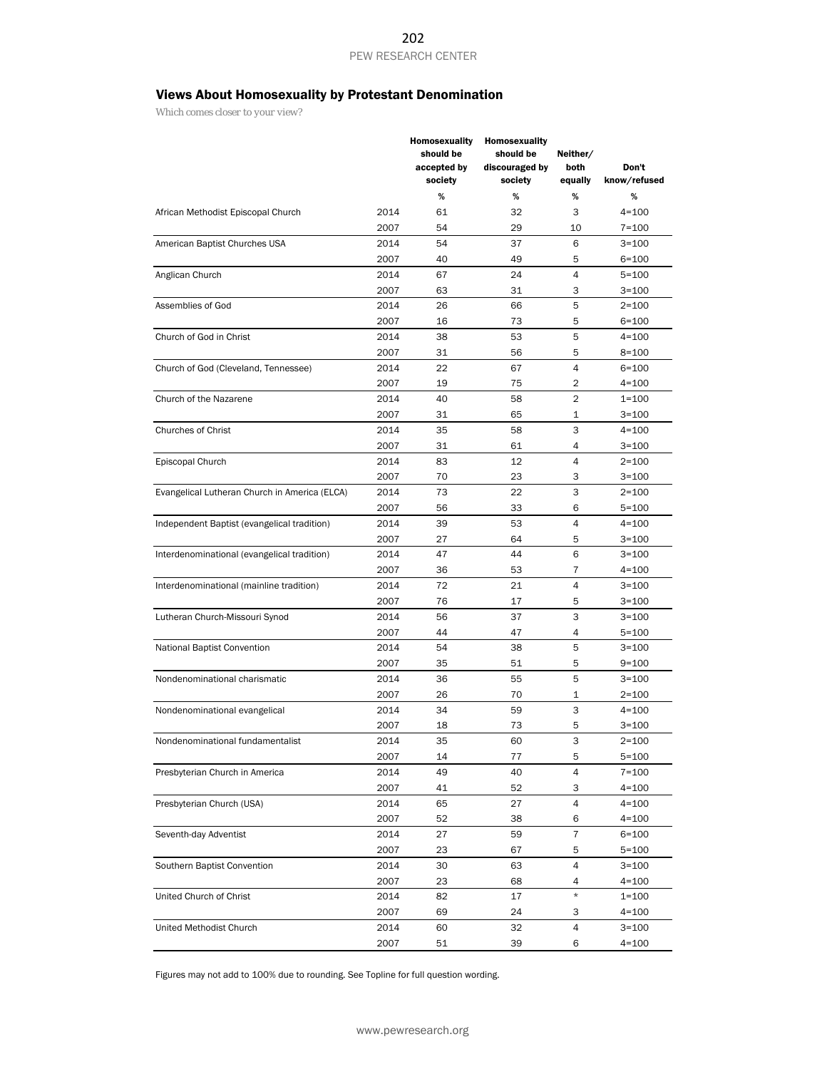## Views About Homosexuality by Protestant Denomination

*Which comes closer to your view?*

| | | Homosexuality should be accepted by society | Homosexuality should be discouraged by society | Neither/ both equally | Don't know/refused |
|---|---|---|---|---|---|
| | | % | % | % | % |
| African Methodist Episcopal Church | 2014 | 61 | 32 | 3 | 4=100 |
| | 2007 | 54 | 29 | 10 | 7=100 |
| American Baptist Churches USA | 2014 | 54 | 37 | 6 | 3=100 |
| | 2007 | 40 | 49 | 5 | 6=100 |
| Anglican Church | 2014 | 67 | 24 | 4 | 5=100 |
| | 2007 | 63 | 31 | 3 | 3=100 |
| Assemblies of God | 2014 | 26 | 66 | 5 | 2=100 |
| | 2007 | 16 | 73 | 5 | 6=100 |
| Church of God in Christ | 2014 | 38 | 53 | 5 | 4=100 |
| | 2007 | 31 | 56 | 5 | 8=100 |
| Church of God (Cleveland, Tennessee) | 2014 | 22 | 67 | 4 | 6=100 |
| | 2007 | 19 | 75 | 2 | 4=100 |
| Church of the Nazarene | 2014 | 40 | 58 | 2 | 1=100 |
| | 2007 | 31 | 65 | 1 | 3=100 |
| Churches of Christ | 2014 | 35 | 58 | 3 | 4=100 |
| | 2007 | 31 | 61 | 4 | 3=100 |
| Episcopal Church | 2014 | 83 | 12 | 4 | 2=100 |
| | 2007 | 70 | 23 | 3 | 3=100 |
| Evangelical Lutheran Church in America (ELCA) | 2014 | 73 | 22 | 3 | 2=100 |
| | 2007 | 56 | 33 | 6 | 5=100 |
| Independent Baptist (evangelical tradition) | 2014 | 39 | 53 | 4 | 4=100 |
| | 2007 | 27 | 64 | 5 | 3=100 |
| Interdenominational (evangelical tradition) | 2014 | 47 | 44 | 6 | 3=100 |
| | 2007 | 36 | 53 | 7 | 4=100 |
| Interdenominational (mainline tradition) | 2014 | 72 | 21 | 4 | 3=100 |
| | 2007 | 76 | 17 | 5 | 3=100 |
| Lutheran Church-Missouri Synod | 2014 | 56 | 37 | 3 | 3=100 |
| | 2007 | 44 | 47 | 4 | 5=100 |
| National Baptist Convention | 2014 | 54 | 38 | 5 | 3=100 |
| | 2007 | 35 | 51 | 5 | 9=100 |
| Nondenominational charismatic | 2014 | 36 | 55 | 5 | 3=100 |
| | 2007 | 26 | 70 | 1 | 2=100 |
| Nondenominational evangelical | 2014 | 34 | 59 | 3 | 4=100 |
| | 2007 | 18 | 73 | 5 | 3=100 |
| Nondenominational fundamentalist | 2014 | 35 | 60 | 3 | 2=100 |
| | 2007 | 14 | 77 | 5 | 5=100 |
| Presbyterian Church in America | 2014 | 49 | 40 | 4 | 7=100 |
| | 2007 | 41 | 52 | 3 | 4=100 |
| Presbyterian Church (USA) | 2014 | 65 | 27 | 4 | 4=100 |
| | 2007 | 52 | 38 | 6 | 4=100 |
| Seventh-day Adventist | 2014 | 27 | 59 | 7 | 6=100 |
| | 2007 | 23 | 67 | 5 | 5=100 |
| Southern Baptist Convention | 2014 | 30 | 63 | 4 | 3=100 |
| | 2007 | 23 | 68 | 4 | 4=100 |
| United Church of Christ | 2014 | 82 | 17 | * | 1=100 |
| | 2007 | 69 | 24 | 3 | 4=100 |
| United Methodist Church | 2014 | 60 | 32 | 4 | 3=100 |
| | 2007 | 51 | 39 | 6 | 4=100 |

Figures may not add to 100% due to rounding. See Topline for full question wording.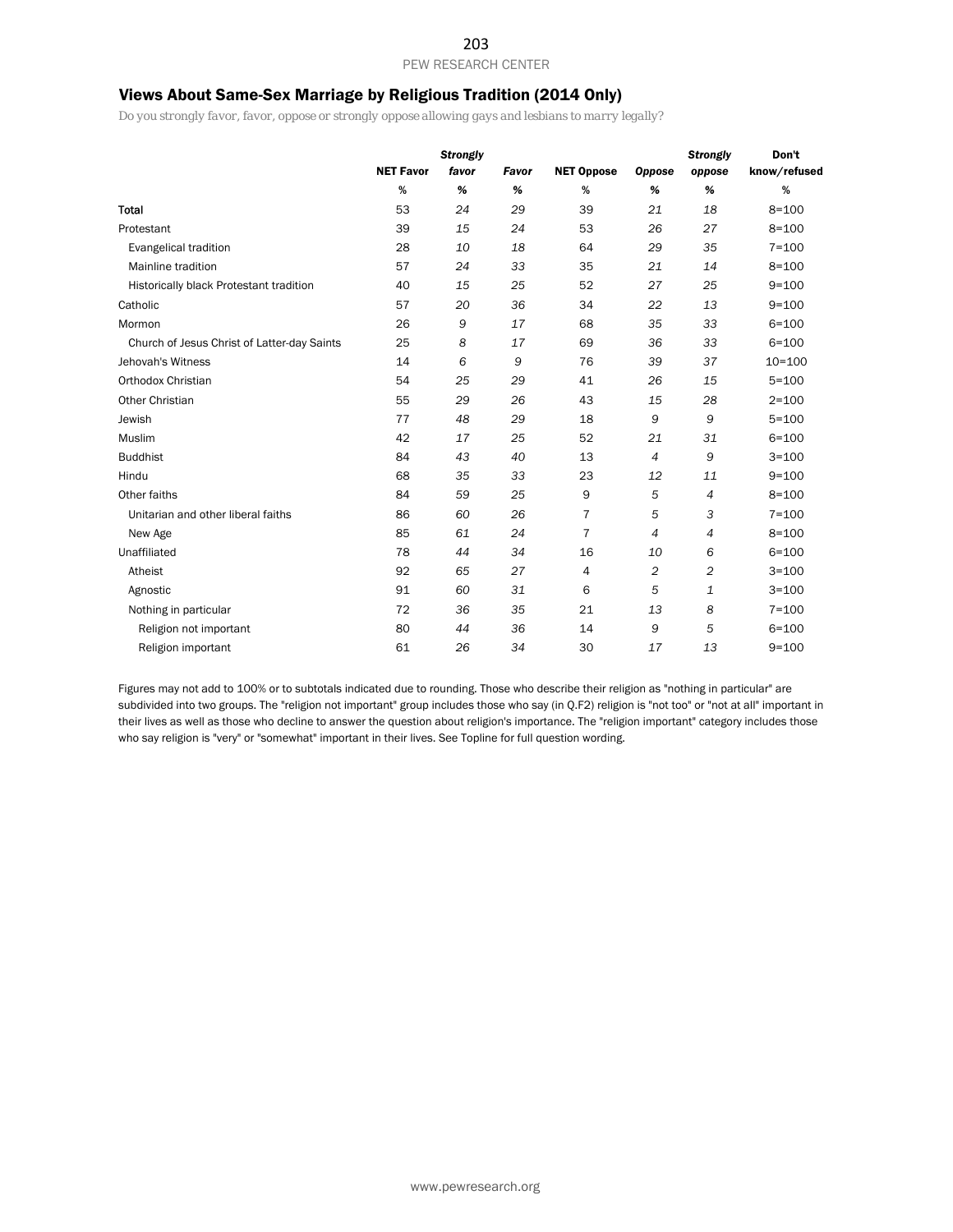## Views About Same-Sex Marriage by Religious Tradition (2014 Only)

*Do you strongly favor, favor, oppose or strongly oppose allowing gays and lesbians to marry legally?*

| | NET Favor | *Strongly favor* | *Favor* | NET Oppose | *Oppose* | *Strongly oppose* | Don't know/refused |
|---|---|---|---|---|---|---|---|
| | % | % | % | % | % | % | % |
| **Total** | 53 | *24* | *29* | 39 | *21* | *18* | 8=100 |
| Protestant | 39 | *15* | *24* | 53 | *26* | *27* | 8=100 |
| Evangelical tradition | 28 | *10* | *18* | 64 | *29* | *35* | 7=100 |
| Mainline tradition | 57 | *24* | *33* | 35 | *21* | *14* | 8=100 |
| Historically black Protestant tradition | 40 | *15* | *25* | 52 | *27* | *25* | 9=100 |
| Catholic | 57 | *20* | *36* | 34 | *22* | *13* | 9=100 |
| Mormon | 26 | *9* | *17* | 68 | *35* | *33* | 6=100 |
| Church of Jesus Christ of Latter-day Saints | 25 | *8* | *17* | 69 | *36* | *33* | 6=100 |
| Jehovah's Witness | 14 | *6* | *9* | 76 | *39* | *37* | 10=100 |
| Orthodox Christian | 54 | *25* | *29* | 41 | *26* | *15* | 5=100 |
| Other Christian | 55 | *29* | *26* | 43 | *15* | *28* | 2=100 |
| Jewish | 77 | *48* | *29* | 18 | *9* | *9* | 5=100 |
| Muslim | 42 | *17* | *25* | 52 | *21* | *31* | 6=100 |
| Buddhist | 84 | *43* | *40* | 13 | *4* | *9* | 3=100 |
| Hindu | 68 | *35* | *33* | 23 | *12* | *11* | 9=100 |
| Other faiths | 84 | *59* | *25* | 9 | *5* | *4* | 8=100 |
| Unitarian and other liberal faiths | 86 | *60* | *26* | 7 | *5* | *3* | 7=100 |
| New Age | 85 | *61* | *24* | 7 | *4* | *4* | 8=100 |
| Unaffiliated | 78 | *44* | *34* | 16 | *10* | *6* | 6=100 |
| Atheist | 92 | *65* | *27* | 4 | *2* | *2* | 3=100 |
| Agnostic | 91 | *60* | *31* | 6 | *5* | *1* | 3=100 |
| Nothing in particular | 72 | *36* | *35* | 21 | *13* | *8* | 7=100 |
| Religion not important | 80 | *44* | *36* | 14 | *9* | *5* | 6=100 |
| Religion important | 61 | *26* | *34* | 30 | *17* | *13* | 9=100 |

Figures may not add to 100% or to subtotals indicated due to rounding. Those who describe their religion as "nothing in particular" are subdivided into two groups. The "religion not important" group includes those who say (in Q.F2) religion is "not too" or "not at all" important in their lives as well as those who decline to answer the question about religion's importance. The "religion important" category includes those who say religion is "very" or "somewhat" important in their lives. See Topline for full question wording.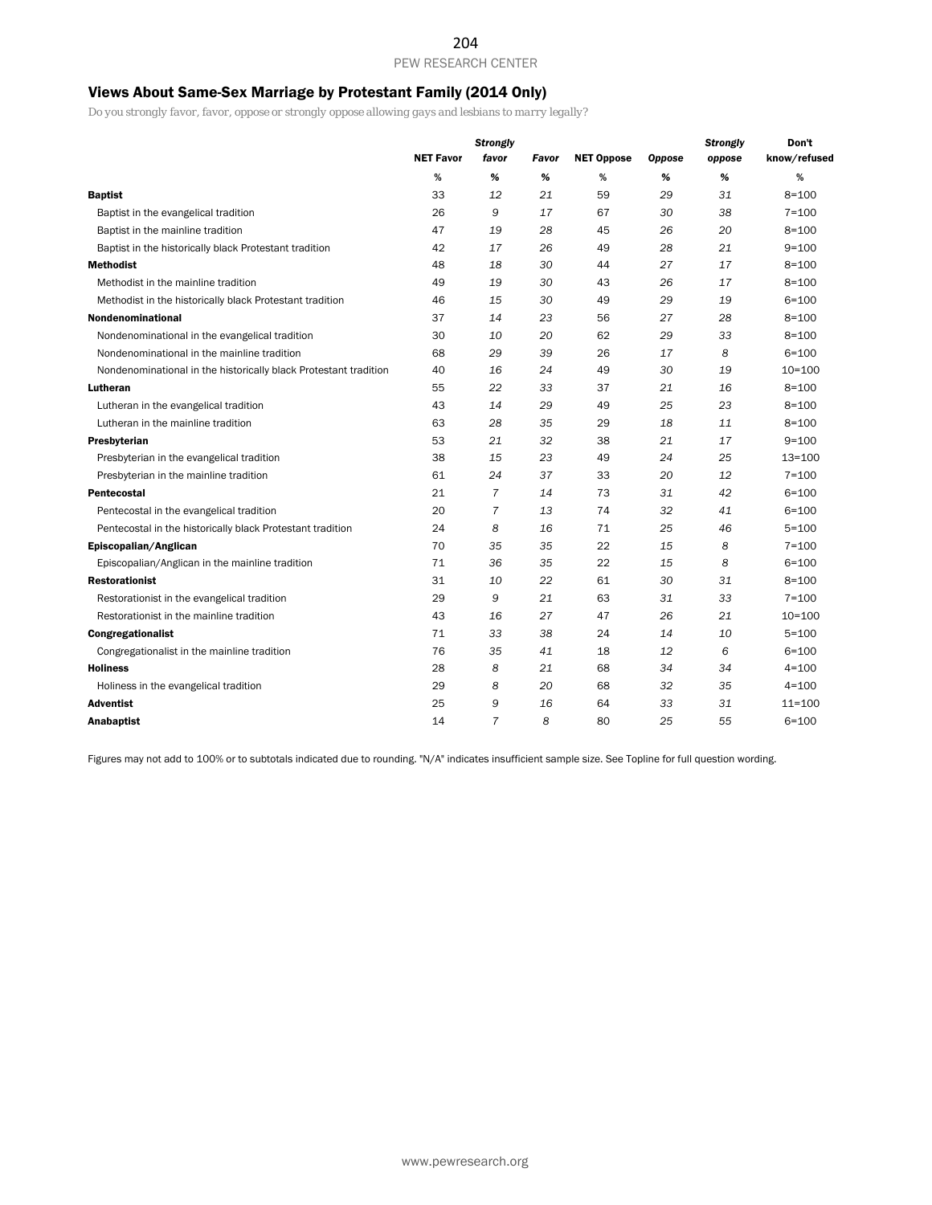## Views About Same-Sex Marriage by Protestant Family (2014 Only)

*Do you strongly favor, favor, oppose or strongly oppose allowing gays and lesbians to marry legally?*

| | NET Favor | *Strongly favor* | *Favor* | NET Oppose | *Oppose* | *Strongly oppose* | Don't know/refused |
|---|---|---|---|---|---|---|---|
| | % | % | % | % | % | % | % |
| **Baptist** | 33 | *12* | *21* | 59 | *29* | *31* | 8=100 |
| Baptist in the evangelical tradition | 26 | *9* | *17* | 67 | *30* | *38* | 7=100 |
| Baptist in the mainline tradition | 47 | *19* | *28* | 45 | *26* | *20* | 8=100 |
| Baptist in the historically black Protestant tradition | 42 | *17* | *26* | 49 | *28* | *21* | 9=100 |
| **Methodist** | 48 | *18* | *30* | 44 | *27* | *17* | 8=100 |
| Methodist in the mainline tradition | 49 | *19* | *30* | 43 | *26* | *17* | 8=100 |
| Methodist in the historically black Protestant tradition | 46 | *15* | *30* | 49 | *29* | *19* | 6=100 |
| **Nondenominational** | 37 | *14* | *23* | 56 | *27* | *28* | 8=100 |
| Nondenominational in the evangelical tradition | 30 | *10* | *20* | 62 | *29* | *33* | 8=100 |
| Nondenominational in the mainline tradition | 68 | *29* | *39* | 26 | *17* | *8* | 6=100 |
| Nondenominational in the historically black Protestant tradition | 40 | *16* | *24* | 49 | *30* | *19* | 10=100 |
| **Lutheran** | 55 | *22* | *33* | 37 | *21* | *16* | 8=100 |
| Lutheran in the evangelical tradition | 43 | *14* | *29* | 49 | *25* | *23* | 8=100 |
| Lutheran in the mainline tradition | 63 | *28* | *35* | 29 | *18* | *11* | 8=100 |
| **Presbyterian** | 53 | *21* | *32* | 38 | *21* | *17* | 9=100 |
| Presbyterian in the evangelical tradition | 38 | *15* | *23* | 49 | *24* | *25* | 13=100 |
| Presbyterian in the mainline tradition | 61 | *24* | *37* | 33 | *20* | *12* | 7=100 |
| **Pentecostal** | 21 | *7* | *14* | 73 | *31* | *42* | 6=100 |
| Pentecostal in the evangelical tradition | 20 | *7* | *13* | 74 | *32* | *41* | 6=100 |
| Pentecostal in the historically black Protestant tradition | 24 | *8* | *16* | 71 | *25* | *46* | 5=100 |
| **Episcopalian/Anglican** | 70 | *35* | *35* | 22 | *15* | *8* | 7=100 |
| Episcopalian/Anglican in the mainline tradition | 71 | *36* | *35* | 22 | *15* | *8* | 6=100 |
| **Restorationist** | 31 | *10* | *22* | 61 | *30* | *31* | 8=100 |
| Restorationist in the evangelical tradition | 29 | *9* | *21* | 63 | *31* | *33* | 7=100 |
| Restorationist in the mainline tradition | 43 | *16* | *27* | 47 | *26* | *21* | 10=100 |
| **Congregationalist** | 71 | *33* | *38* | 24 | *14* | *10* | 5=100 |
| Congregationalist in the mainline tradition | 76 | *35* | *41* | 18 | *12* | *6* | 6=100 |
| **Holiness** | 28 | *8* | *21* | 68 | *34* | *34* | 4=100 |
| Holiness in the evangelical tradition | 29 | *8* | *20* | 68 | *32* | *35* | 4=100 |
| **Adventist** | 25 | *9* | *16* | 64 | *33* | *31* | 11=100 |
| **Anabaptist** | 14 | *7* | *8* | 80 | *25* | *55* | 6=100 |

Figures may not add to 100% or to subtotals indicated due to rounding. "N/A" indicates insufficient sample size. See Topline for full question wording.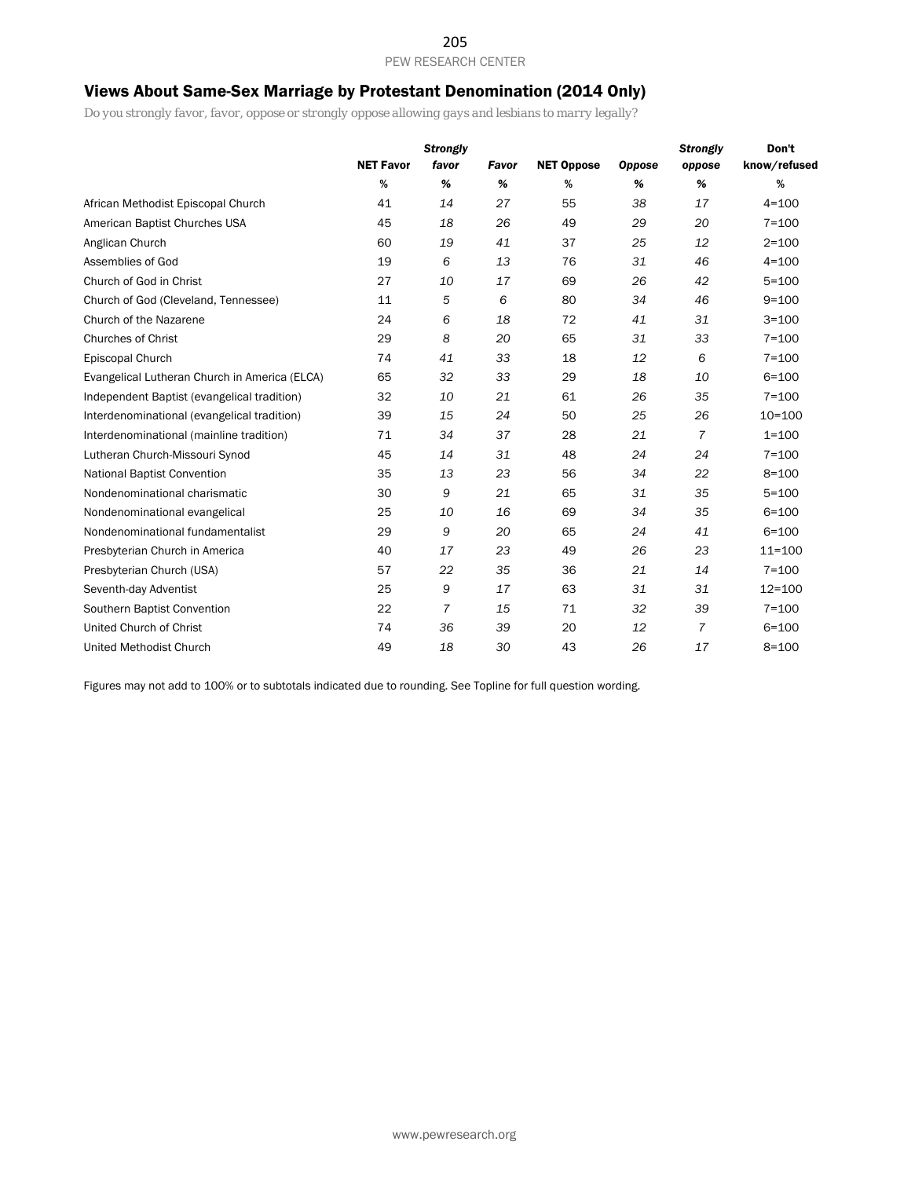## Views About Same-Sex Marriage by Protestant Denomination (2014 Only)

*Do you strongly favor, favor, oppose or strongly oppose allowing gays and lesbians to marry legally?*

| | NET Favor | *Strongly favor* | *Favor* | NET Oppose | *Oppose* | *Strongly oppose* | Don't know/refused |
|---|---|---|---|---|---|---|---|
| | % | % | % | % | % | % | % |
| African Methodist Episcopal Church | 41 | *14* | *27* | 55 | *38* | *17* | 4=100 |
| American Baptist Churches USA | 45 | *18* | *26* | 49 | *29* | *20* | 7=100 |
| Anglican Church | 60 | *19* | *41* | 37 | *25* | *12* | 2=100 |
| Assemblies of God | 19 | *6* | *13* | 76 | *31* | *46* | 4=100 |
| Church of God in Christ | 27 | *10* | *17* | 69 | *26* | *42* | 5=100 |
| Church of God (Cleveland, Tennessee) | 11 | *5* | *6* | 80 | *34* | *46* | 9=100 |
| Church of the Nazarene | 24 | *6* | *18* | 72 | *41* | *31* | 3=100 |
| Churches of Christ | 29 | *8* | *20* | 65 | *31* | *33* | 7=100 |
| Episcopal Church | 74 | *41* | *33* | 18 | *12* | *6* | 7=100 |
| Evangelical Lutheran Church in America (ELCA) | 65 | *32* | *33* | 29 | *18* | *10* | 6=100 |
| Independent Baptist (evangelical tradition) | 32 | *10* | *21* | 61 | *26* | *35* | 7=100 |
| Interdenominational (evangelical tradition) | 39 | *15* | *24* | 50 | *25* | *26* | 10=100 |
| Interdenominational (mainline tradition) | 71 | *34* | *37* | 28 | *21* | *7* | 1=100 |
| Lutheran Church-Missouri Synod | 45 | *14* | *31* | 48 | *24* | *24* | 7=100 |
| National Baptist Convention | 35 | *13* | *23* | 56 | *34* | *22* | 8=100 |
| Nondenominational charismatic | 30 | *9* | *21* | 65 | *31* | *35* | 5=100 |
| Nondenominational evangelical | 25 | *10* | *16* | 69 | *34* | *35* | 6=100 |
| Nondenominational fundamentalist | 29 | *9* | *20* | 65 | *24* | *41* | 6=100 |
| Presbyterian Church in America | 40 | *17* | *23* | 49 | *26* | *23* | 11=100 |
| Presbyterian Church (USA) | 57 | *22* | *35* | 36 | *21* | *14* | 7=100 |
| Seventh-day Adventist | 25 | *9* | *17* | 63 | *31* | *31* | 12=100 |
| Southern Baptist Convention | 22 | *7* | *15* | 71 | *32* | *39* | 7=100 |
| United Church of Christ | 74 | *36* | *39* | 20 | *12* | *7* | 6=100 |
| United Methodist Church | 49 | *18* | *30* | 43 | *26* | *17* | 8=100 |

Figures may not add to 100% or to subtotals indicated due to rounding. See Topline for full question wording.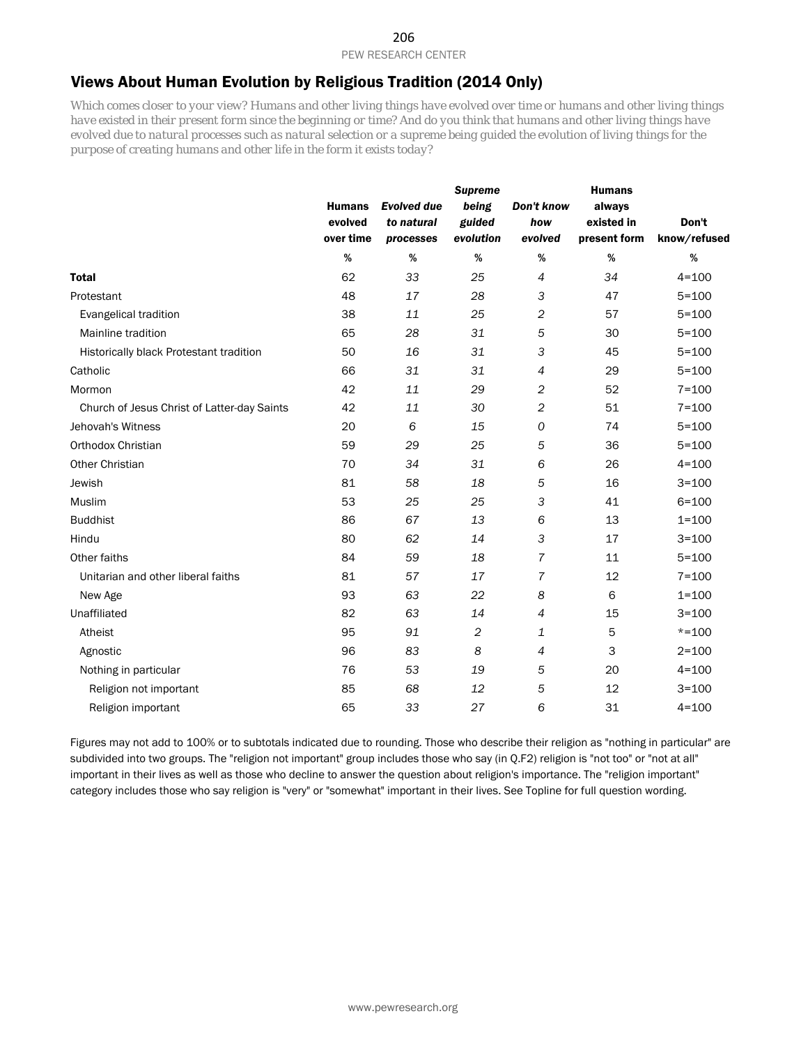## Views About Human Evolution by Religious Tradition (2014 Only)

*Which comes closer to your view? Humans and other living things have evolved over time or humans and other living things have existed in their present form since the beginning or time? And do you think that humans and other living things have evolved due to natural processes such as natural selection or a supreme being guided the evolution of living things for the purpose of creating humans and other life in the form it exists today?*

| | Humans evolved over time | *Evolved due to natural processes* | *Supreme being guided evolution* | *Don't know how evolved* | Humans always existed in present form | Don't know/refused |
|---|---|---|---|---|---|---|
| | % | % | % | % | % | % |
| **Total** | 62 | *33* | *25* | *4* | 34 | 4=100 |
| Protestant | 48 | *17* | *28* | *3* | 47 | 5=100 |
| Evangelical tradition | 38 | *11* | *25* | *2* | 57 | 5=100 |
| Mainline tradition | 65 | *28* | *31* | *5* | 30 | 5=100 |
| Historically black Protestant tradition | 50 | *16* | *31* | *3* | 45 | 5=100 |
| Catholic | 66 | *31* | *31* | *4* | 29 | 5=100 |
| Mormon | 42 | *11* | *29* | *2* | 52 | 7=100 |
| Church of Jesus Christ of Latter-day Saints | 42 | *11* | *30* | *2* | 51 | 7=100 |
| Jehovah's Witness | 20 | *6* | *15* | *0* | 74 | 5=100 |
| Orthodox Christian | 59 | *29* | *25* | *5* | 36 | 5=100 |
| Other Christian | 70 | *34* | *31* | *6* | 26 | 4=100 |
| Jewish | 81 | *58* | *18* | *5* | 16 | 3=100 |
| Muslim | 53 | *25* | *25* | *3* | 41 | 6=100 |
| Buddhist | 86 | *67* | *13* | *6* | 13 | 1=100 |
| Hindu | 80 | *62* | *14* | *3* | 17 | 3=100 |
| Other faiths | 84 | *59* | *18* | *7* | 11 | 5=100 |
| Unitarian and other liberal faiths | 81 | *57* | *17* | *7* | 12 | 7=100 |
| New Age | 93 | *63* | *22* | *8* | 6 | 1=100 |
| Unaffiliated | 82 | *63* | *14* | *4* | 15 | 3=100 |
| Atheist | 95 | *91* | *2* | *1* | 5 | *=100 |
| Agnostic | 96 | *83* | *8* | *4* | 3 | 2=100 |
| Nothing in particular | 76 | *53* | *19* | *5* | 20 | 4=100 |
| Religion not important | 85 | *68* | *12* | *5* | 12 | 3=100 |
| Religion important | 65 | *33* | *27* | *6* | 31 | 4=100 |

Figures may not add to 100% or to subtotals indicated due to rounding. Those who describe their religion as "nothing in particular" are subdivided into two groups. The "religion not important" group includes those who say (in Q.F2) religion is "not too" or "not at all" important in their lives as well as those who decline to answer the question about religion's importance. The "religion important" category includes those who say religion is "very" or "somewhat" important in their lives. See Topline for full question wording.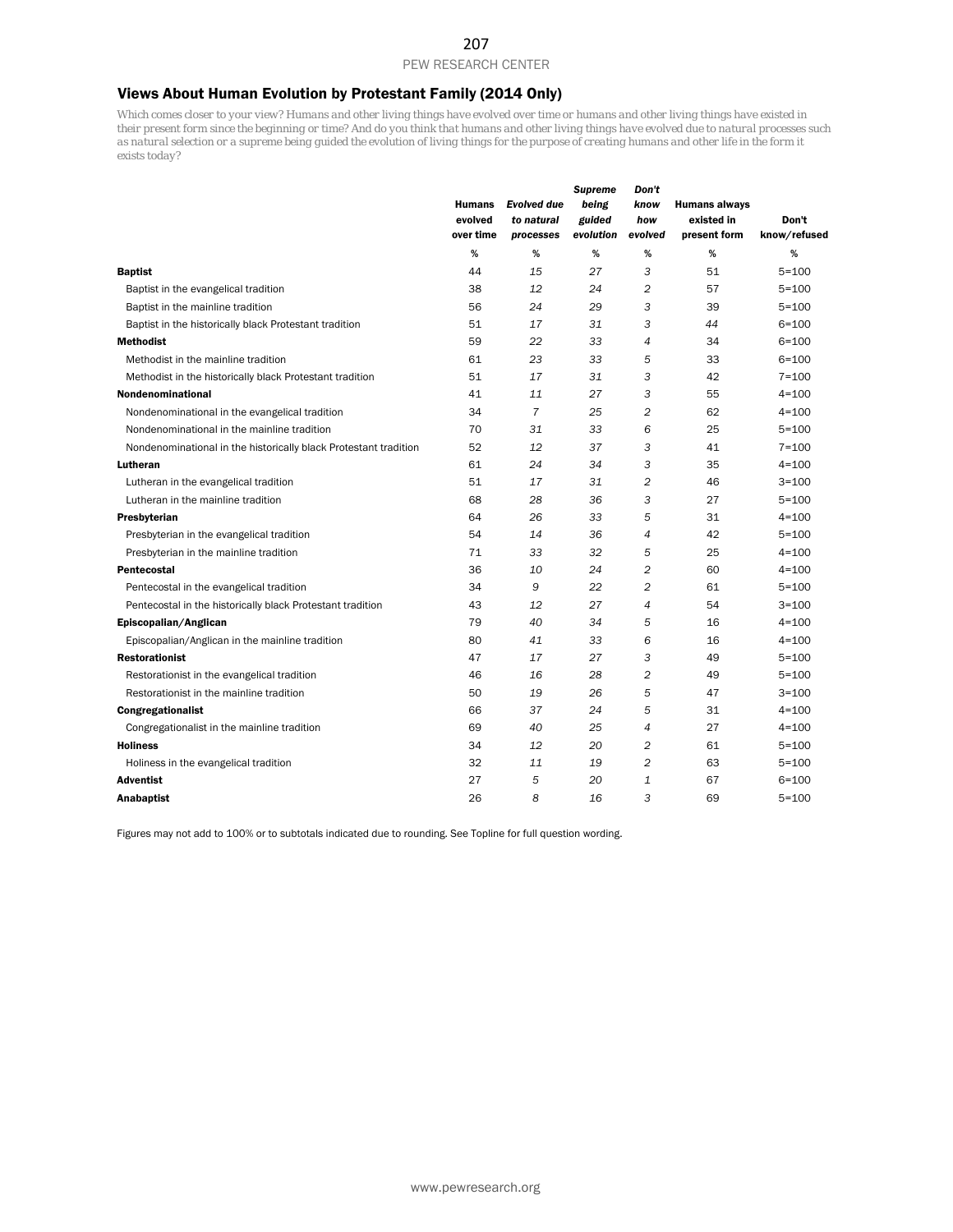## Views About Human Evolution by Protestant Family (2014 Only)

*Which comes closer to your view? Humans and other living things have evolved over time or humans and other living things have existed in their present form since the beginning or time? And do you think that humans and other living things have evolved due to natural processes such as natural selection or a supreme being guided the evolution of living things for the purpose of creating humans and other life in the form it exists today?*

| | Humans evolved over time | *Evolved due to natural processes* | *Supreme being guided evolution* | *Don't know how evolved* | Humans always existed in present form | Don't know/refused |
|---|---|---|---|---|---|---|
| | % | % | % | % | % | % |
| **Baptist** | 44 | *15* | *27* | *3* | 51 | 5=100 |
| Baptist in the evangelical tradition | 38 | *12* | *24* | *2* | 57 | 5=100 |
| Baptist in the mainline tradition | 56 | *24* | *29* | *3* | 39 | 5=100 |
| Baptist in the historically black Protestant tradition | 51 | *17* | *31* | *3* | *44* | 6=100 |
| **Methodist** | 59 | *22* | *33* | *4* | 34 | 6=100 |
| Methodist in the mainline tradition | 61 | *23* | *33* | *5* | 33 | 6=100 |
| Methodist in the historically black Protestant tradition | 51 | *17* | *31* | *3* | 42 | 7=100 |
| **Nondenominational** | 41 | *11* | *27* | *3* | 55 | 4=100 |
| Nondenominational in the evangelical tradition | 34 | *7* | *25* | *2* | 62 | 4=100 |
| Nondenominational in the mainline tradition | 70 | *31* | *33* | *6* | 25 | 5=100 |
| Nondenominational in the historically black Protestant tradition | 52 | *12* | *37* | *3* | 41 | 7=100 |
| **Lutheran** | 61 | *24* | *34* | *3* | 35 | 4=100 |
| Lutheran in the evangelical tradition | 51 | *17* | *31* | *2* | 46 | 3=100 |
| Lutheran in the mainline tradition | 68 | *28* | *36* | *3* | 27 | 5=100 |
| **Presbyterian** | 64 | *26* | *33* | *5* | 31 | 4=100 |
| Presbyterian in the evangelical tradition | 54 | *14* | *36* | *4* | 42 | 5=100 |
| Presbyterian in the mainline tradition | 71 | *33* | *32* | *5* | 25 | 4=100 |
| **Pentecostal** | 36 | *10* | *24* | *2* | 60 | 4=100 |
| Pentecostal in the evangelical tradition | 34 | *9* | *22* | *2* | 61 | 5=100 |
| Pentecostal in the historically black Protestant tradition | 43 | *12* | *27* | *4* | 54 | 3=100 |
| **Episcopalian/Anglican** | 79 | *40* | *34* | *5* | 16 | 4=100 |
| Episcopalian/Anglican in the mainline tradition | 80 | *41* | *33* | *6* | 16 | 4=100 |
| **Restorationist** | 47 | *17* | *27* | *3* | 49 | 5=100 |
| Restorationist in the evangelical tradition | 46 | *16* | *28* | *2* | 49 | 5=100 |
| Restorationist in the mainline tradition | 50 | *19* | *26* | *5* | 47 | 3=100 |
| **Congregationalist** | 66 | *37* | *24* | *5* | 31 | 4=100 |
| Congregationalist in the mainline tradition | 69 | *40* | *25* | *4* | 27 | 4=100 |
| **Holiness** | 34 | *12* | *20* | *2* | 61 | 5=100 |
| Holiness in the evangelical tradition | 32 | *11* | *19* | *2* | 63 | 5=100 |
| **Adventist** | 27 | *5* | *20* | *1* | 67 | 6=100 |
| **Anabaptist** | 26 | *8* | *16* | *3* | 69 | 5=100 |

Figures may not add to 100% or to subtotals indicated due to rounding. See Topline for full question wording.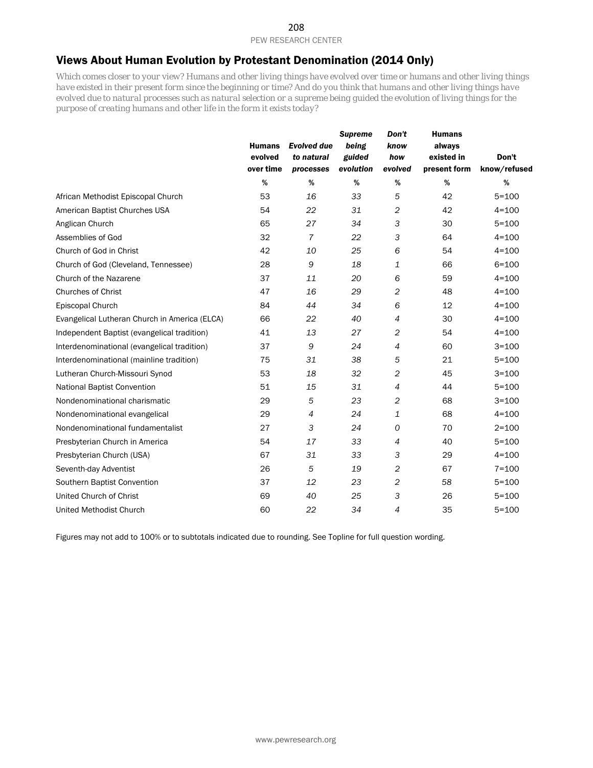## Views About Human Evolution by Protestant Denomination (2014 Only)

*Which comes closer to your view? Humans and other living things have evolved over time or humans and other living things have existed in their present form since the beginning or time? And do you think that humans and other living things have evolved due to natural processes such as natural selection or a supreme being guided the evolution of living things for the purpose of creating humans and other life in the form it exists today?*

| | Humans evolved over time | *Evolved due to natural processes* | *Supreme being guided evolution* | *Don't know how evolved* | Humans always existed in present form | Don't know/refused |
|---|---|---|---|---|---|---|
| | % | % | % | % | % | % |
| African Methodist Episcopal Church | 53 | *16* | *33* | *5* | 42 | 5=100 |
| American Baptist Churches USA | 54 | *22* | *31* | *2* | 42 | 4=100 |
| Anglican Church | 65 | *27* | *34* | *3* | 30 | 5=100 |
| Assemblies of God | 32 | *7* | *22* | *3* | 64 | 4=100 |
| Church of God in Christ | 42 | *10* | *25* | *6* | 54 | 4=100 |
| Church of God (Cleveland, Tennessee) | 28 | *9* | *18* | *1* | 66 | 6=100 |
| Church of the Nazarene | 37 | *11* | *20* | *6* | 59 | 4=100 |
| Churches of Christ | 47 | *16* | *29* | *2* | 48 | 4=100 |
| Episcopal Church | 84 | *44* | *34* | *6* | 12 | 4=100 |
| Evangelical Lutheran Church in America (ELCA) | 66 | *22* | *40* | *4* | 30 | 4=100 |
| Independent Baptist (evangelical tradition) | 41 | *13* | *27* | *2* | 54 | 4=100 |
| Interdenominational (evangelical tradition) | 37 | *9* | *24* | *4* | 60 | 3=100 |
| Interdenominational (mainline tradition) | 75 | *31* | *38* | *5* | 21 | 5=100 |
| Lutheran Church-Missouri Synod | 53 | *18* | *32* | *2* | 45 | 3=100 |
| National Baptist Convention | 51 | *15* | *31* | *4* | 44 | 5=100 |
| Nondenominational charismatic | 29 | *5* | *23* | *2* | 68 | 3=100 |
| Nondenominational evangelical | 29 | *4* | *24* | *1* | 68 | 4=100 |
| Nondenominational fundamentalist | 27 | *3* | *24* | *0* | 70 | 2=100 |
| Presbyterian Church in America | 54 | *17* | *33* | *4* | 40 | 5=100 |
| Presbyterian Church (USA) | 67 | *31* | *33* | *3* | 29 | 4=100 |
| Seventh-day Adventist | 26 | *5* | *19* | *2* | 67 | 7=100 |
| Southern Baptist Convention | 37 | *12* | *23* | *2* | 58 | 5=100 |
| United Church of Christ | 69 | *40* | *25* | *3* | 26 | 5=100 |
| United Methodist Church | 60 | *22* | *34* | *4* | 35 | 5=100 |

Figures may not add to 100% or to subtotals indicated due to rounding. See Topline for full question wording.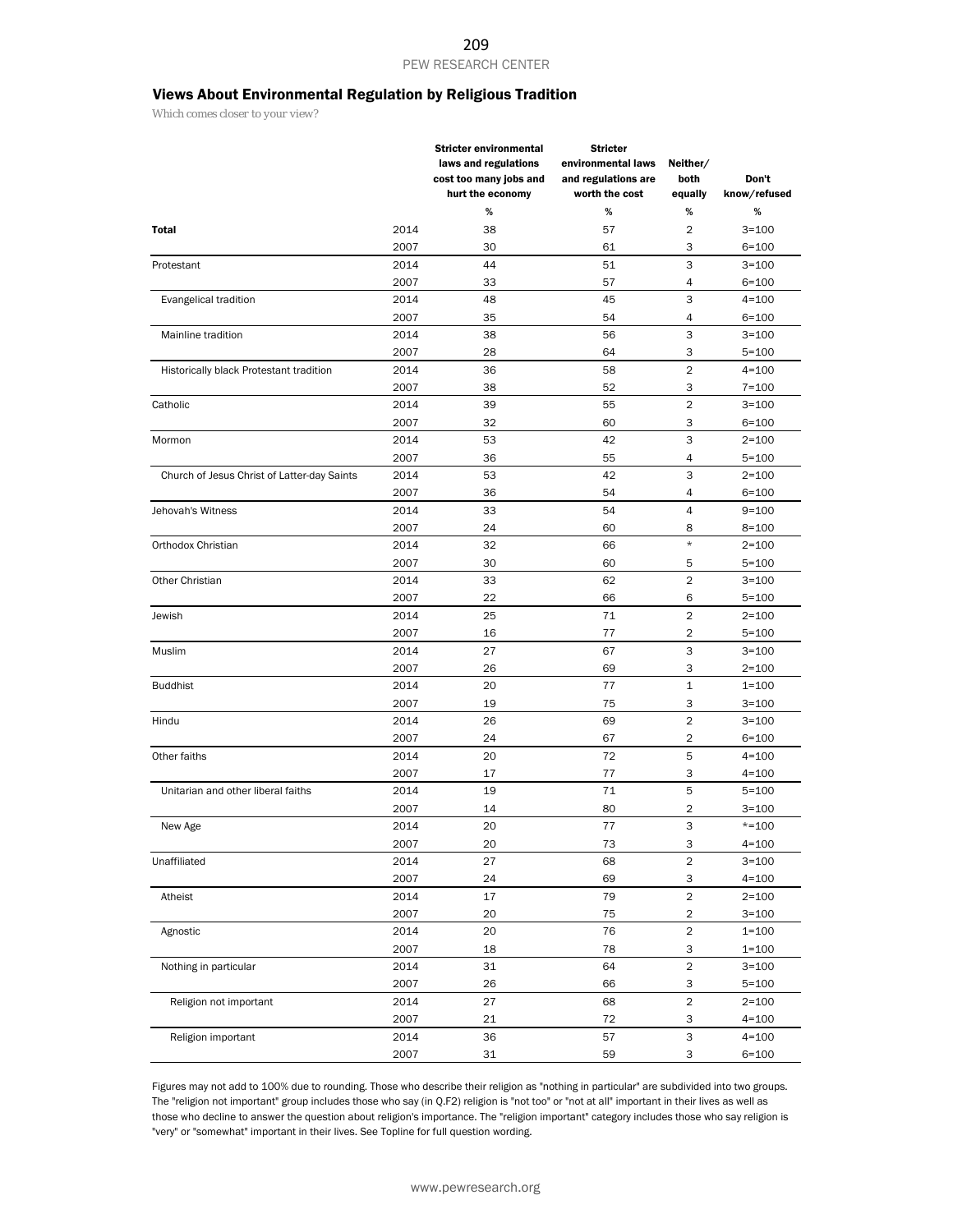## Views About Environmental Regulation by Religious Tradition

*Which comes closer to your view?*

| | | Stricter environmental laws and regulations cost too many jobs and hurt the economy | Stricter environmental laws and regulations are worth the cost | Neither/ both equally | Don't know/refused |
|---|---|---|---|---|---|
| | | % | % | % | % |
| **Total** | 2014 | 38 | 57 | 2 | 3=100 |
| | 2007 | 30 | 61 | 3 | 6=100 |
| Protestant | 2014 | 44 | 51 | 3 | 3=100 |
| | 2007 | 33 | 57 | 4 | 6=100 |
| Evangelical tradition | 2014 | 48 | 45 | 3 | 4=100 |
| | 2007 | 35 | 54 | 4 | 6=100 |
| Mainline tradition | 2014 | 38 | 56 | 3 | 3=100 |
| | 2007 | 28 | 64 | 3 | 5=100 |
| Historically black Protestant tradition | 2014 | 36 | 58 | 2 | 4=100 |
| | 2007 | 38 | 52 | 3 | 7=100 |
| Catholic | 2014 | 39 | 55 | 2 | 3=100 |
| | 2007 | 32 | 60 | 3 | 6=100 |
| Mormon | 2014 | 53 | 42 | 3 | 2=100 |
| | 2007 | 36 | 55 | 4 | 5=100 |
| Church of Jesus Christ of Latter-day Saints | 2014 | 53 | 42 | 3 | 2=100 |
| | 2007 | 36 | 54 | 4 | 6=100 |
| Jehovah's Witness | 2014 | 33 | 54 | 4 | 9=100 |
| | 2007 | 24 | 60 | 8 | 8=100 |
| Orthodox Christian | 2014 | 32 | 66 | * | 2=100 |
| | 2007 | 30 | 60 | 5 | 5=100 |
| Other Christian | 2014 | 33 | 62 | 2 | 3=100 |
| | 2007 | 22 | 66 | 6 | 5=100 |
| Jewish | 2014 | 25 | 71 | 2 | 2=100 |
| | 2007 | 16 | 77 | 2 | 5=100 |
| Muslim | 2014 | 27 | 67 | 3 | 3=100 |
| | 2007 | 26 | 69 | 3 | 2=100 |
| Buddhist | 2014 | 20 | 77 | 1 | 1=100 |
| | 2007 | 19 | 75 | 3 | 3=100 |
| Hindu | 2014 | 26 | 69 | 2 | 3=100 |
| | 2007 | 24 | 67 | 2 | 6=100 |
| Other faiths | 2014 | 20 | 72 | 5 | 4=100 |
| | 2007 | 17 | 77 | 3 | 4=100 |
| Unitarian and other liberal faiths | 2014 | 19 | 71 | 5 | 5=100 |
| | 2007 | 14 | 80 | 2 | 3=100 |
| New Age | 2014 | 20 | 77 | 3 | *=100 |
| | 2007 | 20 | 73 | 3 | 4=100 |
| Unaffiliated | 2014 | 27 | 68 | 2 | 3=100 |
| | 2007 | 24 | 69 | 3 | 4=100 |
| Atheist | 2014 | 17 | 79 | 2 | 2=100 |
| | 2007 | 20 | 75 | 2 | 3=100 |
| Agnostic | 2014 | 20 | 76 | 2 | 1=100 |
| | 2007 | 18 | 78 | 3 | 1=100 |
| Nothing in particular | 2014 | 31 | 64 | 2 | 3=100 |
| | 2007 | 26 | 66 | 3 | 5=100 |
| Religion not important | 2014 | 27 | 68 | 2 | 2=100 |
| | 2007 | 21 | 72 | 3 | 4=100 |
| Religion important | 2014 | 36 | 57 | 3 | 4=100 |
| | 2007 | 31 | 59 | 3 | 6=100 |

Figures may not add to 100% due to rounding. Those who describe their religion as "nothing in particular" are subdivided into two groups. The "religion not important" group includes those who say (in Q.F2) religion is "not too" or "not at all" important in their lives as well as those who decline to answer the question about religion's importance. The "religion important" category includes those who say religion is "very" or "somewhat" important in their lives. See Topline for full question wording.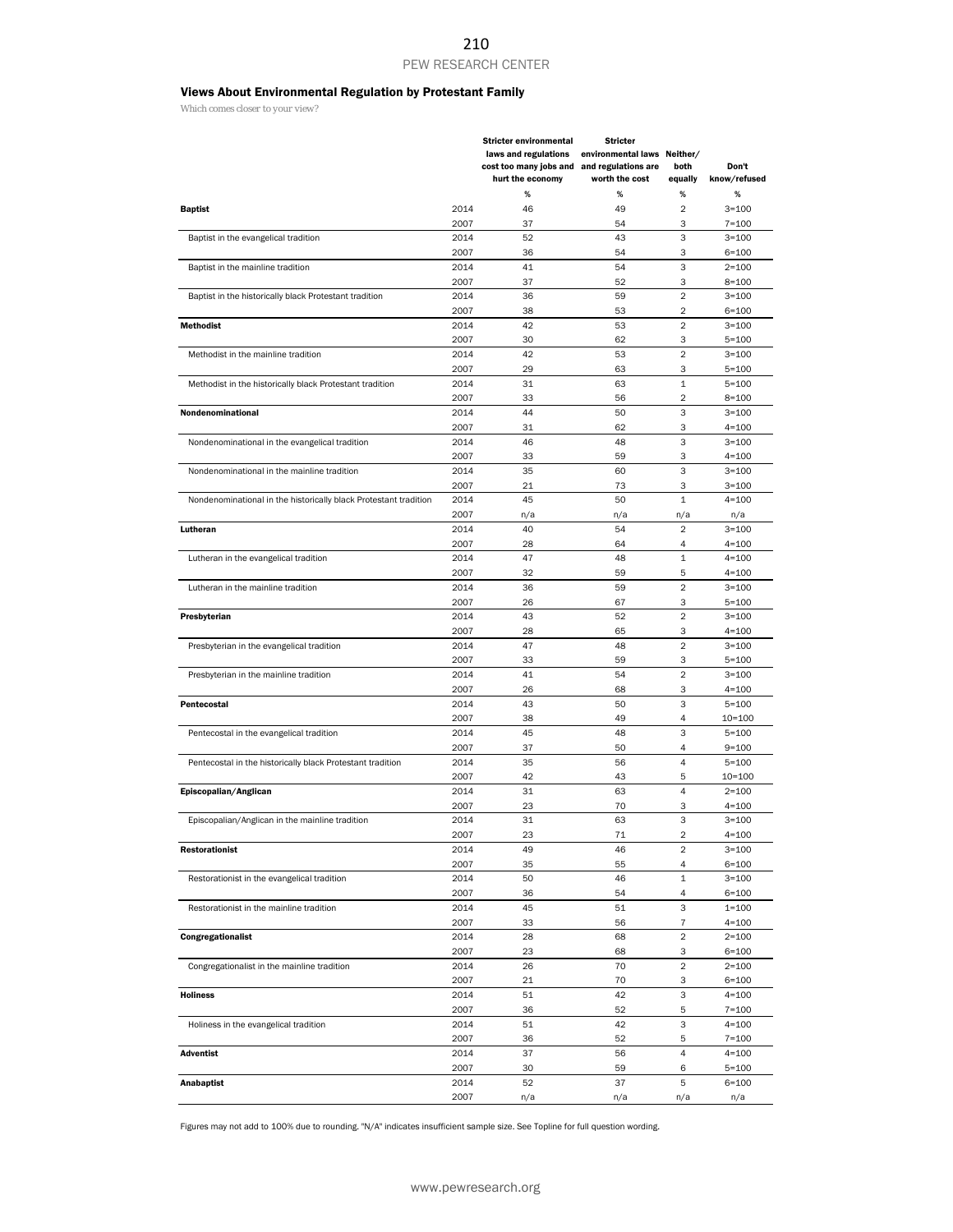### Views About Environmental Regulation by Protestant Family

*Which comes closer to your view?*

| | | Stricter environmental laws and regulations cost too many jobs and hurt the economy | Stricter environmental laws and regulations are worth the cost | Neither/ both equally | Don't know/refused |
|---|---|---|---|---|---|
| | | % | % | % | % |
| **Baptist** | 2014 | 46 | 49 | 2 | 3=100 |
| | 2007 | 37 | 54 | 3 | 7=100 |
| Baptist in the evangelical tradition | 2014 | 52 | 43 | 3 | 3=100 |
| | 2007 | 36 | 54 | 3 | 6=100 |
| Baptist in the mainline tradition | 2014 | 41 | 54 | 3 | 2=100 |
| | 2007 | 37 | 52 | 3 | 8=100 |
| Baptist in the historically black Protestant tradition | 2014 | 36 | 59 | 2 | 3=100 |
| | 2007 | 38 | 53 | 2 | 6=100 |
| **Methodist** | 2014 | 42 | 53 | 2 | 3=100 |
| | 2007 | 30 | 62 | 3 | 5=100 |
| Methodist in the mainline tradition | 2014 | 42 | 53 | 2 | 3=100 |
| | 2007 | 29 | 63 | 3 | 5=100 |
| Methodist in the historically black Protestant tradition | 2014 | 31 | 63 | 1 | 5=100 |
| | 2007 | 33 | 56 | 2 | 8=100 |
| **Nondenominational** | 2014 | 44 | 50 | 3 | 3=100 |
| | 2007 | 31 | 62 | 3 | 4=100 |
| Nondenominational in the evangelical tradition | 2014 | 46 | 48 | 3 | 3=100 |
| | 2007 | 33 | 59 | 3 | 4=100 |
| Nondenominational in the mainline tradition | 2014 | 35 | 60 | 3 | 3=100 |
| | 2007 | 21 | 73 | 3 | 3=100 |
| Nondenominational in the historically black Protestant tradition | 2014 | 45 | 50 | 1 | 4=100 |
| | 2007 | n/a | n/a | n/a | n/a |
| **Lutheran** | 2014 | 40 | 54 | 2 | 3=100 |
| | 2007 | 28 | 64 | 4 | 4=100 |
| Lutheran in the evangelical tradition | 2014 | 47 | 48 | 1 | 4=100 |
| | 2007 | 32 | 59 | 5 | 4=100 |
| Lutheran in the mainline tradition | 2014 | 36 | 59 | 2 | 3=100 |
| | 2007 | 26 | 67 | 3 | 5=100 |
| **Presbyterian** | 2014 | 43 | 52 | 2 | 3=100 |
| | 2007 | 28 | 65 | 3 | 4=100 |
| Presbyterian in the evangelical tradition | 2014 | 47 | 48 | 2 | 3=100 |
| | 2007 | 33 | 59 | 3 | 5=100 |
| Presbyterian in the mainline tradition | 2014 | 41 | 54 | 2 | 3=100 |
| | 2007 | 26 | 68 | 3 | 4=100 |
| **Pentecostal** | 2014 | 43 | 50 | 3 | 5=100 |
| | 2007 | 38 | 49 | 4 | 10=100 |
| Pentecostal in the evangelical tradition | 2014 | 45 | 48 | 3 | 5=100 |
| | 2007 | 37 | 50 | 4 | 9=100 |
| Pentecostal in the historically black Protestant tradition | 2014 | 35 | 56 | 4 | 5=100 |
| | 2007 | 42 | 43 | 5 | 10=100 |
| **Episcopalian/Anglican** | 2014 | 31 | 63 | 4 | 2=100 |
| | 2007 | 23 | 70 | 3 | 4=100 |
| Episcopalian/Anglican in the mainline tradition | 2014 | 31 | 63 | 3 | 3=100 |
| | 2007 | 23 | 71 | 2 | 4=100 |
| **Restorationist** | 2014 | 49 | 46 | 2 | 3=100 |
| | 2007 | 35 | 55 | 4 | 6=100 |
| Restorationist in the evangelical tradition | 2014 | 50 | 46 | 1 | 3=100 |
| | 2007 | 36 | 54 | 4 | 6=100 |
| Restorationist in the mainline tradition | 2014 | 45 | 51 | 3 | 1=100 |
| | 2007 | 33 | 56 | 7 | 4=100 |
| **Congregationalist** | 2014 | 28 | 68 | 2 | 2=100 |
| | 2007 | 23 | 68 | 3 | 6=100 |
| Congregationalist in the mainline tradition | 2014 | 26 | 70 | 2 | 2=100 |
| | 2007 | 21 | 70 | 3 | 6=100 |
| **Holiness** | 2014 | 51 | 42 | 3 | 4=100 |
| | 2007 | 36 | 52 | 5 | 7=100 |
| Holiness in the evangelical tradition | 2014 | 51 | 42 | 3 | 4=100 |
| | 2007 | 36 | 52 | 5 | 7=100 |
| **Adventist** | 2014 | 37 | 56 | 4 | 4=100 |
| | 2007 | 30 | 59 | 6 | 5=100 |
| **Anabaptist** | 2014 | 52 | 37 | 5 | 6=100 |
| | 2007 | n/a | n/a | n/a | n/a |

Figures may not add to 100% due to rounding. "N/A" indicates insufficient sample size. See Topline for full question wording.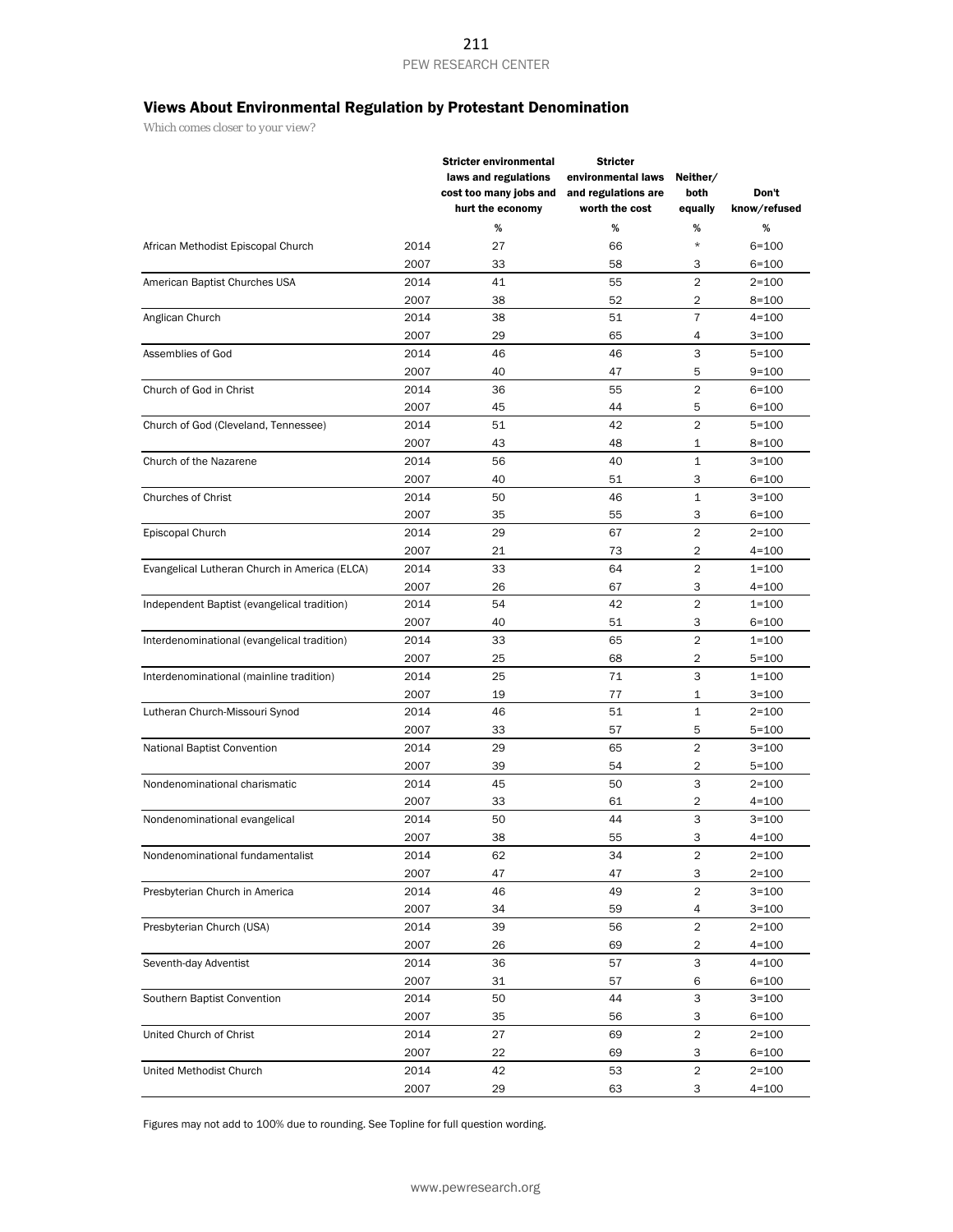## Views About Environmental Regulation by Protestant Denomination

*Which comes closer to your view?*

| | | Stricter environmental laws and regulations cost too many jobs and hurt the economy | Stricter environmental laws and regulations are worth the cost | Neither/ both equally | Don't know/refused |
|---|---|---|---|---|---|
| | | % | % | % | % |
| African Methodist Episcopal Church | 2014 | 27 | 66 | * | 6=100 |
| | 2007 | 33 | 58 | 3 | 6=100 |
| American Baptist Churches USA | 2014 | 41 | 55 | 2 | 2=100 |
| | 2007 | 38 | 52 | 2 | 8=100 |
| Anglican Church | 2014 | 38 | 51 | 7 | 4=100 |
| | 2007 | 29 | 65 | 4 | 3=100 |
| Assemblies of God | 2014 | 46 | 46 | 3 | 5=100 |
| | 2007 | 40 | 47 | 5 | 9=100 |
| Church of God in Christ | 2014 | 36 | 55 | 2 | 6=100 |
| | 2007 | 45 | 44 | 5 | 6=100 |
| Church of God (Cleveland, Tennessee) | 2014 | 51 | 42 | 2 | 5=100 |
| | 2007 | 43 | 48 | 1 | 8=100 |
| Church of the Nazarene | 2014 | 56 | 40 | 1 | 3=100 |
| | 2007 | 40 | 51 | 3 | 6=100 |
| Churches of Christ | 2014 | 50 | 46 | 1 | 3=100 |
| | 2007 | 35 | 55 | 3 | 6=100 |
| Episcopal Church | 2014 | 29 | 67 | 2 | 2=100 |
| | 2007 | 21 | 73 | 2 | 4=100 |
| Evangelical Lutheran Church in America (ELCA) | 2014 | 33 | 64 | 2 | 1=100 |
| | 2007 | 26 | 67 | 3 | 4=100 |
| Independent Baptist (evangelical tradition) | 2014 | 54 | 42 | 2 | 1=100 |
| | 2007 | 40 | 51 | 3 | 6=100 |
| Interdenominational (evangelical tradition) | 2014 | 33 | 65 | 2 | 1=100 |
| | 2007 | 25 | 68 | 2 | 5=100 |
| Interdenominational (mainline tradition) | 2014 | 25 | 71 | 3 | 1=100 |
| | 2007 | 19 | 77 | 1 | 3=100 |
| Lutheran Church-Missouri Synod | 2014 | 46 | 51 | 1 | 2=100 |
| | 2007 | 33 | 57 | 5 | 5=100 |
| National Baptist Convention | 2014 | 29 | 65 | 2 | 3=100 |
| | 2007 | 39 | 54 | 2 | 5=100 |
| Nondenominational charismatic | 2014 | 45 | 50 | 3 | 2=100 |
| | 2007 | 33 | 61 | 2 | 4=100 |
| Nondenominational evangelical | 2014 | 50 | 44 | 3 | 3=100 |
| | 2007 | 38 | 55 | 3 | 4=100 |
| Nondenominational fundamentalist | 2014 | 62 | 34 | 2 | 2=100 |
| | 2007 | 47 | 47 | 3 | 2=100 |
| Presbyterian Church in America | 2014 | 46 | 49 | 2 | 3=100 |
| | 2007 | 34 | 59 | 4 | 3=100 |
| Presbyterian Church (USA) | 2014 | 39 | 56 | 2 | 2=100 |
| | 2007 | 26 | 69 | 2 | 4=100 |
| Seventh-day Adventist | 2014 | 36 | 57 | 3 | 4=100 |
| | 2007 | 31 | 57 | 6 | 6=100 |
| Southern Baptist Convention | 2014 | 50 | 44 | 3 | 3=100 |
| | 2007 | 35 | 56 | 3 | 6=100 |
| United Church of Christ | 2014 | 27 | 69 | 2 | 2=100 |
| | 2007 | 22 | 69 | 3 | 6=100 |
| United Methodist Church | 2014 | 42 | 53 | 2 | 2=100 |
| | 2007 | 29 | 63 | 3 | 4=100 |

Figures may not add to 100% due to rounding. See Topline for full question wording.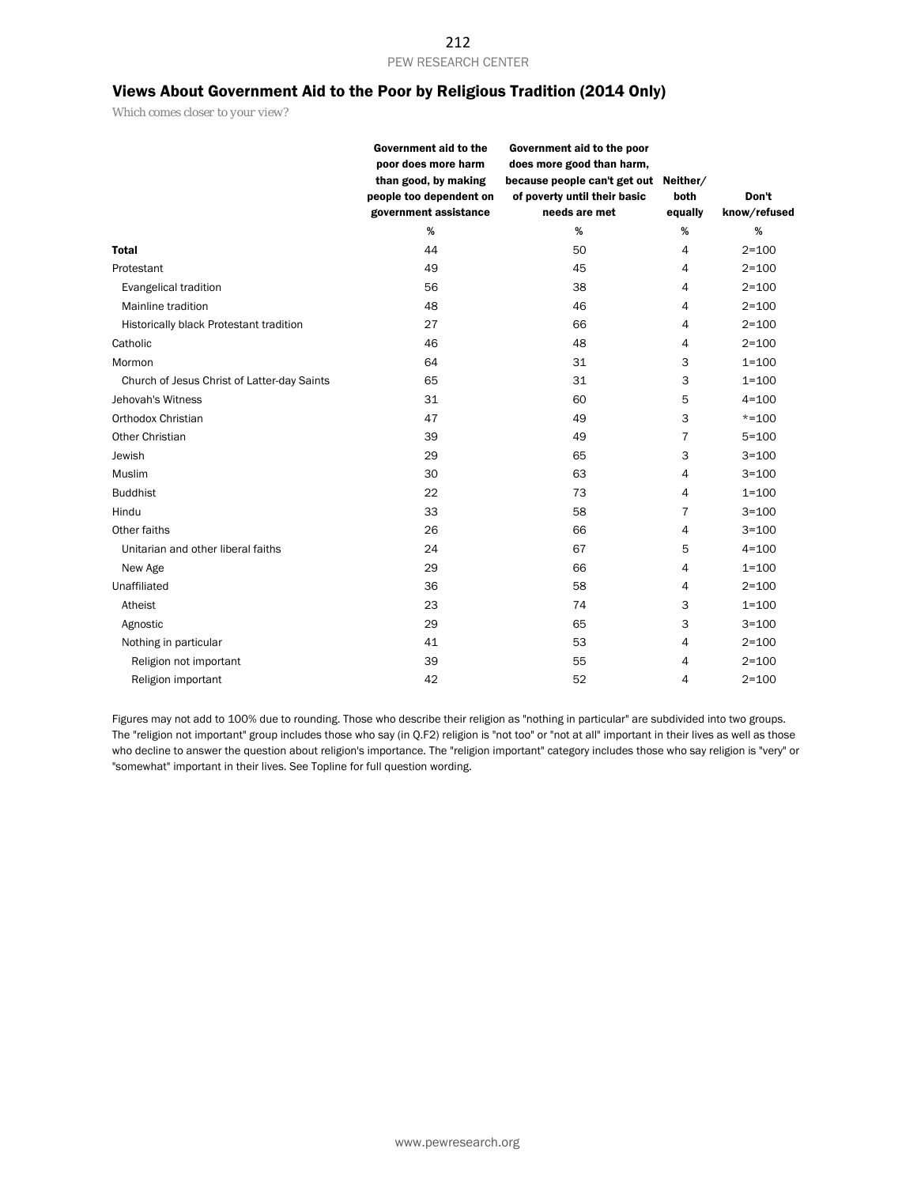## Views About Government Aid to the Poor by Religious Tradition (2014 Only)

*Which comes closer to your view?*

| | Government aid to the poor does more harm than good, by making people too dependent on government assistance | Government aid to the poor does more good than harm, because people can't get out of poverty until their basic needs are met | Neither/ both equally | Don't know/refused |
|---|---|---|---|---|
| | % | % | % | % |
| **Total** | 44 | 50 | 4 | 2=100 |
| Protestant | 49 | 45 | 4 | 2=100 |
| Evangelical tradition | 56 | 38 | 4 | 2=100 |
| Mainline tradition | 48 | 46 | 4 | 2=100 |
| Historically black Protestant tradition | 27 | 66 | 4 | 2=100 |
| Catholic | 46 | 48 | 4 | 2=100 |
| Mormon | 64 | 31 | 3 | 1=100 |
| Church of Jesus Christ of Latter-day Saints | 65 | 31 | 3 | 1=100 |
| Jehovah's Witness | 31 | 60 | 5 | 4=100 |
| Orthodox Christian | 47 | 49 | 3 | *=100 |
| Other Christian | 39 | 49 | 7 | 5=100 |
| Jewish | 29 | 65 | 3 | 3=100 |
| Muslim | 30 | 63 | 4 | 3=100 |
| Buddhist | 22 | 73 | 4 | 1=100 |
| Hindu | 33 | 58 | 7 | 3=100 |
| Other faiths | 26 | 66 | 4 | 3=100 |
| Unitarian and other liberal faiths | 24 | 67 | 5 | 4=100 |
| New Age | 29 | 66 | 4 | 1=100 |
| Unaffiliated | 36 | 58 | 4 | 2=100 |
| Atheist | 23 | 74 | 3 | 1=100 |
| Agnostic | 29 | 65 | 3 | 3=100 |
| Nothing in particular | 41 | 53 | 4 | 2=100 |
| Religion not important | 39 | 55 | 4 | 2=100 |
| Religion important | 42 | 52 | 4 | 2=100 |

Figures may not add to 100% due to rounding. Those who describe their religion as "nothing in particular" are subdivided into two groups. The "religion not important" group includes those who say (in Q.F2) religion is "not too" or "not at all" important in their lives as well as those who decline to answer the question about religion's importance. The "religion important" category includes those who say religion is "very" or "somewhat" important in their lives. See Topline for full question wording.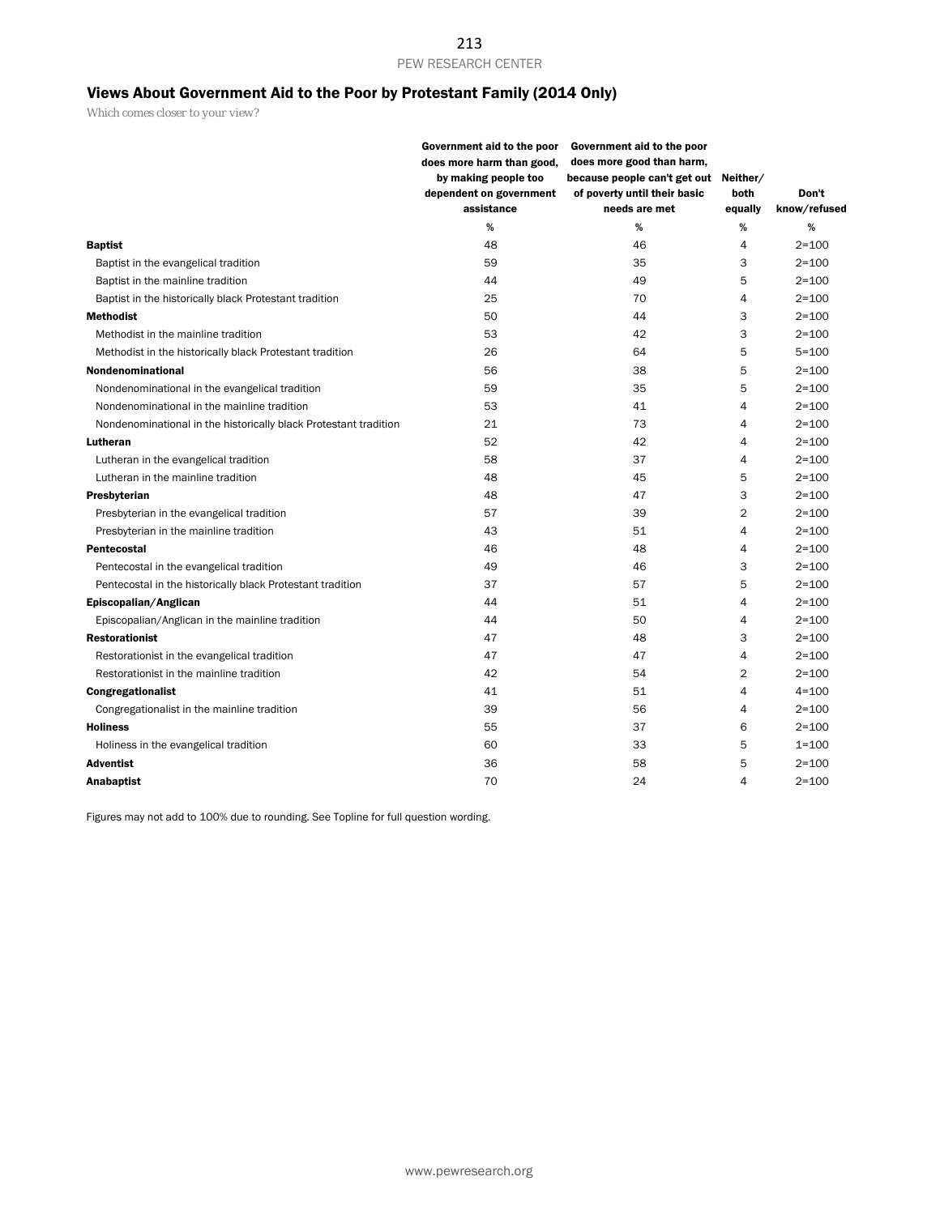## Views About Government Aid to the Poor by Protestant Family (2014 Only)

*Which comes closer to your view?*

| | Government aid to the poor does more harm than good, by making people too dependent on government assistance | Government aid to the poor does more good than harm, because people can't get out of poverty until their basic needs are met | Neither/ both equally | Don't know/refused |
|---|---|---|---|---|
| | % | % | % | % |
| **Baptist** | 48 | 46 | 4 | 2=100 |
| Baptist in the evangelical tradition | 59 | 35 | 3 | 2=100 |
| Baptist in the mainline tradition | 44 | 49 | 5 | 2=100 |
| Baptist in the historically black Protestant tradition | 25 | 70 | 4 | 2=100 |
| **Methodist** | 50 | 44 | 3 | 2=100 |
| Methodist in the mainline tradition | 53 | 42 | 3 | 2=100 |
| Methodist in the historically black Protestant tradition | 26 | 64 | 5 | 5=100 |
| **Nondenominational** | 56 | 38 | 5 | 2=100 |
| Nondenominational in the evangelical tradition | 59 | 35 | 5 | 2=100 |
| Nondenominational in the mainline tradition | 53 | 41 | 4 | 2=100 |
| Nondenominational in the historically black Protestant tradition | 21 | 73 | 4 | 2=100 |
| **Lutheran** | 52 | 42 | 4 | 2=100 |
| Lutheran in the evangelical tradition | 58 | 37 | 4 | 2=100 |
| Lutheran in the mainline tradition | 48 | 45 | 5 | 2=100 |
| **Presbyterian** | 48 | 47 | 3 | 2=100 |
| Presbyterian in the evangelical tradition | 57 | 39 | 2 | 2=100 |
| Presbyterian in the mainline tradition | 43 | 51 | 4 | 2=100 |
| **Pentecostal** | 46 | 48 | 4 | 2=100 |
| Pentecostal in the evangelical tradition | 49 | 46 | 3 | 2=100 |
| Pentecostal in the historically black Protestant tradition | 37 | 57 | 5 | 2=100 |
| **Episcopalian/Anglican** | 44 | 51 | 4 | 2=100 |
| Episcopalian/Anglican in the mainline tradition | 44 | 50 | 4 | 2=100 |
| **Restorationist** | 47 | 48 | 3 | 2=100 |
| Restorationist in the evangelical tradition | 47 | 47 | 4 | 2=100 |
| Restorationist in the mainline tradition | 42 | 54 | 2 | 2=100 |
| **Congregationalist** | 41 | 51 | 4 | 4=100 |
| Congregationalist in the mainline tradition | 39 | 56 | 4 | 2=100 |
| **Holiness** | 55 | 37 | 6 | 2=100 |
| Holiness in the evangelical tradition | 60 | 33 | 5 | 1=100 |
| **Adventist** | 36 | 58 | 5 | 2=100 |
| **Anabaptist** | 70 | 24 | 4 | 2=100 |

Figures may not add to 100% due to rounding. See Topline for full question wording.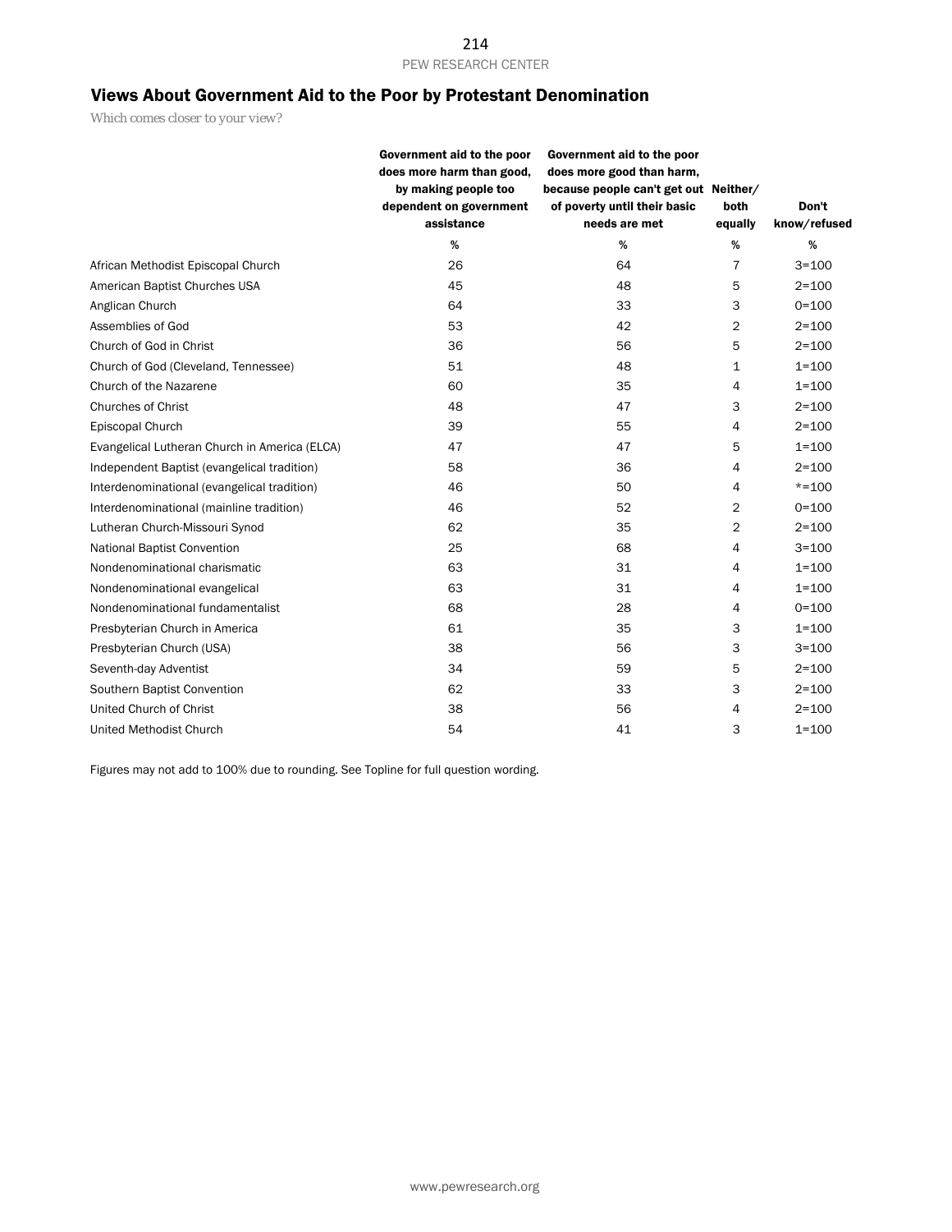## Views About Government Aid to the Poor by Protestant Denomination

*Which comes closer to your view?*

| | Government aid to the poor does more harm than good, by making people too dependent on government assistance | Government aid to the poor does more good than harm, because people can't get out of poverty until their basic needs are met | Neither/ both equally | Don't know/refused |
|---|---|---|---|---|
| | % | % | % | % |
| African Methodist Episcopal Church | 26 | 64 | 7 | 3=100 |
| American Baptist Churches USA | 45 | 48 | 5 | 2=100 |
| Anglican Church | 64 | 33 | 3 | 0=100 |
| Assemblies of God | 53 | 42 | 2 | 2=100 |
| Church of God in Christ | 36 | 56 | 5 | 2=100 |
| Church of God (Cleveland, Tennessee) | 51 | 48 | 1 | 1=100 |
| Church of the Nazarene | 60 | 35 | 4 | 1=100 |
| Churches of Christ | 48 | 47 | 3 | 2=100 |
| Episcopal Church | 39 | 55 | 4 | 2=100 |
| Evangelical Lutheran Church in America (ELCA) | 47 | 47 | 5 | 1=100 |
| Independent Baptist (evangelical tradition) | 58 | 36 | 4 | 2=100 |
| Interdenominational (evangelical tradition) | 46 | 50 | 4 | *=100 |
| Interdenominational (mainline tradition) | 46 | 52 | 2 | 0=100 |
| Lutheran Church-Missouri Synod | 62 | 35 | 2 | 2=100 |
| National Baptist Convention | 25 | 68 | 4 | 3=100 |
| Nondenominational charismatic | 63 | 31 | 4 | 1=100 |
| Nondenominational evangelical | 63 | 31 | 4 | 1=100 |
| Nondenominational fundamentalist | 68 | 28 | 4 | 0=100 |
| Presbyterian Church in America | 61 | 35 | 3 | 1=100 |
| Presbyterian Church (USA) | 38 | 56 | 3 | 3=100 |
| Seventh-day Adventist | 34 | 59 | 5 | 2=100 |
| Southern Baptist Convention | 62 | 33 | 3 | 2=100 |
| United Church of Christ | 38 | 56 | 4 | 2=100 |
| United Methodist Church | 54 | 41 | 3 | 1=100 |

Figures may not add to 100% due to rounding. See Topline for full question wording.